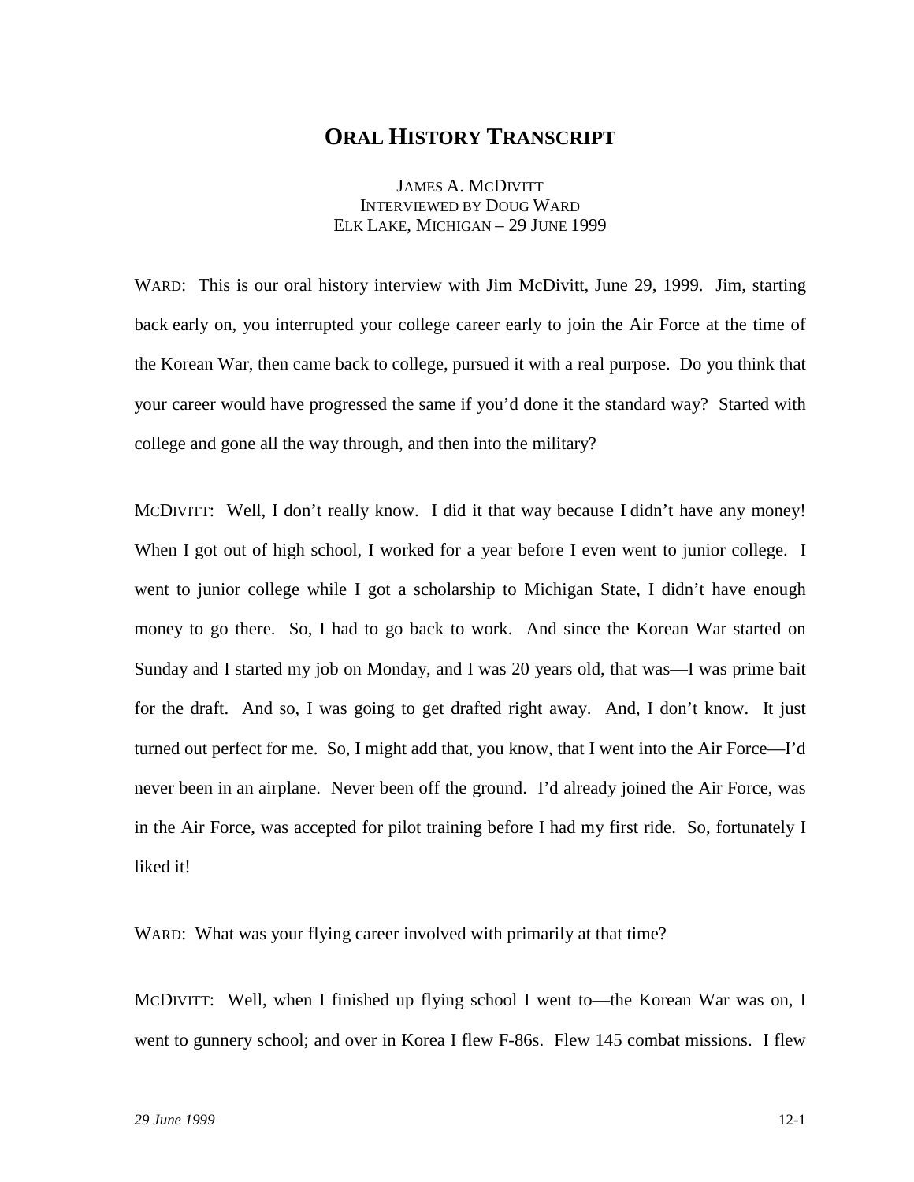# ORAL HISTORY TRANSCRIPT

JAMES A. MCDIVITT
INTERVIEWED BY DOUG WARD
ELK LAKE, MICHIGAN – 29 JUNE 1999

WARD: This is our oral history interview with Jim McDivitt, June 29, 1999. Jim, starting back early on, you interrupted your college career early to join the Air Force at the time of the Korean War, then came back to college, pursued it with a real purpose. Do you think that your career would have progressed the same if you'd done it the standard way? Started with college and gone all the way through, and then into the military?

MCDIVITT: Well, I don't really know. I did it that way because I didn't have any money! When I got out of high school, I worked for a year before I even went to junior college. I went to junior college while I got a scholarship to Michigan State, I didn't have enough money to go there. So, I had to go back to work. And since the Korean War started on Sunday and I started my job on Monday, and I was 20 years old, that was—I was prime bait for the draft. And so, I was going to get drafted right away. And, I don't know. It just turned out perfect for me. So, I might add that, you know, that I went into the Air Force—I'd never been in an airplane. Never been off the ground. I'd already joined the Air Force, was in the Air Force, was accepted for pilot training before I had my first ride. So, fortunately I liked it!

WARD: What was your flying career involved with primarily at that time?

MCDIVITT: Well, when I finished up flying school I went to—the Korean War was on, I went to gunnery school; and over in Korea I flew F-86s. Flew 145 combat missions. I flew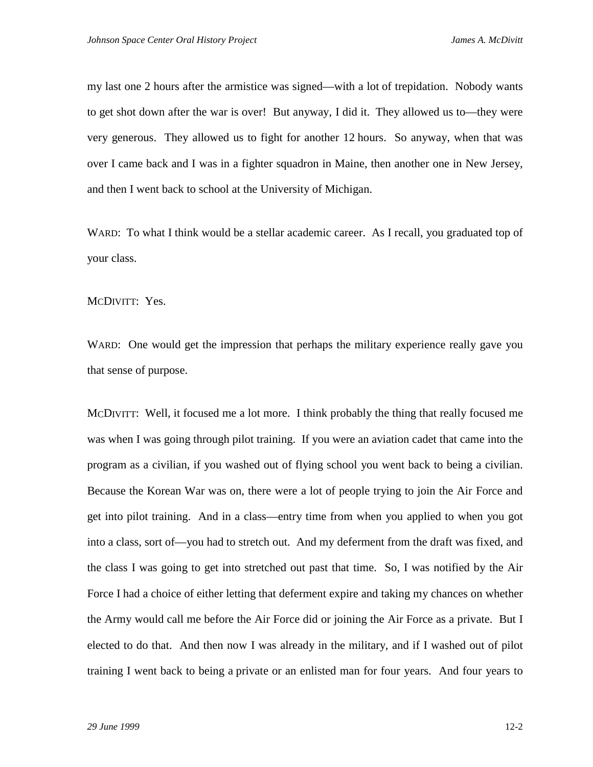my last one 2 hours after the armistice was signed—with a lot of trepidation. Nobody wants to get shot down after the war is over! But anyway, I did it. They allowed us to—they were very generous. They allowed us to fight for another 12 hours. So anyway, when that was over I came back and I was in a fighter squadron in Maine, then another one in New Jersey, and then I went back to school at the University of Michigan.

WARD: To what I think would be a stellar academic career. As I recall, you graduated top of your class.

MCDIVITT: Yes.

WARD: One would get the impression that perhaps the military experience really gave you that sense of purpose.

MCDIVITT: Well, it focused me a lot more. I think probably the thing that really focused me was when I was going through pilot training. If you were an aviation cadet that came into the program as a civilian, if you washed out of flying school you went back to being a civilian. Because the Korean War was on, there were a lot of people trying to join the Air Force and get into pilot training. And in a class—entry time from when you applied to when you got into a class, sort of—you had to stretch out. And my deferment from the draft was fixed, and the class I was going to get into stretched out past that time. So, I was notified by the Air Force I had a choice of either letting that deferment expire and taking my chances on whether the Army would call me before the Air Force did or joining the Air Force as a private. But I elected to do that. And then now I was already in the military, and if I washed out of pilot training I went back to being a private or an enlisted man for four years. And four years to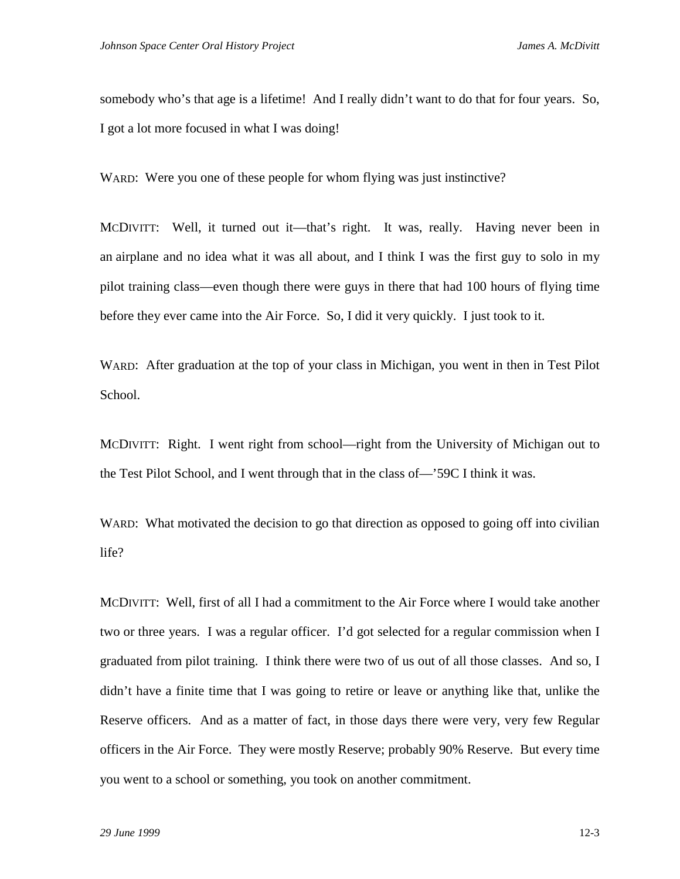somebody who's that age is a lifetime! And I really didn't want to do that for four years. So, I got a lot more focused in what I was doing!

WARD: Were you one of these people for whom flying was just instinctive?

MCDIVITT: Well, it turned out it—that's right. It was, really. Having never been in an airplane and no idea what it was all about, and I think I was the first guy to solo in my pilot training class—even though there were guys in there that had 100 hours of flying time before they ever came into the Air Force. So, I did it very quickly. I just took to it.

WARD: After graduation at the top of your class in Michigan, you went in then in Test Pilot School.

MCDIVITT: Right. I went right from school—right from the University of Michigan out to the Test Pilot School, and I went through that in the class of—'59C I think it was.

WARD: What motivated the decision to go that direction as opposed to going off into civilian life?

MCDIVITT: Well, first of all I had a commitment to the Air Force where I would take another two or three years. I was a regular officer. I'd got selected for a regular commission when I graduated from pilot training. I think there were two of us out of all those classes. And so, I didn't have a finite time that I was going to retire or leave or anything like that, unlike the Reserve officers. And as a matter of fact, in those days there were very, very few Regular officers in the Air Force. They were mostly Reserve; probably 90% Reserve. But every time you went to a school or something, you took on another commitment.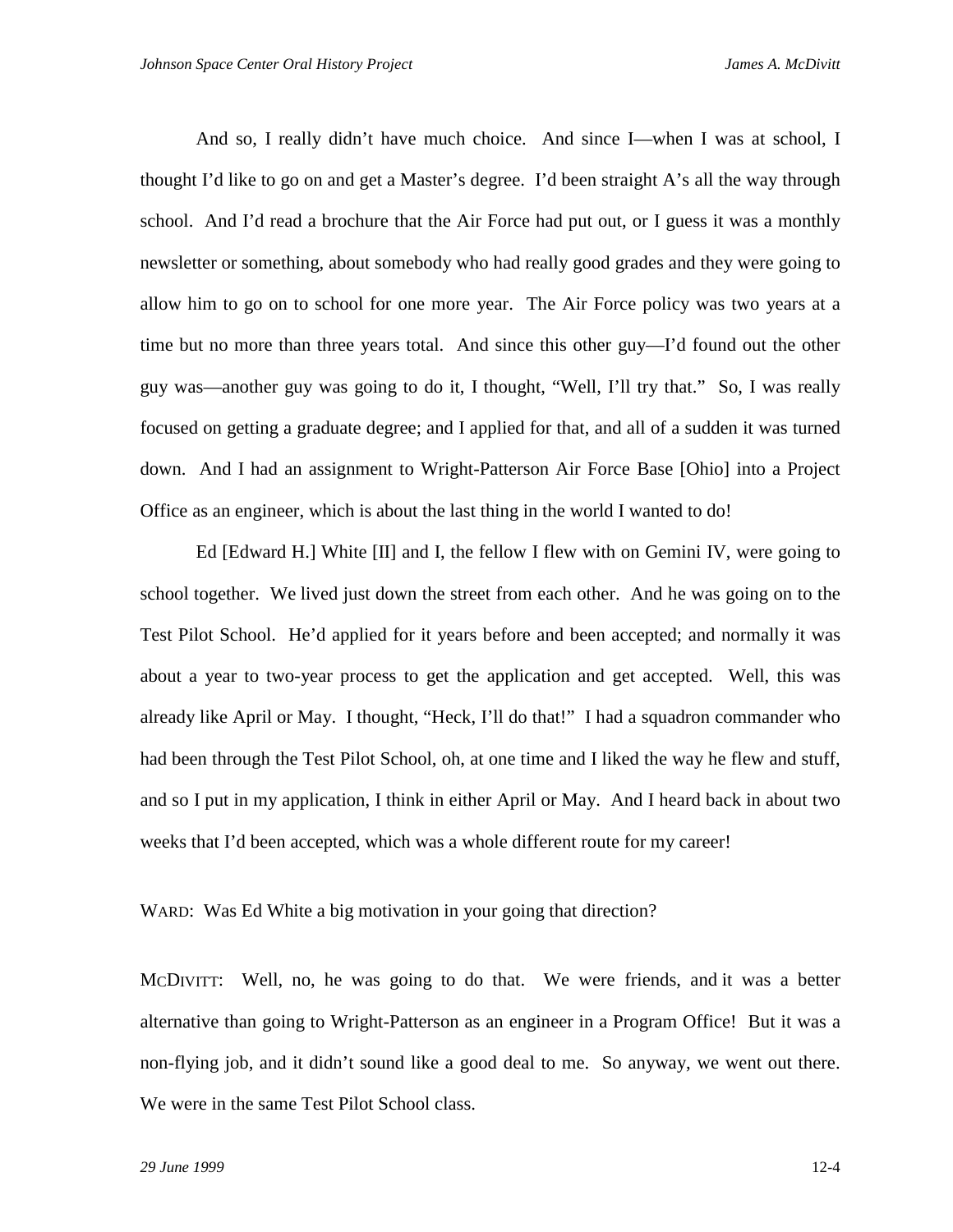And so, I really didn't have much choice. And since I—when I was at school, I thought I'd like to go on and get a Master's degree. I'd been straight A's all the way through school. And I'd read a brochure that the Air Force had put out, or I guess it was a monthly newsletter or something, about somebody who had really good grades and they were going to allow him to go on to school for one more year. The Air Force policy was two years at a time but no more than three years total. And since this other guy—I'd found out the other guy was—another guy was going to do it, I thought, "Well, I'll try that." So, I was really focused on getting a graduate degree; and I applied for that, and all of a sudden it was turned down. And I had an assignment to Wright-Patterson Air Force Base [Ohio] into a Project Office as an engineer, which is about the last thing in the world I wanted to do!

Ed [Edward H.] White [II] and I, the fellow I flew with on Gemini IV, were going to school together. We lived just down the street from each other. And he was going on to the Test Pilot School. He'd applied for it years before and been accepted; and normally it was about a year to two-year process to get the application and get accepted. Well, this was already like April or May. I thought, "Heck, I'll do that!" I had a squadron commander who had been through the Test Pilot School, oh, at one time and I liked the way he flew and stuff, and so I put in my application, I think in either April or May. And I heard back in about two weeks that I'd been accepted, which was a whole different route for my career!

WARD: Was Ed White a big motivation in your going that direction?

MCDIVITT: Well, no, he was going to do that. We were friends, and it was a better alternative than going to Wright-Patterson as an engineer in a Program Office! But it was a non-flying job, and it didn't sound like a good deal to me. So anyway, we went out there. We were in the same Test Pilot School class.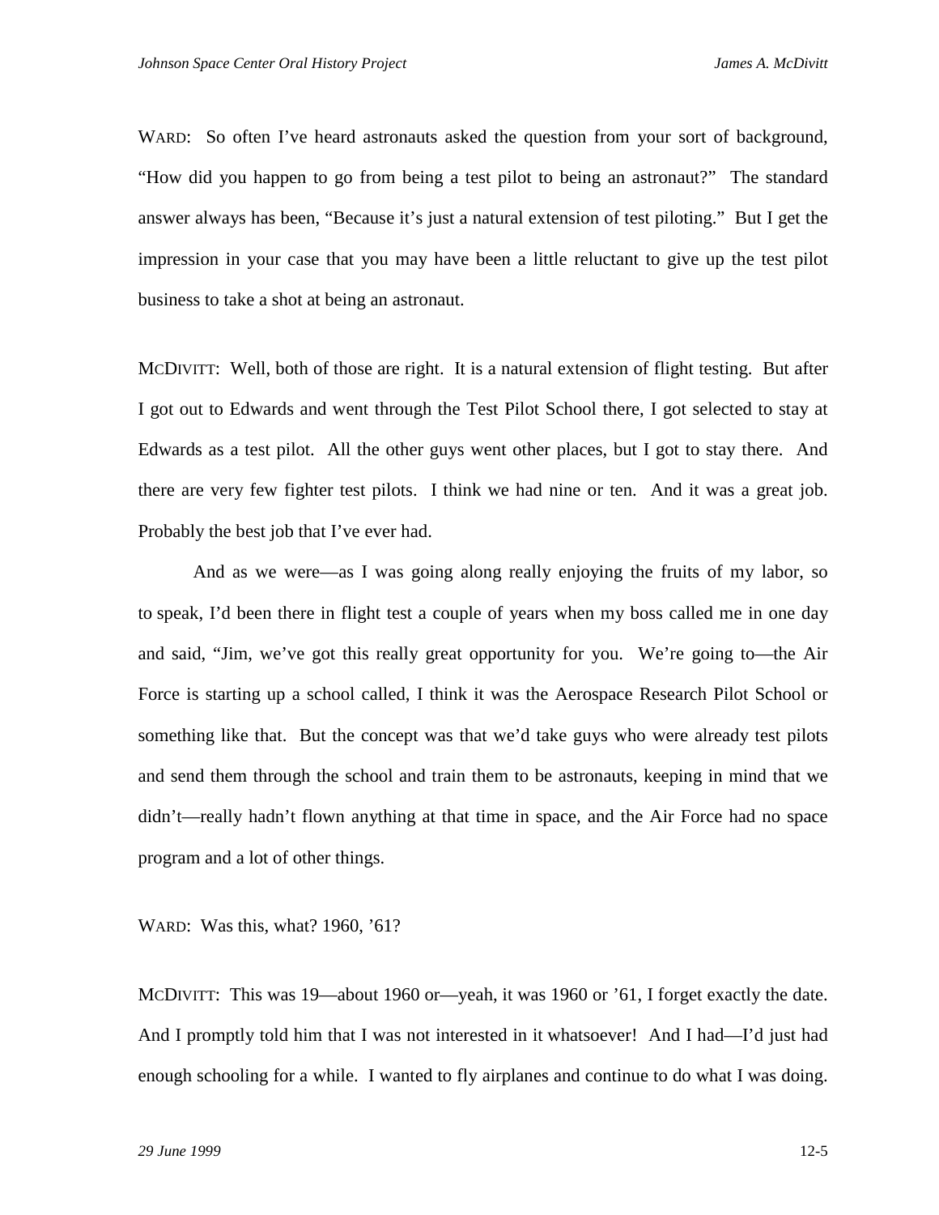WARD: So often I've heard astronauts asked the question from your sort of background, "How did you happen to go from being a test pilot to being an astronaut?" The standard answer always has been, "Because it's just a natural extension of test piloting." But I get the impression in your case that you may have been a little reluctant to give up the test pilot business to take a shot at being an astronaut.

MCDIVITT: Well, both of those are right. It is a natural extension of flight testing. But after I got out to Edwards and went through the Test Pilot School there, I got selected to stay at Edwards as a test pilot. All the other guys went other places, but I got to stay there. And there are very few fighter test pilots. I think we had nine or ten. And it was a great job. Probably the best job that I've ever had.

And as we were—as I was going along really enjoying the fruits of my labor, so to speak, I'd been there in flight test a couple of years when my boss called me in one day and said, "Jim, we've got this really great opportunity for you. We're going to—the Air Force is starting up a school called, I think it was the Aerospace Research Pilot School or something like that. But the concept was that we'd take guys who were already test pilots and send them through the school and train them to be astronauts, keeping in mind that we didn't—really hadn't flown anything at that time in space, and the Air Force had no space program and a lot of other things.

WARD: Was this, what? 1960, '61?

MCDIVITT: This was 19—about 1960 or—yeah, it was 1960 or '61, I forget exactly the date. And I promptly told him that I was not interested in it whatsoever! And I had—I'd just had enough schooling for a while. I wanted to fly airplanes and continue to do what I was doing.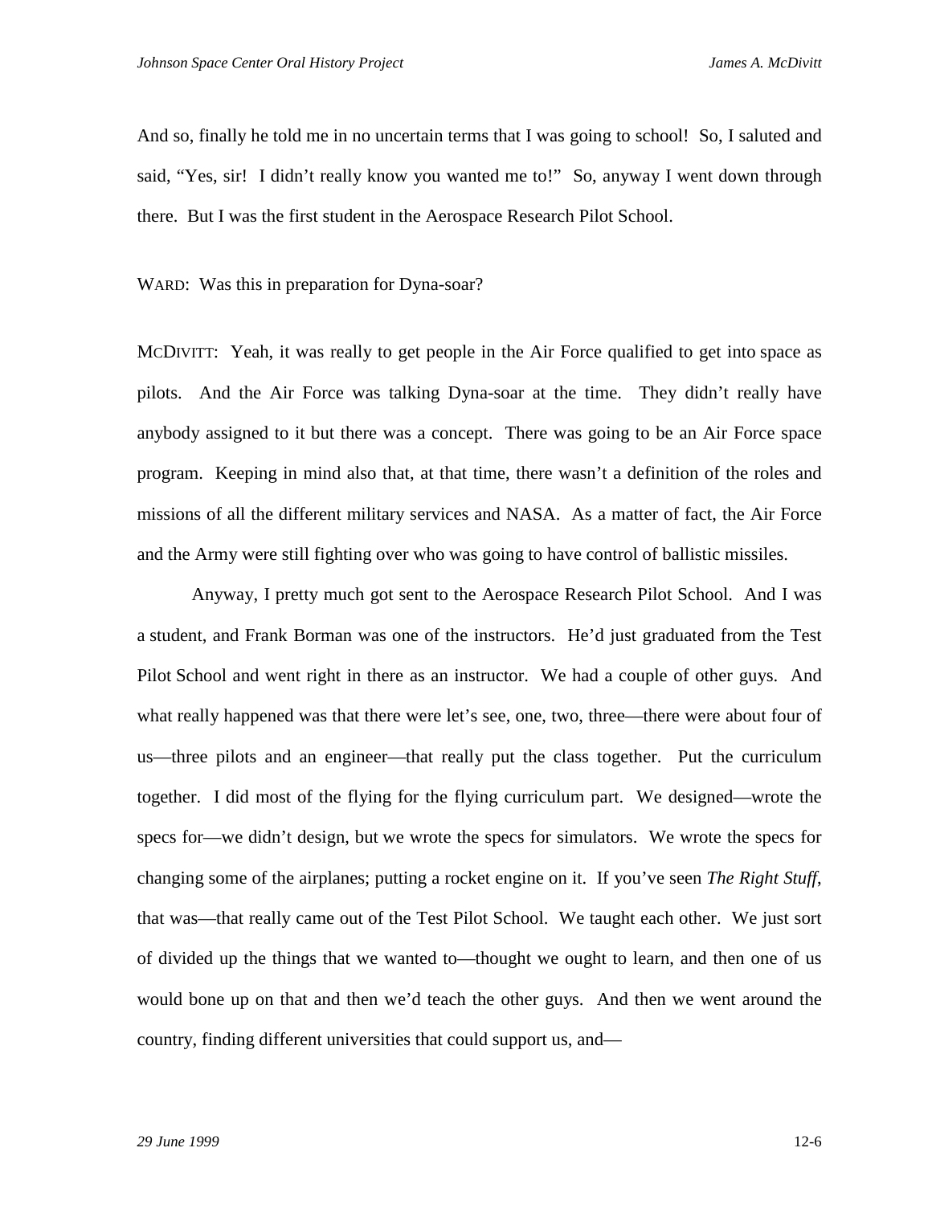And so, finally he told me in no uncertain terms that I was going to school! So, I saluted and said, "Yes, sir! I didn't really know you wanted me to!" So, anyway I went down through there. But I was the first student in the Aerospace Research Pilot School.

WARD: Was this in preparation for Dyna-soar?

MCDIVITT: Yeah, it was really to get people in the Air Force qualified to get into space as pilots. And the Air Force was talking Dyna-soar at the time. They didn't really have anybody assigned to it but there was a concept. There was going to be an Air Force space program. Keeping in mind also that, at that time, there wasn't a definition of the roles and missions of all the different military services and NASA. As a matter of fact, the Air Force and the Army were still fighting over who was going to have control of ballistic missiles.

Anyway, I pretty much got sent to the Aerospace Research Pilot School. And I was a student, and Frank Borman was one of the instructors. He'd just graduated from the Test Pilot School and went right in there as an instructor. We had a couple of other guys. And what really happened was that there were let's see, one, two, three—there were about four of us—three pilots and an engineer—that really put the class together. Put the curriculum together. I did most of the flying for the flying curriculum part. We designed—wrote the specs for—we didn't design, but we wrote the specs for simulators. We wrote the specs for changing some of the airplanes; putting a rocket engine on it. If you've seen *The Right Stuff*, that was—that really came out of the Test Pilot School. We taught each other. We just sort of divided up the things that we wanted to—thought we ought to learn, and then one of us would bone up on that and then we'd teach the other guys. And then we went around the country, finding different universities that could support us, and—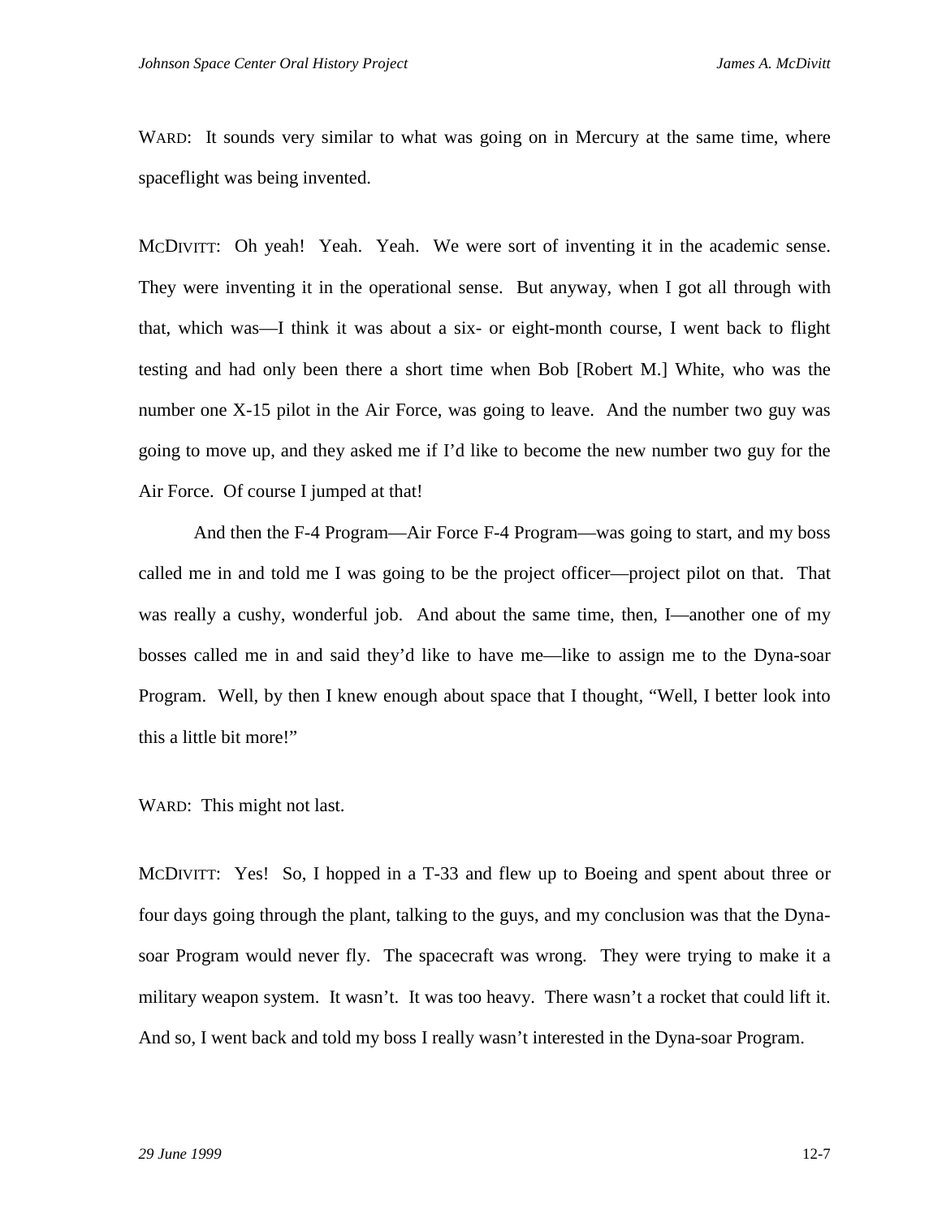WARD: It sounds very similar to what was going on in Mercury at the same time, where spaceflight was being invented.

MCDIVITT: Oh yeah! Yeah. Yeah. We were sort of inventing it in the academic sense. They were inventing it in the operational sense. But anyway, when I got all through with that, which was—I think it was about a six- or eight-month course, I went back to flight testing and had only been there a short time when Bob [Robert M.] White, who was the number one X-15 pilot in the Air Force, was going to leave. And the number two guy was going to move up, and they asked me if I'd like to become the new number two guy for the Air Force. Of course I jumped at that!

And then the F-4 Program—Air Force F-4 Program—was going to start, and my boss called me in and told me I was going to be the project officer—project pilot on that. That was really a cushy, wonderful job. And about the same time, then, I—another one of my bosses called me in and said they'd like to have me—like to assign me to the Dyna-soar Program. Well, by then I knew enough about space that I thought, "Well, I better look into this a little bit more!"

WARD: This might not last.

MCDIVITT: Yes! So, I hopped in a T-33 and flew up to Boeing and spent about three or four days going through the plant, talking to the guys, and my conclusion was that the Dyna-soar Program would never fly. The spacecraft was wrong. They were trying to make it a military weapon system. It wasn't. It was too heavy. There wasn't a rocket that could lift it. And so, I went back and told my boss I really wasn't interested in the Dyna-soar Program.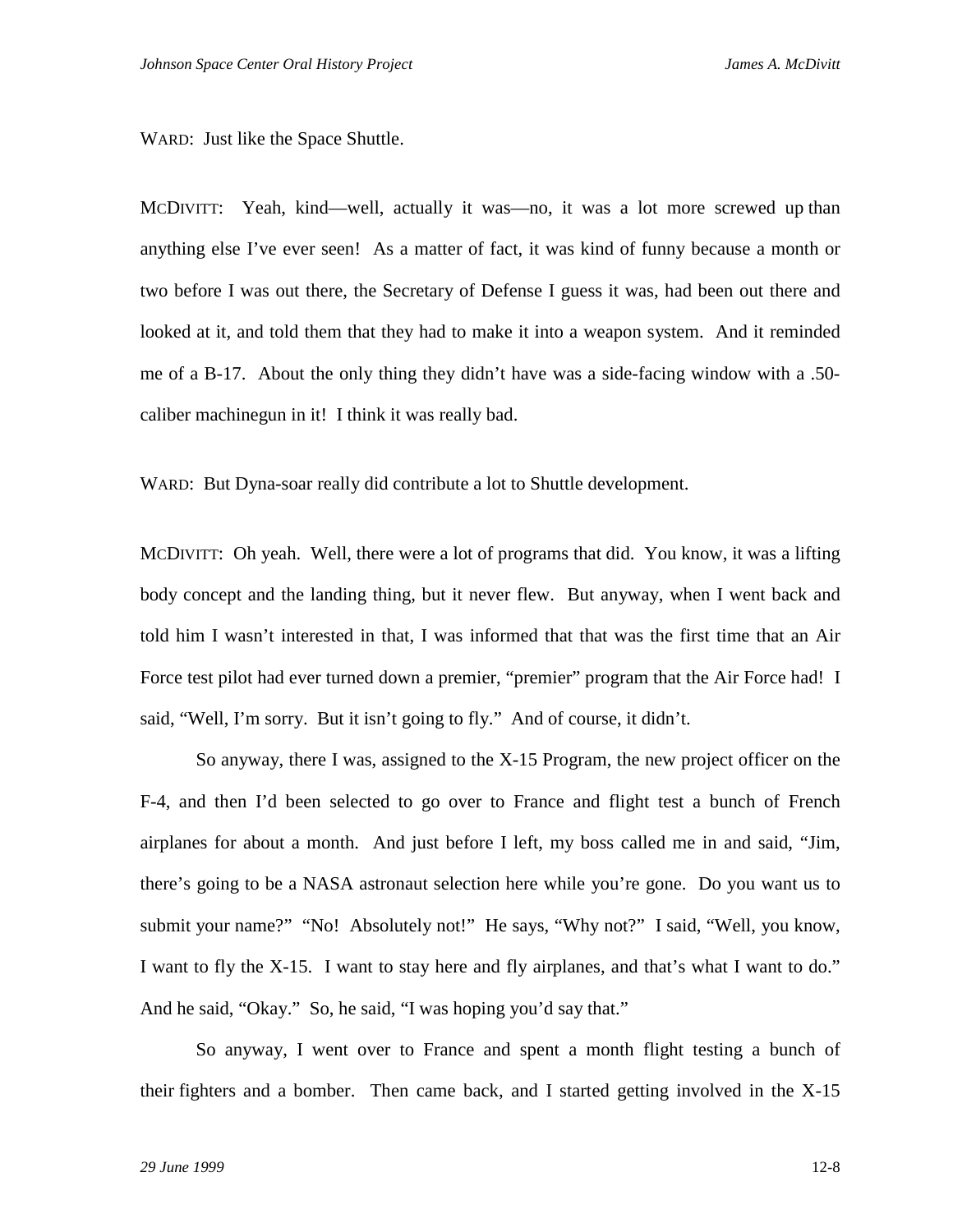WARD: Just like the Space Shuttle.

MCDIVITT: Yeah, kind—well, actually it was—no, it was a lot more screwed up than anything else I've ever seen! As a matter of fact, it was kind of funny because a month or two before I was out there, the Secretary of Defense I guess it was, had been out there and looked at it, and told them that they had to make it into a weapon system. And it reminded me of a B-17. About the only thing they didn't have was a side-facing window with a .50-caliber machinegun in it! I think it was really bad.

WARD: But Dyna-soar really did contribute a lot to Shuttle development.

MCDIVITT: Oh yeah. Well, there were a lot of programs that did. You know, it was a lifting body concept and the landing thing, but it never flew. But anyway, when I went back and told him I wasn't interested in that, I was informed that that was the first time that an Air Force test pilot had ever turned down a premier, "premier" program that the Air Force had! I said, "Well, I'm sorry. But it isn't going to fly." And of course, it didn't.

So anyway, there I was, assigned to the X-15 Program, the new project officer on the F-4, and then I'd been selected to go over to France and flight test a bunch of French airplanes for about a month. And just before I left, my boss called me in and said, "Jim, there's going to be a NASA astronaut selection here while you're gone. Do you want us to submit your name?" "No! Absolutely not!" He says, "Why not?" I said, "Well, you know, I want to fly the X-15. I want to stay here and fly airplanes, and that's what I want to do." And he said, "Okay." So, he said, "I was hoping you'd say that."

So anyway, I went over to France and spent a month flight testing a bunch of their fighters and a bomber. Then came back, and I started getting involved in the X-15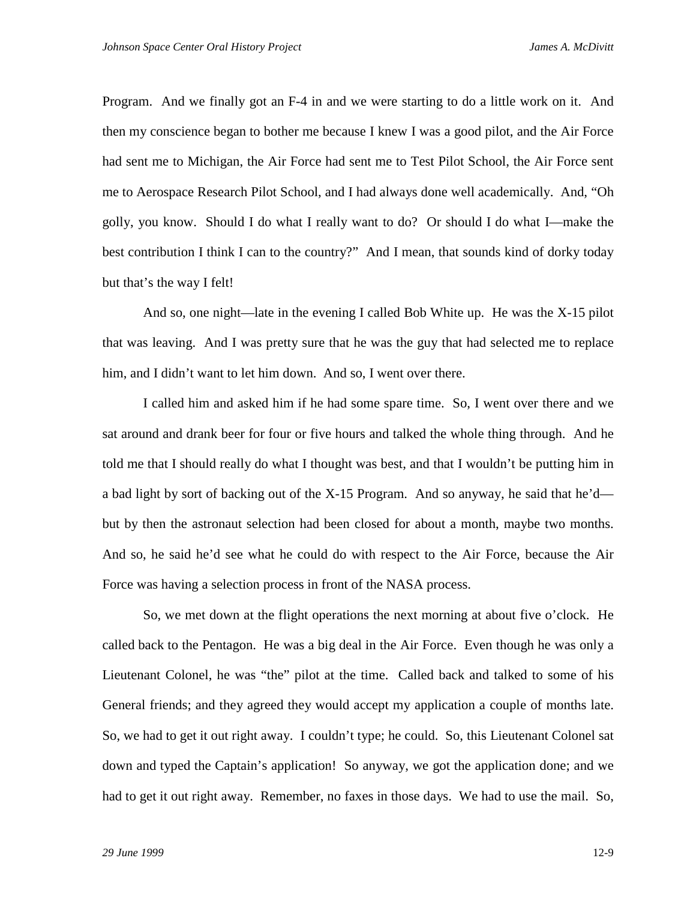Program. And we finally got an F-4 in and we were starting to do a little work on it. And then my conscience began to bother me because I knew I was a good pilot, and the Air Force had sent me to Michigan, the Air Force had sent me to Test Pilot School, the Air Force sent me to Aerospace Research Pilot School, and I had always done well academically. And, "Oh golly, you know. Should I do what I really want to do? Or should I do what I—make the best contribution I think I can to the country?" And I mean, that sounds kind of dorky today but that's the way I felt!

And so, one night—late in the evening I called Bob White up. He was the X-15 pilot that was leaving. And I was pretty sure that he was the guy that had selected me to replace him, and I didn't want to let him down. And so, I went over there.

I called him and asked him if he had some spare time. So, I went over there and we sat around and drank beer for four or five hours and talked the whole thing through. And he told me that I should really do what I thought was best, and that I wouldn't be putting him in a bad light by sort of backing out of the X-15 Program. And so anyway, he said that he'd—but by then the astronaut selection had been closed for about a month, maybe two months. And so, he said he'd see what he could do with respect to the Air Force, because the Air Force was having a selection process in front of the NASA process.

So, we met down at the flight operations the next morning at about five o'clock. He called back to the Pentagon. He was a big deal in the Air Force. Even though he was only a Lieutenant Colonel, he was "the" pilot at the time. Called back and talked to some of his General friends; and they agreed they would accept my application a couple of months late. So, we had to get it out right away. I couldn't type; he could. So, this Lieutenant Colonel sat down and typed the Captain's application! So anyway, we got the application done; and we had to get it out right away. Remember, no faxes in those days. We had to use the mail. So,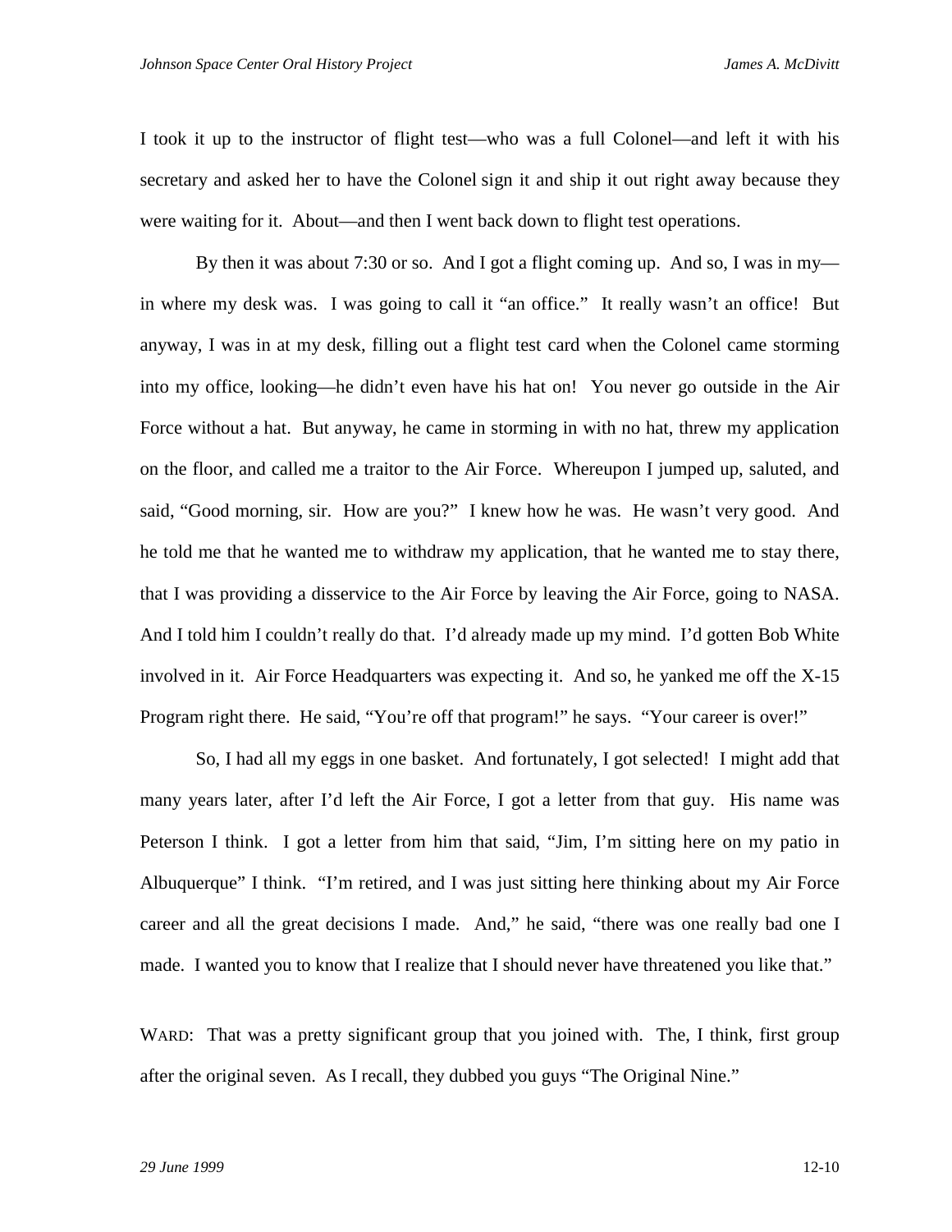I took it up to the instructor of flight test—who was a full Colonel—and left it with his secretary and asked her to have the Colonel sign it and ship it out right away because they were waiting for it. About—and then I went back down to flight test operations.

By then it was about 7:30 or so. And I got a flight coming up. And so, I was in my—in where my desk was. I was going to call it "an office." It really wasn't an office! But anyway, I was in at my desk, filling out a flight test card when the Colonel came storming into my office, looking—he didn't even have his hat on! You never go outside in the Air Force without a hat. But anyway, he came in storming in with no hat, threw my application on the floor, and called me a traitor to the Air Force. Whereupon I jumped up, saluted, and said, "Good morning, sir. How are you?" I knew how he was. He wasn't very good. And he told me that he wanted me to withdraw my application, that he wanted me to stay there, that I was providing a disservice to the Air Force by leaving the Air Force, going to NASA. And I told him I couldn't really do that. I'd already made up my mind. I'd gotten Bob White involved in it. Air Force Headquarters was expecting it. And so, he yanked me off the X-15 Program right there. He said, "You're off that program!" he says. "Your career is over!"

So, I had all my eggs in one basket. And fortunately, I got selected! I might add that many years later, after I'd left the Air Force, I got a letter from that guy. His name was Peterson I think. I got a letter from him that said, "Jim, I'm sitting here on my patio in Albuquerque" I think. "I'm retired, and I was just sitting here thinking about my Air Force career and all the great decisions I made. And," he said, "there was one really bad one I made. I wanted you to know that I realize that I should never have threatened you like that."

WARD: That was a pretty significant group that you joined with. The, I think, first group after the original seven. As I recall, they dubbed you guys "The Original Nine."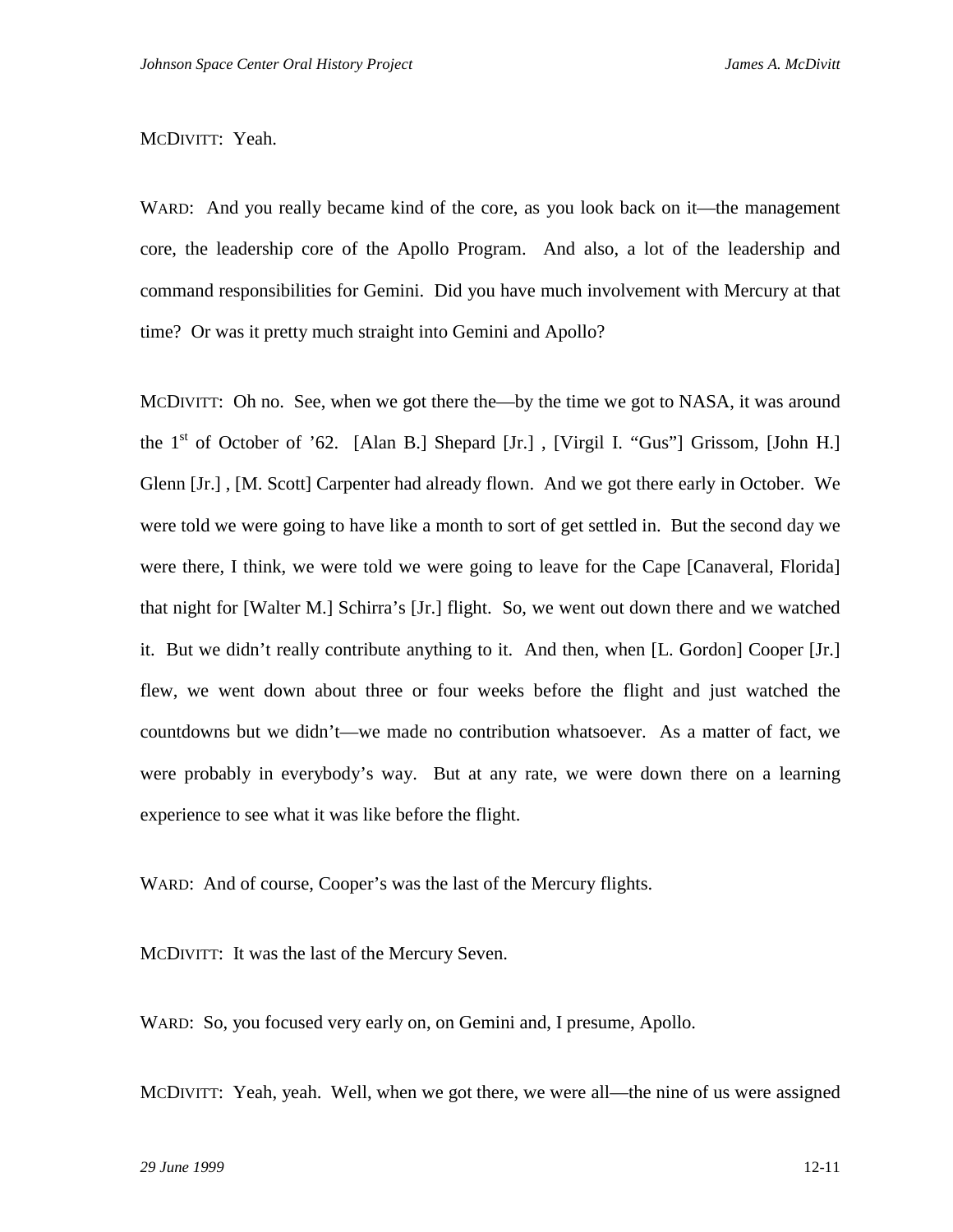MCDIVITT: Yeah.

WARD: And you really became kind of the core, as you look back on it—the management core, the leadership core of the Apollo Program. And also, a lot of the leadership and command responsibilities for Gemini. Did you have much involvement with Mercury at that time? Or was it pretty much straight into Gemini and Apollo?

MCDIVITT: Oh no. See, when we got there the—by the time we got to NASA, it was around the 1st of October of '62. [Alan B.] Shepard [Jr.] , [Virgil I. "Gus"] Grissom, [John H.] Glenn [Jr.] , [M. Scott] Carpenter had already flown. And we got there early in October. We were told we were going to have like a month to sort of get settled in. But the second day we were there, I think, we were told we were going to leave for the Cape [Canaveral, Florida] that night for [Walter M.] Schirra's [Jr.] flight. So, we went out down there and we watched it. But we didn't really contribute anything to it. And then, when [L. Gordon] Cooper [Jr.] flew, we went down about three or four weeks before the flight and just watched the countdowns but we didn't—we made no contribution whatsoever. As a matter of fact, we were probably in everybody's way. But at any rate, we were down there on a learning experience to see what it was like before the flight.

WARD: And of course, Cooper's was the last of the Mercury flights.

MCDIVITT: It was the last of the Mercury Seven.

WARD: So, you focused very early on, on Gemini and, I presume, Apollo.

MCDIVITT: Yeah, yeah. Well, when we got there, we were all—the nine of us were assigned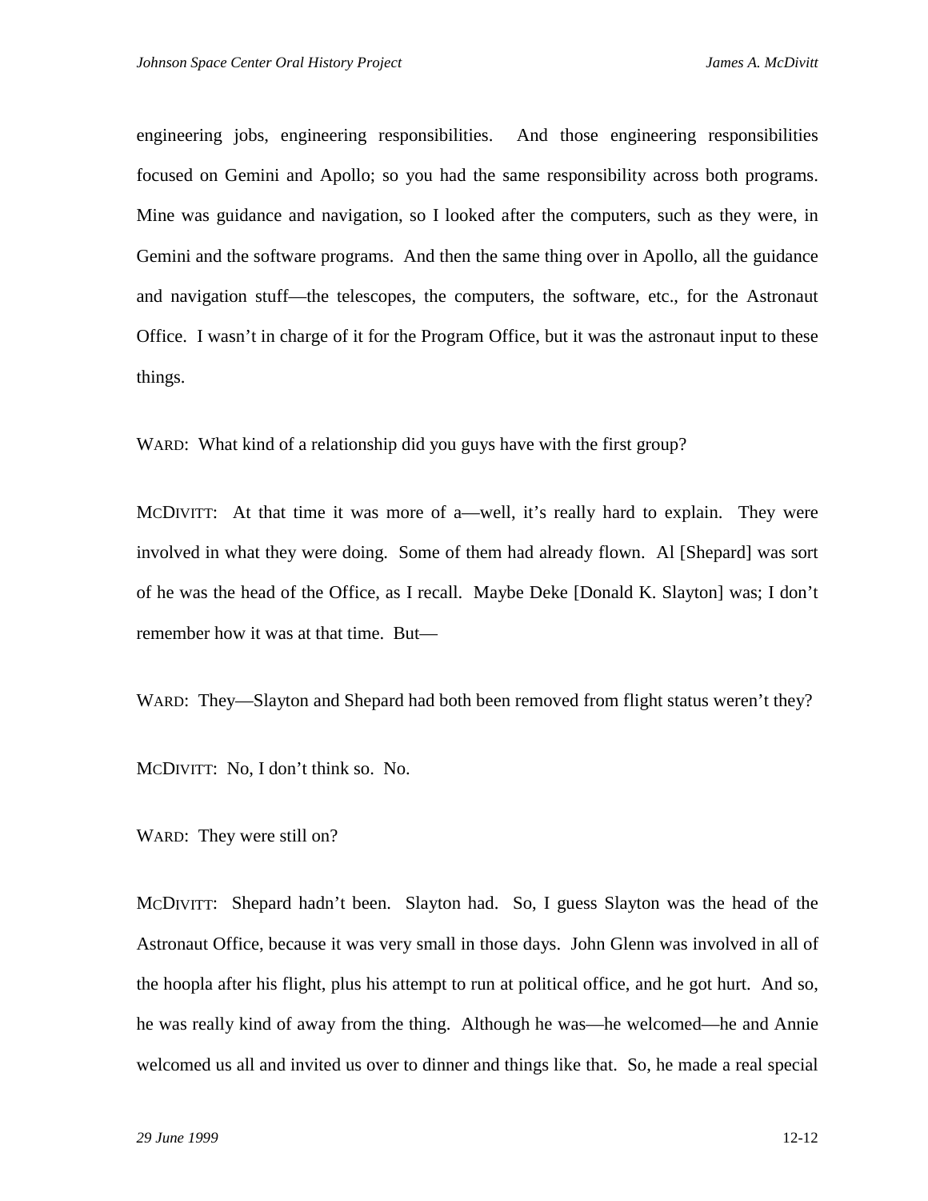engineering jobs, engineering responsibilities. And those engineering responsibilities focused on Gemini and Apollo; so you had the same responsibility across both programs. Mine was guidance and navigation, so I looked after the computers, such as they were, in Gemini and the software programs. And then the same thing over in Apollo, all the guidance and navigation stuff—the telescopes, the computers, the software, etc., for the Astronaut Office. I wasn't in charge of it for the Program Office, but it was the astronaut input to these things.

WARD: What kind of a relationship did you guys have with the first group?

MCDIVITT: At that time it was more of a—well, it's really hard to explain. They were involved in what they were doing. Some of them had already flown. Al [Shepard] was sort of he was the head of the Office, as I recall. Maybe Deke [Donald K. Slayton] was; I don't remember how it was at that time. But—

WARD: They—Slayton and Shepard had both been removed from flight status weren't they?

MCDIVITT: No, I don't think so. No.

WARD: They were still on?

MCDIVITT: Shepard hadn't been. Slayton had. So, I guess Slayton was the head of the Astronaut Office, because it was very small in those days. John Glenn was involved in all of the hoopla after his flight, plus his attempt to run at political office, and he got hurt. And so, he was really kind of away from the thing. Although he was—he welcomed—he and Annie welcomed us all and invited us over to dinner and things like that. So, he made a real special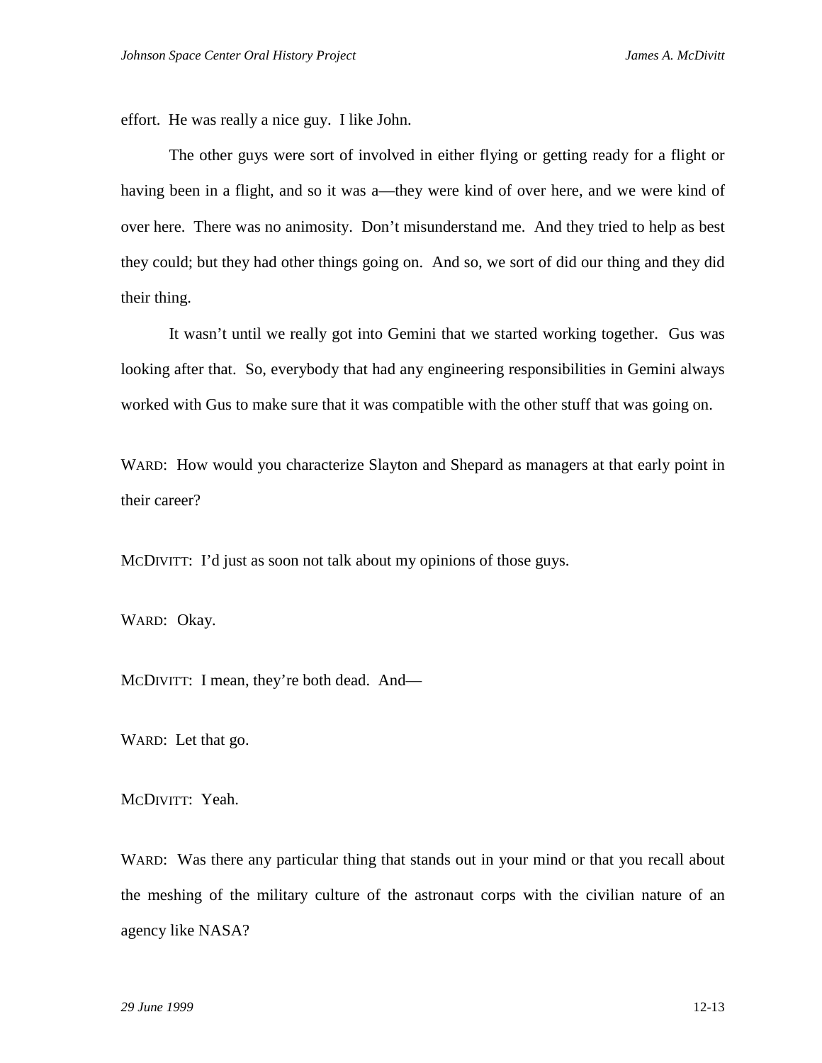effort. He was really a nice guy. I like John.

The other guys were sort of involved in either flying or getting ready for a flight or having been in a flight, and so it was a—they were kind of over here, and we were kind of over here. There was no animosity. Don't misunderstand me. And they tried to help as best they could; but they had other things going on. And so, we sort of did our thing and they did their thing.

It wasn't until we really got into Gemini that we started working together. Gus was looking after that. So, everybody that had any engineering responsibilities in Gemini always worked with Gus to make sure that it was compatible with the other stuff that was going on.

WARD: How would you characterize Slayton and Shepard as managers at that early point in their career?

MCDIVITT: I'd just as soon not talk about my opinions of those guys.

WARD: Okay.

MCDIVITT: I mean, they're both dead. And—

WARD: Let that go.

MCDIVITT: Yeah.

WARD: Was there any particular thing that stands out in your mind or that you recall about the meshing of the military culture of the astronaut corps with the civilian nature of an agency like NASA?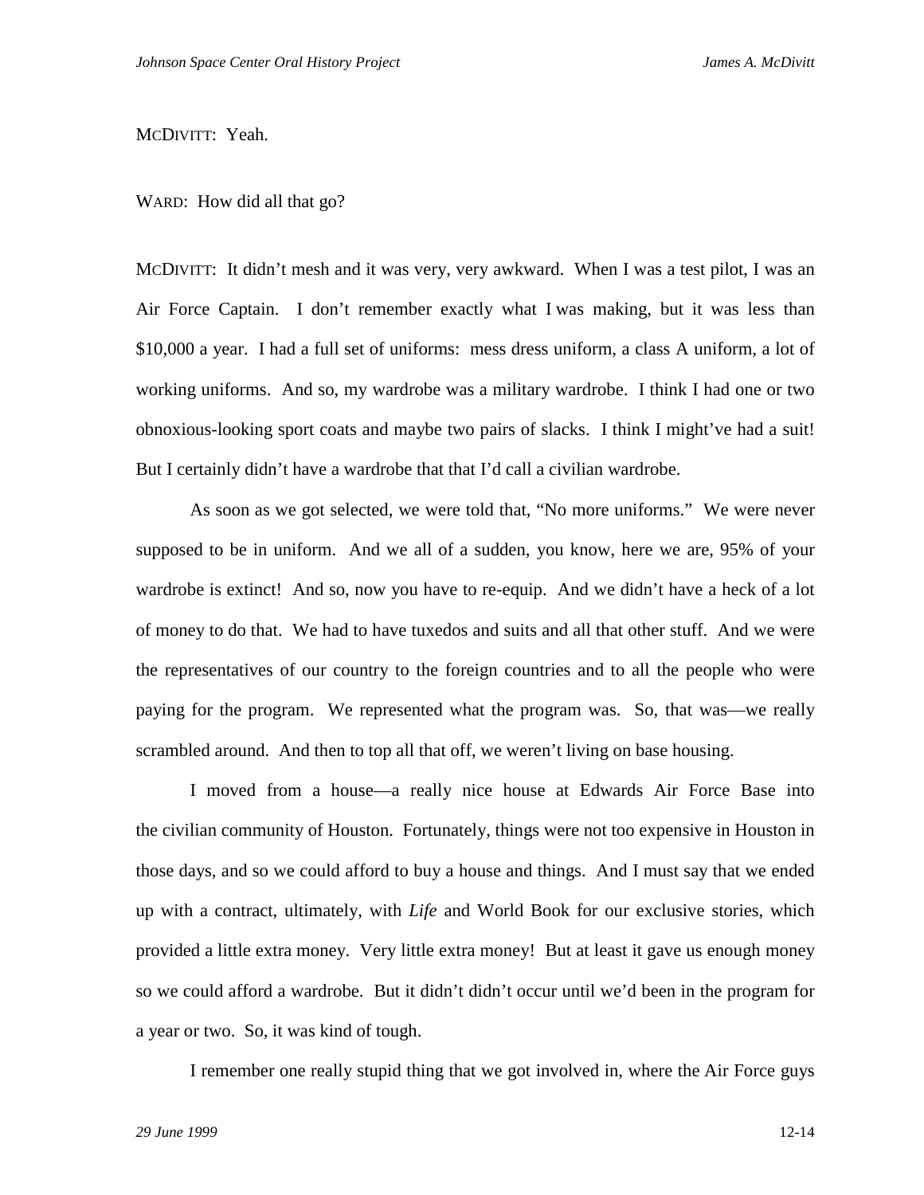MCDIVITT: Yeah.

WARD: How did all that go?

MCDIVITT: It didn't mesh and it was very, very awkward. When I was a test pilot, I was an Air Force Captain. I don't remember exactly what I was making, but it was less than $10,000 a year. I had a full set of uniforms: mess dress uniform, a class A uniform, a lot of working uniforms. And so, my wardrobe was a military wardrobe. I think I had one or two obnoxious-looking sport coats and maybe two pairs of slacks. I think I might've had a suit! But I certainly didn't have a wardrobe that that I'd call a civilian wardrobe.

As soon as we got selected, we were told that, "No more uniforms." We were never supposed to be in uniform. And we all of a sudden, you know, here we are, 95% of your wardrobe is extinct! And so, now you have to re-equip. And we didn't have a heck of a lot of money to do that. We had to have tuxedos and suits and all that other stuff. And we were the representatives of our country to the foreign countries and to all the people who were paying for the program. We represented what the program was. So, that was—we really scrambled around. And then to top all that off, we weren't living on base housing.

I moved from a house—a really nice house at Edwards Air Force Base into the civilian community of Houston. Fortunately, things were not too expensive in Houston in those days, and so we could afford to buy a house and things. And I must say that we ended up with a contract, ultimately, with *Life* and World Book for our exclusive stories, which provided a little extra money. Very little extra money! But at least it gave us enough money so we could afford a wardrobe. But it didn't didn't occur until we'd been in the program for a year or two. So, it was kind of tough.

I remember one really stupid thing that we got involved in, where the Air Force guys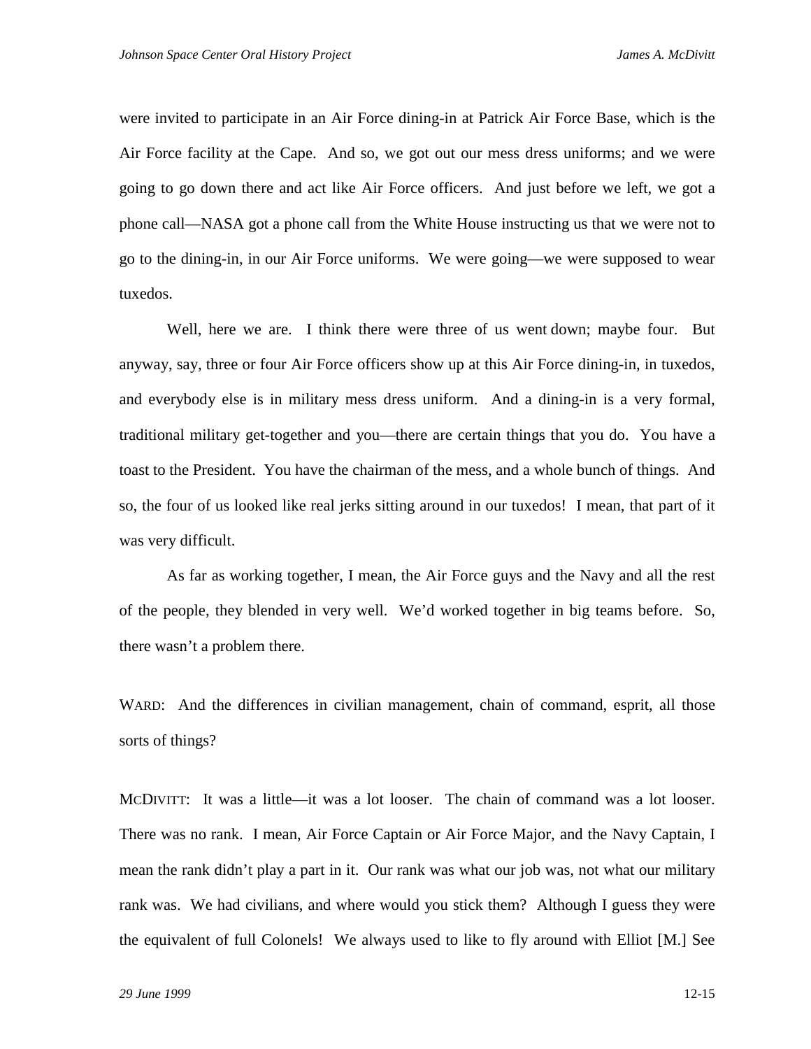were invited to participate in an Air Force dining-in at Patrick Air Force Base, which is the Air Force facility at the Cape. And so, we got out our mess dress uniforms; and we were going to go down there and act like Air Force officers. And just before we left, we got a phone call—NASA got a phone call from the White House instructing us that we were not to go to the dining-in, in our Air Force uniforms. We were going—we were supposed to wear tuxedos.

Well, here we are. I think there were three of us went down; maybe four. But anyway, say, three or four Air Force officers show up at this Air Force dining-in, in tuxedos, and everybody else is in military mess dress uniform. And a dining-in is a very formal, traditional military get-together and you—there are certain things that you do. You have a toast to the President. You have the chairman of the mess, and a whole bunch of things. And so, the four of us looked like real jerks sitting around in our tuxedos! I mean, that part of it was very difficult.

As far as working together, I mean, the Air Force guys and the Navy and all the rest of the people, they blended in very well. We'd worked together in big teams before. So, there wasn't a problem there.

WARD: And the differences in civilian management, chain of command, esprit, all those sorts of things?

MCDIVITT: It was a little—it was a lot looser. The chain of command was a lot looser. There was no rank. I mean, Air Force Captain or Air Force Major, and the Navy Captain, I mean the rank didn't play a part in it. Our rank was what our job was, not what our military rank was. We had civilians, and where would you stick them? Although I guess they were the equivalent of full Colonels! We always used to like to fly around with Elliot [M.] See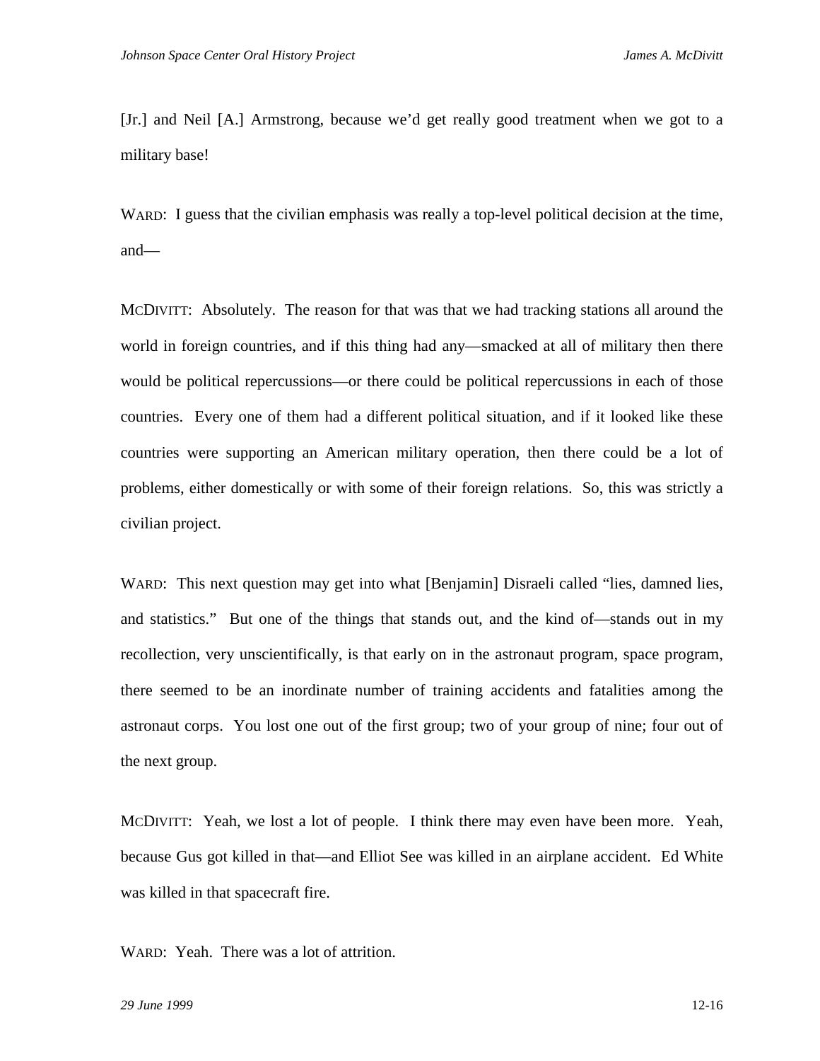[Jr.] and Neil [A.] Armstrong, because we'd get really good treatment when we got to a military base!

WARD: I guess that the civilian emphasis was really a top-level political decision at the time, and—

MCDIVITT: Absolutely. The reason for that was that we had tracking stations all around the world in foreign countries, and if this thing had any—smacked at all of military then there would be political repercussions—or there could be political repercussions in each of those countries. Every one of them had a different political situation, and if it looked like these countries were supporting an American military operation, then there could be a lot of problems, either domestically or with some of their foreign relations. So, this was strictly a civilian project.

WARD: This next question may get into what [Benjamin] Disraeli called "lies, damned lies, and statistics." But one of the things that stands out, and the kind of—stands out in my recollection, very unscientifically, is that early on in the astronaut program, space program, there seemed to be an inordinate number of training accidents and fatalities among the astronaut corps. You lost one out of the first group; two of your group of nine; four out of the next group.

MCDIVITT: Yeah, we lost a lot of people. I think there may even have been more. Yeah, because Gus got killed in that—and Elliot See was killed in an airplane accident. Ed White was killed in that spacecraft fire.

WARD: Yeah. There was a lot of attrition.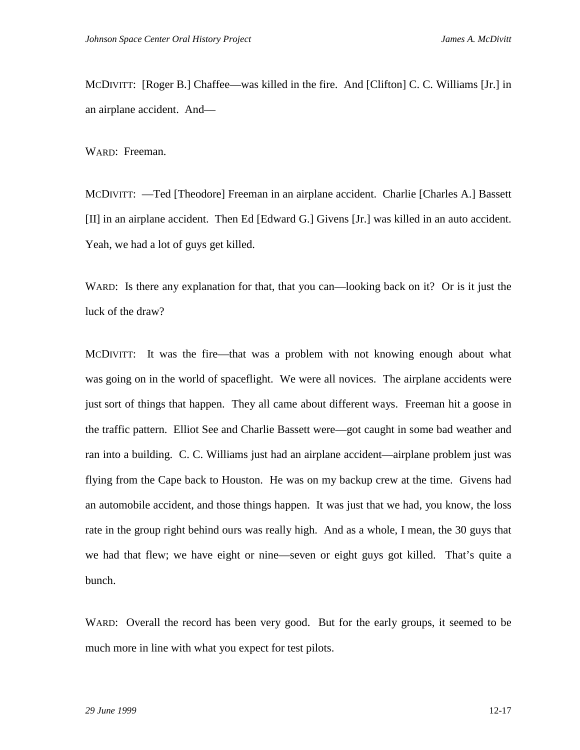MCDIVITT: [Roger B.] Chaffee—was killed in the fire. And [Clifton] C. C. Williams [Jr.] in an airplane accident. And—

WARD: Freeman.

MCDIVITT: —Ted [Theodore] Freeman in an airplane accident. Charlie [Charles A.] Bassett [II] in an airplane accident. Then Ed [Edward G.] Givens [Jr.] was killed in an auto accident. Yeah, we had a lot of guys get killed.

WARD: Is there any explanation for that, that you can—looking back on it? Or is it just the luck of the draw?

MCDIVITT: It was the fire—that was a problem with not knowing enough about what was going on in the world of spaceflight. We were all novices. The airplane accidents were just sort of things that happen. They all came about different ways. Freeman hit a goose in the traffic pattern. Elliot See and Charlie Bassett were—got caught in some bad weather and ran into a building. C. C. Williams just had an airplane accident—airplane problem just was flying from the Cape back to Houston. He was on my backup crew at the time. Givens had an automobile accident, and those things happen. It was just that we had, you know, the loss rate in the group right behind ours was really high. And as a whole, I mean, the 30 guys that we had that flew; we have eight or nine—seven or eight guys got killed. That's quite a bunch.

WARD: Overall the record has been very good. But for the early groups, it seemed to be much more in line with what you expect for test pilots.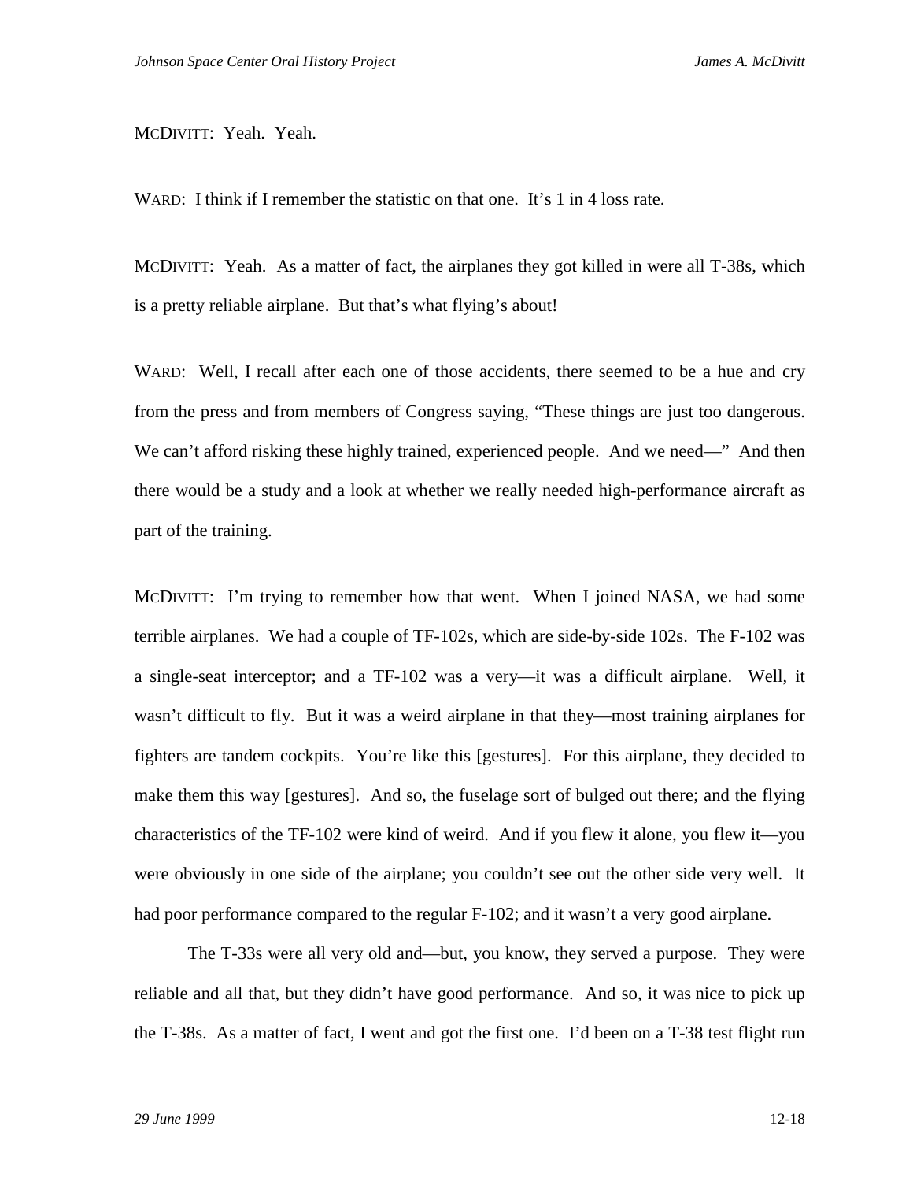MCDIVITT: Yeah. Yeah.

WARD: I think if I remember the statistic on that one. It's 1 in 4 loss rate.

MCDIVITT: Yeah. As a matter of fact, the airplanes they got killed in were all T-38s, which is a pretty reliable airplane. But that's what flying's about!

WARD: Well, I recall after each one of those accidents, there seemed to be a hue and cry from the press and from members of Congress saying, "These things are just too dangerous. We can't afford risking these highly trained, experienced people. And we need—" And then there would be a study and a look at whether we really needed high-performance aircraft as part of the training.

MCDIVITT: I'm trying to remember how that went. When I joined NASA, we had some terrible airplanes. We had a couple of TF-102s, which are side-by-side 102s. The F-102 was a single-seat interceptor; and a TF-102 was a very—it was a difficult airplane. Well, it wasn't difficult to fly. But it was a weird airplane in that they—most training airplanes for fighters are tandem cockpits. You're like this [gestures]. For this airplane, they decided to make them this way [gestures]. And so, the fuselage sort of bulged out there; and the flying characteristics of the TF-102 were kind of weird. And if you flew it alone, you flew it—you were obviously in one side of the airplane; you couldn't see out the other side very well. It had poor performance compared to the regular F-102; and it wasn't a very good airplane.

The T-33s were all very old and—but, you know, they served a purpose. They were reliable and all that, but they didn't have good performance. And so, it was nice to pick up the T-38s. As a matter of fact, I went and got the first one. I'd been on a T-38 test flight run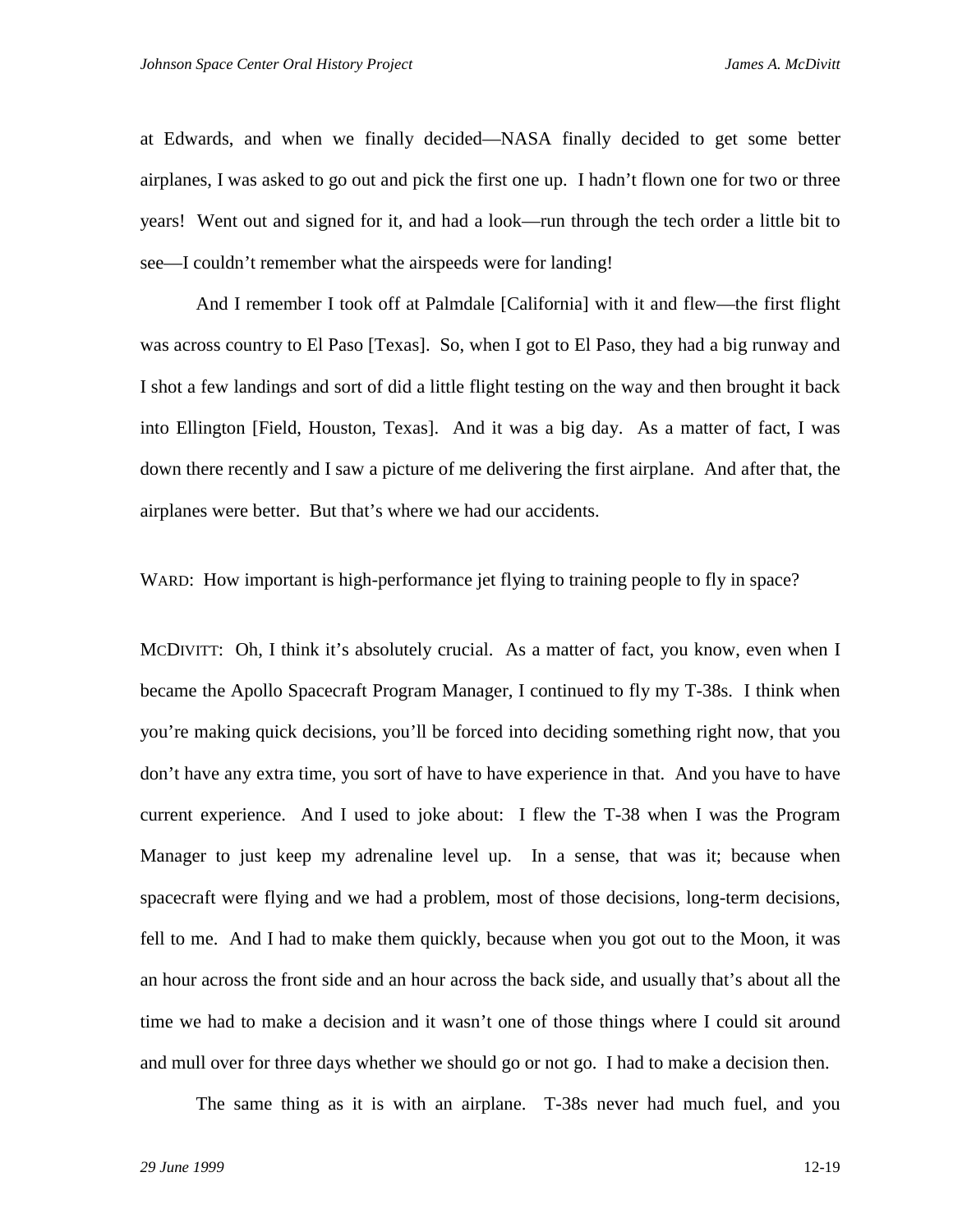at Edwards, and when we finally decided—NASA finally decided to get some better airplanes, I was asked to go out and pick the first one up. I hadn't flown one for two or three years! Went out and signed for it, and had a look—run through the tech order a little bit to see—I couldn't remember what the airspeeds were for landing!

And I remember I took off at Palmdale [California] with it and flew—the first flight was across country to El Paso [Texas]. So, when I got to El Paso, they had a big runway and I shot a few landings and sort of did a little flight testing on the way and then brought it back into Ellington [Field, Houston, Texas]. And it was a big day. As a matter of fact, I was down there recently and I saw a picture of me delivering the first airplane. And after that, the airplanes were better. But that's where we had our accidents.

WARD: How important is high-performance jet flying to training people to fly in space?

MCDIVITT: Oh, I think it's absolutely crucial. As a matter of fact, you know, even when I became the Apollo Spacecraft Program Manager, I continued to fly my T-38s. I think when you're making quick decisions, you'll be forced into deciding something right now, that you don't have any extra time, you sort of have to have experience in that. And you have to have current experience. And I used to joke about: I flew the T-38 when I was the Program Manager to just keep my adrenaline level up. In a sense, that was it; because when spacecraft were flying and we had a problem, most of those decisions, long-term decisions, fell to me. And I had to make them quickly, because when you got out to the Moon, it was an hour across the front side and an hour across the back side, and usually that's about all the time we had to make a decision and it wasn't one of those things where I could sit around and mull over for three days whether we should go or not go. I had to make a decision then.

The same thing as it is with an airplane. T-38s never had much fuel, and you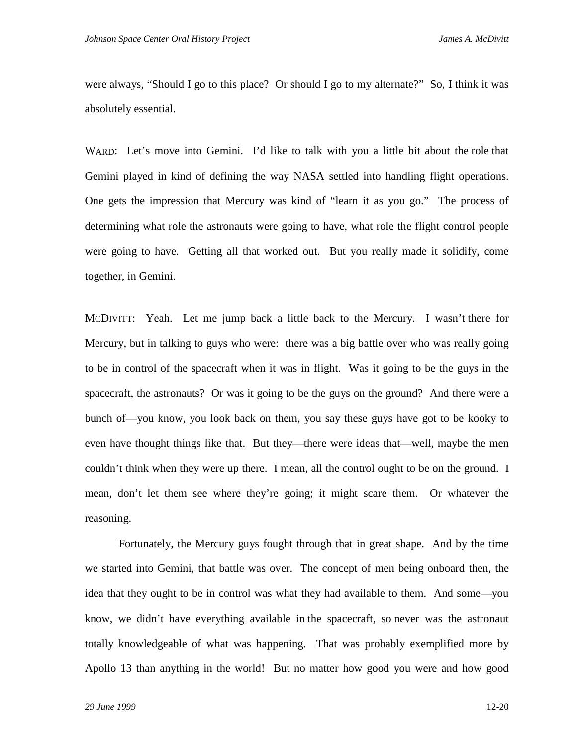were always, "Should I go to this place? Or should I go to my alternate?" So, I think it was absolutely essential.

WARD: Let's move into Gemini. I'd like to talk with you a little bit about the role that Gemini played in kind of defining the way NASA settled into handling flight operations. One gets the impression that Mercury was kind of "learn it as you go." The process of determining what role the astronauts were going to have, what role the flight control people were going to have. Getting all that worked out. But you really made it solidify, come together, in Gemini.

MCDIVITT: Yeah. Let me jump back a little back to the Mercury. I wasn't there for Mercury, but in talking to guys who were: there was a big battle over who was really going to be in control of the spacecraft when it was in flight. Was it going to be the guys in the spacecraft, the astronauts? Or was it going to be the guys on the ground? And there were a bunch of—you know, you look back on them, you say these guys have got to be kooky to even have thought things like that. But they—there were ideas that—well, maybe the men couldn't think when they were up there. I mean, all the control ought to be on the ground. I mean, don't let them see where they're going; it might scare them. Or whatever the reasoning.

Fortunately, the Mercury guys fought through that in great shape. And by the time we started into Gemini, that battle was over. The concept of men being onboard then, the idea that they ought to be in control was what they had available to them. And some—you know, we didn't have everything available in the spacecraft, so never was the astronaut totally knowledgeable of what was happening. That was probably exemplified more by Apollo 13 than anything in the world! But no matter how good you were and how good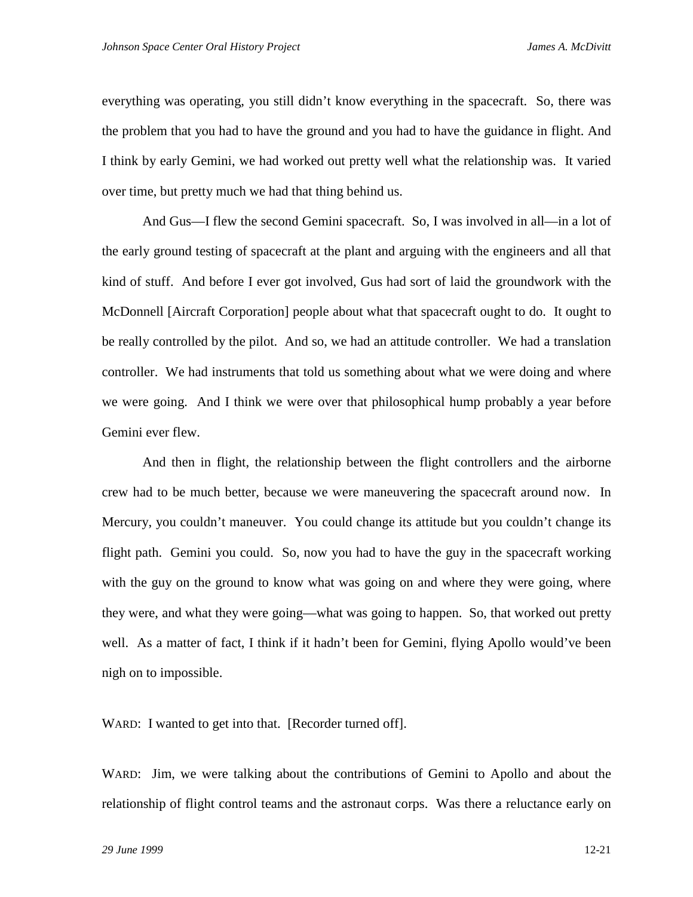everything was operating, you still didn't know everything in the spacecraft. So, there was the problem that you had to have the ground and you had to have the guidance in flight. And I think by early Gemini, we had worked out pretty well what the relationship was. It varied over time, but pretty much we had that thing behind us.

And Gus—I flew the second Gemini spacecraft. So, I was involved in all—in a lot of the early ground testing of spacecraft at the plant and arguing with the engineers and all that kind of stuff. And before I ever got involved, Gus had sort of laid the groundwork with the McDonnell [Aircraft Corporation] people about what that spacecraft ought to do. It ought to be really controlled by the pilot. And so, we had an attitude controller. We had a translation controller. We had instruments that told us something about what we were doing and where we were going. And I think we were over that philosophical hump probably a year before Gemini ever flew.

And then in flight, the relationship between the flight controllers and the airborne crew had to be much better, because we were maneuvering the spacecraft around now. In Mercury, you couldn't maneuver. You could change its attitude but you couldn't change its flight path. Gemini you could. So, now you had to have the guy in the spacecraft working with the guy on the ground to know what was going on and where they were going, where they were, and what they were going—what was going to happen. So, that worked out pretty well. As a matter of fact, I think if it hadn't been for Gemini, flying Apollo would've been nigh on to impossible.

WARD: I wanted to get into that. [Recorder turned off].

WARD: Jim, we were talking about the contributions of Gemini to Apollo and about the relationship of flight control teams and the astronaut corps. Was there a reluctance early on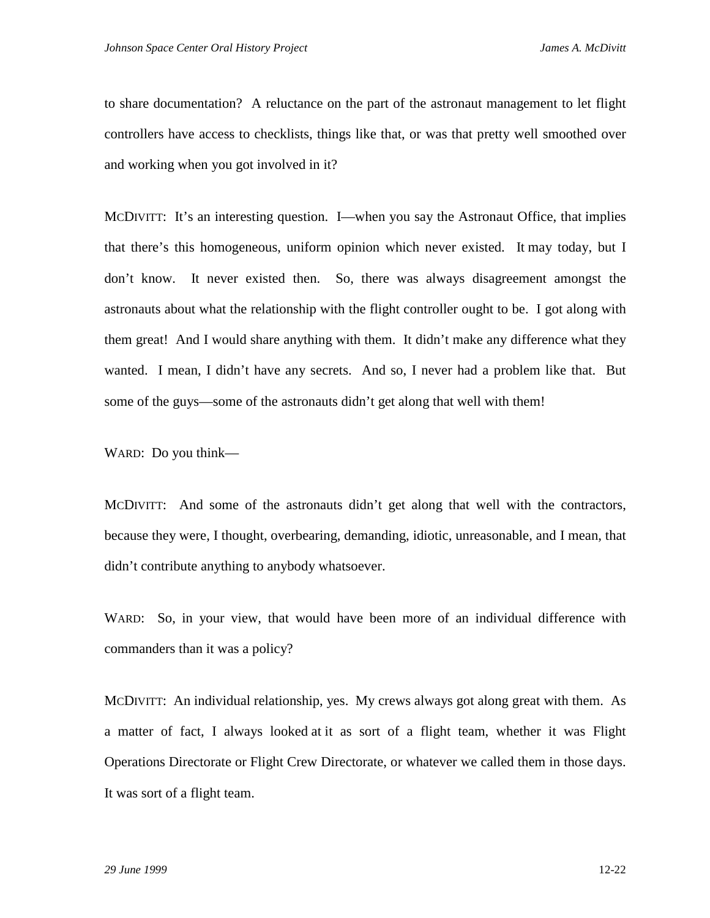to share documentation? A reluctance on the part of the astronaut management to let flight controllers have access to checklists, things like that, or was that pretty well smoothed over and working when you got involved in it?

MCDIVITT: It's an interesting question. I—when you say the Astronaut Office, that implies that there's this homogeneous, uniform opinion which never existed. It may today, but I don't know. It never existed then. So, there was always disagreement amongst the astronauts about what the relationship with the flight controller ought to be. I got along with them great! And I would share anything with them. It didn't make any difference what they wanted. I mean, I didn't have any secrets. And so, I never had a problem like that. But some of the guys—some of the astronauts didn't get along that well with them!

WARD: Do you think—

MCDIVITT: And some of the astronauts didn't get along that well with the contractors, because they were, I thought, overbearing, demanding, idiotic, unreasonable, and I mean, that didn't contribute anything to anybody whatsoever.

WARD: So, in your view, that would have been more of an individual difference with commanders than it was a policy?

MCDIVITT: An individual relationship, yes. My crews always got along great with them. As a matter of fact, I always looked at it as sort of a flight team, whether it was Flight Operations Directorate or Flight Crew Directorate, or whatever we called them in those days. It was sort of a flight team.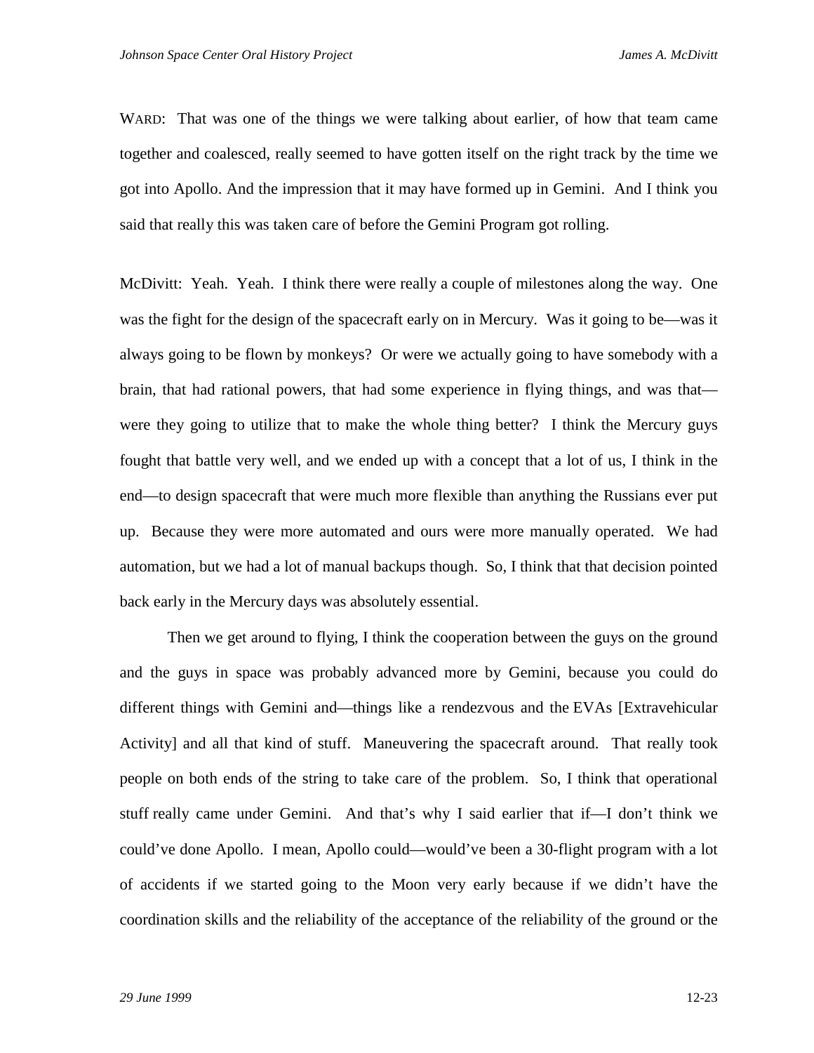WARD: That was one of the things we were talking about earlier, of how that team came together and coalesced, really seemed to have gotten itself on the right track by the time we got into Apollo. And the impression that it may have formed up in Gemini. And I think you said that really this was taken care of before the Gemini Program got rolling.

McDivitt: Yeah. Yeah. I think there were really a couple of milestones along the way. One was the fight for the design of the spacecraft early on in Mercury. Was it going to be—was it always going to be flown by monkeys? Or were we actually going to have somebody with a brain, that had rational powers, that had some experience in flying things, and was that—were they going to utilize that to make the whole thing better? I think the Mercury guys fought that battle very well, and we ended up with a concept that a lot of us, I think in the end—to design spacecraft that were much more flexible than anything the Russians ever put up. Because they were more automated and ours were more manually operated. We had automation, but we had a lot of manual backups though. So, I think that that decision pointed back early in the Mercury days was absolutely essential.

Then we get around to flying, I think the cooperation between the guys on the ground and the guys in space was probably advanced more by Gemini, because you could do different things with Gemini and—things like a rendezvous and the EVAs [Extravehicular Activity] and all that kind of stuff. Maneuvering the spacecraft around. That really took people on both ends of the string to take care of the problem. So, I think that operational stuff really came under Gemini. And that's why I said earlier that if—I don't think we could've done Apollo. I mean, Apollo could—would've been a 30-flight program with a lot of accidents if we started going to the Moon very early because if we didn't have the coordination skills and the reliability of the acceptance of the reliability of the ground or the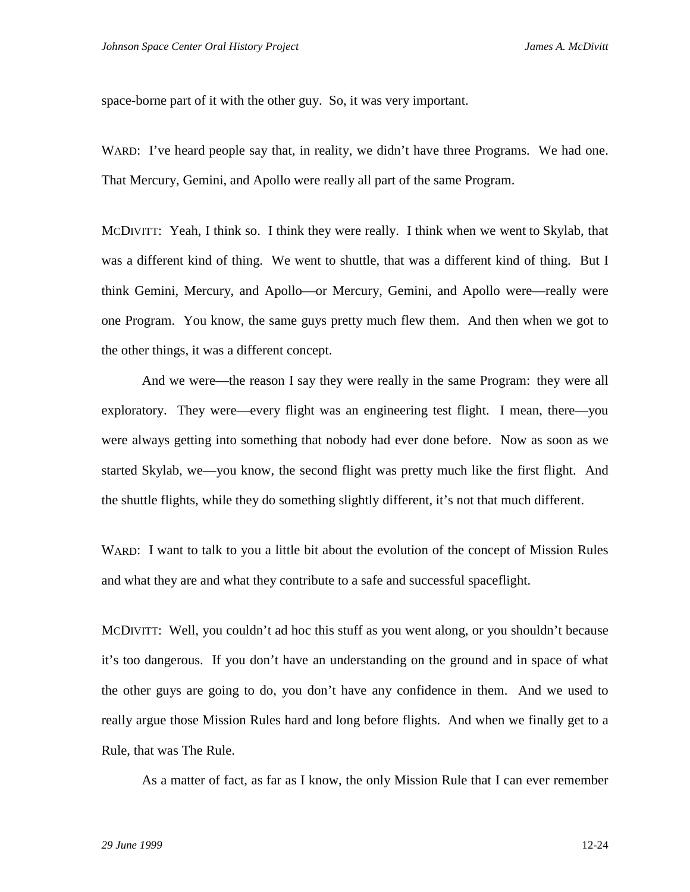space-borne part of it with the other guy. So, it was very important.

WARD: I've heard people say that, in reality, we didn't have three Programs. We had one. That Mercury, Gemini, and Apollo were really all part of the same Program.

MCDIVITT: Yeah, I think so. I think they were really. I think when we went to Skylab, that was a different kind of thing. We went to shuttle, that was a different kind of thing. But I think Gemini, Mercury, and Apollo—or Mercury, Gemini, and Apollo were—really were one Program. You know, the same guys pretty much flew them. And then when we got to the other things, it was a different concept.

And we were—the reason I say they were really in the same Program: they were all exploratory. They were—every flight was an engineering test flight. I mean, there—you were always getting into something that nobody had ever done before. Now as soon as we started Skylab, we—you know, the second flight was pretty much like the first flight. And the shuttle flights, while they do something slightly different, it's not that much different.

WARD: I want to talk to you a little bit about the evolution of the concept of Mission Rules and what they are and what they contribute to a safe and successful spaceflight.

MCDIVITT: Well, you couldn't ad hoc this stuff as you went along, or you shouldn't because it's too dangerous. If you don't have an understanding on the ground and in space of what the other guys are going to do, you don't have any confidence in them. And we used to really argue those Mission Rules hard and long before flights. And when we finally get to a Rule, that was The Rule.

As a matter of fact, as far as I know, the only Mission Rule that I can ever remember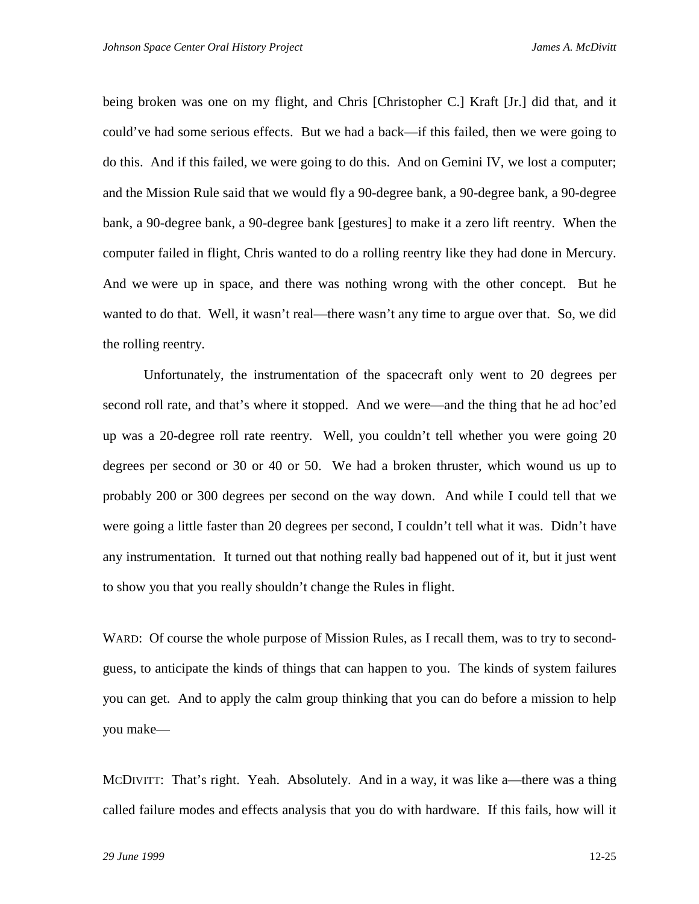being broken was one on my flight, and Chris [Christopher C.] Kraft [Jr.] did that, and it could've had some serious effects. But we had a back—if this failed, then we were going to do this. And if this failed, we were going to do this. And on Gemini IV, we lost a computer; and the Mission Rule said that we would fly a 90-degree bank, a 90-degree bank, a 90-degree bank, a 90-degree bank, a 90-degree bank [gestures] to make it a zero lift reentry. When the computer failed in flight, Chris wanted to do a rolling reentry like they had done in Mercury. And we were up in space, and there was nothing wrong with the other concept. But he wanted to do that. Well, it wasn't real—there wasn't any time to argue over that. So, we did the rolling reentry.

Unfortunately, the instrumentation of the spacecraft only went to 20 degrees per second roll rate, and that's where it stopped. And we were—and the thing that he ad hoc'ed up was a 20-degree roll rate reentry. Well, you couldn't tell whether you were going 20 degrees per second or 30 or 40 or 50. We had a broken thruster, which wound us up to probably 200 or 300 degrees per second on the way down. And while I could tell that we were going a little faster than 20 degrees per second, I couldn't tell what it was. Didn't have any instrumentation. It turned out that nothing really bad happened out of it, but it just went to show you that you really shouldn't change the Rules in flight.

WARD: Of course the whole purpose of Mission Rules, as I recall them, was to try to second-guess, to anticipate the kinds of things that can happen to you. The kinds of system failures you can get. And to apply the calm group thinking that you can do before a mission to help you make—

MCDIVITT: That's right. Yeah. Absolutely. And in a way, it was like a—there was a thing called failure modes and effects analysis that you do with hardware. If this fails, how will it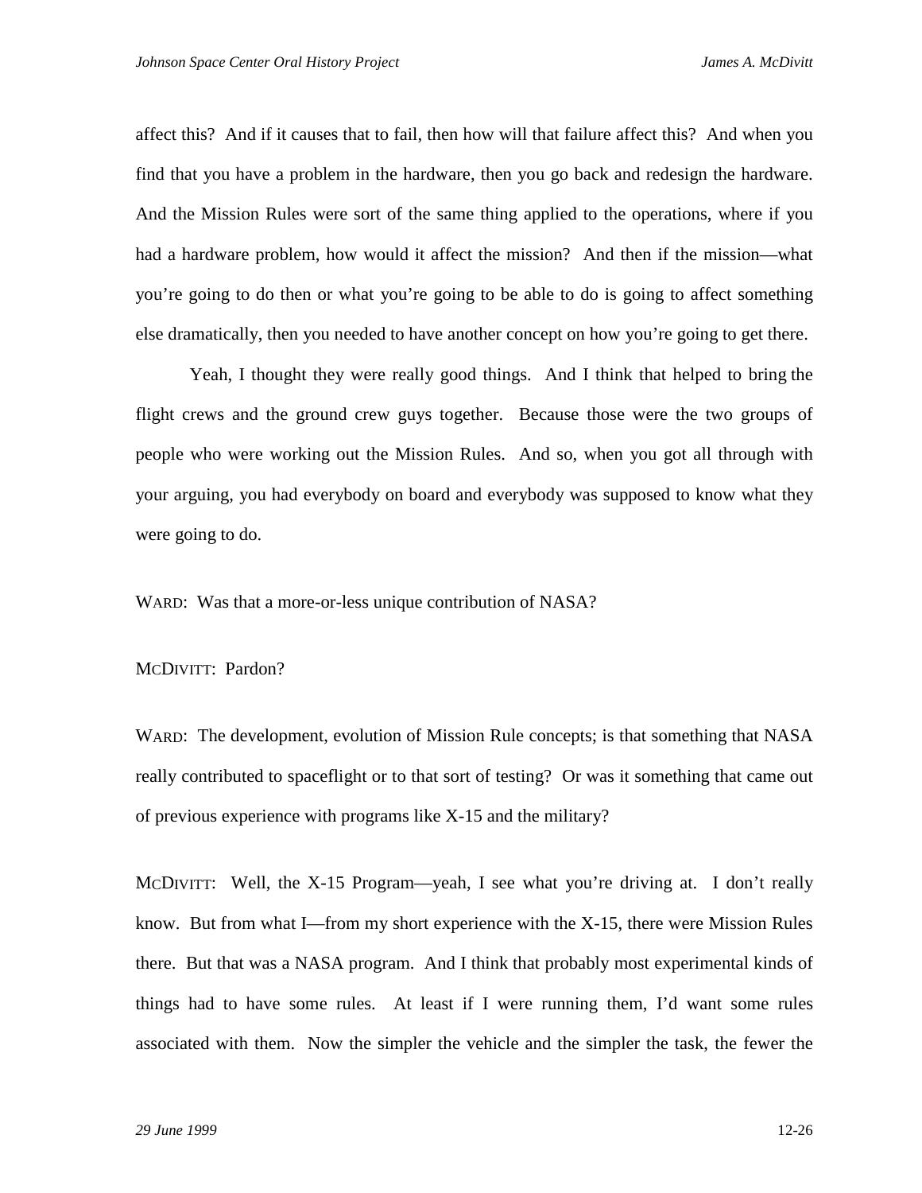affect this? And if it causes that to fail, then how will that failure affect this? And when you find that you have a problem in the hardware, then you go back and redesign the hardware. And the Mission Rules were sort of the same thing applied to the operations, where if you had a hardware problem, how would it affect the mission? And then if the mission—what you're going to do then or what you're going to be able to do is going to affect something else dramatically, then you needed to have another concept on how you're going to get there.

Yeah, I thought they were really good things. And I think that helped to bring the flight crews and the ground crew guys together. Because those were the two groups of people who were working out the Mission Rules. And so, when you got all through with your arguing, you had everybody on board and everybody was supposed to know what they were going to do.

WARD: Was that a more-or-less unique contribution of NASA?

MCDIVITT: Pardon?

WARD: The development, evolution of Mission Rule concepts; is that something that NASA really contributed to spaceflight or to that sort of testing? Or was it something that came out of previous experience with programs like X-15 and the military?

MCDIVITT: Well, the X-15 Program—yeah, I see what you're driving at. I don't really know. But from what I—from my short experience with the X-15, there were Mission Rules there. But that was a NASA program. And I think that probably most experimental kinds of things had to have some rules. At least if I were running them, I'd want some rules associated with them. Now the simpler the vehicle and the simpler the task, the fewer the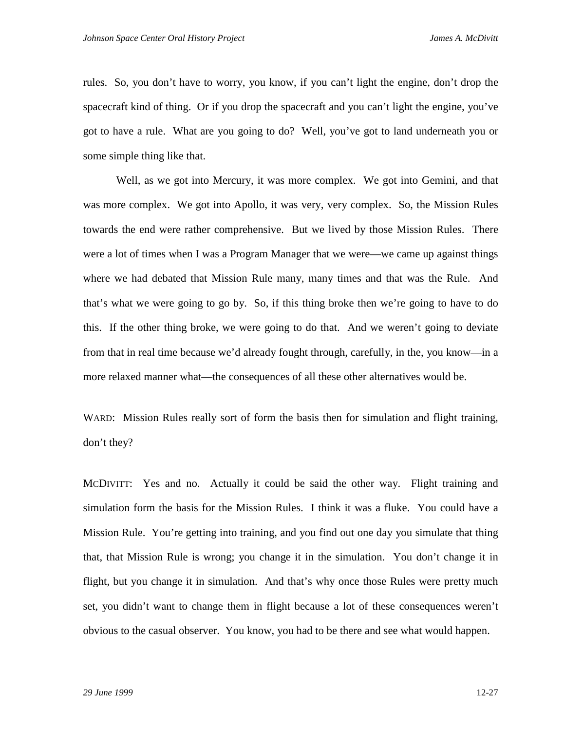rules. So, you don't have to worry, you know, if you can't light the engine, don't drop the spacecraft kind of thing. Or if you drop the spacecraft and you can't light the engine, you've got to have a rule. What are you going to do? Well, you've got to land underneath you or some simple thing like that.

Well, as we got into Mercury, it was more complex. We got into Gemini, and that was more complex. We got into Apollo, it was very, very complex. So, the Mission Rules towards the end were rather comprehensive. But we lived by those Mission Rules. There were a lot of times when I was a Program Manager that we were—we came up against things where we had debated that Mission Rule many, many times and that was the Rule. And that's what we were going to go by. So, if this thing broke then we're going to have to do this. If the other thing broke, we were going to do that. And we weren't going to deviate from that in real time because we'd already fought through, carefully, in the, you know—in a more relaxed manner what—the consequences of all these other alternatives would be.

WARD: Mission Rules really sort of form the basis then for simulation and flight training, don't they?

MCDIVITT: Yes and no. Actually it could be said the other way. Flight training and simulation form the basis for the Mission Rules. I think it was a fluke. You could have a Mission Rule. You're getting into training, and you find out one day you simulate that thing that, that Mission Rule is wrong; you change it in the simulation. You don't change it in flight, but you change it in simulation. And that's why once those Rules were pretty much set, you didn't want to change them in flight because a lot of these consequences weren't obvious to the casual observer. You know, you had to be there and see what would happen.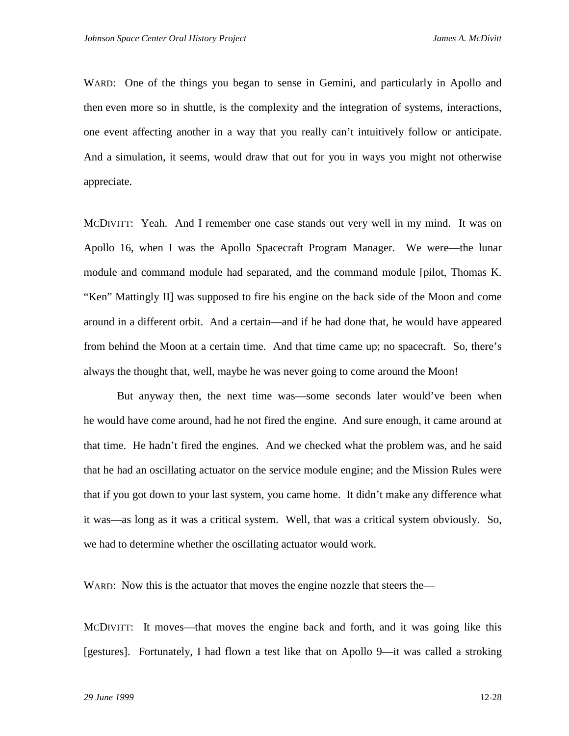WARD: One of the things you began to sense in Gemini, and particularly in Apollo and then even more so in shuttle, is the complexity and the integration of systems, interactions, one event affecting another in a way that you really can't intuitively follow or anticipate. And a simulation, it seems, would draw that out for you in ways you might not otherwise appreciate.

MCDIVITT: Yeah. And I remember one case stands out very well in my mind. It was on Apollo 16, when I was the Apollo Spacecraft Program Manager. We were—the lunar module and command module had separated, and the command module [pilot, Thomas K. "Ken" Mattingly II] was supposed to fire his engine on the back side of the Moon and come around in a different orbit. And a certain—and if he had done that, he would have appeared from behind the Moon at a certain time. And that time came up; no spacecraft. So, there's always the thought that, well, maybe he was never going to come around the Moon!

But anyway then, the next time was—some seconds later would've been when he would have come around, had he not fired the engine. And sure enough, it came around at that time. He hadn't fired the engines. And we checked what the problem was, and he said that he had an oscillating actuator on the service module engine; and the Mission Rules were that if you got down to your last system, you came home. It didn't make any difference what it was—as long as it was a critical system. Well, that was a critical system obviously. So, we had to determine whether the oscillating actuator would work.

WARD: Now this is the actuator that moves the engine nozzle that steers the—

MCDIVITT: It moves—that moves the engine back and forth, and it was going like this [gestures]. Fortunately, I had flown a test like that on Apollo 9—it was called a stroking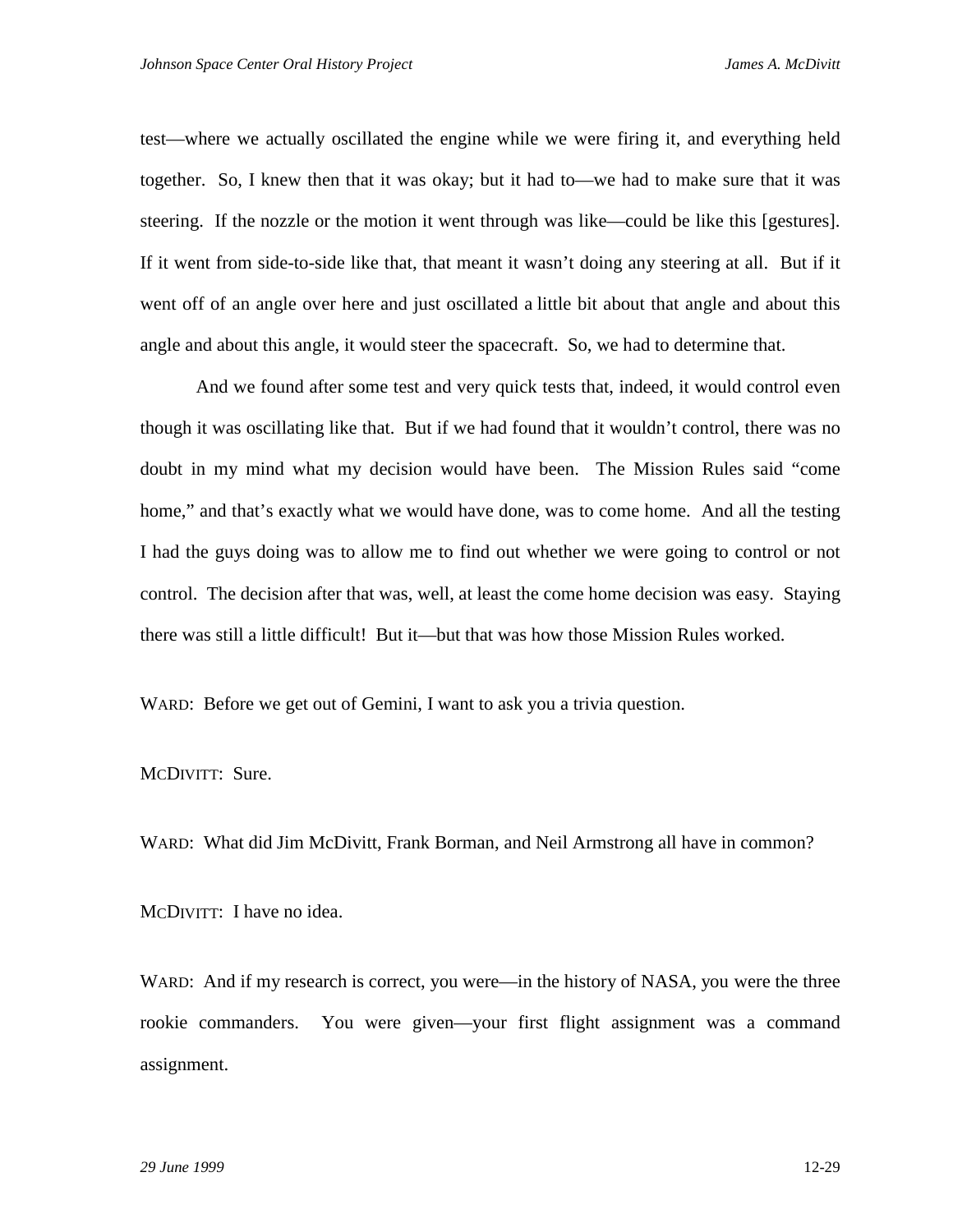test—where we actually oscillated the engine while we were firing it, and everything held together. So, I knew then that it was okay; but it had to—we had to make sure that it was steering. If the nozzle or the motion it went through was like—could be like this [gestures]. If it went from side-to-side like that, that meant it wasn't doing any steering at all. But if it went off of an angle over here and just oscillated a little bit about that angle and about this angle and about this angle, it would steer the spacecraft. So, we had to determine that.

And we found after some test and very quick tests that, indeed, it would control even though it was oscillating like that. But if we had found that it wouldn't control, there was no doubt in my mind what my decision would have been. The Mission Rules said "come home," and that's exactly what we would have done, was to come home. And all the testing I had the guys doing was to allow me to find out whether we were going to control or not control. The decision after that was, well, at least the come home decision was easy. Staying there was still a little difficult! But it—but that was how those Mission Rules worked.

WARD: Before we get out of Gemini, I want to ask you a trivia question.

MCDIVITT: Sure.

WARD: What did Jim McDivitt, Frank Borman, and Neil Armstrong all have in common?

MCDIVITT: I have no idea.

WARD: And if my research is correct, you were—in the history of NASA, you were the three rookie commanders. You were given—your first flight assignment was a command assignment.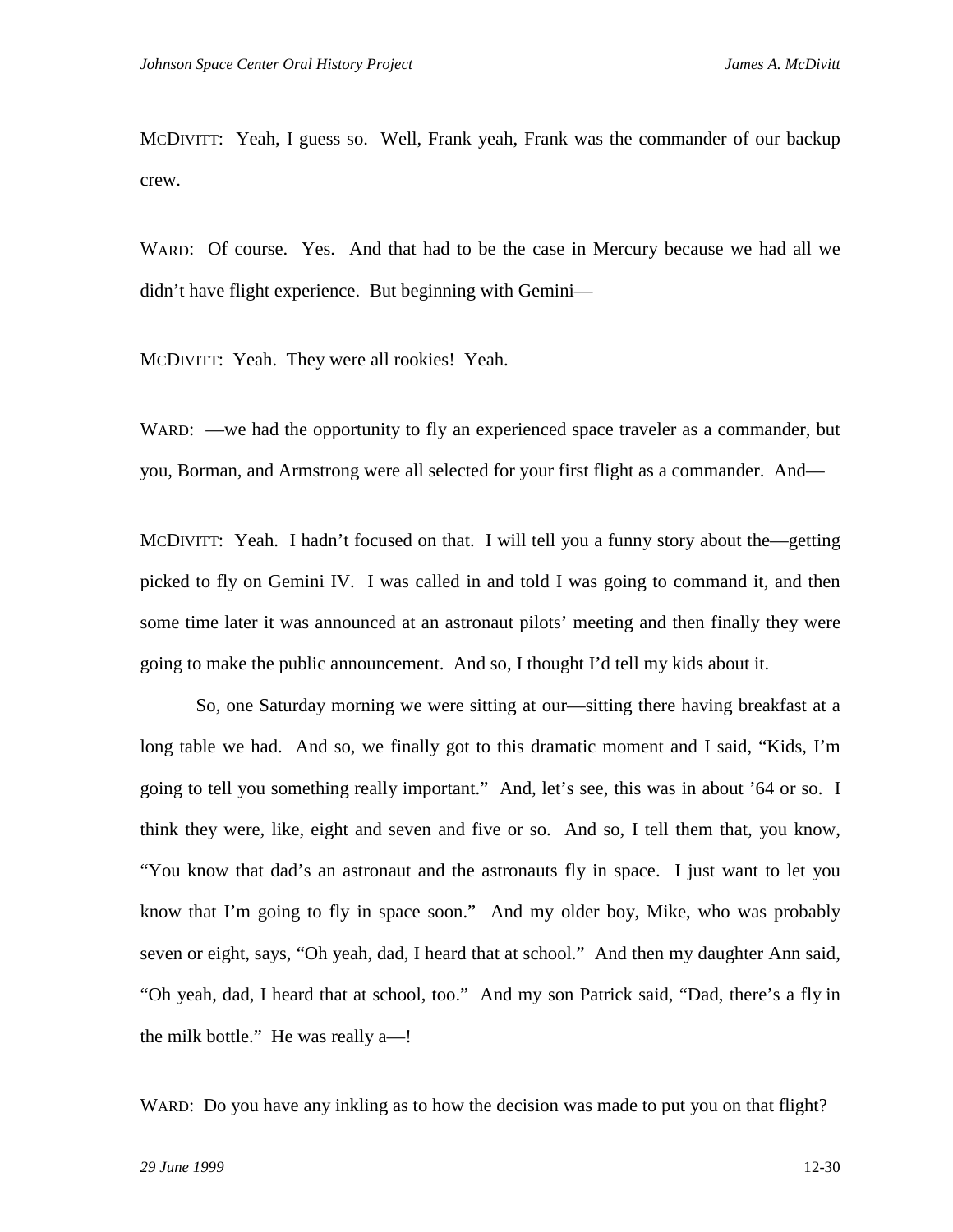McDIVITT: Yeah, I guess so. Well, Frank yeah, Frank was the commander of our backup crew.

WARD: Of course. Yes. And that had to be the case in Mercury because we had all we didn't have flight experience. But beginning with Gemini—

McDIVITT: Yeah. They were all rookies! Yeah.

WARD: —we had the opportunity to fly an experienced space traveler as a commander, but you, Borman, and Armstrong were all selected for your first flight as a commander. And—

McDIVITT: Yeah. I hadn't focused on that. I will tell you a funny story about the—getting picked to fly on Gemini IV. I was called in and told I was going to command it, and then some time later it was announced at an astronaut pilots' meeting and then finally they were going to make the public announcement. And so, I thought I'd tell my kids about it.

So, one Saturday morning we were sitting at our—sitting there having breakfast at a long table we had. And so, we finally got to this dramatic moment and I said, "Kids, I'm going to tell you something really important." And, let's see, this was in about '64 or so. I think they were, like, eight and seven and five or so. And so, I tell them that, you know, "You know that dad's an astronaut and the astronauts fly in space. I just want to let you know that I'm going to fly in space soon." And my older boy, Mike, who was probably seven or eight, says, "Oh yeah, dad, I heard that at school." And then my daughter Ann said, "Oh yeah, dad, I heard that at school, too." And my son Patrick said, "Dad, there's a fly in the milk bottle." He was really a—!

WARD: Do you have any inkling as to how the decision was made to put you on that flight?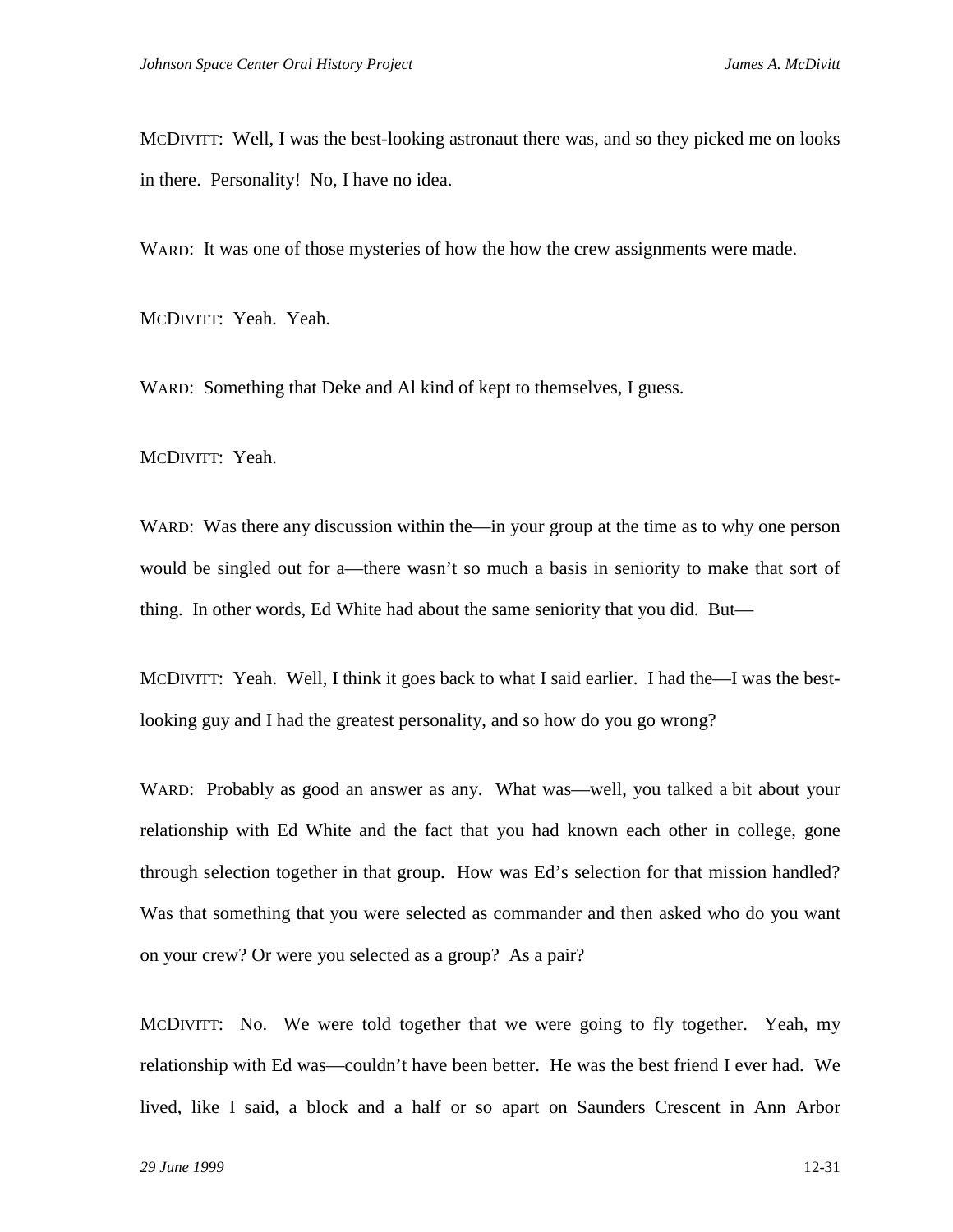MCDIVITT: Well, I was the best-looking astronaut there was, and so they picked me on looks in there. Personality! No, I have no idea.

WARD: It was one of those mysteries of how the how the crew assignments were made.

MCDIVITT: Yeah. Yeah.

WARD: Something that Deke and Al kind of kept to themselves, I guess.

MCDIVITT: Yeah.

WARD: Was there any discussion within the—in your group at the time as to why one person would be singled out for a—there wasn't so much a basis in seniority to make that sort of thing. In other words, Ed White had about the same seniority that you did. But—

MCDIVITT: Yeah. Well, I think it goes back to what I said earlier. I had the—I was the best-looking guy and I had the greatest personality, and so how do you go wrong?

WARD: Probably as good an answer as any. What was—well, you talked a bit about your relationship with Ed White and the fact that you had known each other in college, gone through selection together in that group. How was Ed's selection for that mission handled? Was that something that you were selected as commander and then asked who do you want on your crew? Or were you selected as a group? As a pair?

MCDIVITT: No. We were told together that we were going to fly together. Yeah, my relationship with Ed was—couldn't have been better. He was the best friend I ever had. We lived, like I said, a block and a half or so apart on Saunders Crescent in Ann Arbor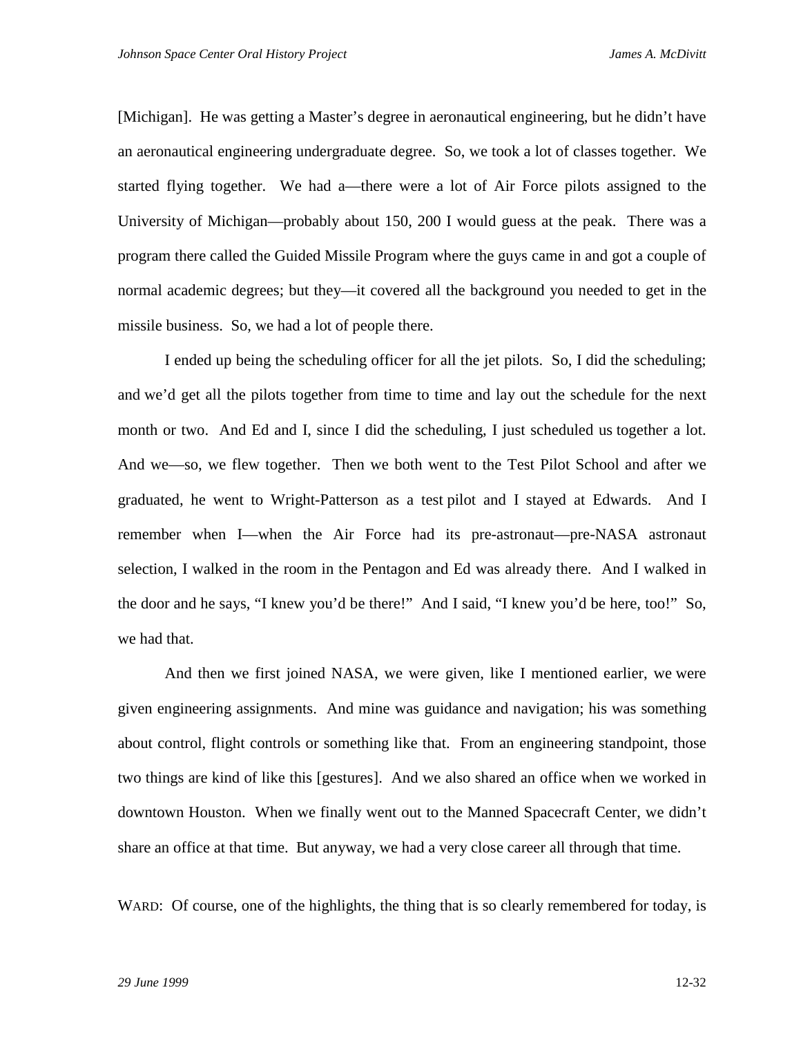[Michigan]. He was getting a Master's degree in aeronautical engineering, but he didn't have an aeronautical engineering undergraduate degree. So, we took a lot of classes together. We started flying together. We had a—there were a lot of Air Force pilots assigned to the University of Michigan—probably about 150, 200 I would guess at the peak. There was a program there called the Guided Missile Program where the guys came in and got a couple of normal academic degrees; but they—it covered all the background you needed to get in the missile business. So, we had a lot of people there.

I ended up being the scheduling officer for all the jet pilots. So, I did the scheduling; and we'd get all the pilots together from time to time and lay out the schedule for the next month or two. And Ed and I, since I did the scheduling, I just scheduled us together a lot. And we—so, we flew together. Then we both went to the Test Pilot School and after we graduated, he went to Wright-Patterson as a test pilot and I stayed at Edwards. And I remember when I—when the Air Force had its pre-astronaut—pre-NASA astronaut selection, I walked in the room in the Pentagon and Ed was already there. And I walked in the door and he says, "I knew you'd be there!" And I said, "I knew you'd be here, too!" So, we had that.

And then we first joined NASA, we were given, like I mentioned earlier, we were given engineering assignments. And mine was guidance and navigation; his was something about control, flight controls or something like that. From an engineering standpoint, those two things are kind of like this [gestures]. And we also shared an office when we worked in downtown Houston. When we finally went out to the Manned Spacecraft Center, we didn't share an office at that time. But anyway, we had a very close career all through that time.

WARD: Of course, one of the highlights, the thing that is so clearly remembered for today, is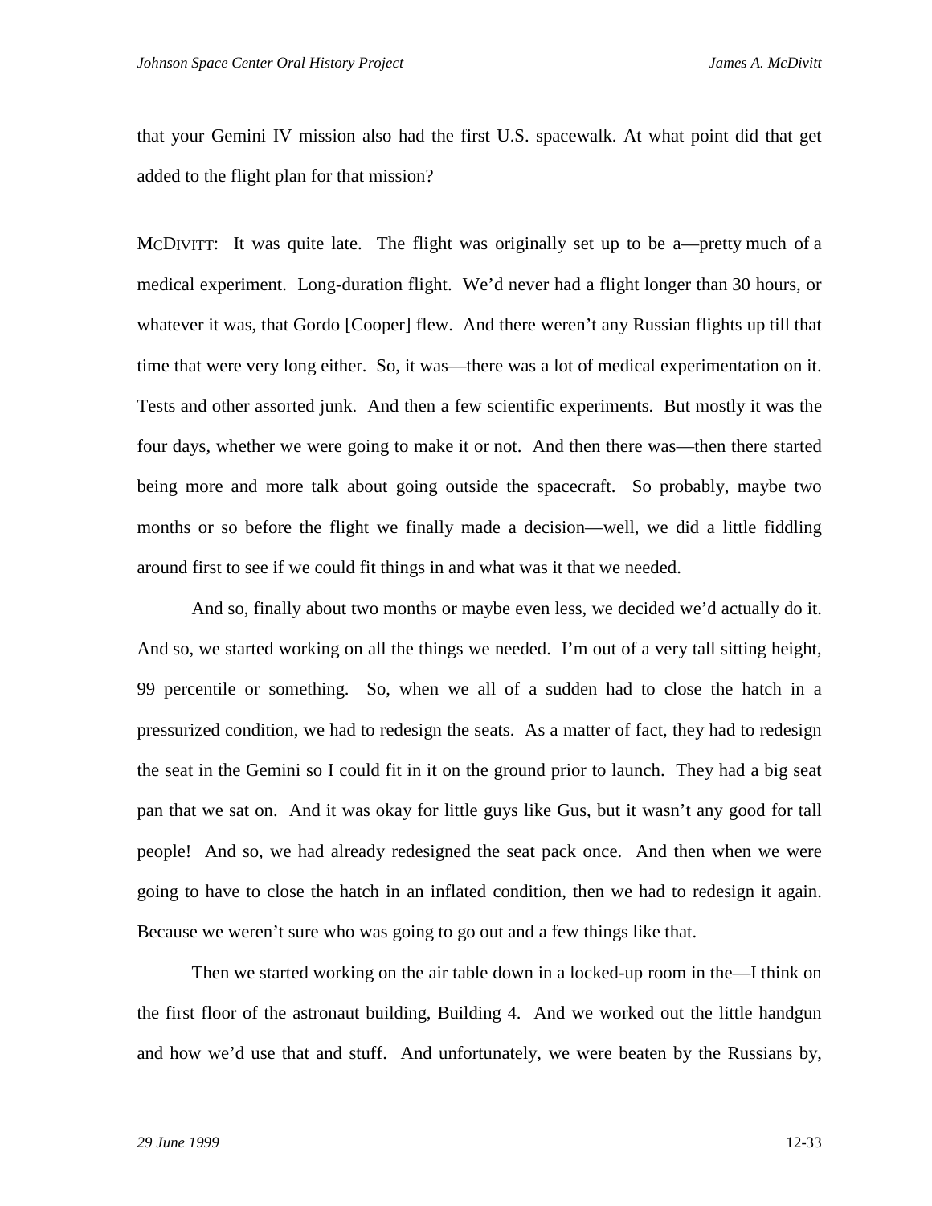that your Gemini IV mission also had the first U.S. spacewalk. At what point did that get added to the flight plan for that mission?

MCDIVITT: It was quite late. The flight was originally set up to be a—pretty much of a medical experiment. Long-duration flight. We'd never had a flight longer than 30 hours, or whatever it was, that Gordo [Cooper] flew. And there weren't any Russian flights up till that time that were very long either. So, it was—there was a lot of medical experimentation on it. Tests and other assorted junk. And then a few scientific experiments. But mostly it was the four days, whether we were going to make it or not. And then there was—then there started being more and more talk about going outside the spacecraft. So probably, maybe two months or so before the flight we finally made a decision—well, we did a little fiddling around first to see if we could fit things in and what was it that we needed.

And so, finally about two months or maybe even less, we decided we'd actually do it. And so, we started working on all the things we needed. I'm out of a very tall sitting height, 99 percentile or something. So, when we all of a sudden had to close the hatch in a pressurized condition, we had to redesign the seats. As a matter of fact, they had to redesign the seat in the Gemini so I could fit in it on the ground prior to launch. They had a big seat pan that we sat on. And it was okay for little guys like Gus, but it wasn't any good for tall people! And so, we had already redesigned the seat pack once. And then when we were going to have to close the hatch in an inflated condition, then we had to redesign it again. Because we weren't sure who was going to go out and a few things like that.

Then we started working on the air table down in a locked-up room in the—I think on the first floor of the astronaut building, Building 4. And we worked out the little handgun and how we'd use that and stuff. And unfortunately, we were beaten by the Russians by,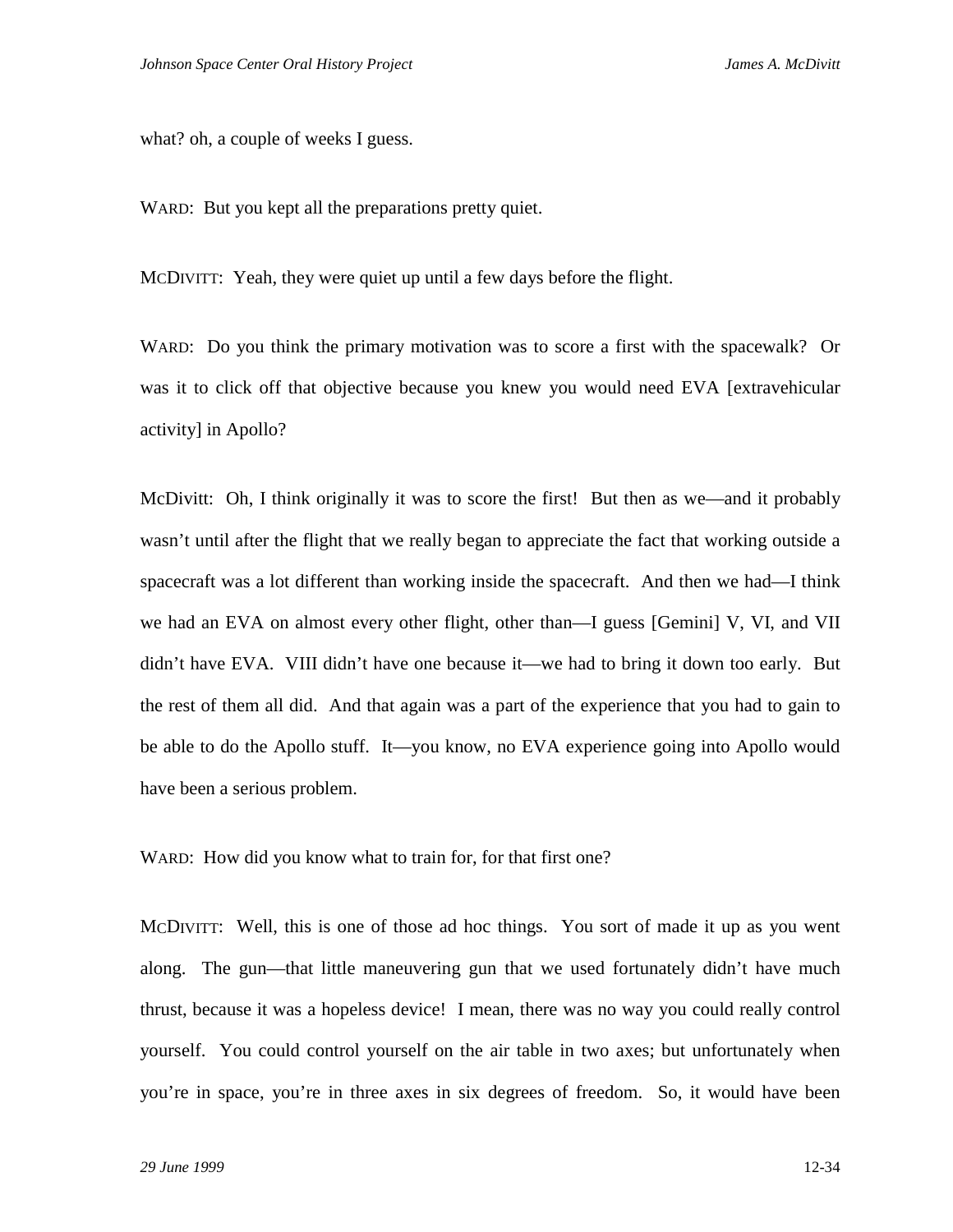what? oh, a couple of weeks I guess.

WARD: But you kept all the preparations pretty quiet.

MCDIVITT: Yeah, they were quiet up until a few days before the flight.

WARD: Do you think the primary motivation was to score a first with the spacewalk? Or was it to click off that objective because you knew you would need EVA [extravehicular activity] in Apollo?

McDivitt: Oh, I think originally it was to score the first! But then as we—and it probably wasn't until after the flight that we really began to appreciate the fact that working outside a spacecraft was a lot different than working inside the spacecraft. And then we had—I think we had an EVA on almost every other flight, other than—I guess [Gemini] V, VI, and VII didn't have EVA. VIII didn't have one because it—we had to bring it down too early. But the rest of them all did. And that again was a part of the experience that you had to gain to be able to do the Apollo stuff. It—you know, no EVA experience going into Apollo would have been a serious problem.

WARD: How did you know what to train for, for that first one?

MCDIVITT: Well, this is one of those ad hoc things. You sort of made it up as you went along. The gun—that little maneuvering gun that we used fortunately didn't have much thrust, because it was a hopeless device! I mean, there was no way you could really control yourself. You could control yourself on the air table in two axes; but unfortunately when you're in space, you're in three axes in six degrees of freedom. So, it would have been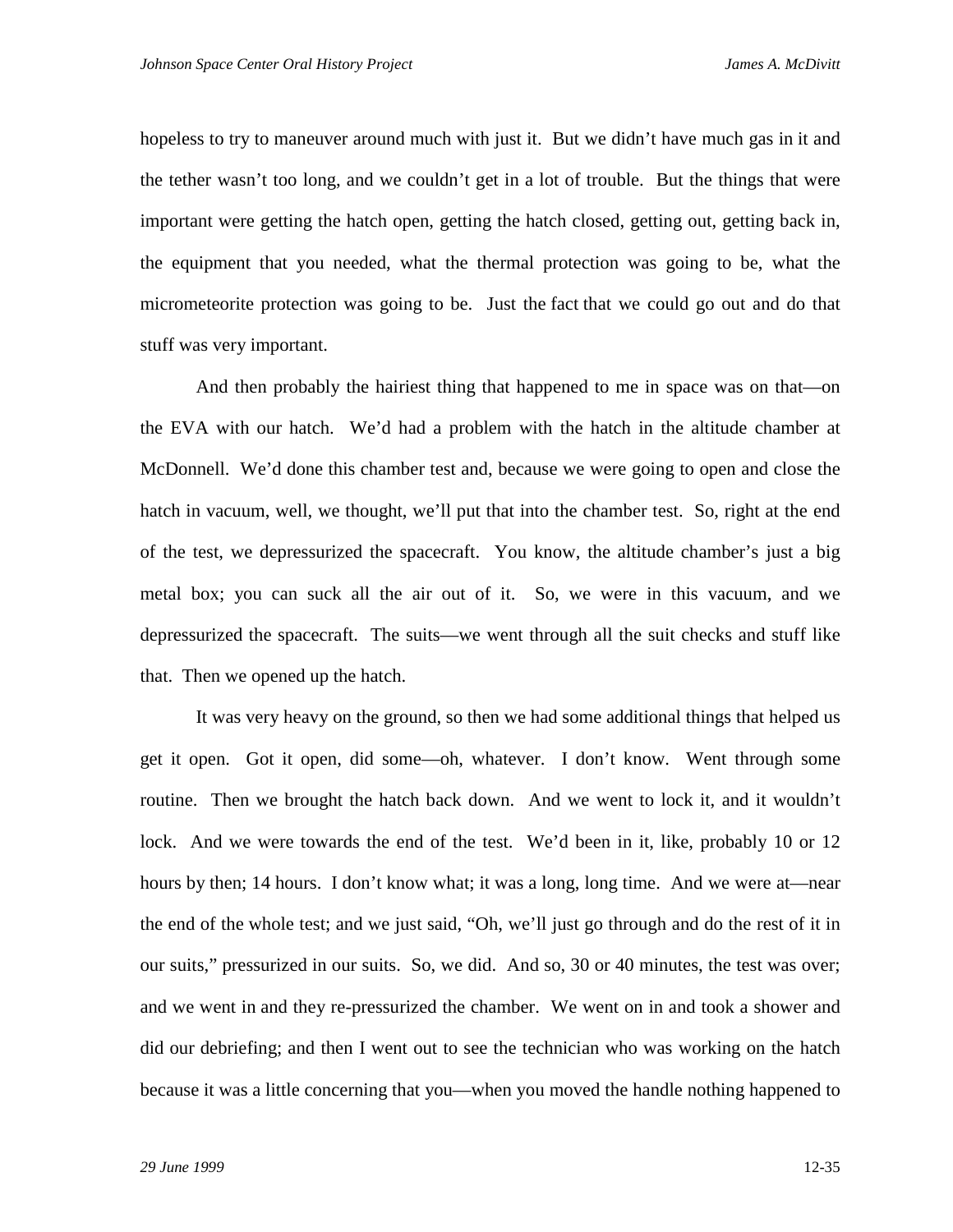hopeless to try to maneuver around much with just it. But we didn't have much gas in it and the tether wasn't too long, and we couldn't get in a lot of trouble. But the things that were important were getting the hatch open, getting the hatch closed, getting out, getting back in, the equipment that you needed, what the thermal protection was going to be, what the micrometeorite protection was going to be. Just the fact that we could go out and do that stuff was very important.

And then probably the hairiest thing that happened to me in space was on that—on the EVA with our hatch. We'd had a problem with the hatch in the altitude chamber at McDonnell. We'd done this chamber test and, because we were going to open and close the hatch in vacuum, well, we thought, we'll put that into the chamber test. So, right at the end of the test, we depressurized the spacecraft. You know, the altitude chamber's just a big metal box; you can suck all the air out of it. So, we were in this vacuum, and we depressurized the spacecraft. The suits—we went through all the suit checks and stuff like that. Then we opened up the hatch.

It was very heavy on the ground, so then we had some additional things that helped us get it open. Got it open, did some—oh, whatever. I don't know. Went through some routine. Then we brought the hatch back down. And we went to lock it, and it wouldn't lock. And we were towards the end of the test. We'd been in it, like, probably 10 or 12 hours by then; 14 hours. I don't know what; it was a long, long time. And we were at—near the end of the whole test; and we just said, "Oh, we'll just go through and do the rest of it in our suits," pressurized in our suits. So, we did. And so, 30 or 40 minutes, the test was over; and we went in and they re-pressurized the chamber. We went on in and took a shower and did our debriefing; and then I went out to see the technician who was working on the hatch because it was a little concerning that you—when you moved the handle nothing happened to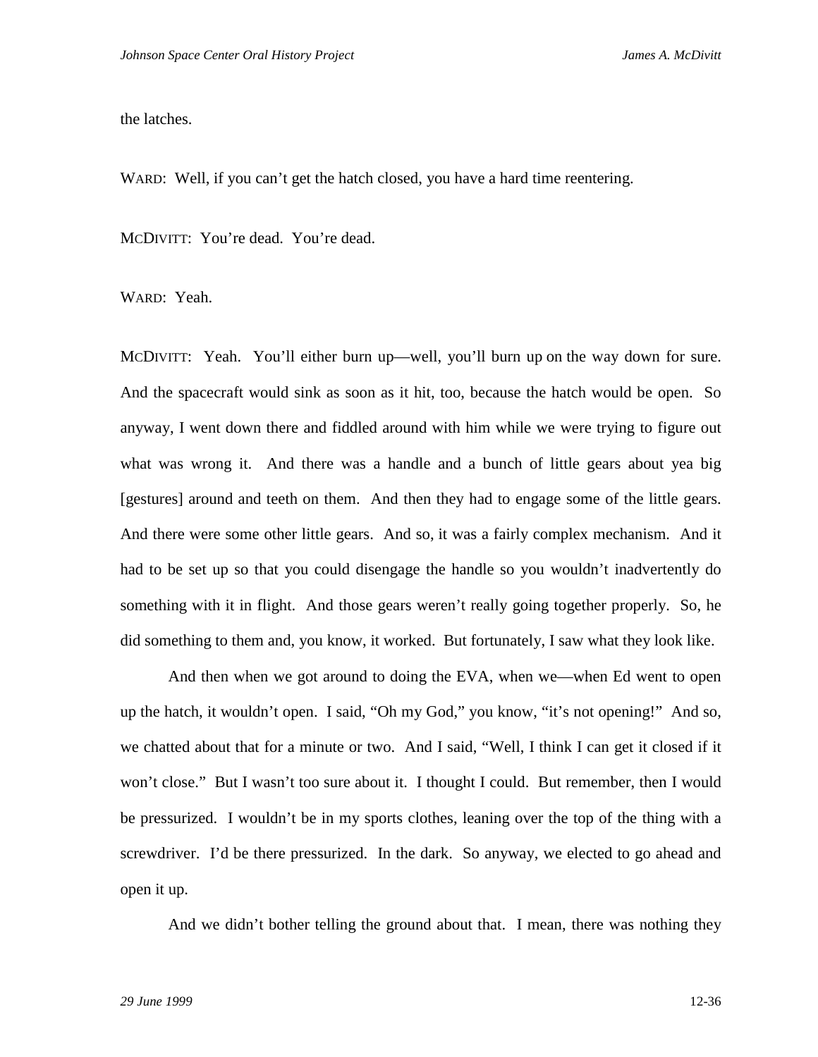the latches.

WARD: Well, if you can't get the hatch closed, you have a hard time reentering.

MCDIVITT: You're dead. You're dead.

WARD: Yeah.

MCDIVITT: Yeah. You'll either burn up—well, you'll burn up on the way down for sure. And the spacecraft would sink as soon as it hit, too, because the hatch would be open. So anyway, I went down there and fiddled around with him while we were trying to figure out what was wrong it. And there was a handle and a bunch of little gears about yea big [gestures] around and teeth on them. And then they had to engage some of the little gears. And there were some other little gears. And so, it was a fairly complex mechanism. And it had to be set up so that you could disengage the handle so you wouldn't inadvertently do something with it in flight. And those gears weren't really going together properly. So, he did something to them and, you know, it worked. But fortunately, I saw what they look like.

And then when we got around to doing the EVA, when we—when Ed went to open up the hatch, it wouldn't open. I said, "Oh my God," you know, "it's not opening!" And so, we chatted about that for a minute or two. And I said, "Well, I think I can get it closed if it won't close." But I wasn't too sure about it. I thought I could. But remember, then I would be pressurized. I wouldn't be in my sports clothes, leaning over the top of the thing with a screwdriver. I'd be there pressurized. In the dark. So anyway, we elected to go ahead and open it up.

And we didn't bother telling the ground about that. I mean, there was nothing they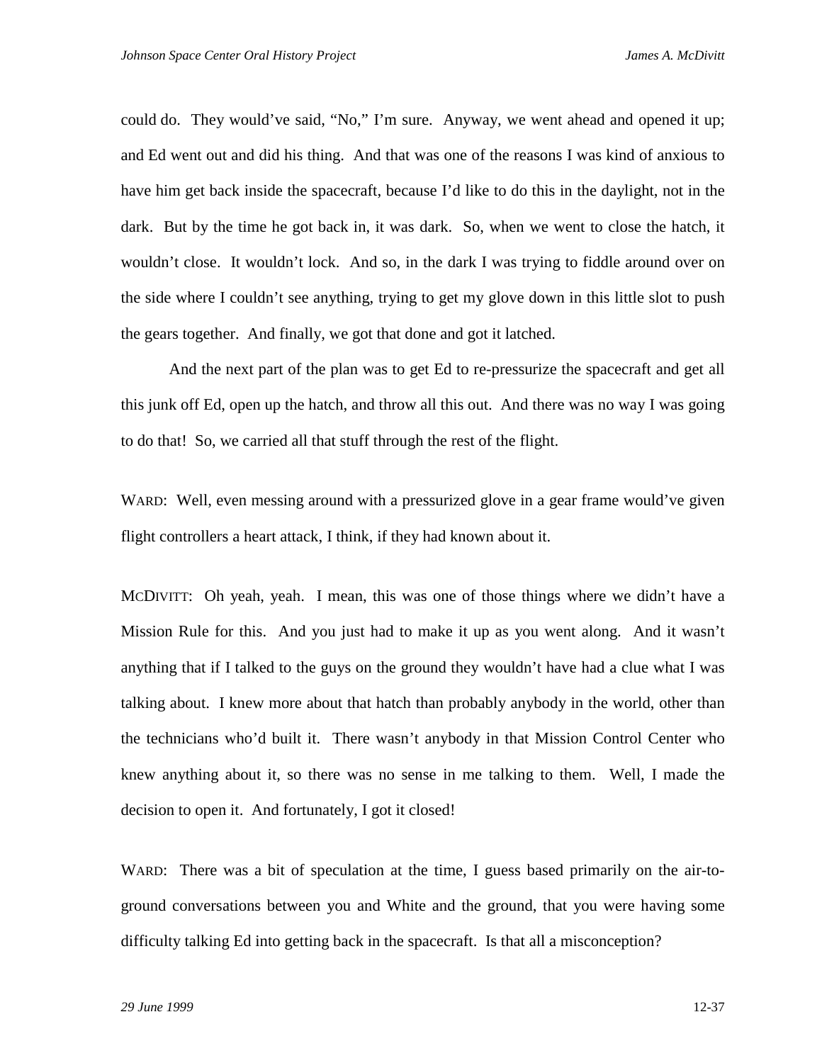could do. They would've said, "No," I'm sure. Anyway, we went ahead and opened it up; and Ed went out and did his thing. And that was one of the reasons I was kind of anxious to have him get back inside the spacecraft, because I'd like to do this in the daylight, not in the dark. But by the time he got back in, it was dark. So, when we went to close the hatch, it wouldn't close. It wouldn't lock. And so, in the dark I was trying to fiddle around over on the side where I couldn't see anything, trying to get my glove down in this little slot to push the gears together. And finally, we got that done and got it latched.

And the next part of the plan was to get Ed to re-pressurize the spacecraft and get all this junk off Ed, open up the hatch, and throw all this out. And there was no way I was going to do that! So, we carried all that stuff through the rest of the flight.

WARD: Well, even messing around with a pressurized glove in a gear frame would've given flight controllers a heart attack, I think, if they had known about it.

MCDIVITT: Oh yeah, yeah. I mean, this was one of those things where we didn't have a Mission Rule for this. And you just had to make it up as you went along. And it wasn't anything that if I talked to the guys on the ground they wouldn't have had a clue what I was talking about. I knew more about that hatch than probably anybody in the world, other than the technicians who'd built it. There wasn't anybody in that Mission Control Center who knew anything about it, so there was no sense in me talking to them. Well, I made the decision to open it. And fortunately, I got it closed!

WARD: There was a bit of speculation at the time, I guess based primarily on the air-to-ground conversations between you and White and the ground, that you were having some difficulty talking Ed into getting back in the spacecraft. Is that all a misconception?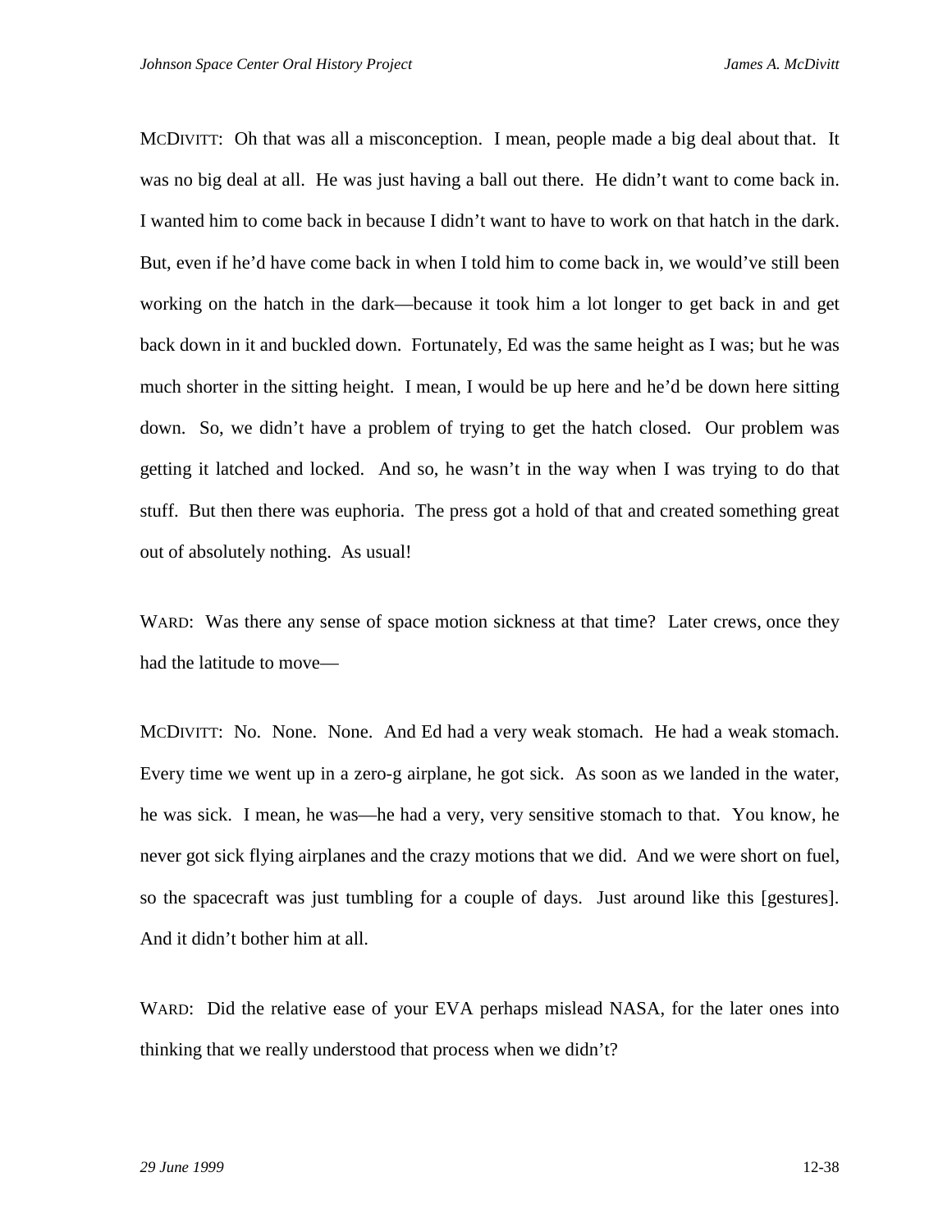MCDIVITT: Oh that was all a misconception. I mean, people made a big deal about that. It was no big deal at all. He was just having a ball out there. He didn't want to come back in. I wanted him to come back in because I didn't want to have to work on that hatch in the dark. But, even if he'd have come back in when I told him to come back in, we would've still been working on the hatch in the dark—because it took him a lot longer to get back in and get back down in it and buckled down. Fortunately, Ed was the same height as I was; but he was much shorter in the sitting height. I mean, I would be up here and he'd be down here sitting down. So, we didn't have a problem of trying to get the hatch closed. Our problem was getting it latched and locked. And so, he wasn't in the way when I was trying to do that stuff. But then there was euphoria. The press got a hold of that and created something great out of absolutely nothing. As usual!

WARD: Was there any sense of space motion sickness at that time? Later crews, once they had the latitude to move—

MCDIVITT: No. None. None. And Ed had a very weak stomach. He had a weak stomach. Every time we went up in a zero-g airplane, he got sick. As soon as we landed in the water, he was sick. I mean, he was—he had a very, very sensitive stomach to that. You know, he never got sick flying airplanes and the crazy motions that we did. And we were short on fuel, so the spacecraft was just tumbling for a couple of days. Just around like this [gestures]. And it didn't bother him at all.

WARD: Did the relative ease of your EVA perhaps mislead NASA, for the later ones into thinking that we really understood that process when we didn't?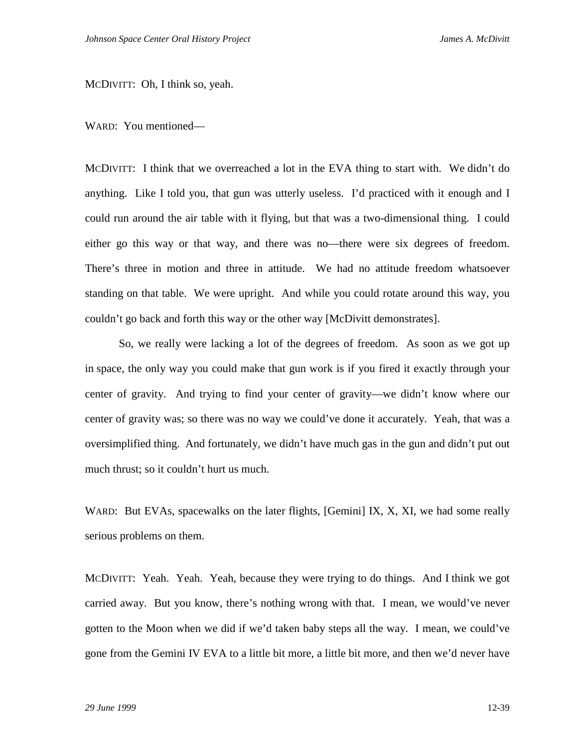MCDIVITT: Oh, I think so, yeah.

WARD: You mentioned—

MCDIVITT: I think that we overreached a lot in the EVA thing to start with. We didn't do anything. Like I told you, that gun was utterly useless. I'd practiced with it enough and I could run around the air table with it flying, but that was a two-dimensional thing. I could either go this way or that way, and there was no—there were six degrees of freedom. There's three in motion and three in attitude. We had no attitude freedom whatsoever standing on that table. We were upright. And while you could rotate around this way, you couldn't go back and forth this way or the other way [McDivitt demonstrates].

So, we really were lacking a lot of the degrees of freedom. As soon as we got up in space, the only way you could make that gun work is if you fired it exactly through your center of gravity. And trying to find your center of gravity—we didn't know where our center of gravity was; so there was no way we could've done it accurately. Yeah, that was a oversimplified thing. And fortunately, we didn't have much gas in the gun and didn't put out much thrust; so it couldn't hurt us much.

WARD: But EVAs, spacewalks on the later flights, [Gemini] IX, X, XI, we had some really serious problems on them.

MCDIVITT: Yeah. Yeah. Yeah, because they were trying to do things. And I think we got carried away. But you know, there's nothing wrong with that. I mean, we would've never gotten to the Moon when we did if we'd taken baby steps all the way. I mean, we could've gone from the Gemini IV EVA to a little bit more, a little bit more, and then we'd never have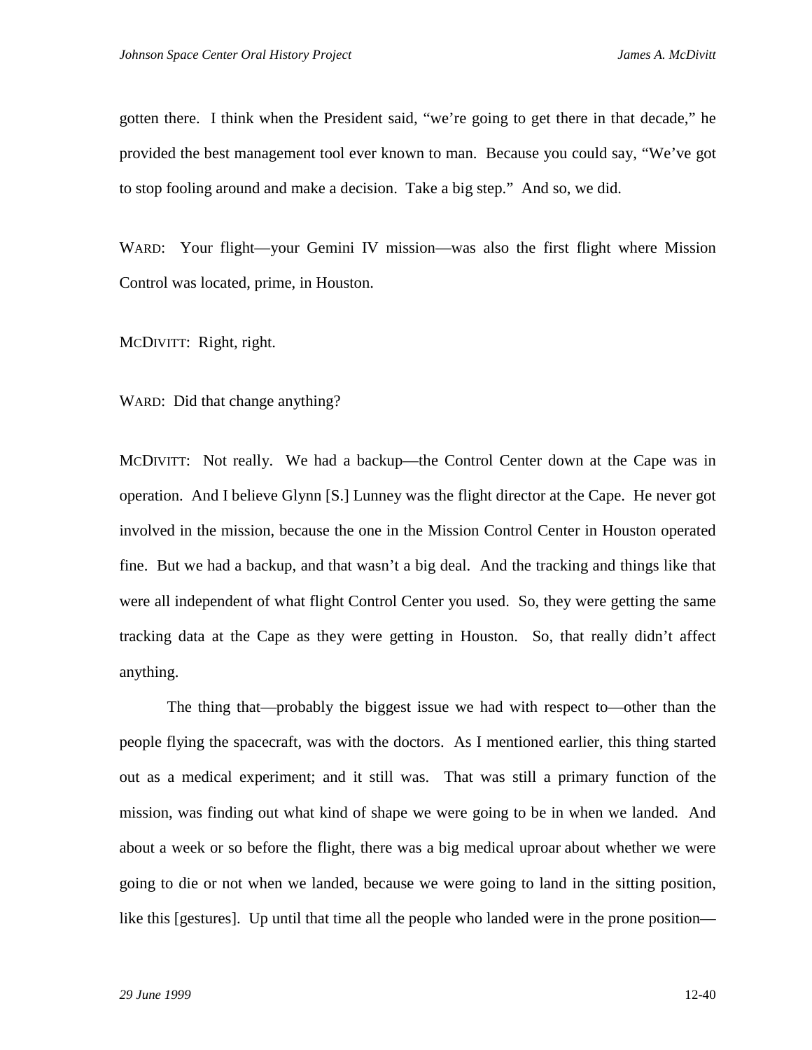gotten there. I think when the President said, "we're going to get there in that decade," he provided the best management tool ever known to man. Because you could say, "We've got to stop fooling around and make a decision. Take a big step." And so, we did.

WARD: Your flight—your Gemini IV mission—was also the first flight where Mission Control was located, prime, in Houston.

MCDIVITT: Right, right.

WARD: Did that change anything?

MCDIVITT: Not really. We had a backup—the Control Center down at the Cape was in operation. And I believe Glynn [S.] Lunney was the flight director at the Cape. He never got involved in the mission, because the one in the Mission Control Center in Houston operated fine. But we had a backup, and that wasn't a big deal. And the tracking and things like that were all independent of what flight Control Center you used. So, they were getting the same tracking data at the Cape as they were getting in Houston. So, that really didn't affect anything.

The thing that—probably the biggest issue we had with respect to—other than the people flying the spacecraft, was with the doctors. As I mentioned earlier, this thing started out as a medical experiment; and it still was. That was still a primary function of the mission, was finding out what kind of shape we were going to be in when we landed. And about a week or so before the flight, there was a big medical uproar about whether we were going to die or not when we landed, because we were going to land in the sitting position, like this [gestures]. Up until that time all the people who landed were in the prone position—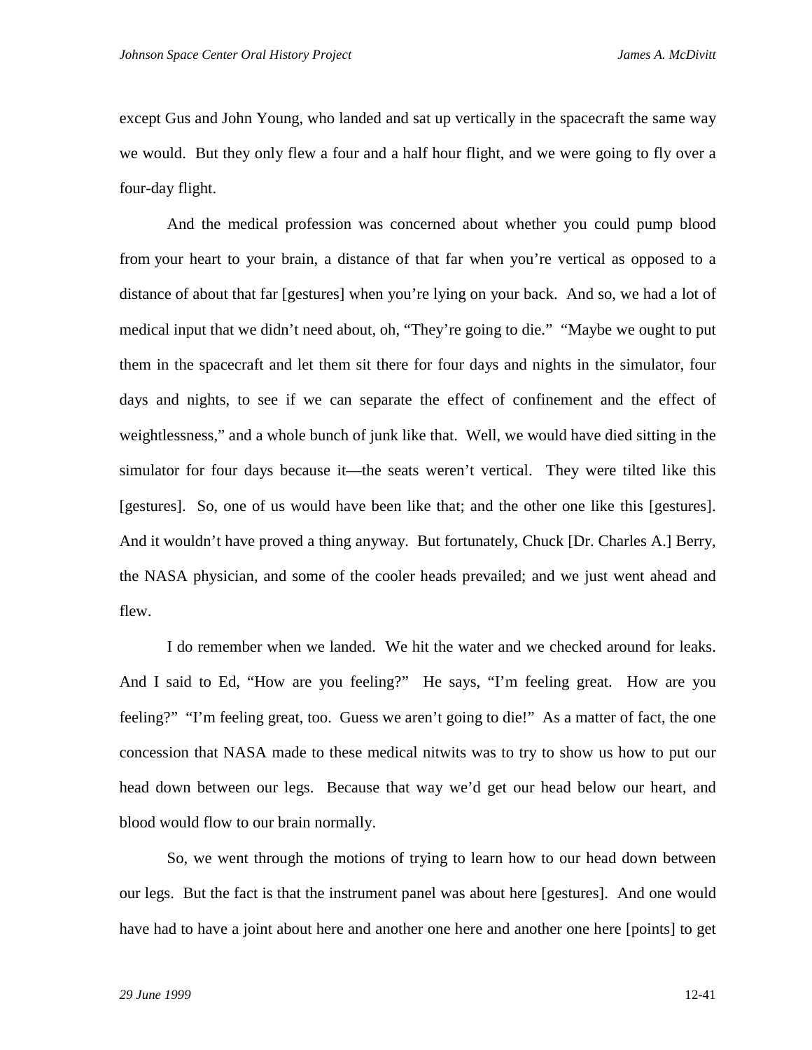except Gus and John Young, who landed and sat up vertically in the spacecraft the same way we would. But they only flew a four and a half hour flight, and we were going to fly over a four-day flight.

And the medical profession was concerned about whether you could pump blood from your heart to your brain, a distance of that far when you're vertical as opposed to a distance of about that far [gestures] when you're lying on your back. And so, we had a lot of medical input that we didn't need about, oh, "They're going to die." "Maybe we ought to put them in the spacecraft and let them sit there for four days and nights in the simulator, four days and nights, to see if we can separate the effect of confinement and the effect of weightlessness," and a whole bunch of junk like that. Well, we would have died sitting in the simulator for four days because it—the seats weren't vertical. They were tilted like this [gestures]. So, one of us would have been like that; and the other one like this [gestures]. And it wouldn't have proved a thing anyway. But fortunately, Chuck [Dr. Charles A.] Berry, the NASA physician, and some of the cooler heads prevailed; and we just went ahead and flew.

I do remember when we landed. We hit the water and we checked around for leaks. And I said to Ed, "How are you feeling?" He says, "I'm feeling great. How are you feeling?" "I'm feeling great, too. Guess we aren't going to die!" As a matter of fact, the one concession that NASA made to these medical nitwits was to try to show us how to put our head down between our legs. Because that way we'd get our head below our heart, and blood would flow to our brain normally.

So, we went through the motions of trying to learn how to our head down between our legs. But the fact is that the instrument panel was about here [gestures]. And one would have had to have a joint about here and another one here and another one here [points] to get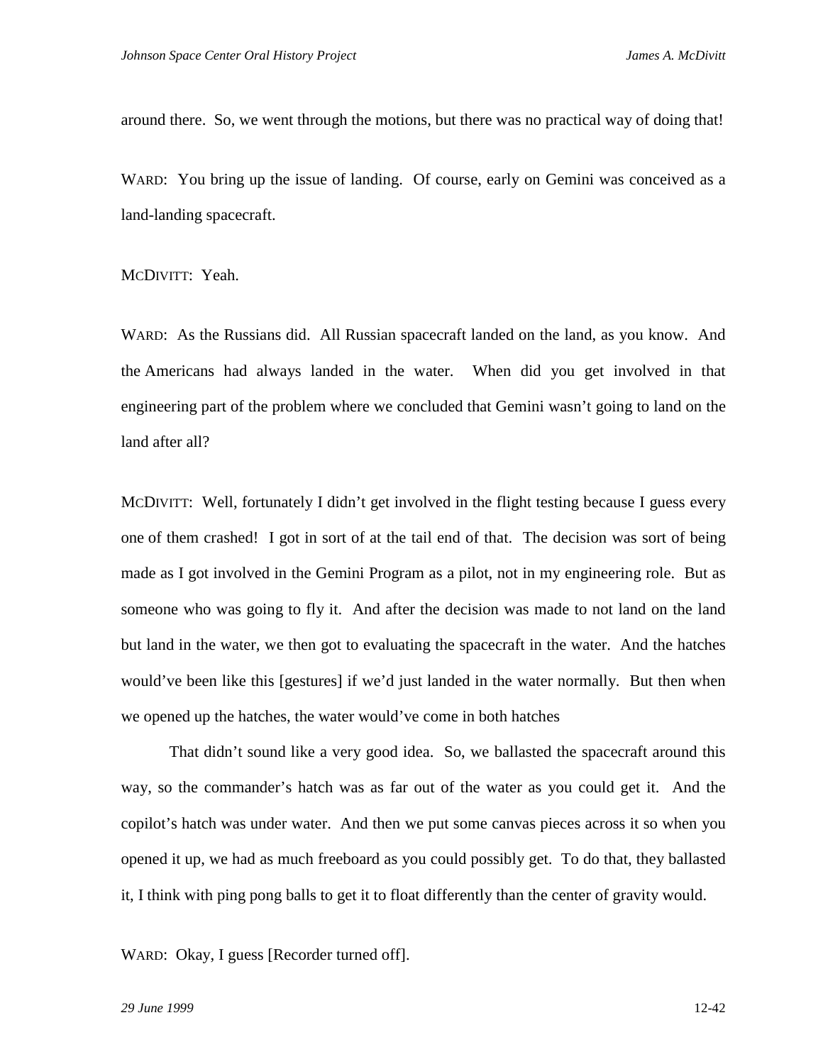around there. So, we went through the motions, but there was no practical way of doing that!

WARD: You bring up the issue of landing. Of course, early on Gemini was conceived as a land-landing spacecraft.

MCDIVITT: Yeah.

WARD: As the Russians did. All Russian spacecraft landed on the land, as you know. And the Americans had always landed in the water. When did you get involved in that engineering part of the problem where we concluded that Gemini wasn't going to land on the land after all?

MCDIVITT: Well, fortunately I didn't get involved in the flight testing because I guess every one of them crashed! I got in sort of at the tail end of that. The decision was sort of being made as I got involved in the Gemini Program as a pilot, not in my engineering role. But as someone who was going to fly it. And after the decision was made to not land on the land but land in the water, we then got to evaluating the spacecraft in the water. And the hatches would've been like this [gestures] if we'd just landed in the water normally. But then when we opened up the hatches, the water would've come in both hatches

That didn't sound like a very good idea. So, we ballasted the spacecraft around this way, so the commander's hatch was as far out of the water as you could get it. And the copilot's hatch was under water. And then we put some canvas pieces across it so when you opened it up, we had as much freeboard as you could possibly get. To do that, they ballasted it, I think with ping pong balls to get it to float differently than the center of gravity would.

WARD: Okay, I guess [Recorder turned off].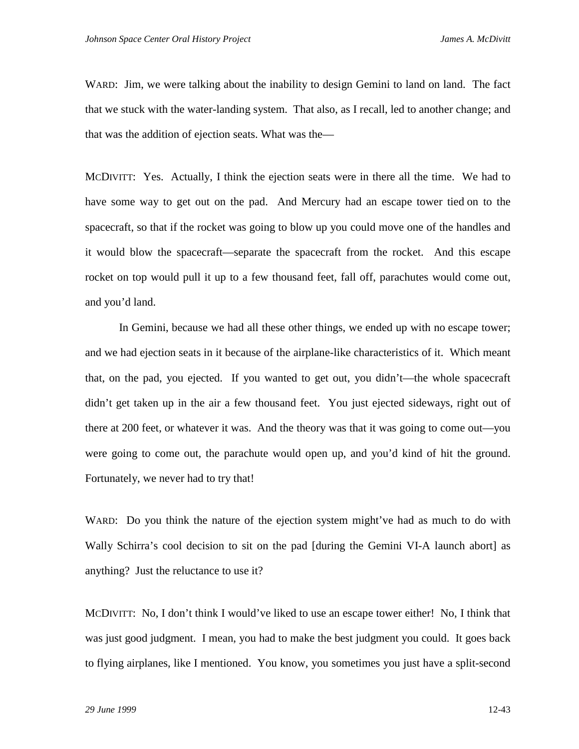WARD: Jim, we were talking about the inability to design Gemini to land on land. The fact that we stuck with the water-landing system. That also, as I recall, led to another change; and that was the addition of ejection seats. What was the—

MCDIVITT: Yes. Actually, I think the ejection seats were in there all the time. We had to have some way to get out on the pad. And Mercury had an escape tower tied on to the spacecraft, so that if the rocket was going to blow up you could move one of the handles and it would blow the spacecraft—separate the spacecraft from the rocket. And this escape rocket on top would pull it up to a few thousand feet, fall off, parachutes would come out, and you'd land.

In Gemini, because we had all these other things, we ended up with no escape tower; and we had ejection seats in it because of the airplane-like characteristics of it. Which meant that, on the pad, you ejected. If you wanted to get out, you didn't—the whole spacecraft didn't get taken up in the air a few thousand feet. You just ejected sideways, right out of there at 200 feet, or whatever it was. And the theory was that it was going to come out—you were going to come out, the parachute would open up, and you'd kind of hit the ground. Fortunately, we never had to try that!

WARD: Do you think the nature of the ejection system might've had as much to do with Wally Schirra's cool decision to sit on the pad [during the Gemini VI-A launch abort] as anything? Just the reluctance to use it?

MCDIVITT: No, I don't think I would've liked to use an escape tower either! No, I think that was just good judgment. I mean, you had to make the best judgment you could. It goes back to flying airplanes, like I mentioned. You know, you sometimes you just have a split-second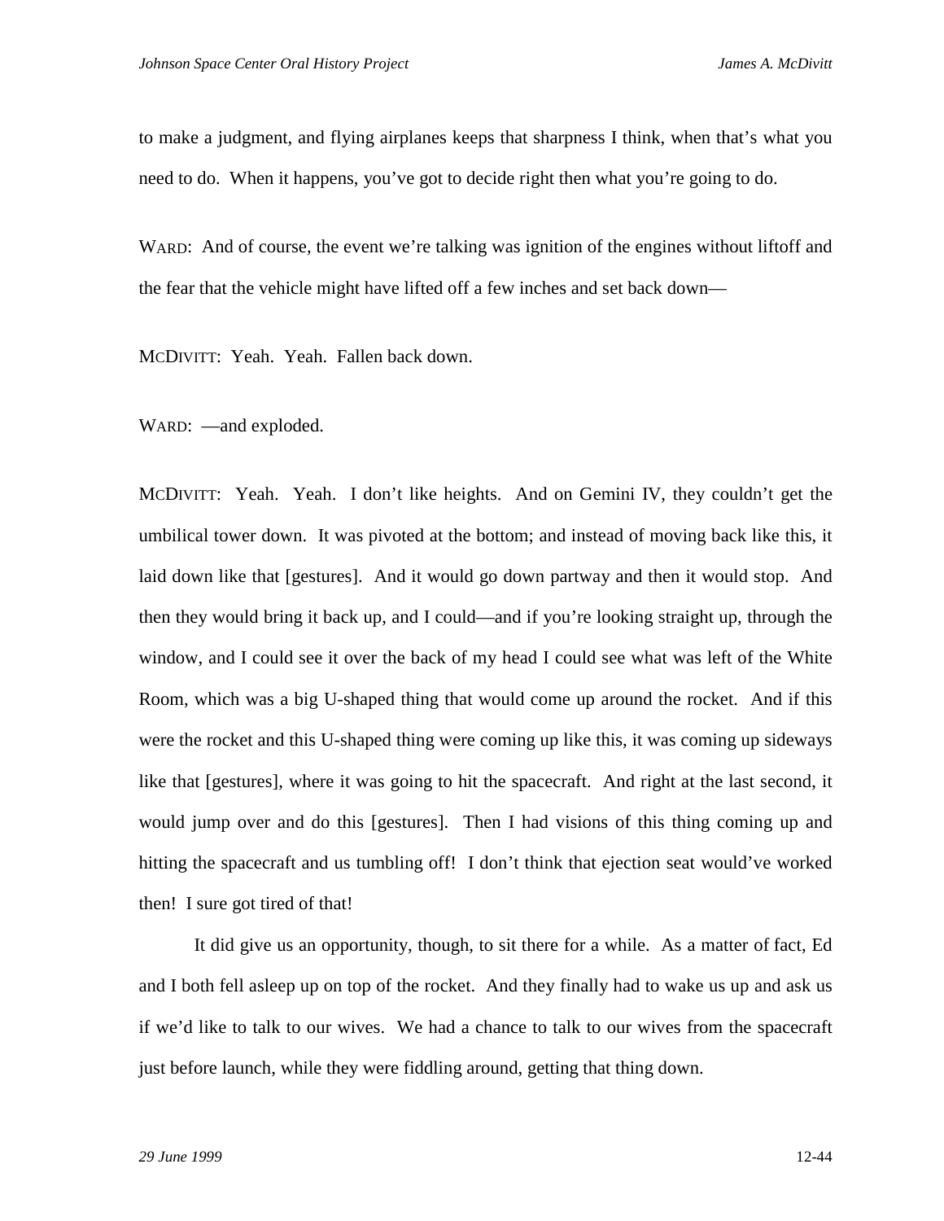to make a judgment, and flying airplanes keeps that sharpness I think, when that's what you need to do. When it happens, you've got to decide right then what you're going to do.

WARD: And of course, the event we're talking was ignition of the engines without liftoff and the fear that the vehicle might have lifted off a few inches and set back down—

MCDIVITT: Yeah. Yeah. Fallen back down.

WARD: —and exploded.

MCDIVITT: Yeah. Yeah. I don't like heights. And on Gemini IV, they couldn't get the umbilical tower down. It was pivoted at the bottom; and instead of moving back like this, it laid down like that [gestures]. And it would go down partway and then it would stop. And then they would bring it back up, and I could—and if you're looking straight up, through the window, and I could see it over the back of my head I could see what was left of the White Room, which was a big U-shaped thing that would come up around the rocket. And if this were the rocket and this U-shaped thing were coming up like this, it was coming up sideways like that [gestures], where it was going to hit the spacecraft. And right at the last second, it would jump over and do this [gestures]. Then I had visions of this thing coming up and hitting the spacecraft and us tumbling off! I don't think that ejection seat would've worked then! I sure got tired of that!

It did give us an opportunity, though, to sit there for a while. As a matter of fact, Ed and I both fell asleep up on top of the rocket. And they finally had to wake us up and ask us if we'd like to talk to our wives. We had a chance to talk to our wives from the spacecraft just before launch, while they were fiddling around, getting that thing down.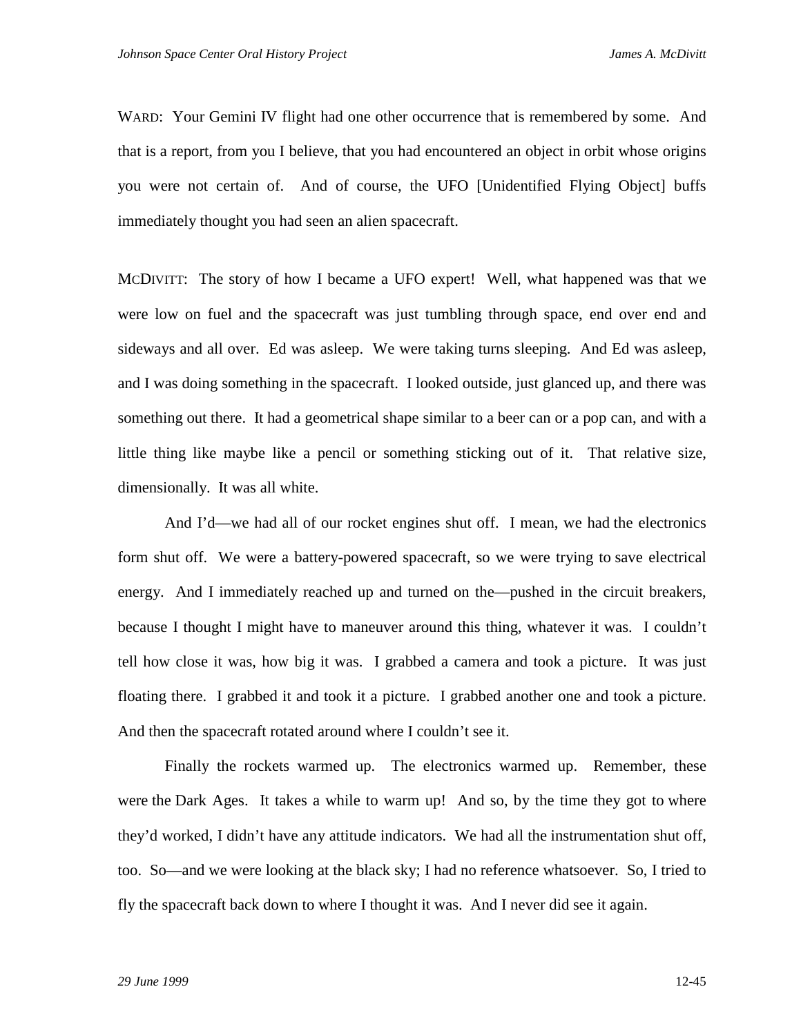WARD: Your Gemini IV flight had one other occurrence that is remembered by some. And that is a report, from you I believe, that you had encountered an object in orbit whose origins you were not certain of. And of course, the UFO [Unidentified Flying Object] buffs immediately thought you had seen an alien spacecraft.

MCDIVITT: The story of how I became a UFO expert! Well, what happened was that we were low on fuel and the spacecraft was just tumbling through space, end over end and sideways and all over. Ed was asleep. We were taking turns sleeping. And Ed was asleep, and I was doing something in the spacecraft. I looked outside, just glanced up, and there was something out there. It had a geometrical shape similar to a beer can or a pop can, and with a little thing like maybe like a pencil or something sticking out of it. That relative size, dimensionally. It was all white.

And I'd—we had all of our rocket engines shut off. I mean, we had the electronics form shut off. We were a battery-powered spacecraft, so we were trying to save electrical energy. And I immediately reached up and turned on the—pushed in the circuit breakers, because I thought I might have to maneuver around this thing, whatever it was. I couldn't tell how close it was, how big it was. I grabbed a camera and took a picture. It was just floating there. I grabbed it and took it a picture. I grabbed another one and took a picture. And then the spacecraft rotated around where I couldn't see it.

Finally the rockets warmed up. The electronics warmed up. Remember, these were the Dark Ages. It takes a while to warm up! And so, by the time they got to where they'd worked, I didn't have any attitude indicators. We had all the instrumentation shut off, too. So—and we were looking at the black sky; I had no reference whatsoever. So, I tried to fly the spacecraft back down to where I thought it was. And I never did see it again.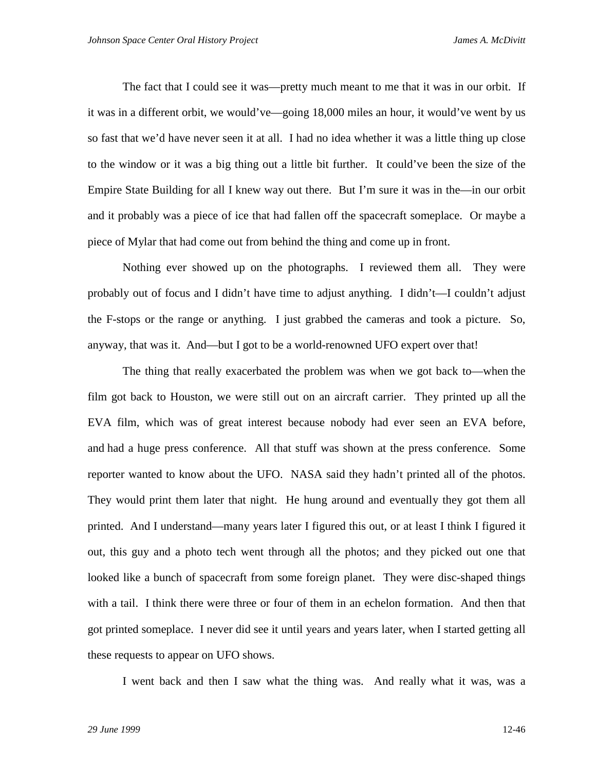The fact that I could see it was—pretty much meant to me that it was in our orbit. If it was in a different orbit, we would've—going 18,000 miles an hour, it would've went by us so fast that we'd have never seen it at all. I had no idea whether it was a little thing up close to the window or it was a big thing out a little bit further. It could've been the size of the Empire State Building for all I knew way out there. But I'm sure it was in the—in our orbit and it probably was a piece of ice that had fallen off the spacecraft someplace. Or maybe a piece of Mylar that had come out from behind the thing and come up in front.

Nothing ever showed up on the photographs. I reviewed them all. They were probably out of focus and I didn't have time to adjust anything. I didn't—I couldn't adjust the F-stops or the range or anything. I just grabbed the cameras and took a picture. So, anyway, that was it. And—but I got to be a world-renowned UFO expert over that!

The thing that really exacerbated the problem was when we got back to—when the film got back to Houston, we were still out on an aircraft carrier. They printed up all the EVA film, which was of great interest because nobody had ever seen an EVA before, and had a huge press conference. All that stuff was shown at the press conference. Some reporter wanted to know about the UFO. NASA said they hadn't printed all of the photos. They would print them later that night. He hung around and eventually they got them all printed. And I understand—many years later I figured this out, or at least I think I figured it out, this guy and a photo tech went through all the photos; and they picked out one that looked like a bunch of spacecraft from some foreign planet. They were disc-shaped things with a tail. I think there were three or four of them in an echelon formation. And then that got printed someplace. I never did see it until years and years later, when I started getting all these requests to appear on UFO shows.

I went back and then I saw what the thing was. And really what it was, was a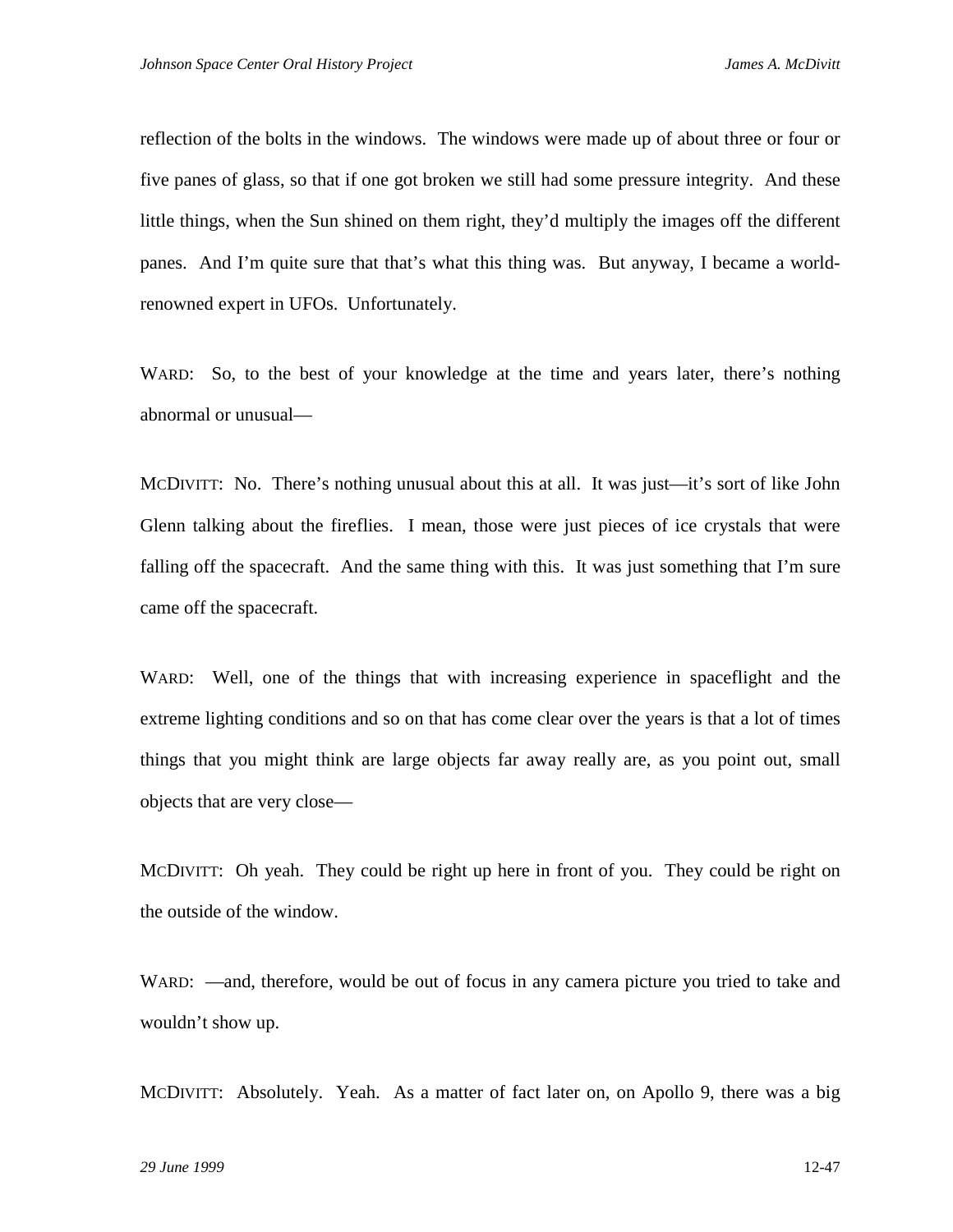reflection of the bolts in the windows. The windows were made up of about three or four or five panes of glass, so that if one got broken we still had some pressure integrity. And these little things, when the Sun shined on them right, they'd multiply the images off the different panes. And I'm quite sure that that's what this thing was. But anyway, I became a world-renowned expert in UFOs. Unfortunately.

WARD: So, to the best of your knowledge at the time and years later, there's nothing abnormal or unusual—

MCDIVITT: No. There's nothing unusual about this at all. It was just—it's sort of like John Glenn talking about the fireflies. I mean, those were just pieces of ice crystals that were falling off the spacecraft. And the same thing with this. It was just something that I'm sure came off the spacecraft.

WARD: Well, one of the things that with increasing experience in spaceflight and the extreme lighting conditions and so on that has come clear over the years is that a lot of times things that you might think are large objects far away really are, as you point out, small objects that are very close—

MCDIVITT: Oh yeah. They could be right up here in front of you. They could be right on the outside of the window.

WARD: —and, therefore, would be out of focus in any camera picture you tried to take and wouldn't show up.

MCDIVITT: Absolutely. Yeah. As a matter of fact later on, on Apollo 9, there was a big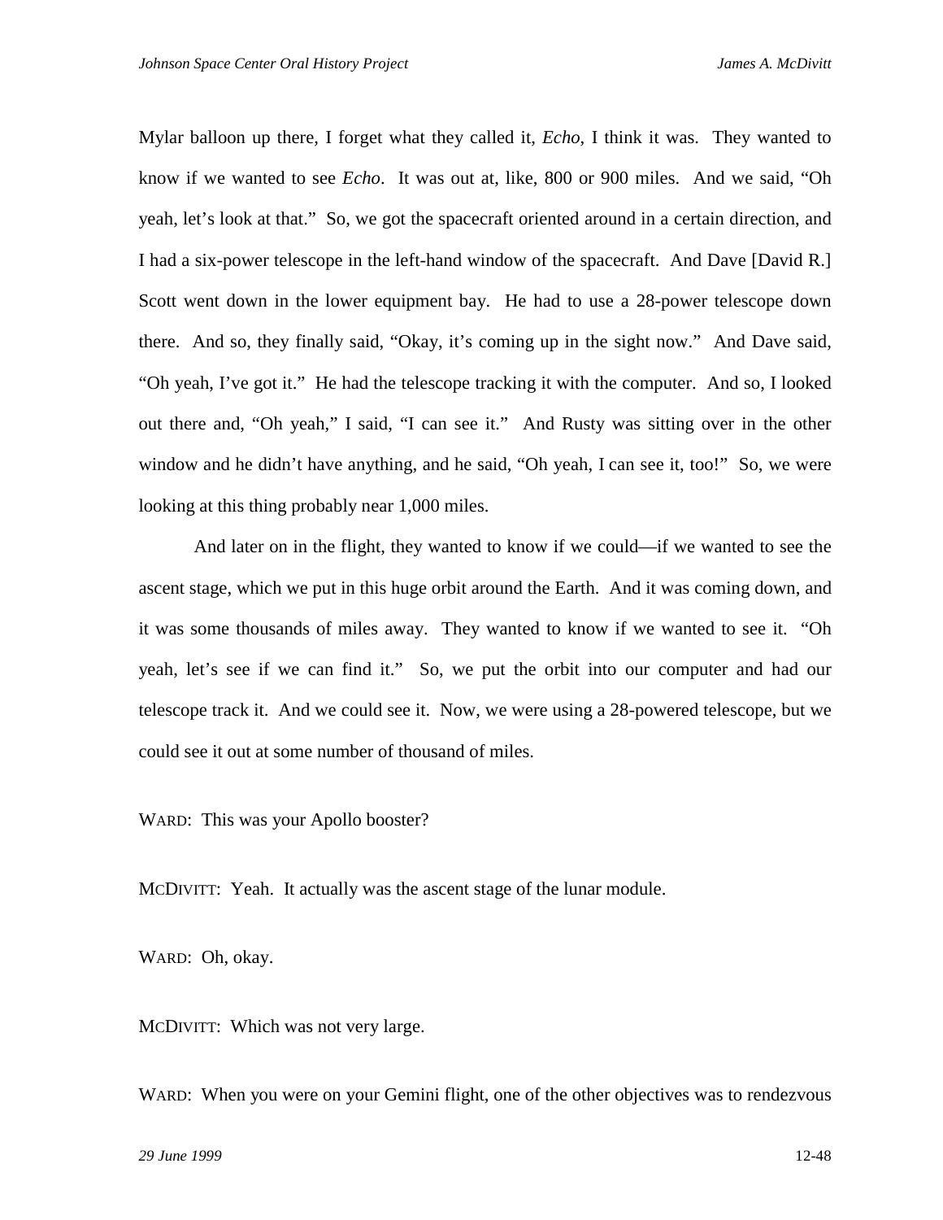Mylar balloon up there, I forget what they called it, *Echo*, I think it was. They wanted to know if we wanted to see *Echo*. It was out at, like, 800 or 900 miles. And we said, "Oh yeah, let's look at that." So, we got the spacecraft oriented around in a certain direction, and I had a six-power telescope in the left-hand window of the spacecraft. And Dave [David R.] Scott went down in the lower equipment bay. He had to use a 28-power telescope down there. And so, they finally said, "Okay, it's coming up in the sight now." And Dave said, "Oh yeah, I've got it." He had the telescope tracking it with the computer. And so, I looked out there and, "Oh yeah," I said, "I can see it." And Rusty was sitting over in the other window and he didn't have anything, and he said, "Oh yeah, I can see it, too!" So, we were looking at this thing probably near 1,000 miles.

And later on in the flight, they wanted to know if we could—if we wanted to see the ascent stage, which we put in this huge orbit around the Earth. And it was coming down, and it was some thousands of miles away. They wanted to know if we wanted to see it. "Oh yeah, let's see if we can find it." So, we put the orbit into our computer and had our telescope track it. And we could see it. Now, we were using a 28-powered telescope, but we could see it out at some number of thousand of miles.

WARD: This was your Apollo booster?

MCDIVITT: Yeah. It actually was the ascent stage of the lunar module.

WARD: Oh, okay.

MCDIVITT: Which was not very large.

WARD: When you were on your Gemini flight, one of the other objectives was to rendezvous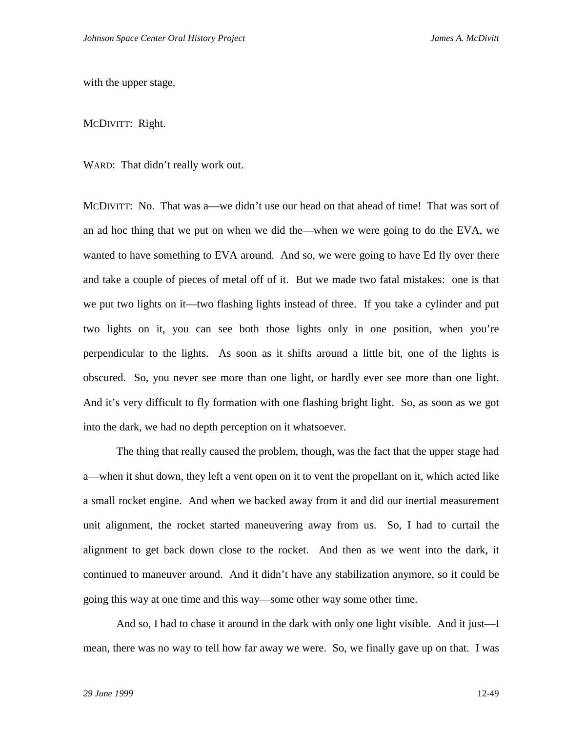with the upper stage.

MCDIVITT: Right.

WARD: That didn't really work out.

MCDIVITT: No. That was a—we didn't use our head on that ahead of time! That was sort of an ad hoc thing that we put on when we did the—when we were going to do the EVA, we wanted to have something to EVA around. And so, we were going to have Ed fly over there and take a couple of pieces of metal off of it. But we made two fatal mistakes: one is that we put two lights on it—two flashing lights instead of three. If you take a cylinder and put two lights on it, you can see both those lights only in one position, when you're perpendicular to the lights. As soon as it shifts around a little bit, one of the lights is obscured. So, you never see more than one light, or hardly ever see more than one light. And it's very difficult to fly formation with one flashing bright light. So, as soon as we got into the dark, we had no depth perception on it whatsoever.

The thing that really caused the problem, though, was the fact that the upper stage had a—when it shut down, they left a vent open on it to vent the propellant on it, which acted like a small rocket engine. And when we backed away from it and did our inertial measurement unit alignment, the rocket started maneuvering away from us. So, I had to curtail the alignment to get back down close to the rocket. And then as we went into the dark, it continued to maneuver around. And it didn't have any stabilization anymore, so it could be going this way at one time and this way—some other way some other time.

And so, I had to chase it around in the dark with only one light visible. And it just—I mean, there was no way to tell how far away we were. So, we finally gave up on that. I was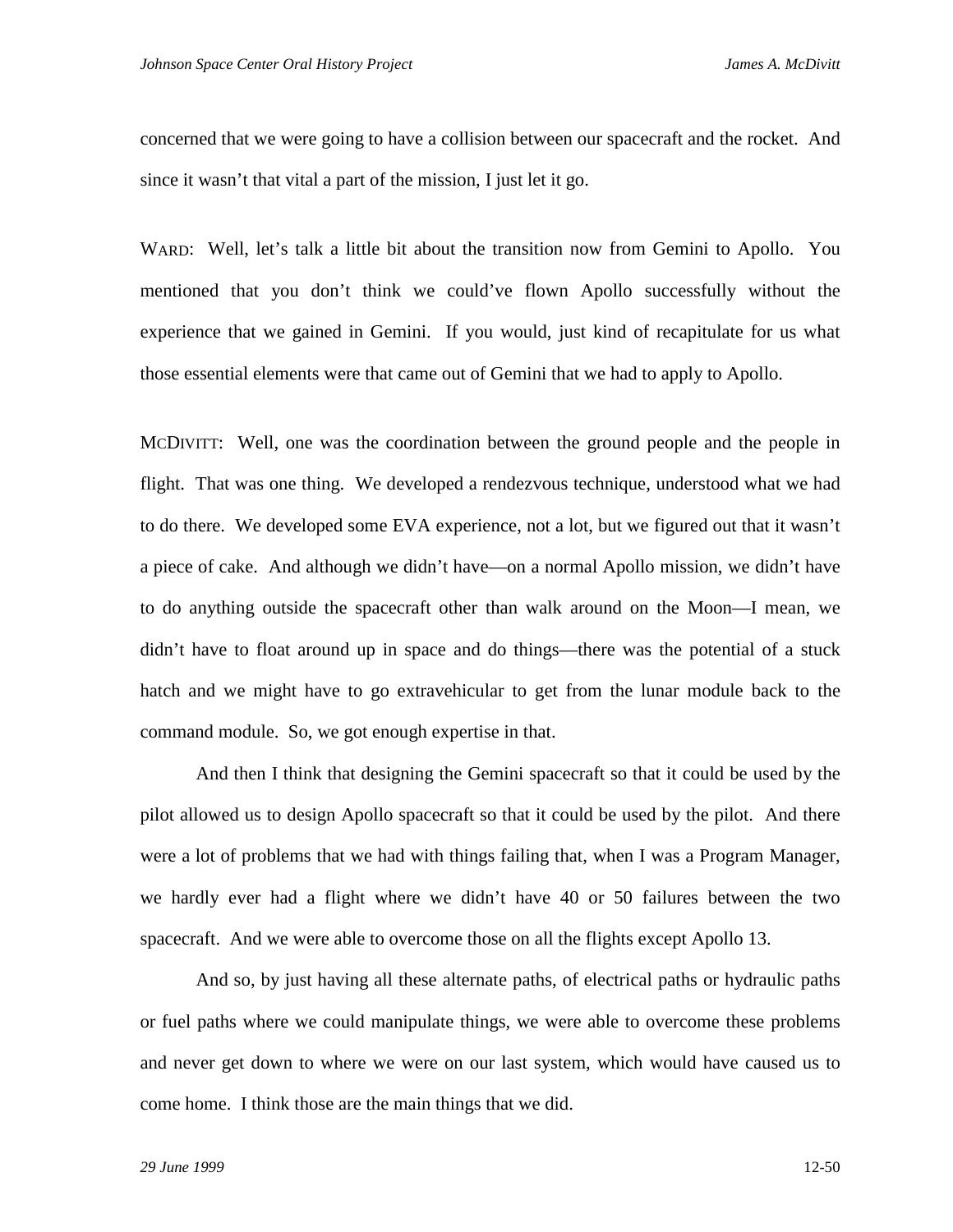concerned that we were going to have a collision between our spacecraft and the rocket. And since it wasn't that vital a part of the mission, I just let it go.

WARD: Well, let's talk a little bit about the transition now from Gemini to Apollo. You mentioned that you don't think we could've flown Apollo successfully without the experience that we gained in Gemini. If you would, just kind of recapitulate for us what those essential elements were that came out of Gemini that we had to apply to Apollo.

MCDIVITT: Well, one was the coordination between the ground people and the people in flight. That was one thing. We developed a rendezvous technique, understood what we had to do there. We developed some EVA experience, not a lot, but we figured out that it wasn't a piece of cake. And although we didn't have—on a normal Apollo mission, we didn't have to do anything outside the spacecraft other than walk around on the Moon—I mean, we didn't have to float around up in space and do things—there was the potential of a stuck hatch and we might have to go extravehicular to get from the lunar module back to the command module. So, we got enough expertise in that.

And then I think that designing the Gemini spacecraft so that it could be used by the pilot allowed us to design Apollo spacecraft so that it could be used by the pilot. And there were a lot of problems that we had with things failing that, when I was a Program Manager, we hardly ever had a flight where we didn't have 40 or 50 failures between the two spacecraft. And we were able to overcome those on all the flights except Apollo 13.

And so, by just having all these alternate paths, of electrical paths or hydraulic paths or fuel paths where we could manipulate things, we were able to overcome these problems and never get down to where we were on our last system, which would have caused us to come home. I think those are the main things that we did.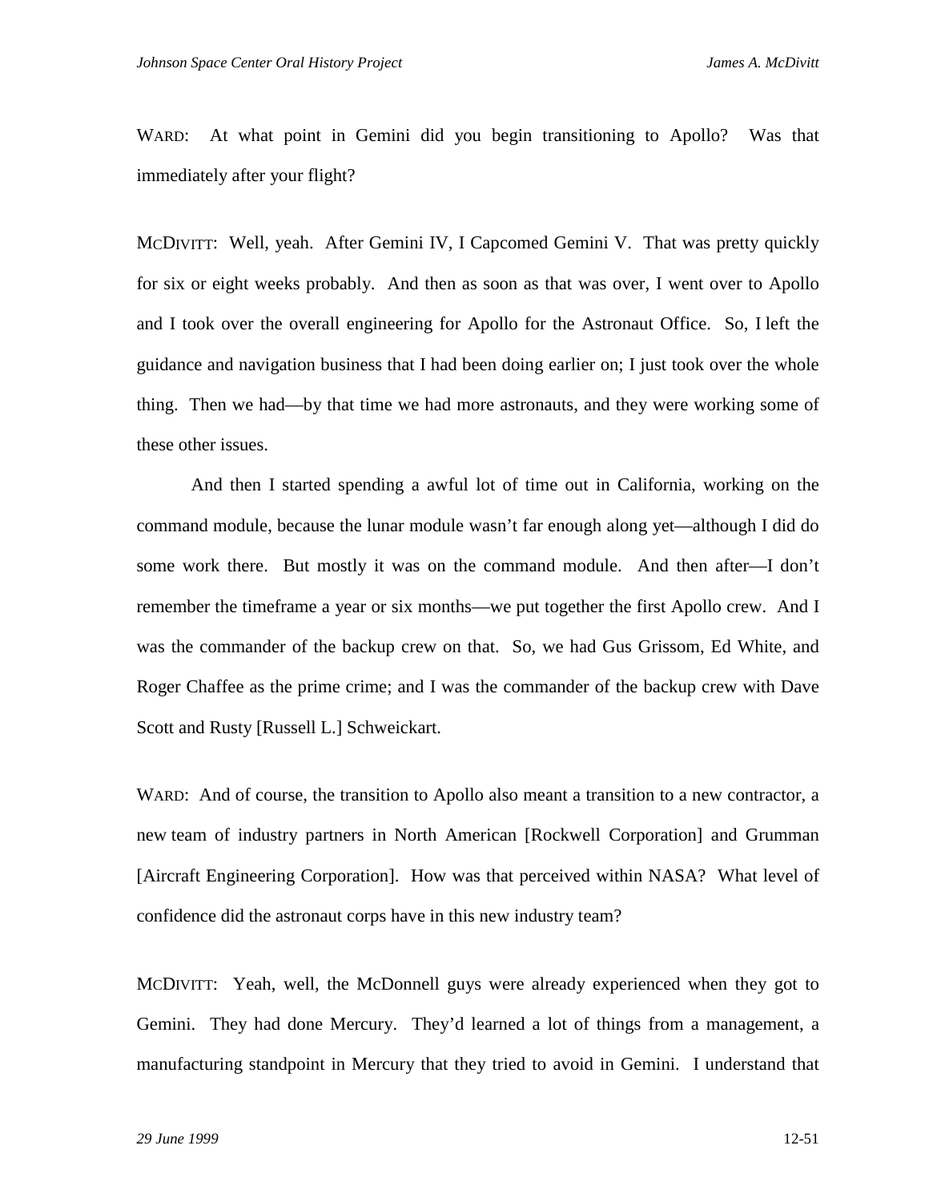WARD: At what point in Gemini did you begin transitioning to Apollo? Was that immediately after your flight?

MCDIVITT: Well, yeah. After Gemini IV, I Capcomed Gemini V. That was pretty quickly for six or eight weeks probably. And then as soon as that was over, I went over to Apollo and I took over the overall engineering for Apollo for the Astronaut Office. So, I left the guidance and navigation business that I had been doing earlier on; I just took over the whole thing. Then we had—by that time we had more astronauts, and they were working some of these other issues.

And then I started spending a awful lot of time out in California, working on the command module, because the lunar module wasn't far enough along yet—although I did do some work there. But mostly it was on the command module. And then after—I don't remember the timeframe a year or six months—we put together the first Apollo crew. And I was the commander of the backup crew on that. So, we had Gus Grissom, Ed White, and Roger Chaffee as the prime crime; and I was the commander of the backup crew with Dave Scott and Rusty [Russell L.] Schweickart.

WARD: And of course, the transition to Apollo also meant a transition to a new contractor, a new team of industry partners in North American [Rockwell Corporation] and Grumman [Aircraft Engineering Corporation]. How was that perceived within NASA? What level of confidence did the astronaut corps have in this new industry team?

MCDIVITT: Yeah, well, the McDonnell guys were already experienced when they got to Gemini. They had done Mercury. They'd learned a lot of things from a management, a manufacturing standpoint in Mercury that they tried to avoid in Gemini. I understand that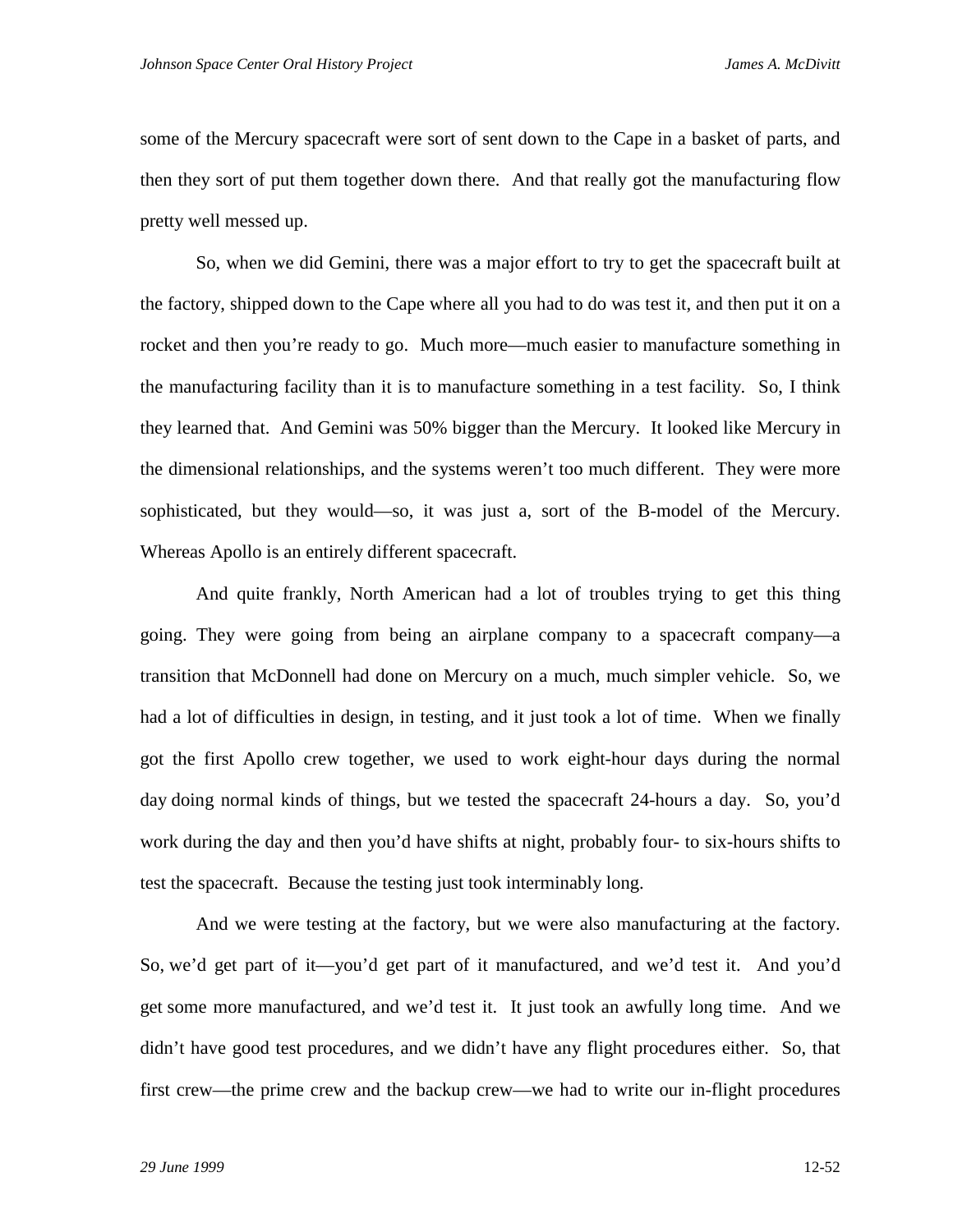some of the Mercury spacecraft were sort of sent down to the Cape in a basket of parts, and then they sort of put them together down there. And that really got the manufacturing flow pretty well messed up.

So, when we did Gemini, there was a major effort to try to get the spacecraft built at the factory, shipped down to the Cape where all you had to do was test it, and then put it on a rocket and then you're ready to go. Much more—much easier to manufacture something in the manufacturing facility than it is to manufacture something in a test facility. So, I think they learned that. And Gemini was 50% bigger than the Mercury. It looked like Mercury in the dimensional relationships, and the systems weren't too much different. They were more sophisticated, but they would—so, it was just a, sort of the B-model of the Mercury. Whereas Apollo is an entirely different spacecraft.

And quite frankly, North American had a lot of troubles trying to get this thing going. They were going from being an airplane company to a spacecraft company—a transition that McDonnell had done on Mercury on a much, much simpler vehicle. So, we had a lot of difficulties in design, in testing, and it just took a lot of time. When we finally got the first Apollo crew together, we used to work eight-hour days during the normal day doing normal kinds of things, but we tested the spacecraft 24-hours a day. So, you'd work during the day and then you'd have shifts at night, probably four- to six-hours shifts to test the spacecraft. Because the testing just took interminably long.

And we were testing at the factory, but we were also manufacturing at the factory. So, we'd get part of it—you'd get part of it manufactured, and we'd test it. And you'd get some more manufactured, and we'd test it. It just took an awfully long time. And we didn't have good test procedures, and we didn't have any flight procedures either. So, that first crew—the prime crew and the backup crew—we had to write our in-flight procedures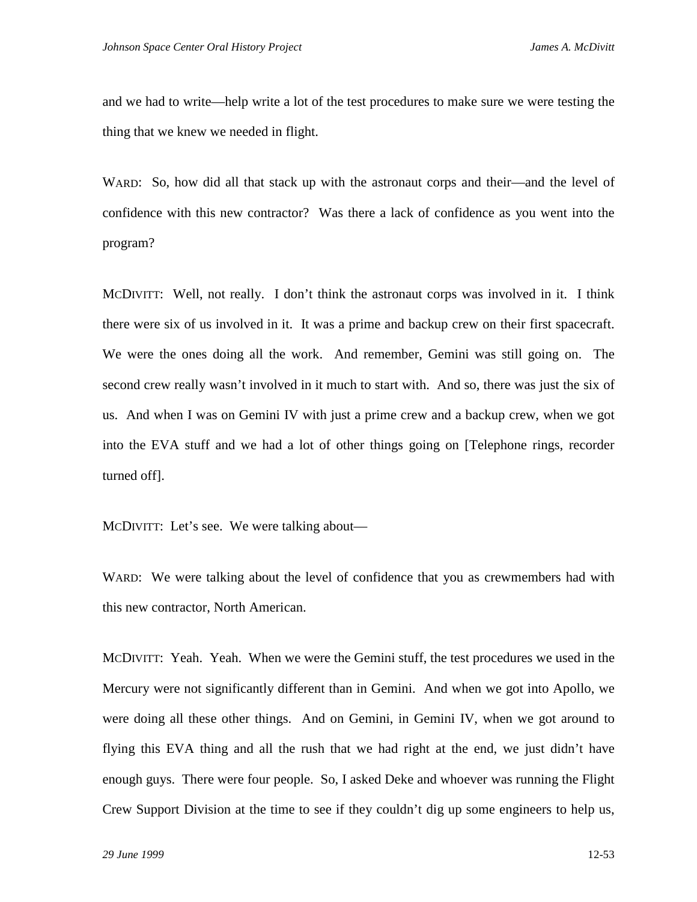and we had to write—help write a lot of the test procedures to make sure we were testing the thing that we knew we needed in flight.

WARD: So, how did all that stack up with the astronaut corps and their—and the level of confidence with this new contractor? Was there a lack of confidence as you went into the program?

MCDIVITT: Well, not really. I don't think the astronaut corps was involved in it. I think there were six of us involved in it. It was a prime and backup crew on their first spacecraft. We were the ones doing all the work. And remember, Gemini was still going on. The second crew really wasn't involved in it much to start with. And so, there was just the six of us. And when I was on Gemini IV with just a prime crew and a backup crew, when we got into the EVA stuff and we had a lot of other things going on [Telephone rings, recorder turned off].

MCDIVITT: Let's see. We were talking about—

WARD: We were talking about the level of confidence that you as crewmembers had with this new contractor, North American.

MCDIVITT: Yeah. Yeah. When we were the Gemini stuff, the test procedures we used in the Mercury were not significantly different than in Gemini. And when we got into Apollo, we were doing all these other things. And on Gemini, in Gemini IV, when we got around to flying this EVA thing and all the rush that we had right at the end, we just didn't have enough guys. There were four people. So, I asked Deke and whoever was running the Flight Crew Support Division at the time to see if they couldn't dig up some engineers to help us,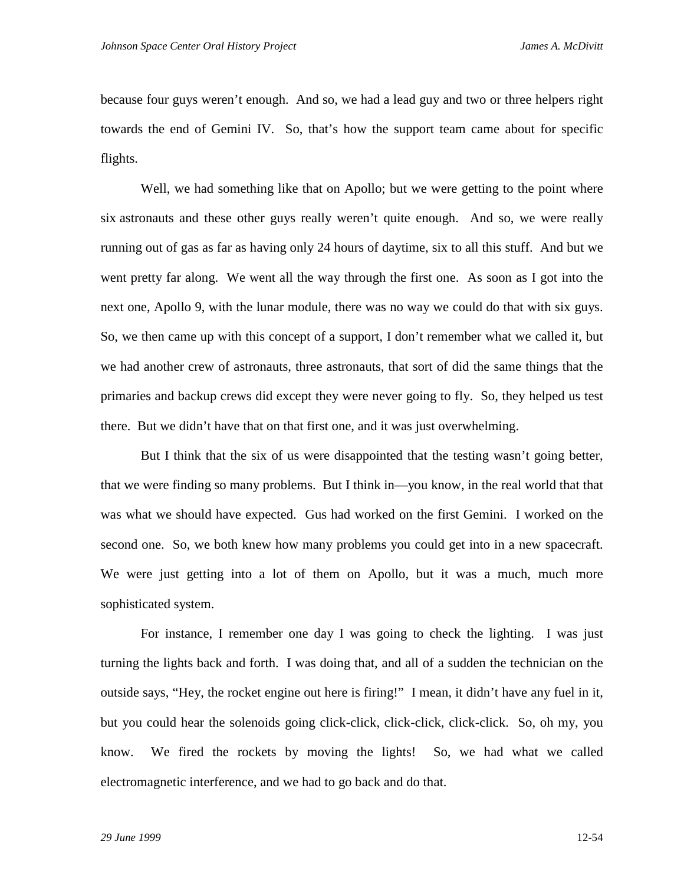because four guys weren't enough. And so, we had a lead guy and two or three helpers right towards the end of Gemini IV. So, that's how the support team came about for specific flights.

Well, we had something like that on Apollo; but we were getting to the point where six astronauts and these other guys really weren't quite enough. And so, we were really running out of gas as far as having only 24 hours of daytime, six to all this stuff. And but we went pretty far along. We went all the way through the first one. As soon as I got into the next one, Apollo 9, with the lunar module, there was no way we could do that with six guys. So, we then came up with this concept of a support, I don't remember what we called it, but we had another crew of astronauts, three astronauts, that sort of did the same things that the primaries and backup crews did except they were never going to fly. So, they helped us test there. But we didn't have that on that first one, and it was just overwhelming.

But I think that the six of us were disappointed that the testing wasn't going better, that we were finding so many problems. But I think in—you know, in the real world that that was what we should have expected. Gus had worked on the first Gemini. I worked on the second one. So, we both knew how many problems you could get into in a new spacecraft. We were just getting into a lot of them on Apollo, but it was a much, much more sophisticated system.

For instance, I remember one day I was going to check the lighting. I was just turning the lights back and forth. I was doing that, and all of a sudden the technician on the outside says, "Hey, the rocket engine out here is firing!" I mean, it didn't have any fuel in it, but you could hear the solenoids going click-click, click-click, click-click. So, oh my, you know. We fired the rockets by moving the lights! So, we had what we called electromagnetic interference, and we had to go back and do that.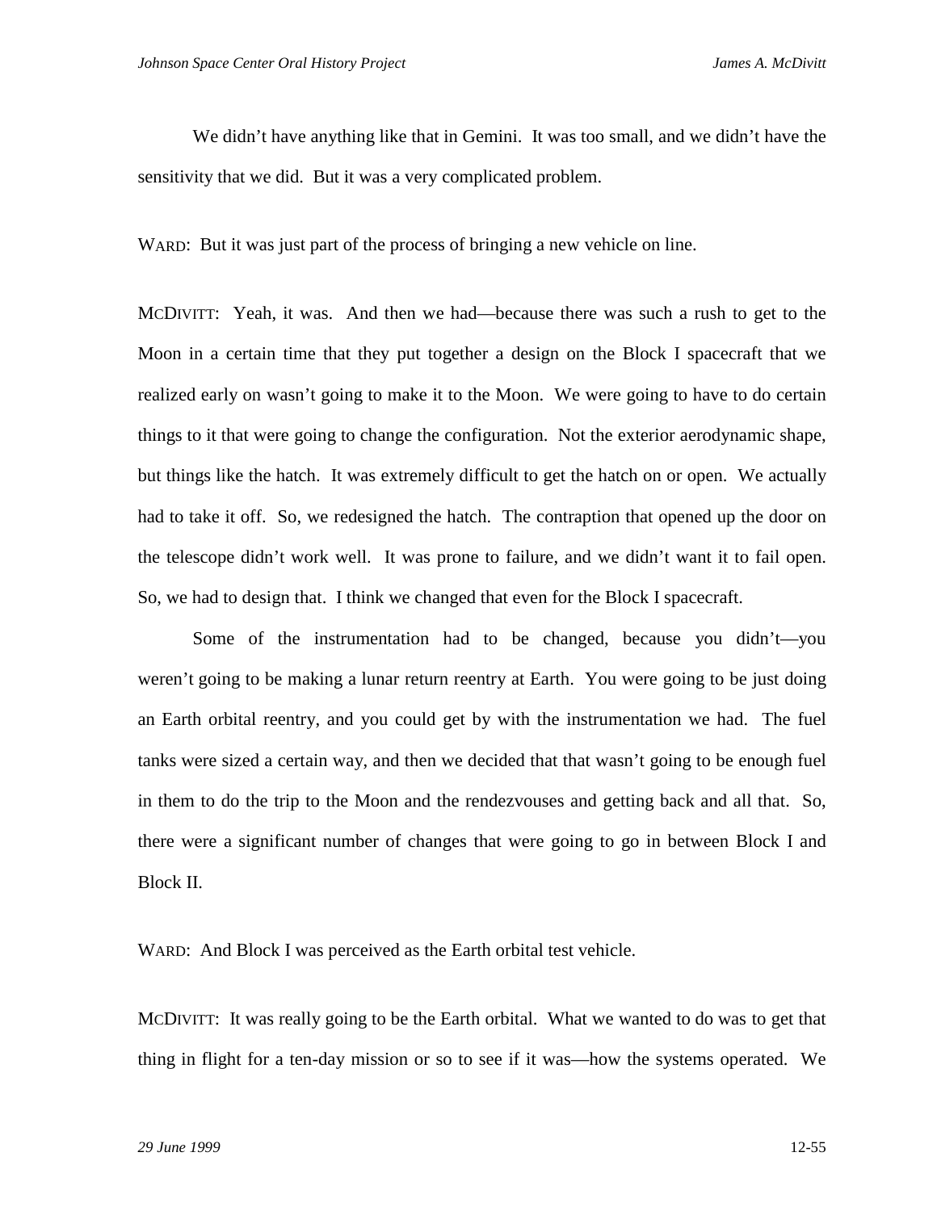We didn't have anything like that in Gemini. It was too small, and we didn't have the sensitivity that we did. But it was a very complicated problem.

WARD: But it was just part of the process of bringing a new vehicle on line.

MCDIVITT: Yeah, it was. And then we had—because there was such a rush to get to the Moon in a certain time that they put together a design on the Block I spacecraft that we realized early on wasn't going to make it to the Moon. We were going to have to do certain things to it that were going to change the configuration. Not the exterior aerodynamic shape, but things like the hatch. It was extremely difficult to get the hatch on or open. We actually had to take it off. So, we redesigned the hatch. The contraption that opened up the door on the telescope didn't work well. It was prone to failure, and we didn't want it to fail open. So, we had to design that. I think we changed that even for the Block I spacecraft.

Some of the instrumentation had to be changed, because you didn't—you weren't going to be making a lunar return reentry at Earth. You were going to be just doing an Earth orbital reentry, and you could get by with the instrumentation we had. The fuel tanks were sized a certain way, and then we decided that that wasn't going to be enough fuel in them to do the trip to the Moon and the rendezvouses and getting back and all that. So, there were a significant number of changes that were going to go in between Block I and Block II.

WARD: And Block I was perceived as the Earth orbital test vehicle.

MCDIVITT: It was really going to be the Earth orbital. What we wanted to do was to get that thing in flight for a ten-day mission or so to see if it was—how the systems operated. We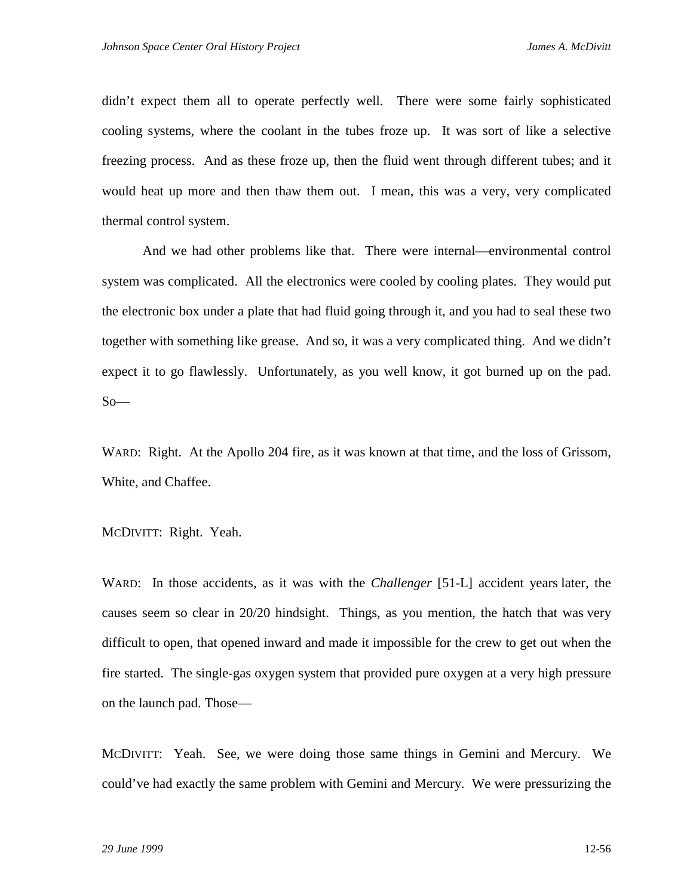didn't expect them all to operate perfectly well. There were some fairly sophisticated cooling systems, where the coolant in the tubes froze up. It was sort of like a selective freezing process. And as these froze up, then the fluid went through different tubes; and it would heat up more and then thaw them out. I mean, this was a very, very complicated thermal control system.

And we had other problems like that. There were internal—environmental control system was complicated. All the electronics were cooled by cooling plates. They would put the electronic box under a plate that had fluid going through it, and you had to seal these two together with something like grease. And so, it was a very complicated thing. And we didn't expect it to go flawlessly. Unfortunately, as you well know, it got burned up on the pad. So—

WARD: Right. At the Apollo 204 fire, as it was known at that time, and the loss of Grissom, White, and Chaffee.

MCDIVITT: Right. Yeah.

WARD: In those accidents, as it was with the *Challenger* [51-L] accident years later, the causes seem so clear in 20/20 hindsight. Things, as you mention, the hatch that was very difficult to open, that opened inward and made it impossible for the crew to get out when the fire started. The single-gas oxygen system that provided pure oxygen at a very high pressure on the launch pad. Those—

MCDIVITT: Yeah. See, we were doing those same things in Gemini and Mercury. We could've had exactly the same problem with Gemini and Mercury. We were pressurizing the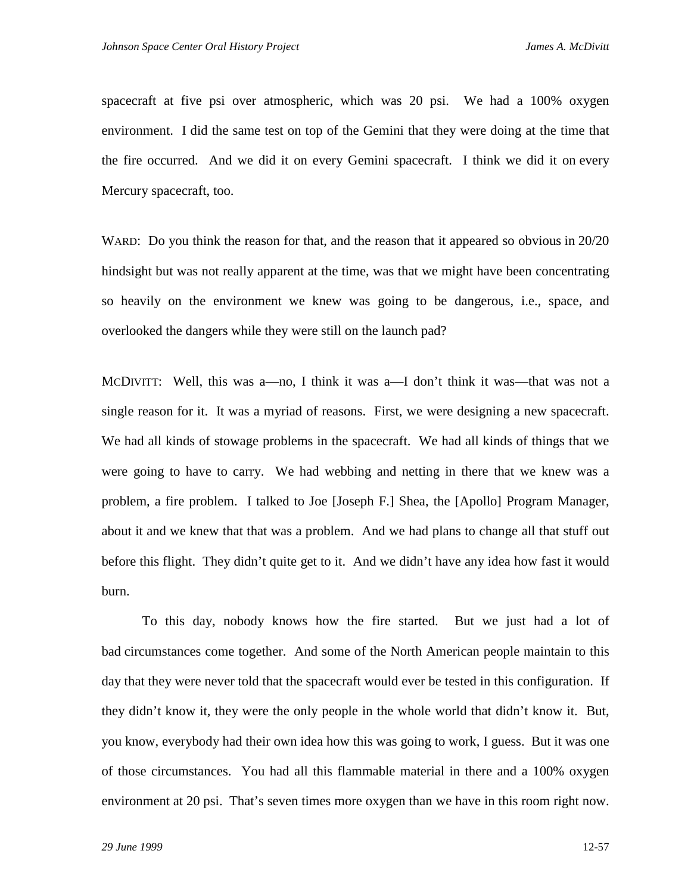spacecraft at five psi over atmospheric, which was 20 psi. We had a 100% oxygen environment. I did the same test on top of the Gemini that they were doing at the time that the fire occurred. And we did it on every Gemini spacecraft. I think we did it on every Mercury spacecraft, too.

WARD: Do you think the reason for that, and the reason that it appeared so obvious in 20/20 hindsight but was not really apparent at the time, was that we might have been concentrating so heavily on the environment we knew was going to be dangerous, i.e., space, and overlooked the dangers while they were still on the launch pad?

MCDIVITT: Well, this was a—no, I think it was a—I don't think it was—that was not a single reason for it. It was a myriad of reasons. First, we were designing a new spacecraft. We had all kinds of stowage problems in the spacecraft. We had all kinds of things that we were going to have to carry. We had webbing and netting in there that we knew was a problem, a fire problem. I talked to Joe [Joseph F.] Shea, the [Apollo] Program Manager, about it and we knew that that was a problem. And we had plans to change all that stuff out before this flight. They didn't quite get to it. And we didn't have any idea how fast it would burn.

To this day, nobody knows how the fire started. But we just had a lot of bad circumstances come together. And some of the North American people maintain to this day that they were never told that the spacecraft would ever be tested in this configuration. If they didn't know it, they were the only people in the whole world that didn't know it. But, you know, everybody had their own idea how this was going to work, I guess. But it was one of those circumstances. You had all this flammable material in there and a 100% oxygen environment at 20 psi. That's seven times more oxygen than we have in this room right now.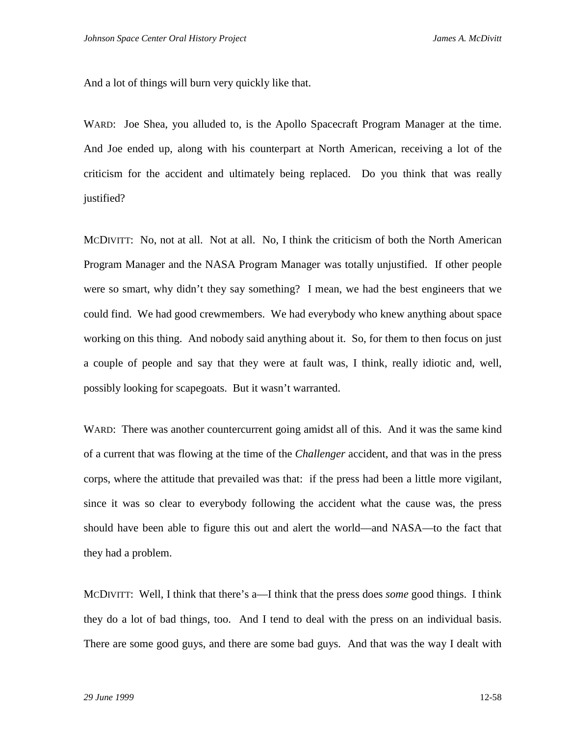And a lot of things will burn very quickly like that.

WARD: Joe Shea, you alluded to, is the Apollo Spacecraft Program Manager at the time. And Joe ended up, along with his counterpart at North American, receiving a lot of the criticism for the accident and ultimately being replaced. Do you think that was really justified?

MCDIVITT: No, not at all. Not at all. No, I think the criticism of both the North American Program Manager and the NASA Program Manager was totally unjustified. If other people were so smart, why didn't they say something? I mean, we had the best engineers that we could find. We had good crewmembers. We had everybody who knew anything about space working on this thing. And nobody said anything about it. So, for them to then focus on just a couple of people and say that they were at fault was, I think, really idiotic and, well, possibly looking for scapegoats. But it wasn't warranted.

WARD: There was another countercurrent going amidst all of this. And it was the same kind of a current that was flowing at the time of the *Challenger* accident, and that was in the press corps, where the attitude that prevailed was that: if the press had been a little more vigilant, since it was so clear to everybody following the accident what the cause was, the press should have been able to figure this out and alert the world—and NASA—to the fact that they had a problem.

MCDIVITT: Well, I think that there's a—I think that the press does *some* good things. I think they do a lot of bad things, too. And I tend to deal with the press on an individual basis. There are some good guys, and there are some bad guys. And that was the way I dealt with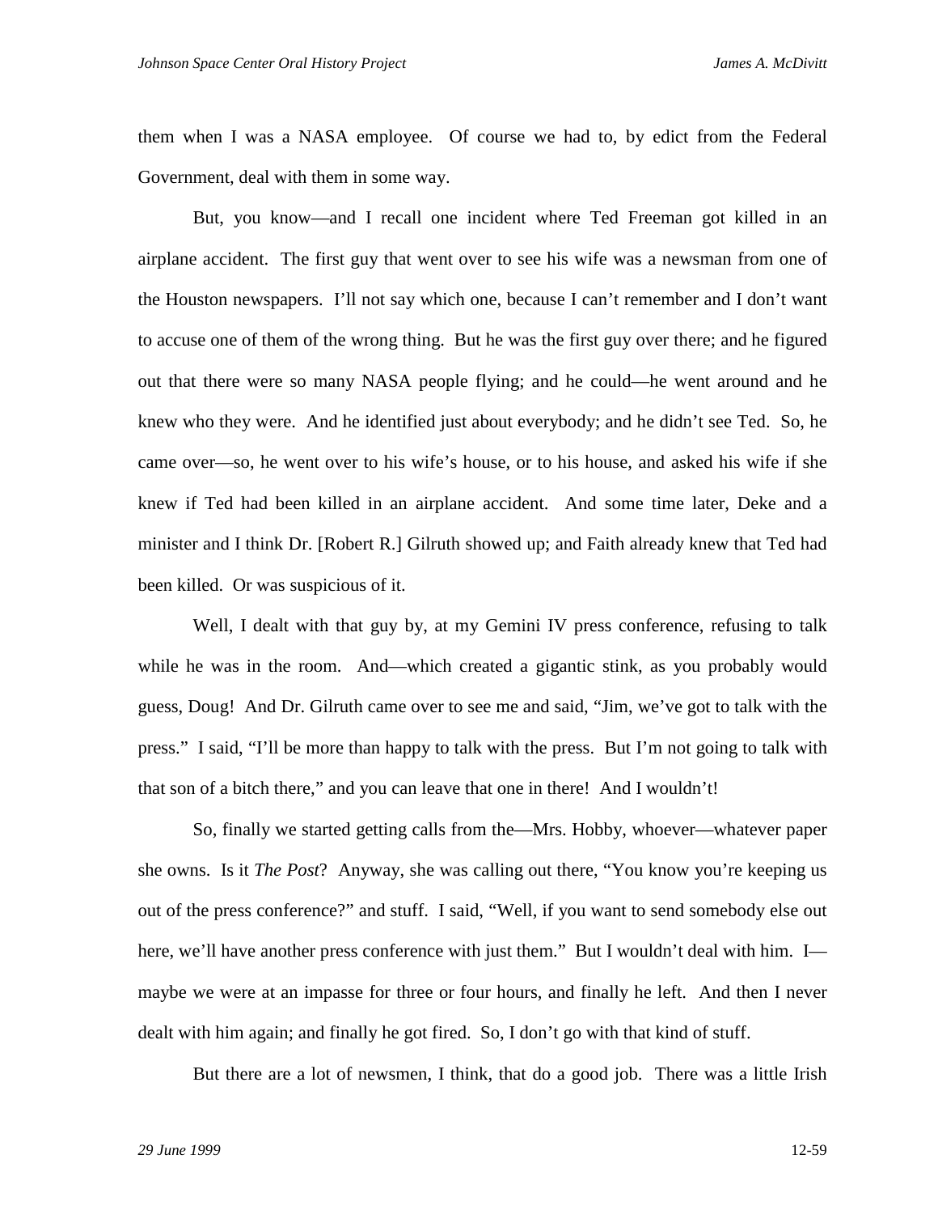them when I was a NASA employee. Of course we had to, by edict from the Federal Government, deal with them in some way.

But, you know—and I recall one incident where Ted Freeman got killed in an airplane accident. The first guy that went over to see his wife was a newsman from one of the Houston newspapers. I'll not say which one, because I can't remember and I don't want to accuse one of them of the wrong thing. But he was the first guy over there; and he figured out that there were so many NASA people flying; and he could—he went around and he knew who they were. And he identified just about everybody; and he didn't see Ted. So, he came over—so, he went over to his wife's house, or to his house, and asked his wife if she knew if Ted had been killed in an airplane accident. And some time later, Deke and a minister and I think Dr. [Robert R.] Gilruth showed up; and Faith already knew that Ted had been killed. Or was suspicious of it.

Well, I dealt with that guy by, at my Gemini IV press conference, refusing to talk while he was in the room. And—which created a gigantic stink, as you probably would guess, Doug! And Dr. Gilruth came over to see me and said, "Jim, we've got to talk with the press." I said, "I'll be more than happy to talk with the press. But I'm not going to talk with that son of a bitch there," and you can leave that one in there! And I wouldn't!

So, finally we started getting calls from the—Mrs. Hobby, whoever—whatever paper she owns. Is it *The Post*? Anyway, she was calling out there, "You know you're keeping us out of the press conference?" and stuff. I said, "Well, if you want to send somebody else out here, we'll have another press conference with just them." But I wouldn't deal with him. I—maybe we were at an impasse for three or four hours, and finally he left. And then I never dealt with him again; and finally he got fired. So, I don't go with that kind of stuff.

But there are a lot of newsmen, I think, that do a good job. There was a little Irish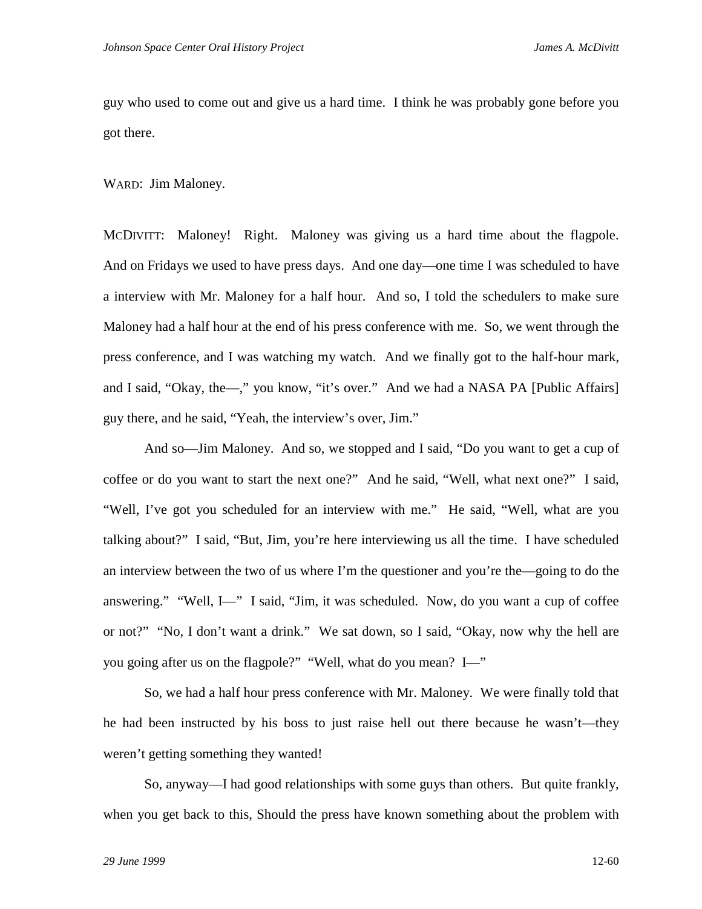guy who used to come out and give us a hard time. I think he was probably gone before you got there.

WARD: Jim Maloney.

MCDIVITT: Maloney! Right. Maloney was giving us a hard time about the flagpole. And on Fridays we used to have press days. And one day—one time I was scheduled to have a interview with Mr. Maloney for a half hour. And so, I told the schedulers to make sure Maloney had a half hour at the end of his press conference with me. So, we went through the press conference, and I was watching my watch. And we finally got to the half-hour mark, and I said, "Okay, the—," you know, "it's over." And we had a NASA PA [Public Affairs] guy there, and he said, "Yeah, the interview's over, Jim."

And so—Jim Maloney. And so, we stopped and I said, "Do you want to get a cup of coffee or do you want to start the next one?" And he said, "Well, what next one?" I said, "Well, I've got you scheduled for an interview with me." He said, "Well, what are you talking about?" I said, "But, Jim, you're here interviewing us all the time. I have scheduled an interview between the two of us where I'm the questioner and you're the—going to do the answering." "Well, I—" I said, "Jim, it was scheduled. Now, do you want a cup of coffee or not?" "No, I don't want a drink." We sat down, so I said, "Okay, now why the hell are you going after us on the flagpole?" "Well, what do you mean? I—"

So, we had a half hour press conference with Mr. Maloney. We were finally told that he had been instructed by his boss to just raise hell out there because he wasn't—they weren't getting something they wanted!

So, anyway—I had good relationships with some guys than others. But quite frankly, when you get back to this, Should the press have known something about the problem with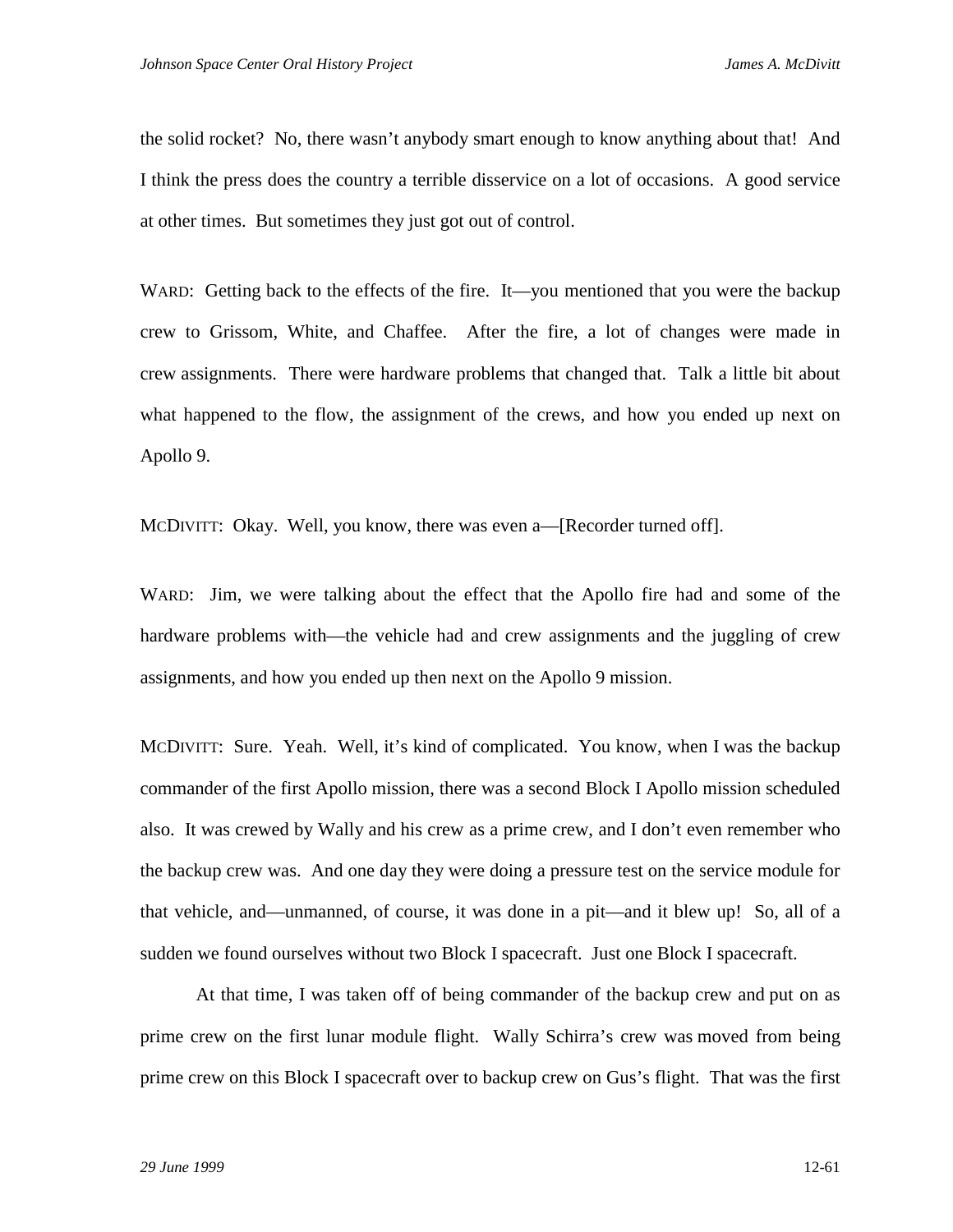the solid rocket? No, there wasn't anybody smart enough to know anything about that! And I think the press does the country a terrible disservice on a lot of occasions. A good service at other times. But sometimes they just got out of control.

WARD: Getting back to the effects of the fire. It—you mentioned that you were the backup crew to Grissom, White, and Chaffee. After the fire, a lot of changes were made in crew assignments. There were hardware problems that changed that. Talk a little bit about what happened to the flow, the assignment of the crews, and how you ended up next on Apollo 9.

MCDIVITT: Okay. Well, you know, there was even a—[Recorder turned off].

WARD: Jim, we were talking about the effect that the Apollo fire had and some of the hardware problems with—the vehicle had and crew assignments and the juggling of crew assignments, and how you ended up then next on the Apollo 9 mission.

MCDIVITT: Sure. Yeah. Well, it's kind of complicated. You know, when I was the backup commander of the first Apollo mission, there was a second Block I Apollo mission scheduled also. It was crewed by Wally and his crew as a prime crew, and I don't even remember who the backup crew was. And one day they were doing a pressure test on the service module for that vehicle, and—unmanned, of course, it was done in a pit—and it blew up! So, all of a sudden we found ourselves without two Block I spacecraft. Just one Block I spacecraft.

At that time, I was taken off of being commander of the backup crew and put on as prime crew on the first lunar module flight. Wally Schirra's crew was moved from being prime crew on this Block I spacecraft over to backup crew on Gus's flight. That was the first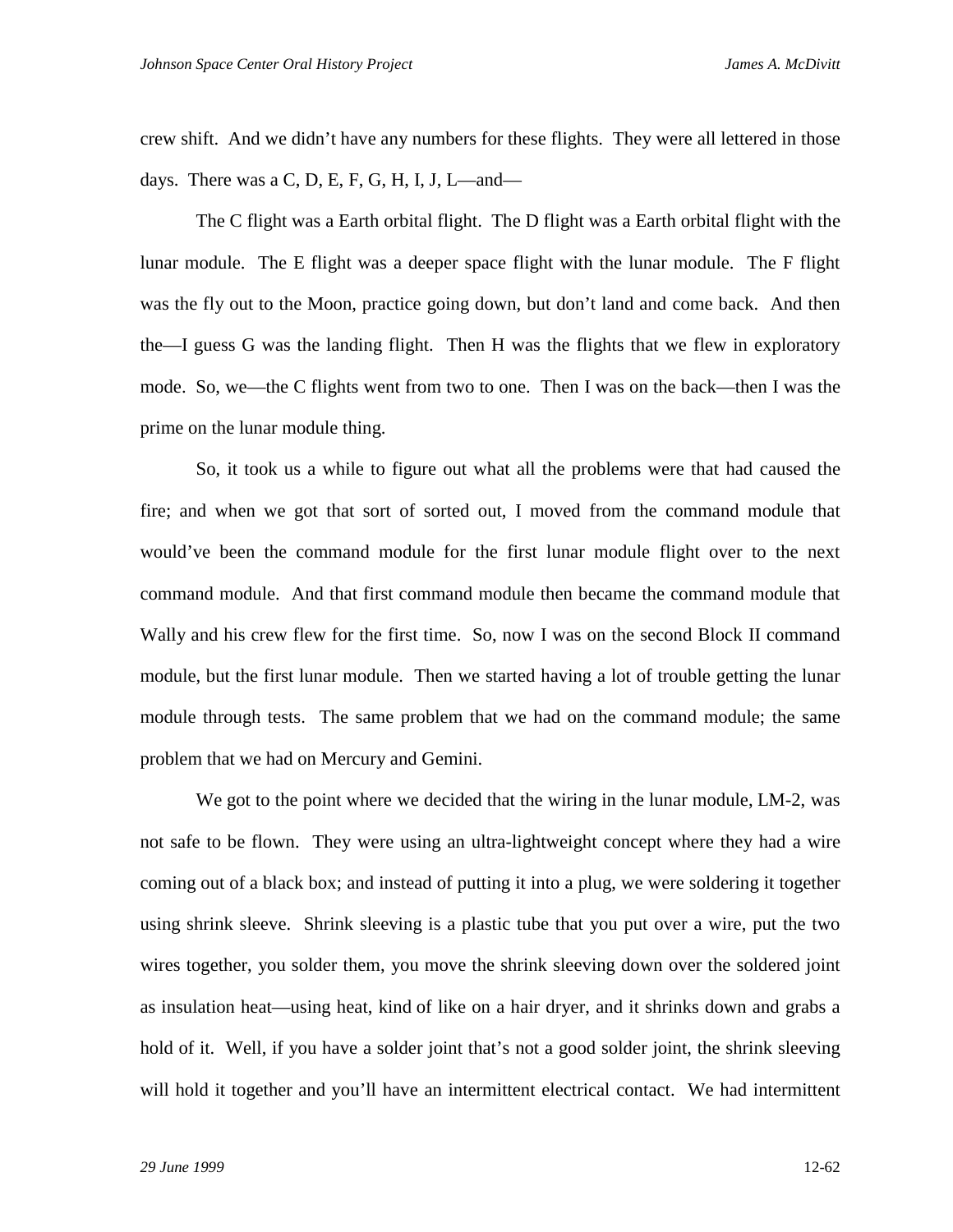crew shift. And we didn't have any numbers for these flights. They were all lettered in those days. There was a C, D, E, F, G, H, I, J, L—and—

The C flight was a Earth orbital flight. The D flight was a Earth orbital flight with the lunar module. The E flight was a deeper space flight with the lunar module. The F flight was the fly out to the Moon, practice going down, but don't land and come back. And then the—I guess G was the landing flight. Then H was the flights that we flew in exploratory mode. So, we—the C flights went from two to one. Then I was on the back—then I was the prime on the lunar module thing.

So, it took us a while to figure out what all the problems were that had caused the fire; and when we got that sort of sorted out, I moved from the command module that would've been the command module for the first lunar module flight over to the next command module. And that first command module then became the command module that Wally and his crew flew for the first time. So, now I was on the second Block II command module, but the first lunar module. Then we started having a lot of trouble getting the lunar module through tests. The same problem that we had on the command module; the same problem that we had on Mercury and Gemini.

We got to the point where we decided that the wiring in the lunar module, LM-2, was not safe to be flown. They were using an ultra-lightweight concept where they had a wire coming out of a black box; and instead of putting it into a plug, we were soldering it together using shrink sleeve. Shrink sleeving is a plastic tube that you put over a wire, put the two wires together, you solder them, you move the shrink sleeving down over the soldered joint as insulation heat—using heat, kind of like on a hair dryer, and it shrinks down and grabs a hold of it. Well, if you have a solder joint that's not a good solder joint, the shrink sleeving will hold it together and you'll have an intermittent electrical contact. We had intermittent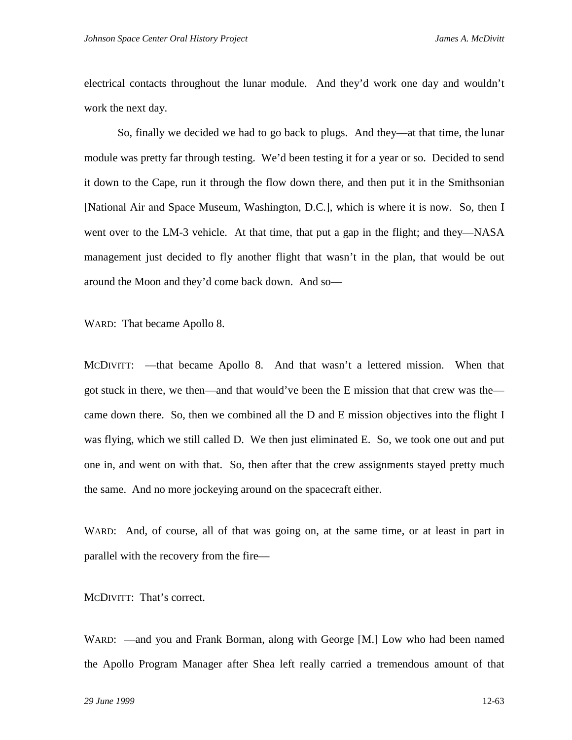electrical contacts throughout the lunar module. And they'd work one day and wouldn't work the next day.

So, finally we decided we had to go back to plugs. And they—at that time, the lunar module was pretty far through testing. We'd been testing it for a year or so. Decided to send it down to the Cape, run it through the flow down there, and then put it in the Smithsonian [National Air and Space Museum, Washington, D.C.], which is where it is now. So, then I went over to the LM-3 vehicle. At that time, that put a gap in the flight; and they—NASA management just decided to fly another flight that wasn't in the plan, that would be out around the Moon and they'd come back down. And so—

WARD: That became Apollo 8.

MCDIVITT: —that became Apollo 8. And that wasn't a lettered mission. When that got stuck in there, we then—and that would've been the E mission that that crew was the—came down there. So, then we combined all the D and E mission objectives into the flight I was flying, which we still called D. We then just eliminated E. So, we took one out and put one in, and went on with that. So, then after that the crew assignments stayed pretty much the same. And no more jockeying around on the spacecraft either.

WARD: And, of course, all of that was going on, at the same time, or at least in part in parallel with the recovery from the fire—

MCDIVITT: That's correct.

WARD: —and you and Frank Borman, along with George [M.] Low who had been named the Apollo Program Manager after Shea left really carried a tremendous amount of that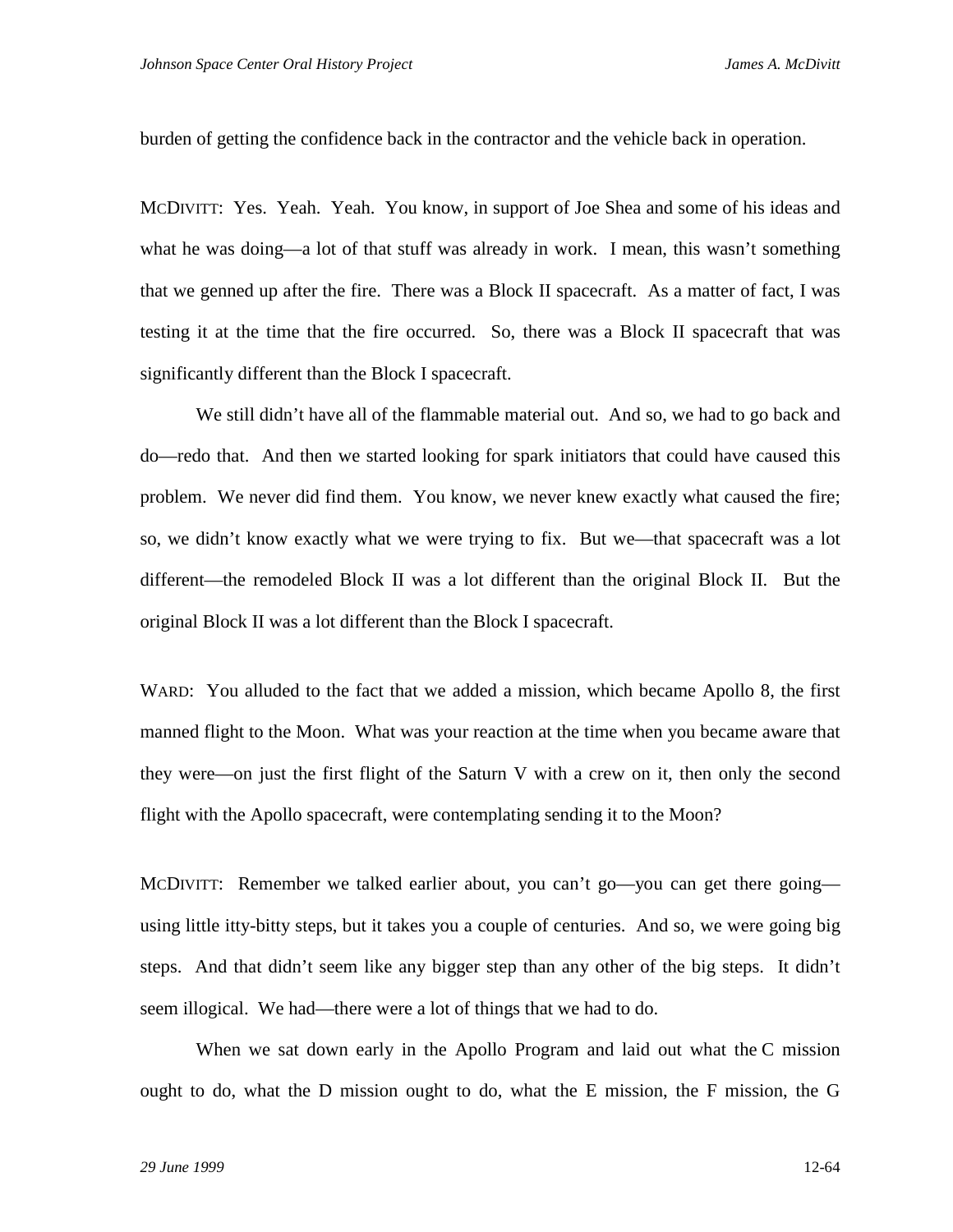burden of getting the confidence back in the contractor and the vehicle back in operation.

MCDIVITT: Yes. Yeah. Yeah. You know, in support of Joe Shea and some of his ideas and what he was doing—a lot of that stuff was already in work. I mean, this wasn't something that we genned up after the fire. There was a Block II spacecraft. As a matter of fact, I was testing it at the time that the fire occurred. So, there was a Block II spacecraft that was significantly different than the Block I spacecraft.

We still didn't have all of the flammable material out. And so, we had to go back and do—redo that. And then we started looking for spark initiators that could have caused this problem. We never did find them. You know, we never knew exactly what caused the fire; so, we didn't know exactly what we were trying to fix. But we—that spacecraft was a lot different—the remodeled Block II was a lot different than the original Block II. But the original Block II was a lot different than the Block I spacecraft.

WARD: You alluded to the fact that we added a mission, which became Apollo 8, the first manned flight to the Moon. What was your reaction at the time when you became aware that they were—on just the first flight of the Saturn V with a crew on it, then only the second flight with the Apollo spacecraft, were contemplating sending it to the Moon?

MCDIVITT: Remember we talked earlier about, you can't go—you can get there going—using little itty-bitty steps, but it takes you a couple of centuries. And so, we were going big steps. And that didn't seem like any bigger step than any other of the big steps. It didn't seem illogical. We had—there were a lot of things that we had to do.

When we sat down early in the Apollo Program and laid out what the C mission ought to do, what the D mission ought to do, what the E mission, the F mission, the G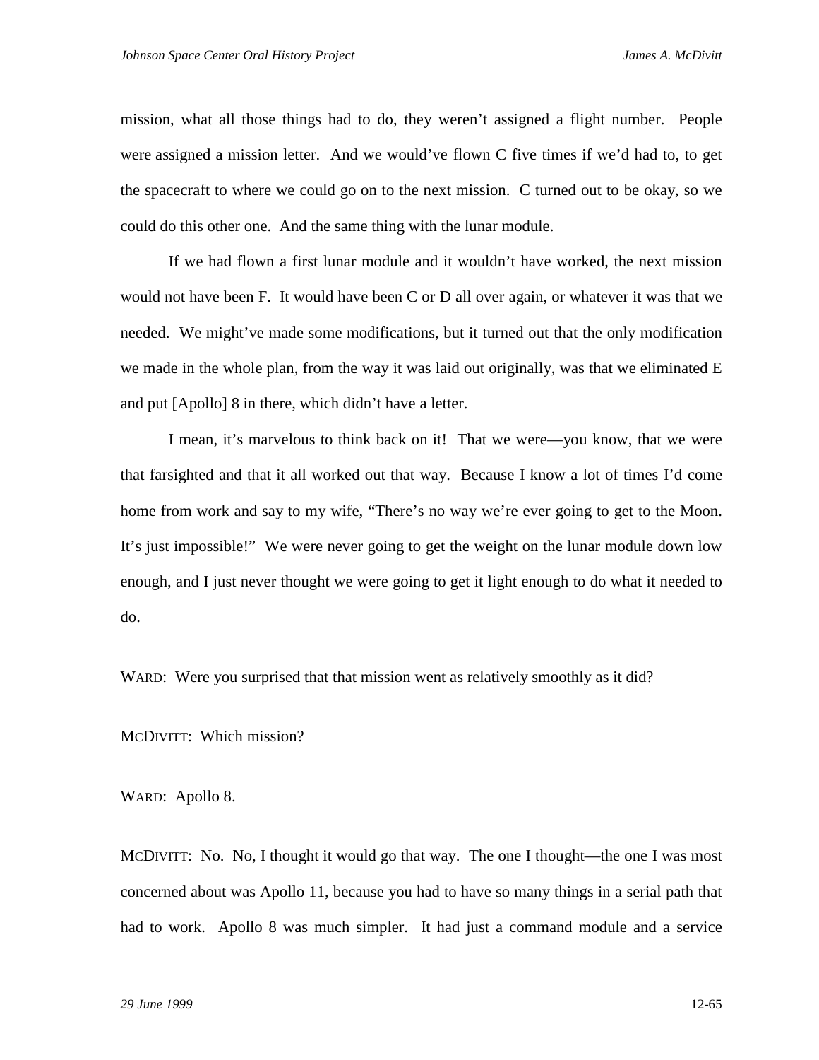mission, what all those things had to do, they weren't assigned a flight number. People were assigned a mission letter. And we would've flown C five times if we'd had to, to get the spacecraft to where we could go on to the next mission. C turned out to be okay, so we could do this other one. And the same thing with the lunar module.

If we had flown a first lunar module and it wouldn't have worked, the next mission would not have been F. It would have been C or D all over again, or whatever it was that we needed. We might've made some modifications, but it turned out that the only modification we made in the whole plan, from the way it was laid out originally, was that we eliminated E and put [Apollo] 8 in there, which didn't have a letter.

I mean, it's marvelous to think back on it! That we were—you know, that we were that farsighted and that it all worked out that way. Because I know a lot of times I'd come home from work and say to my wife, "There's no way we're ever going to get to the Moon. It's just impossible!" We were never going to get the weight on the lunar module down low enough, and I just never thought we were going to get it light enough to do what it needed to do.

WARD: Were you surprised that that mission went as relatively smoothly as it did?

MCDIVITT: Which mission?

WARD: Apollo 8.

MCDIVITT: No. No, I thought it would go that way. The one I thought—the one I was most concerned about was Apollo 11, because you had to have so many things in a serial path that had to work. Apollo 8 was much simpler. It had just a command module and a service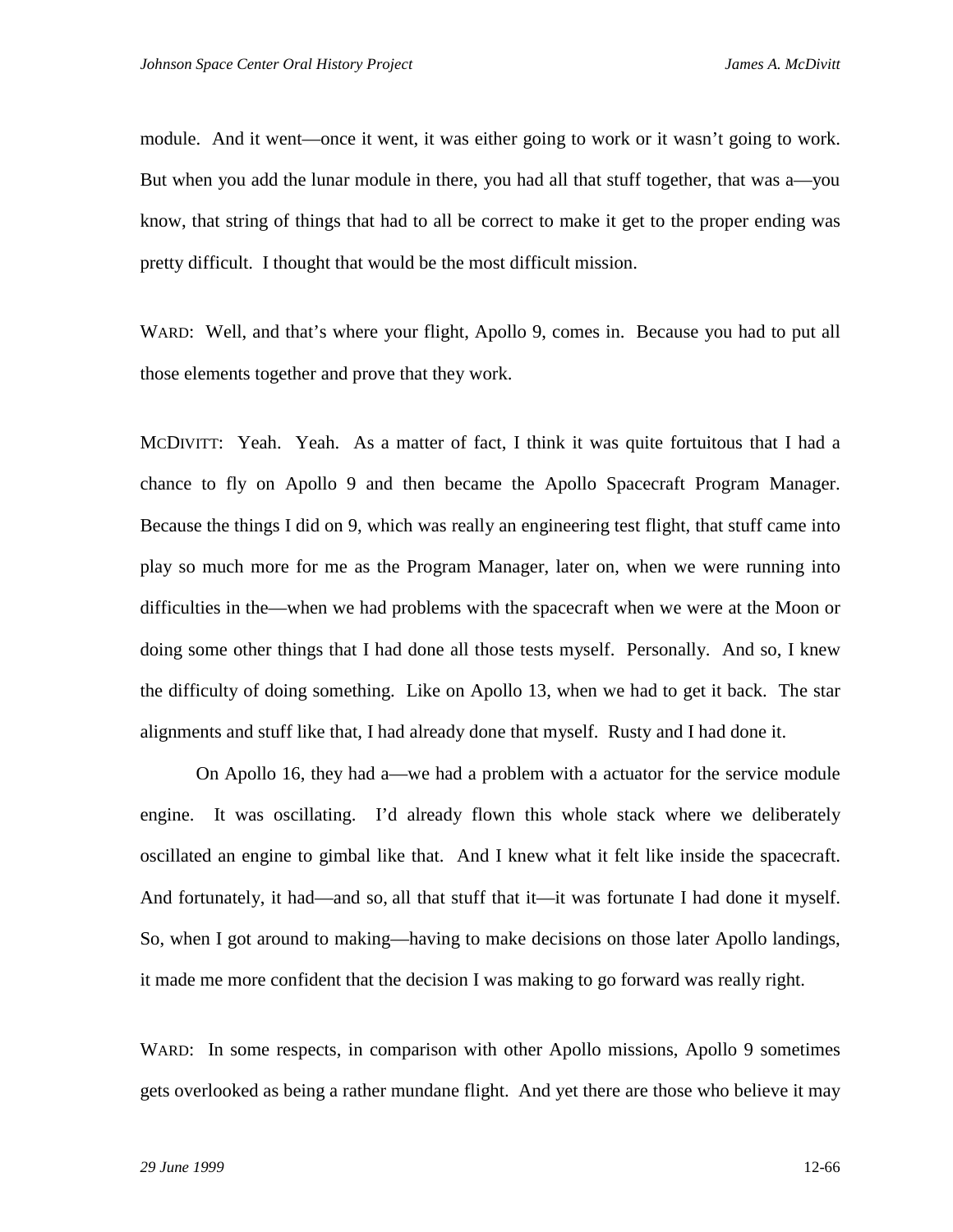module. And it went—once it went, it was either going to work or it wasn't going to work. But when you add the lunar module in there, you had all that stuff together, that was a—you know, that string of things that had to all be correct to make it get to the proper ending was pretty difficult. I thought that would be the most difficult mission.

WARD: Well, and that's where your flight, Apollo 9, comes in. Because you had to put all those elements together and prove that they work.

MCDIVITT: Yeah. Yeah. As a matter of fact, I think it was quite fortuitous that I had a chance to fly on Apollo 9 and then became the Apollo Spacecraft Program Manager. Because the things I did on 9, which was really an engineering test flight, that stuff came into play so much more for me as the Program Manager, later on, when we were running into difficulties in the—when we had problems with the spacecraft when we were at the Moon or doing some other things that I had done all those tests myself. Personally. And so, I knew the difficulty of doing something. Like on Apollo 13, when we had to get it back. The star alignments and stuff like that, I had already done that myself. Rusty and I had done it.

On Apollo 16, they had a—we had a problem with a actuator for the service module engine. It was oscillating. I'd already flown this whole stack where we deliberately oscillated an engine to gimbal like that. And I knew what it felt like inside the spacecraft. And fortunately, it had—and so, all that stuff that it—it was fortunate I had done it myself. So, when I got around to making—having to make decisions on those later Apollo landings, it made me more confident that the decision I was making to go forward was really right.

WARD: In some respects, in comparison with other Apollo missions, Apollo 9 sometimes gets overlooked as being a rather mundane flight. And yet there are those who believe it may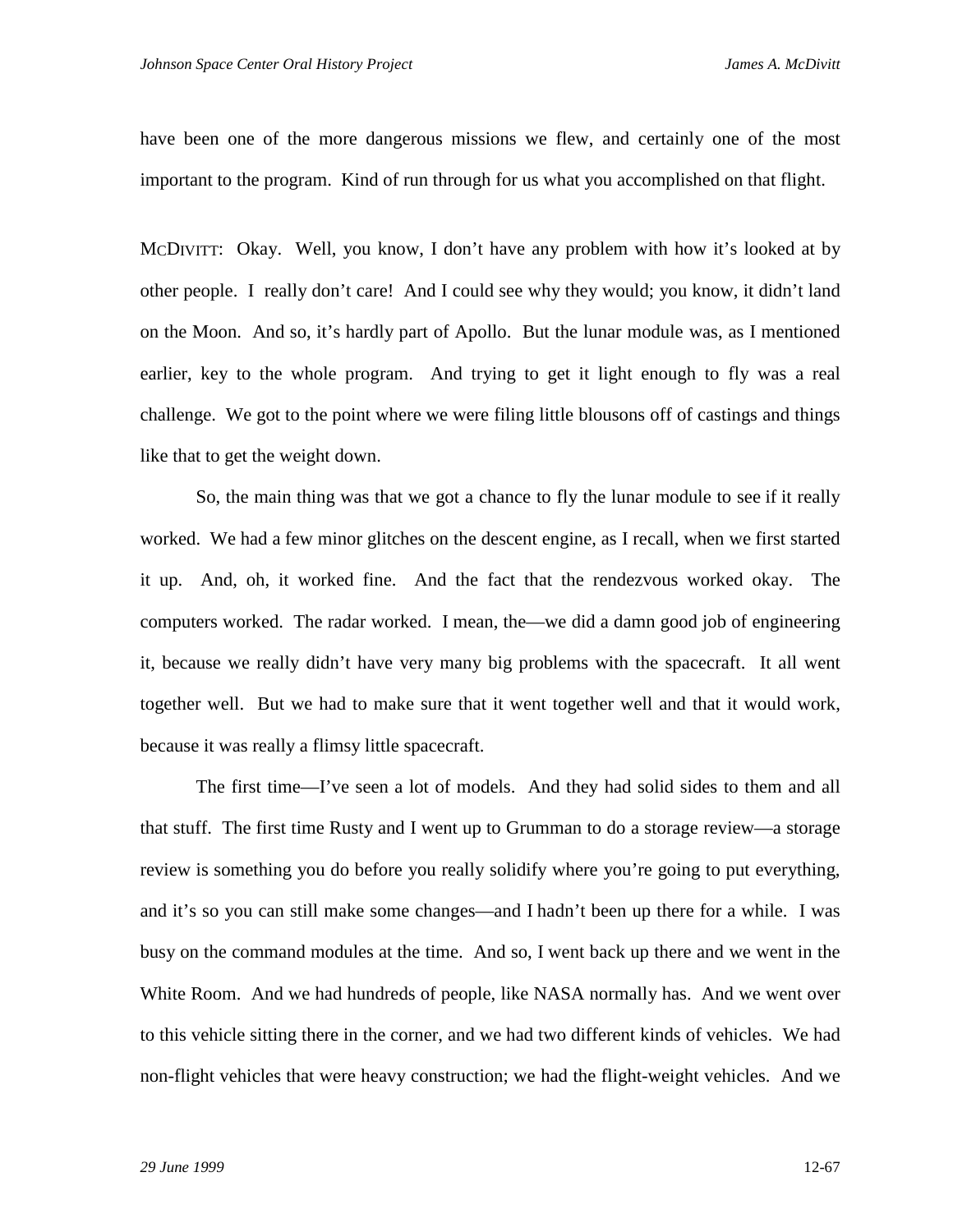have been one of the more dangerous missions we flew, and certainly one of the most important to the program. Kind of run through for us what you accomplished on that flight.

MCDIVITT: Okay. Well, you know, I don't have any problem with how it's looked at by other people. I really don't care! And I could see why they would; you know, it didn't land on the Moon. And so, it's hardly part of Apollo. But the lunar module was, as I mentioned earlier, key to the whole program. And trying to get it light enough to fly was a real challenge. We got to the point where we were filing little blousons off of castings and things like that to get the weight down.

So, the main thing was that we got a chance to fly the lunar module to see if it really worked. We had a few minor glitches on the descent engine, as I recall, when we first started it up. And, oh, it worked fine. And the fact that the rendezvous worked okay. The computers worked. The radar worked. I mean, the—we did a damn good job of engineering it, because we really didn't have very many big problems with the spacecraft. It all went together well. But we had to make sure that it went together well and that it would work, because it was really a flimsy little spacecraft.

The first time—I've seen a lot of models. And they had solid sides to them and all that stuff. The first time Rusty and I went up to Grumman to do a storage review—a storage review is something you do before you really solidify where you're going to put everything, and it's so you can still make some changes—and I hadn't been up there for a while. I was busy on the command modules at the time. And so, I went back up there and we went in the White Room. And we had hundreds of people, like NASA normally has. And we went over to this vehicle sitting there in the corner, and we had two different kinds of vehicles. We had non-flight vehicles that were heavy construction; we had the flight-weight vehicles. And we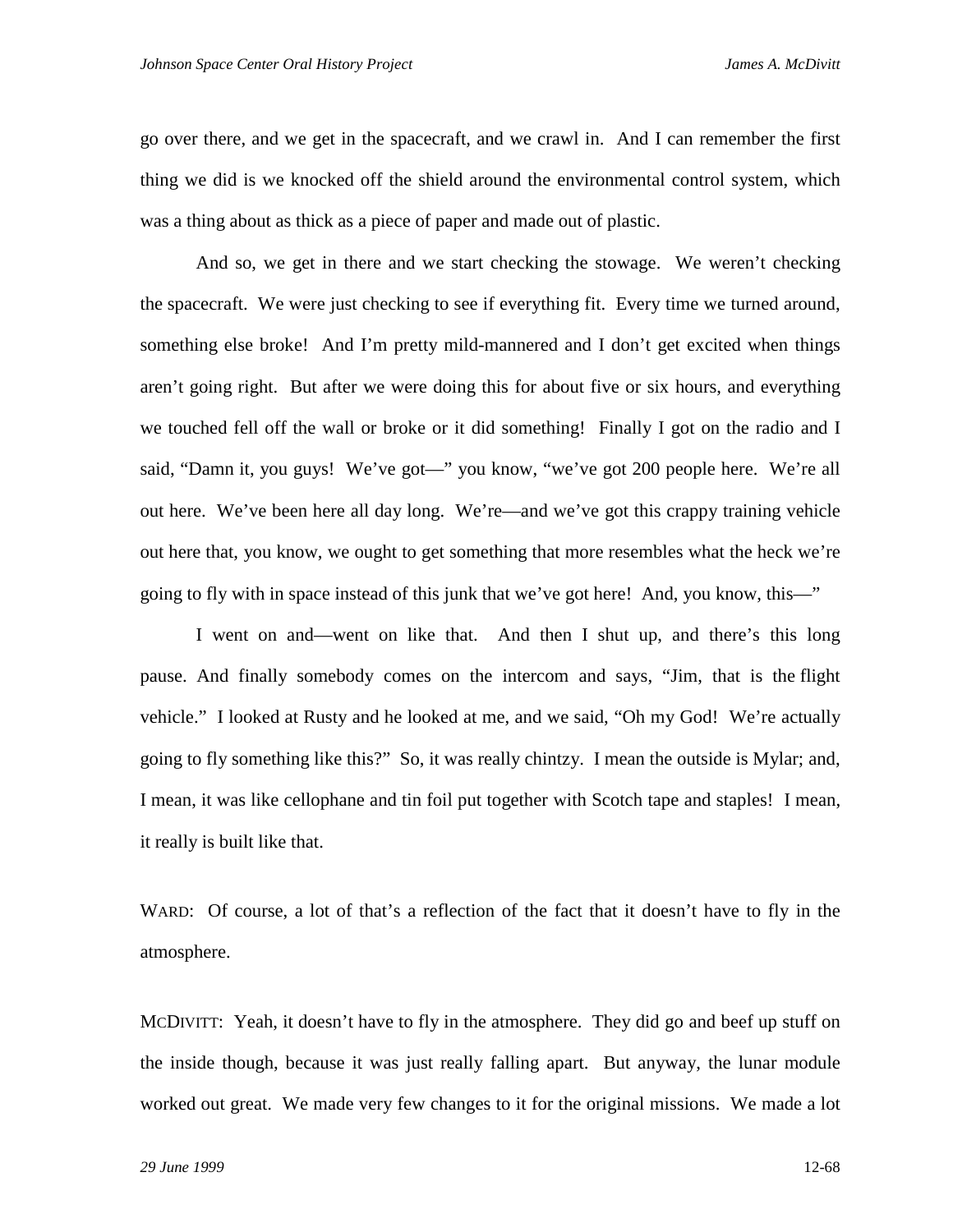go over there, and we get in the spacecraft, and we crawl in. And I can remember the first thing we did is we knocked off the shield around the environmental control system, which was a thing about as thick as a piece of paper and made out of plastic.

And so, we get in there and we start checking the stowage. We weren't checking the spacecraft. We were just checking to see if everything fit. Every time we turned around, something else broke! And I'm pretty mild-mannered and I don't get excited when things aren't going right. But after we were doing this for about five or six hours, and everything we touched fell off the wall or broke or it did something! Finally I got on the radio and I said, "Damn it, you guys! We've got—" you know, "we've got 200 people here. We're all out here. We've been here all day long. We're—and we've got this crappy training vehicle out here that, you know, we ought to get something that more resembles what the heck we're going to fly with in space instead of this junk that we've got here! And, you know, this—"

I went on and—went on like that. And then I shut up, and there's this long pause. And finally somebody comes on the intercom and says, "Jim, that is the flight vehicle." I looked at Rusty and he looked at me, and we said, "Oh my God! We're actually going to fly something like this?" So, it was really chintzy. I mean the outside is Mylar; and, I mean, it was like cellophane and tin foil put together with Scotch tape and staples! I mean, it really is built like that.

WARD: Of course, a lot of that's a reflection of the fact that it doesn't have to fly in the atmosphere.

MCDIVITT: Yeah, it doesn't have to fly in the atmosphere. They did go and beef up stuff on the inside though, because it was just really falling apart. But anyway, the lunar module worked out great. We made very few changes to it for the original missions. We made a lot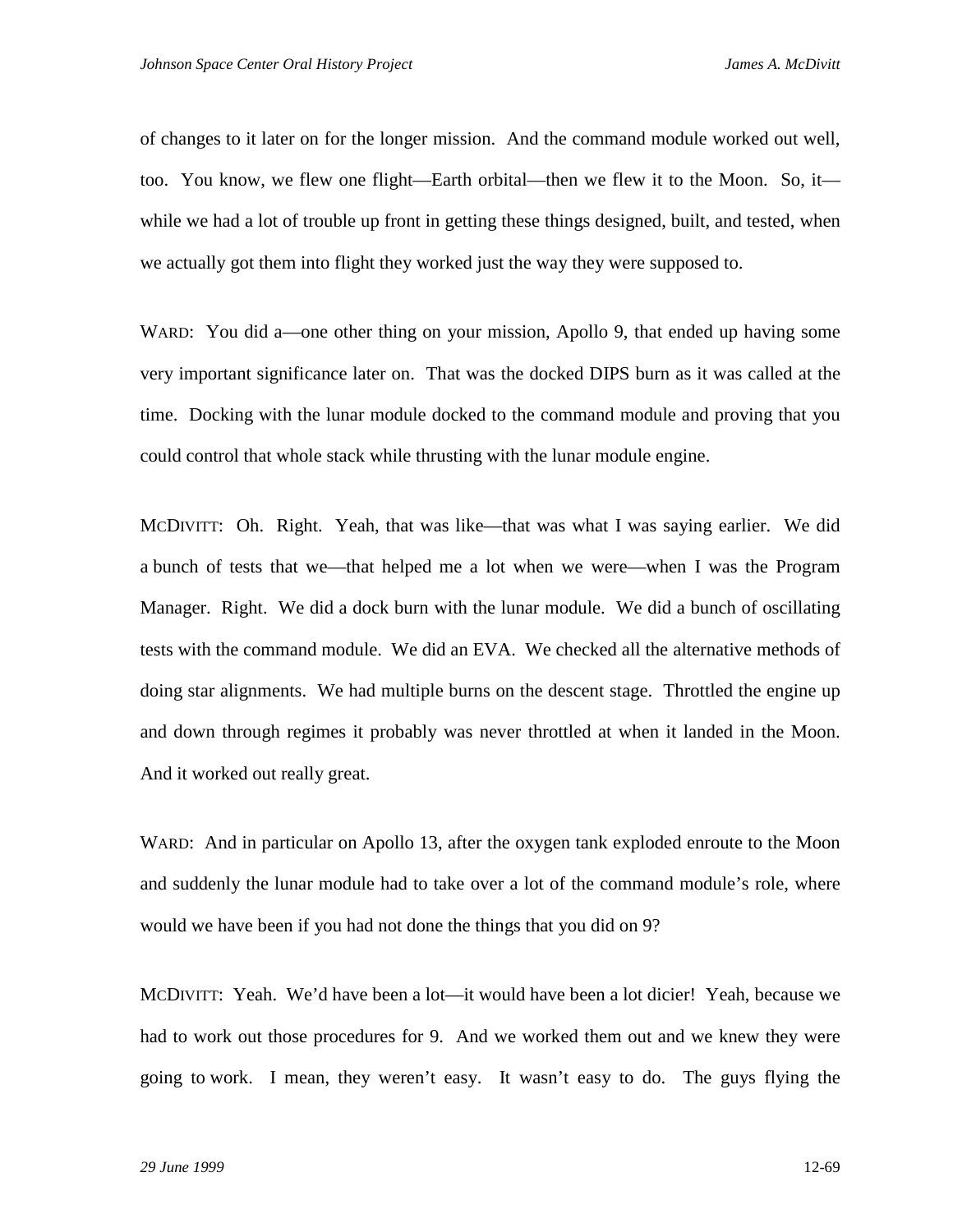of changes to it later on for the longer mission. And the command module worked out well, too. You know, we flew one flight—Earth orbital—then we flew it to the Moon. So, it—while we had a lot of trouble up front in getting these things designed, built, and tested, when we actually got them into flight they worked just the way they were supposed to.

WARD: You did a—one other thing on your mission, Apollo 9, that ended up having some very important significance later on. That was the docked DIPS burn as it was called at the time. Docking with the lunar module docked to the command module and proving that you could control that whole stack while thrusting with the lunar module engine.

MCDIVITT: Oh. Right. Yeah, that was like—that was what I was saying earlier. We did a bunch of tests that we—that helped me a lot when we were—when I was the Program Manager. Right. We did a dock burn with the lunar module. We did a bunch of oscillating tests with the command module. We did an EVA. We checked all the alternative methods of doing star alignments. We had multiple burns on the descent stage. Throttled the engine up and down through regimes it probably was never throttled at when it landed in the Moon. And it worked out really great.

WARD: And in particular on Apollo 13, after the oxygen tank exploded enroute to the Moon and suddenly the lunar module had to take over a lot of the command module's role, where would we have been if you had not done the things that you did on 9?

MCDIVITT: Yeah. We'd have been a lot—it would have been a lot dicier! Yeah, because we had to work out those procedures for 9. And we worked them out and we knew they were going to work. I mean, they weren't easy. It wasn't easy to do. The guys flying the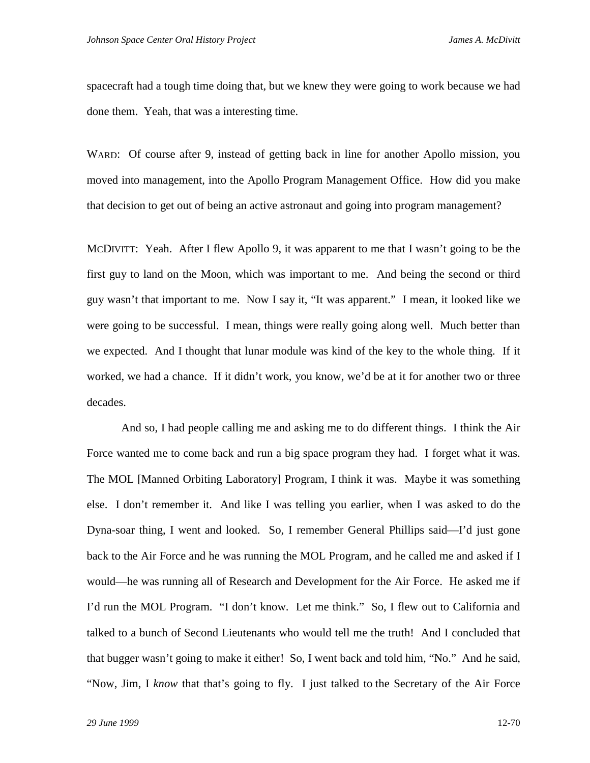spacecraft had a tough time doing that, but we knew they were going to work because we had done them. Yeah, that was a interesting time.

WARD: Of course after 9, instead of getting back in line for another Apollo mission, you moved into management, into the Apollo Program Management Office. How did you make that decision to get out of being an active astronaut and going into program management?

MCDIVITT: Yeah. After I flew Apollo 9, it was apparent to me that I wasn't going to be the first guy to land on the Moon, which was important to me. And being the second or third guy wasn't that important to me. Now I say it, "It was apparent." I mean, it looked like we were going to be successful. I mean, things were really going along well. Much better than we expected. And I thought that lunar module was kind of the key to the whole thing. If it worked, we had a chance. If it didn't work, you know, we'd be at it for another two or three decades.

And so, I had people calling me and asking me to do different things. I think the Air Force wanted me to come back and run a big space program they had. I forget what it was. The MOL [Manned Orbiting Laboratory] Program, I think it was. Maybe it was something else. I don't remember it. And like I was telling you earlier, when I was asked to do the Dyna-soar thing, I went and looked. So, I remember General Phillips said—I'd just gone back to the Air Force and he was running the MOL Program, and he called me and asked if I would—he was running all of Research and Development for the Air Force. He asked me if I'd run the MOL Program. "I don't know. Let me think." So, I flew out to California and talked to a bunch of Second Lieutenants who would tell me the truth! And I concluded that that bugger wasn't going to make it either! So, I went back and told him, "No." And he said, "Now, Jim, I *know* that that's going to fly. I just talked to the Secretary of the Air Force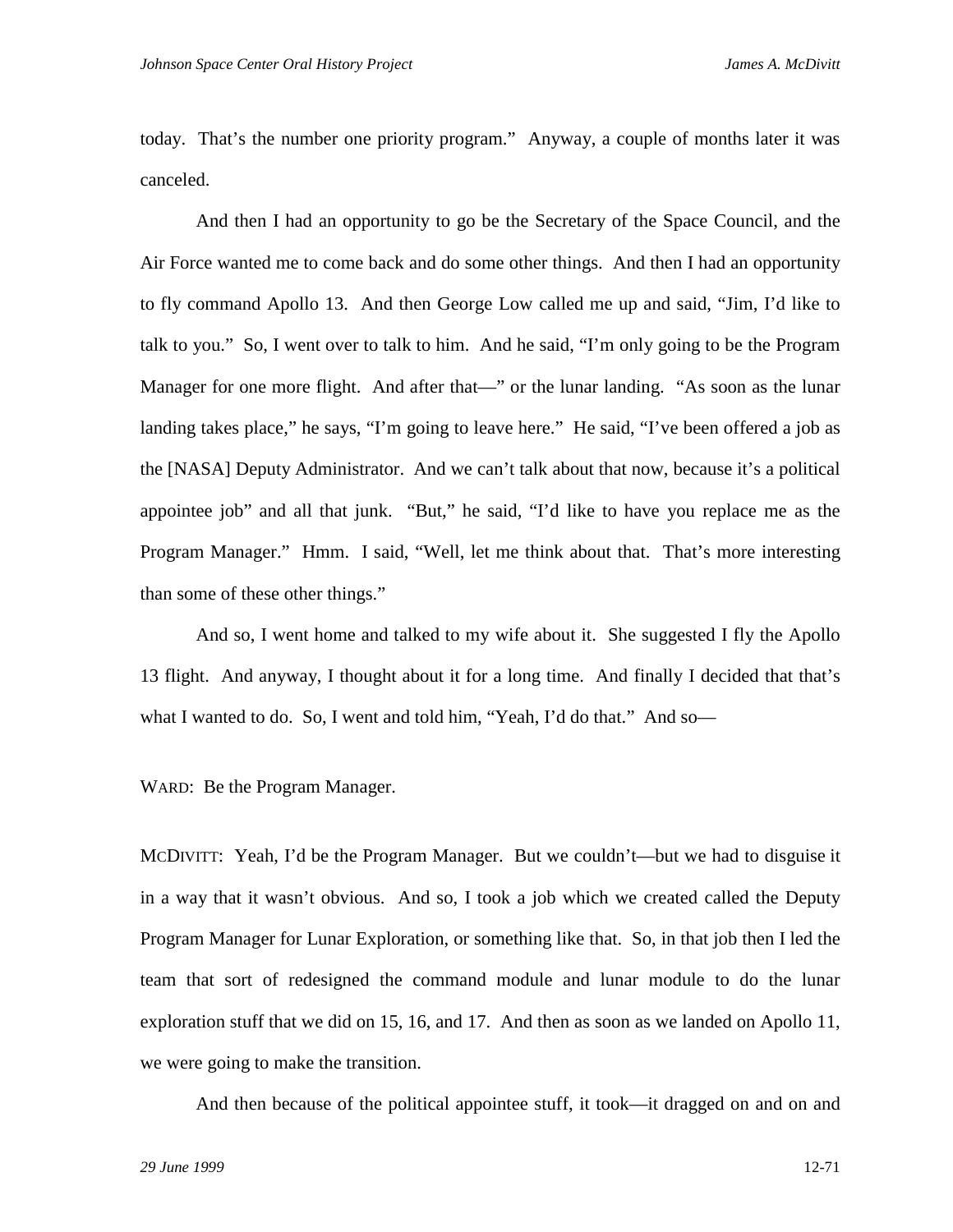today. That's the number one priority program." Anyway, a couple of months later it was canceled.

And then I had an opportunity to go be the Secretary of the Space Council, and the Air Force wanted me to come back and do some other things. And then I had an opportunity to fly command Apollo 13. And then George Low called me up and said, "Jim, I'd like to talk to you." So, I went over to talk to him. And he said, "I'm only going to be the Program Manager for one more flight. And after that—" or the lunar landing. "As soon as the lunar landing takes place," he says, "I'm going to leave here." He said, "I've been offered a job as the [NASA] Deputy Administrator. And we can't talk about that now, because it's a political appointee job" and all that junk. "But," he said, "I'd like to have you replace me as the Program Manager." Hmm. I said, "Well, let me think about that. That's more interesting than some of these other things."

And so, I went home and talked to my wife about it. She suggested I fly the Apollo 13 flight. And anyway, I thought about it for a long time. And finally I decided that that's what I wanted to do. So, I went and told him, "Yeah, I'd do that." And so—

WARD: Be the Program Manager.

MCDIVITT: Yeah, I'd be the Program Manager. But we couldn't—but we had to disguise it in a way that it wasn't obvious. And so, I took a job which we created called the Deputy Program Manager for Lunar Exploration, or something like that. So, in that job then I led the team that sort of redesigned the command module and lunar module to do the lunar exploration stuff that we did on 15, 16, and 17. And then as soon as we landed on Apollo 11, we were going to make the transition.

And then because of the political appointee stuff, it took—it dragged on and on and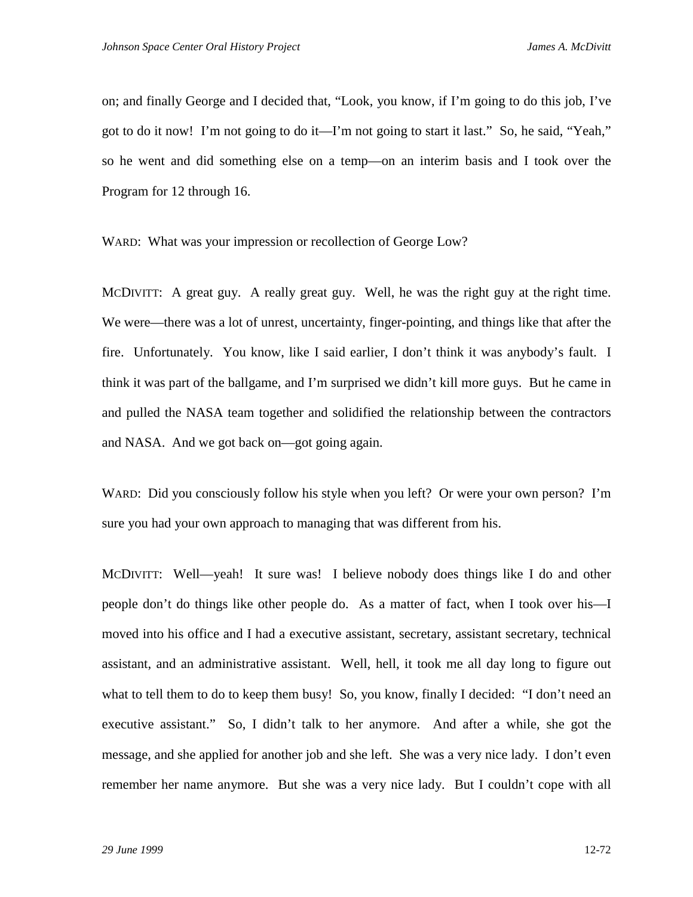on; and finally George and I decided that, "Look, you know, if I'm going to do this job, I've got to do it now! I'm not going to do it—I'm not going to start it last." So, he said, "Yeah," so he went and did something else on a temp—on an interim basis and I took over the Program for 12 through 16.

WARD: What was your impression or recollection of George Low?

MCDIVITT: A great guy. A really great guy. Well, he was the right guy at the right time. We were—there was a lot of unrest, uncertainty, finger-pointing, and things like that after the fire. Unfortunately. You know, like I said earlier, I don't think it was anybody's fault. I think it was part of the ballgame, and I'm surprised we didn't kill more guys. But he came in and pulled the NASA team together and solidified the relationship between the contractors and NASA. And we got back on—got going again.

WARD: Did you consciously follow his style when you left? Or were your own person? I'm sure you had your own approach to managing that was different from his.

MCDIVITT: Well—yeah! It sure was! I believe nobody does things like I do and other people don't do things like other people do. As a matter of fact, when I took over his—I moved into his office and I had a executive assistant, secretary, assistant secretary, technical assistant, and an administrative assistant. Well, hell, it took me all day long to figure out what to tell them to do to keep them busy! So, you know, finally I decided: "I don't need an executive assistant." So, I didn't talk to her anymore. And after a while, she got the message, and she applied for another job and she left. She was a very nice lady. I don't even remember her name anymore. But she was a very nice lady. But I couldn't cope with all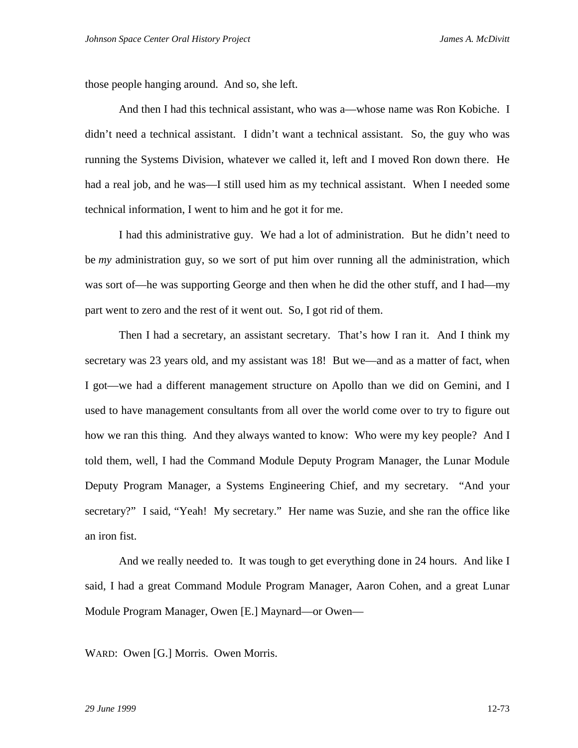those people hanging around. And so, she left.

And then I had this technical assistant, who was a—whose name was Ron Kobiche. I didn't need a technical assistant. I didn't want a technical assistant. So, the guy who was running the Systems Division, whatever we called it, left and I moved Ron down there. He had a real job, and he was—I still used him as my technical assistant. When I needed some technical information, I went to him and he got it for me.

I had this administrative guy. We had a lot of administration. But he didn't need to be *my* administration guy, so we sort of put him over running all the administration, which was sort of—he was supporting George and then when he did the other stuff, and I had—my part went to zero and the rest of it went out. So, I got rid of them.

Then I had a secretary, an assistant secretary. That's how I ran it. And I think my secretary was 23 years old, and my assistant was 18! But we—and as a matter of fact, when I got—we had a different management structure on Apollo than we did on Gemini, and I used to have management consultants from all over the world come over to try to figure out how we ran this thing. And they always wanted to know: Who were my key people? And I told them, well, I had the Command Module Deputy Program Manager, the Lunar Module Deputy Program Manager, a Systems Engineering Chief, and my secretary. "And your secretary?" I said, "Yeah! My secretary." Her name was Suzie, and she ran the office like an iron fist.

And we really needed to. It was tough to get everything done in 24 hours. And like I said, I had a great Command Module Program Manager, Aaron Cohen, and a great Lunar Module Program Manager, Owen [E.] Maynard—or Owen—

WARD: Owen [G.] Morris. Owen Morris.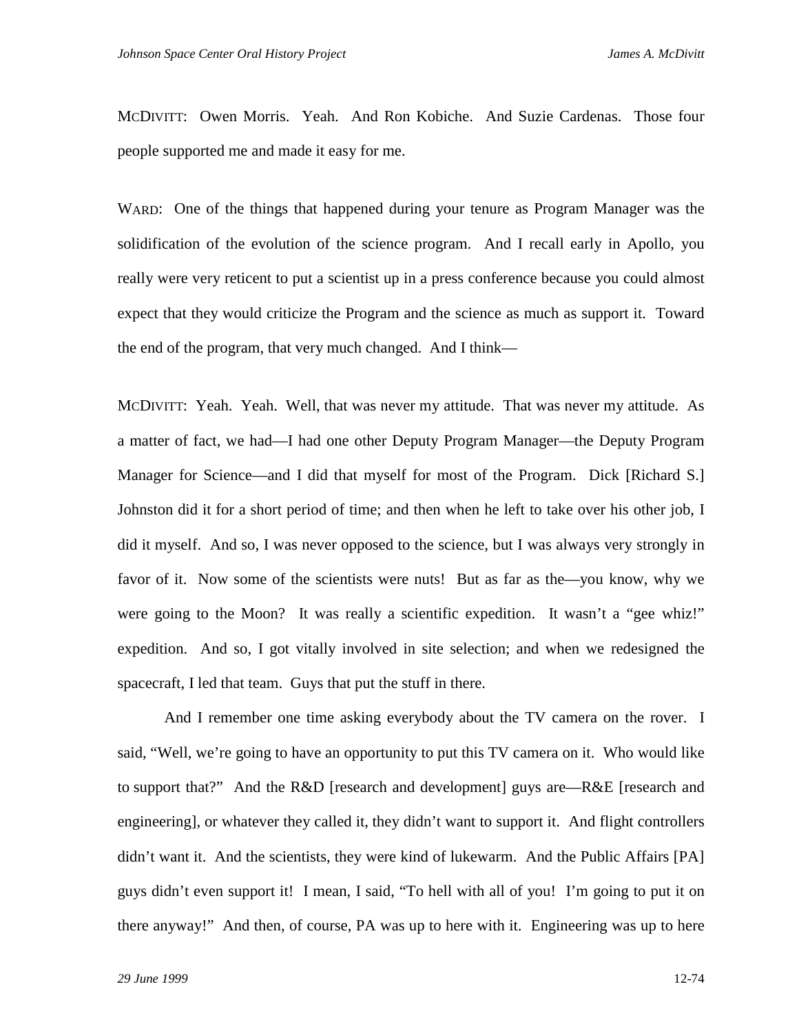MCDIVITT: Owen Morris. Yeah. And Ron Kobiche. And Suzie Cardenas. Those four people supported me and made it easy for me.

WARD: One of the things that happened during your tenure as Program Manager was the solidification of the evolution of the science program. And I recall early in Apollo, you really were very reticent to put a scientist up in a press conference because you could almost expect that they would criticize the Program and the science as much as support it. Toward the end of the program, that very much changed. And I think—

MCDIVITT: Yeah. Yeah. Well, that was never my attitude. That was never my attitude. As a matter of fact, we had—I had one other Deputy Program Manager—the Deputy Program Manager for Science—and I did that myself for most of the Program. Dick [Richard S.] Johnston did it for a short period of time; and then when he left to take over his other job, I did it myself. And so, I was never opposed to the science, but I was always very strongly in favor of it. Now some of the scientists were nuts! But as far as the—you know, why we were going to the Moon? It was really a scientific expedition. It wasn't a "gee whiz!" expedition. And so, I got vitally involved in site selection; and when we redesigned the spacecraft, I led that team. Guys that put the stuff in there.

And I remember one time asking everybody about the TV camera on the rover. I said, "Well, we're going to have an opportunity to put this TV camera on it. Who would like to support that?" And the R&D [research and development] guys are—R&E [research and engineering], or whatever they called it, they didn't want to support it. And flight controllers didn't want it. And the scientists, they were kind of lukewarm. And the Public Affairs [PA] guys didn't even support it! I mean, I said, "To hell with all of you! I'm going to put it on there anyway!" And then, of course, PA was up to here with it. Engineering was up to here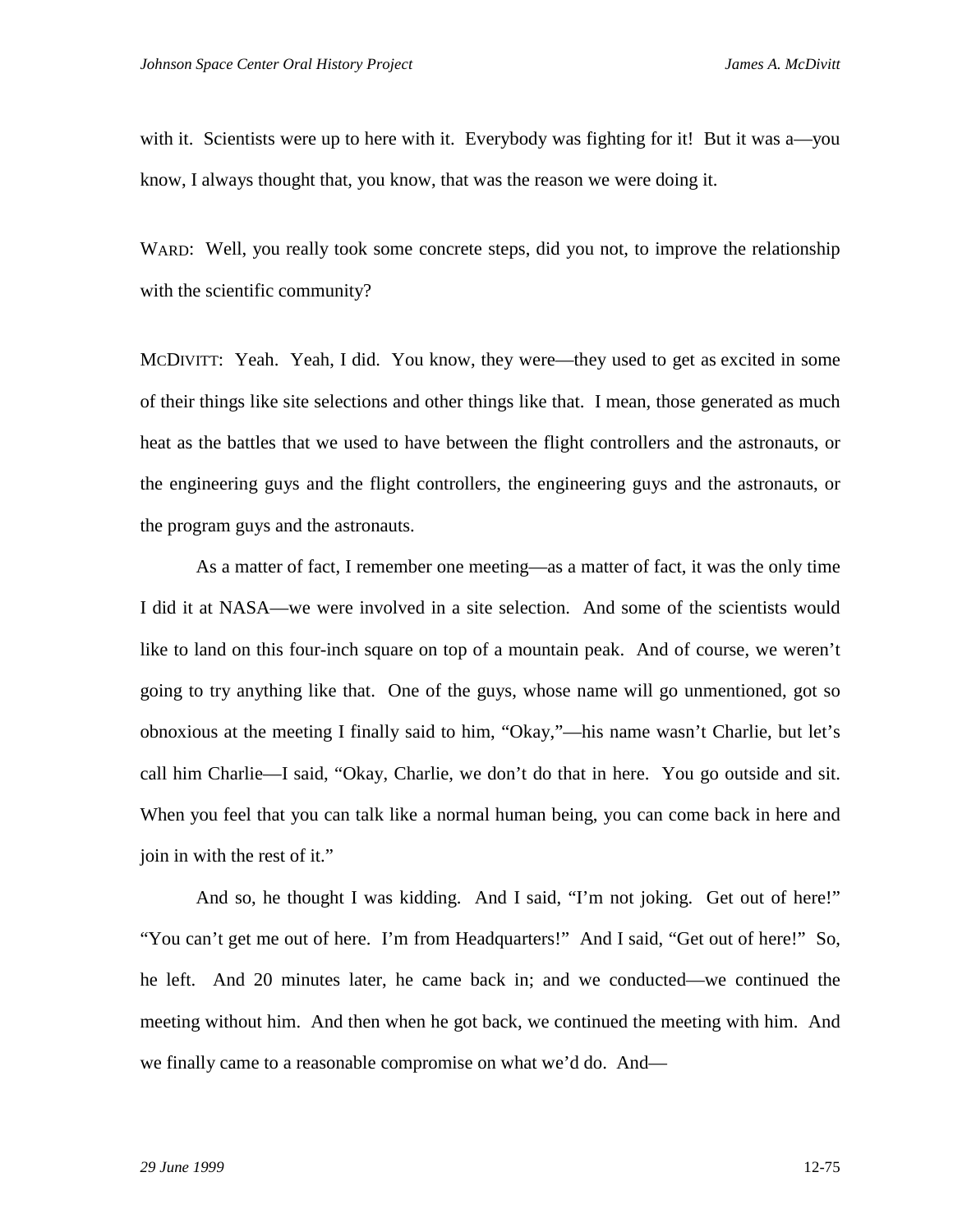with it. Scientists were up to here with it. Everybody was fighting for it! But it was a—you know, I always thought that, you know, that was the reason we were doing it.

WARD: Well, you really took some concrete steps, did you not, to improve the relationship with the scientific community?

MCDIVITT: Yeah. Yeah, I did. You know, they were—they used to get as excited in some of their things like site selections and other things like that. I mean, those generated as much heat as the battles that we used to have between the flight controllers and the astronauts, or the engineering guys and the flight controllers, the engineering guys and the astronauts, or the program guys and the astronauts.

As a matter of fact, I remember one meeting—as a matter of fact, it was the only time I did it at NASA—we were involved in a site selection. And some of the scientists would like to land on this four-inch square on top of a mountain peak. And of course, we weren't going to try anything like that. One of the guys, whose name will go unmentioned, got so obnoxious at the meeting I finally said to him, "Okay,"—his name wasn't Charlie, but let's call him Charlie—I said, "Okay, Charlie, we don't do that in here. You go outside and sit. When you feel that you can talk like a normal human being, you can come back in here and join in with the rest of it."

And so, he thought I was kidding. And I said, "I'm not joking. Get out of here!" "You can't get me out of here. I'm from Headquarters!" And I said, "Get out of here!" So, he left. And 20 minutes later, he came back in; and we conducted—we continued the meeting without him. And then when he got back, we continued the meeting with him. And we finally came to a reasonable compromise on what we'd do. And—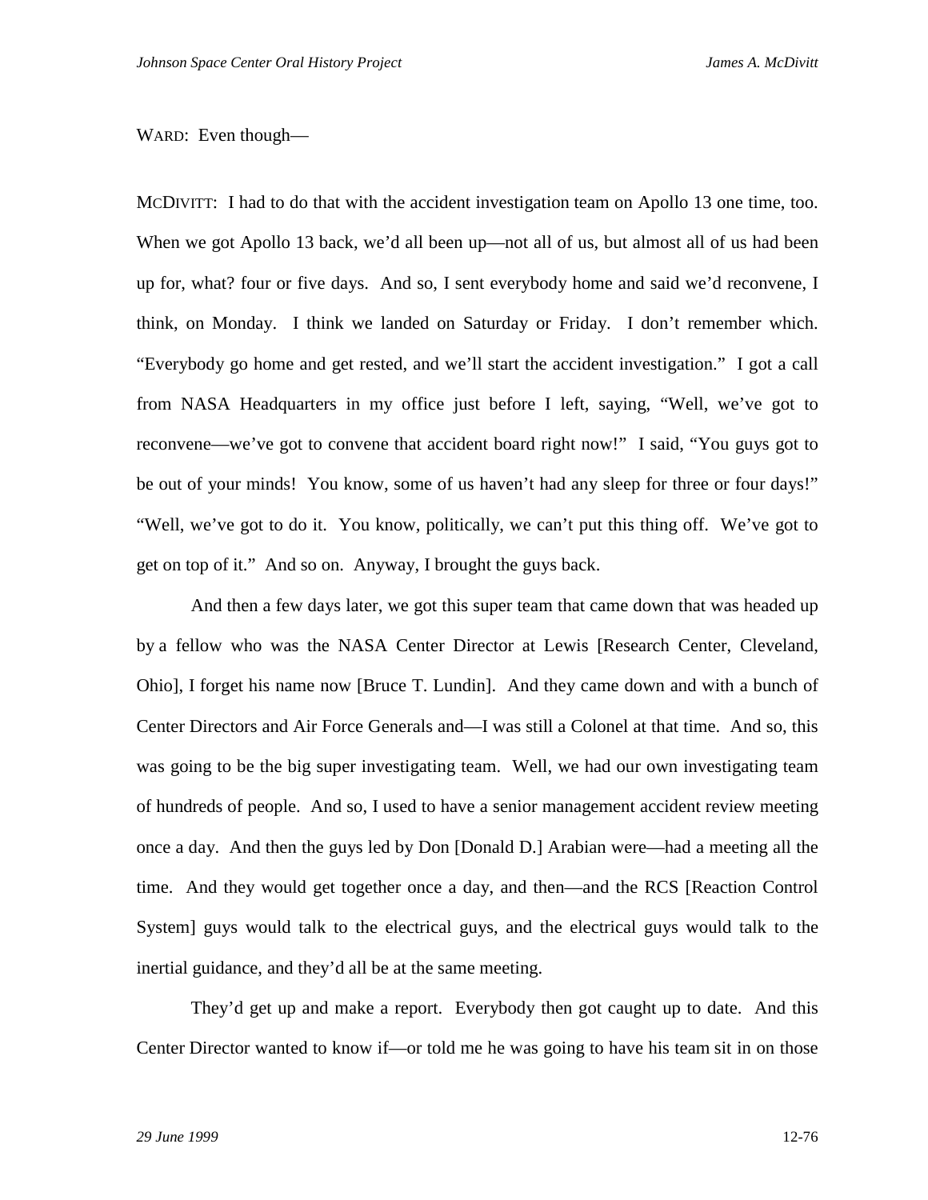WARD: Even though—

MCDIVITT: I had to do that with the accident investigation team on Apollo 13 one time, too. When we got Apollo 13 back, we'd all been up—not all of us, but almost all of us had been up for, what? four or five days. And so, I sent everybody home and said we'd reconvene, I think, on Monday. I think we landed on Saturday or Friday. I don't remember which. "Everybody go home and get rested, and we'll start the accident investigation." I got a call from NASA Headquarters in my office just before I left, saying, "Well, we've got to reconvene—we've got to convene that accident board right now!" I said, "You guys got to be out of your minds! You know, some of us haven't had any sleep for three or four days!" "Well, we've got to do it. You know, politically, we can't put this thing off. We've got to get on top of it." And so on. Anyway, I brought the guys back.

And then a few days later, we got this super team that came down that was headed up by a fellow who was the NASA Center Director at Lewis [Research Center, Cleveland, Ohio], I forget his name now [Bruce T. Lundin]. And they came down and with a bunch of Center Directors and Air Force Generals and—I was still a Colonel at that time. And so, this was going to be the big super investigating team. Well, we had our own investigating team of hundreds of people. And so, I used to have a senior management accident review meeting once a day. And then the guys led by Don [Donald D.] Arabian were—had a meeting all the time. And they would get together once a day, and then—and the RCS [Reaction Control System] guys would talk to the electrical guys, and the electrical guys would talk to the inertial guidance, and they'd all be at the same meeting.

They'd get up and make a report. Everybody then got caught up to date. And this Center Director wanted to know if—or told me he was going to have his team sit in on those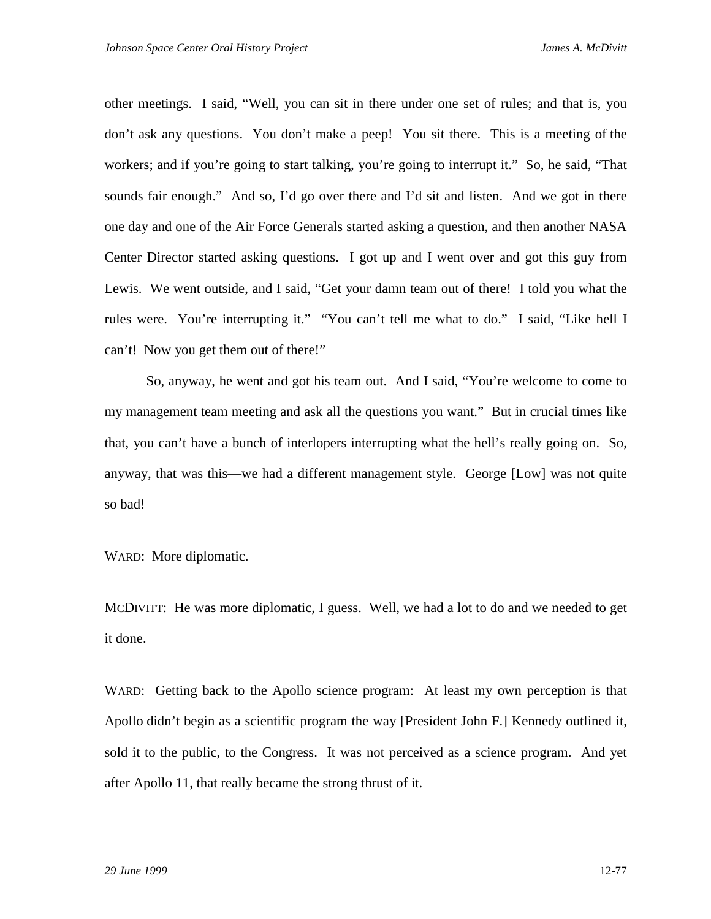other meetings. I said, "Well, you can sit in there under one set of rules; and that is, you don't ask any questions. You don't make a peep! You sit there. This is a meeting of the workers; and if you're going to start talking, you're going to interrupt it." So, he said, "That sounds fair enough." And so, I'd go over there and I'd sit and listen. And we got in there one day and one of the Air Force Generals started asking a question, and then another NASA Center Director started asking questions. I got up and I went over and got this guy from Lewis. We went outside, and I said, "Get your damn team out of there! I told you what the rules were. You're interrupting it." "You can't tell me what to do." I said, "Like hell I can't! Now you get them out of there!"

So, anyway, he went and got his team out. And I said, "You're welcome to come to my management team meeting and ask all the questions you want." But in crucial times like that, you can't have a bunch of interlopers interrupting what the hell's really going on. So, anyway, that was this—we had a different management style. George [Low] was not quite so bad!

WARD: More diplomatic.

MCDIVITT: He was more diplomatic, I guess. Well, we had a lot to do and we needed to get it done.

WARD: Getting back to the Apollo science program: At least my own perception is that Apollo didn't begin as a scientific program the way [President John F.] Kennedy outlined it, sold it to the public, to the Congress. It was not perceived as a science program. And yet after Apollo 11, that really became the strong thrust of it.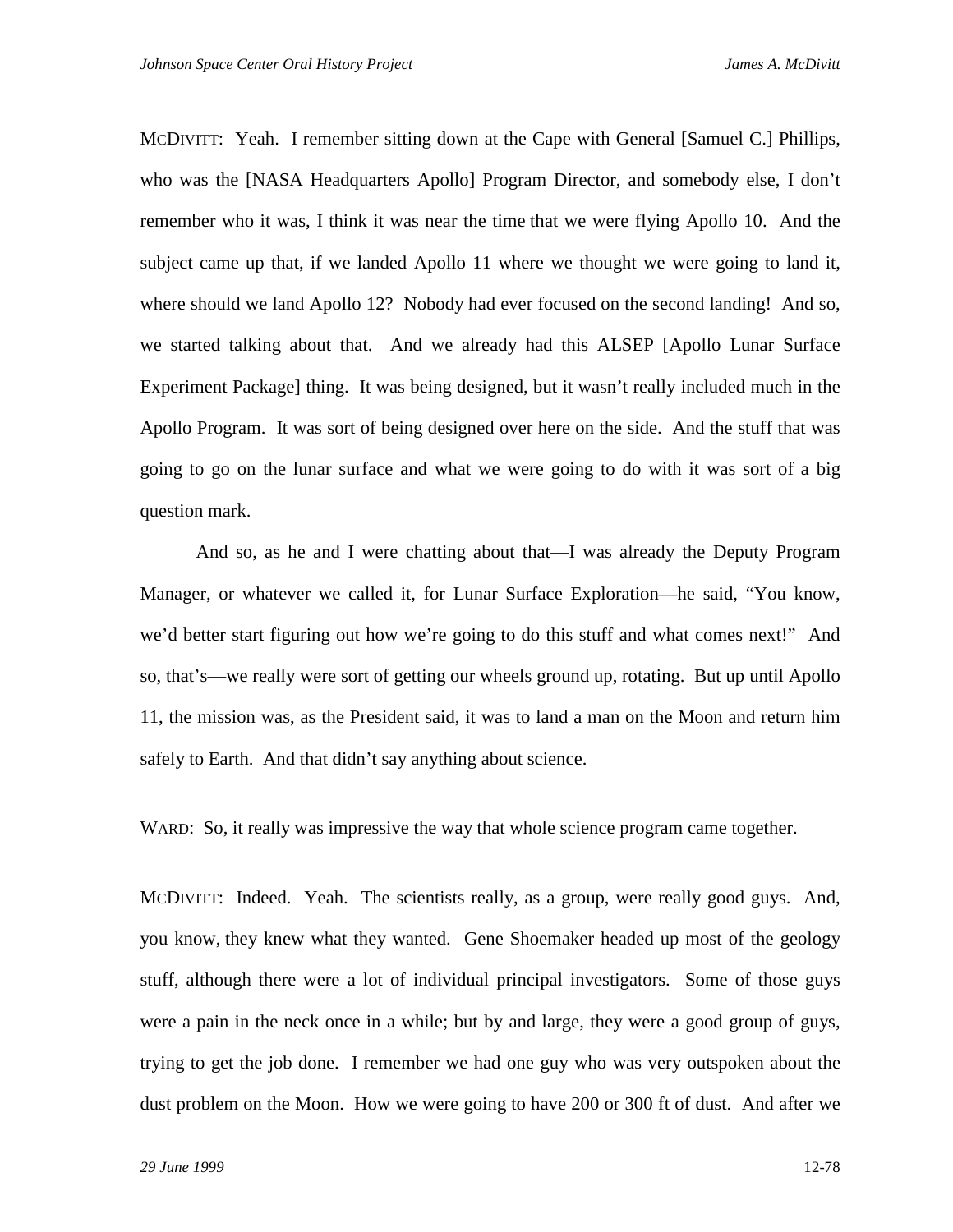MCDIVITT: Yeah. I remember sitting down at the Cape with General [Samuel C.] Phillips, who was the [NASA Headquarters Apollo] Program Director, and somebody else, I don't remember who it was, I think it was near the time that we were flying Apollo 10. And the subject came up that, if we landed Apollo 11 where we thought we were going to land it, where should we land Apollo 12? Nobody had ever focused on the second landing! And so, we started talking about that. And we already had this ALSEP [Apollo Lunar Surface Experiment Package] thing. It was being designed, but it wasn't really included much in the Apollo Program. It was sort of being designed over here on the side. And the stuff that was going to go on the lunar surface and what we were going to do with it was sort of a big question mark.

And so, as he and I were chatting about that—I was already the Deputy Program Manager, or whatever we called it, for Lunar Surface Exploration—he said, "You know, we'd better start figuring out how we're going to do this stuff and what comes next!" And so, that's—we really were sort of getting our wheels ground up, rotating. But up until Apollo 11, the mission was, as the President said, it was to land a man on the Moon and return him safely to Earth. And that didn't say anything about science.

WARD: So, it really was impressive the way that whole science program came together.

MCDIVITT: Indeed. Yeah. The scientists really, as a group, were really good guys. And, you know, they knew what they wanted. Gene Shoemaker headed up most of the geology stuff, although there were a lot of individual principal investigators. Some of those guys were a pain in the neck once in a while; but by and large, they were a good group of guys, trying to get the job done. I remember we had one guy who was very outspoken about the dust problem on the Moon. How we were going to have 200 or 300 ft of dust. And after we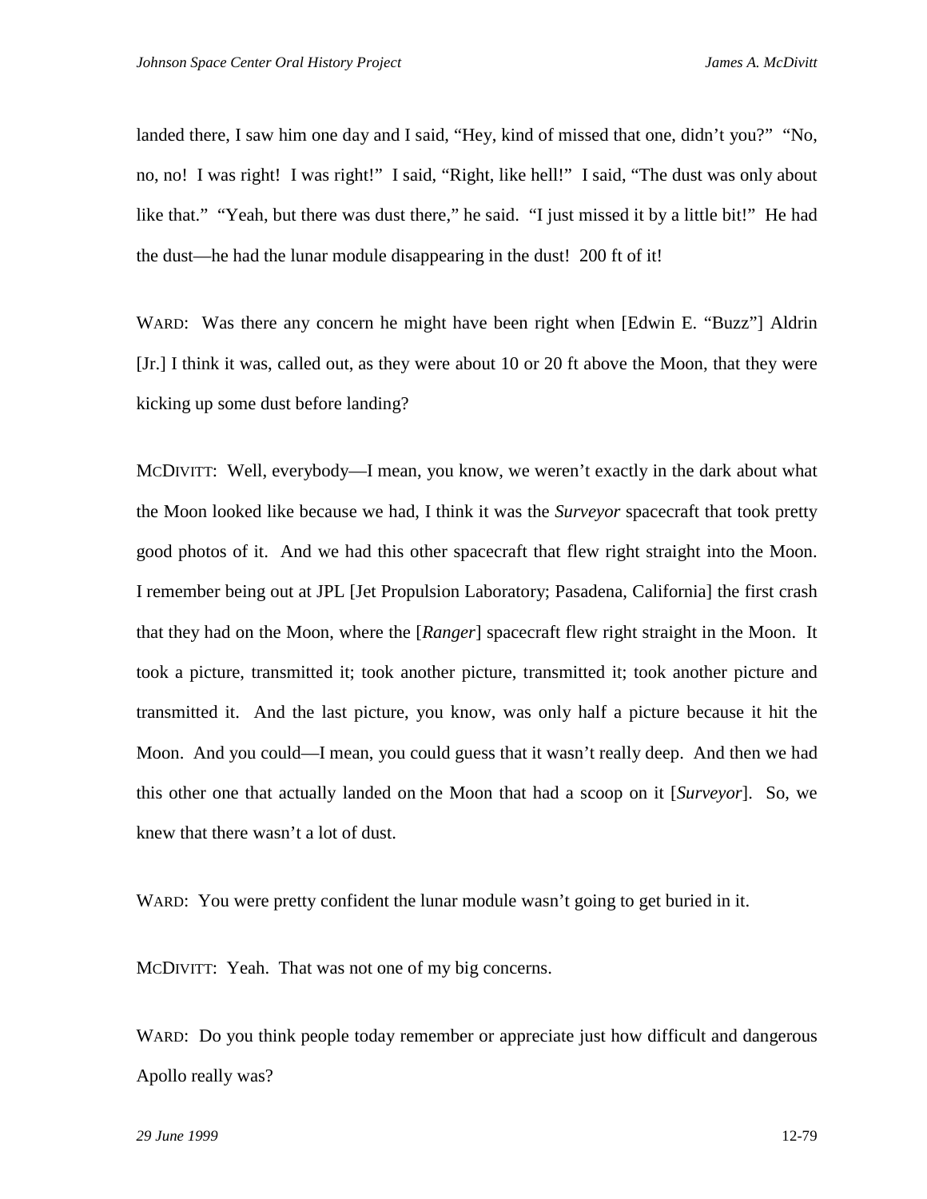landed there, I saw him one day and I said, "Hey, kind of missed that one, didn't you?" "No, no, no! I was right! I was right!" I said, "Right, like hell!" I said, "The dust was only about like that." "Yeah, but there was dust there," he said. "I just missed it by a little bit!" He had the dust—he had the lunar module disappearing in the dust! 200 ft of it!

WARD: Was there any concern he might have been right when [Edwin E. "Buzz"] Aldrin [Jr.] I think it was, called out, as they were about 10 or 20 ft above the Moon, that they were kicking up some dust before landing?

MCDIVITT: Well, everybody—I mean, you know, we weren't exactly in the dark about what the Moon looked like because we had, I think it was the *Surveyor* spacecraft that took pretty good photos of it. And we had this other spacecraft that flew right straight into the Moon. I remember being out at JPL [Jet Propulsion Laboratory; Pasadena, California] the first crash that they had on the Moon, where the [*Ranger*] spacecraft flew right straight in the Moon. It took a picture, transmitted it; took another picture, transmitted it; took another picture and transmitted it. And the last picture, you know, was only half a picture because it hit the Moon. And you could—I mean, you could guess that it wasn't really deep. And then we had this other one that actually landed on the Moon that had a scoop on it [*Surveyor*]. So, we knew that there wasn't a lot of dust.

WARD: You were pretty confident the lunar module wasn't going to get buried in it.

MCDIVITT: Yeah. That was not one of my big concerns.

WARD: Do you think people today remember or appreciate just how difficult and dangerous Apollo really was?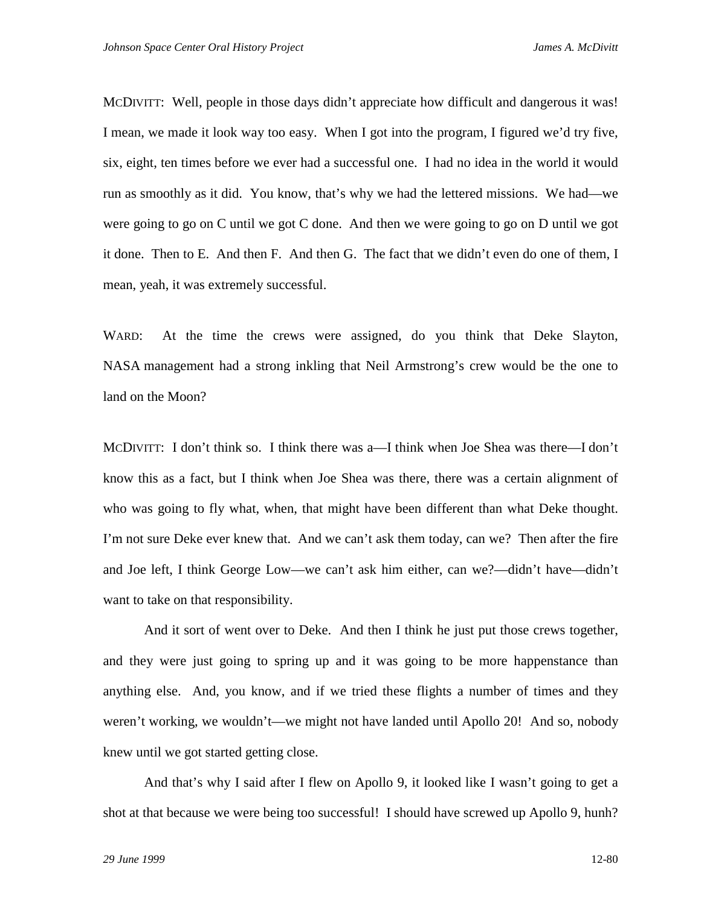MCDIVITT: Well, people in those days didn't appreciate how difficult and dangerous it was! I mean, we made it look way too easy. When I got into the program, I figured we'd try five, six, eight, ten times before we ever had a successful one. I had no idea in the world it would run as smoothly as it did. You know, that's why we had the lettered missions. We had—we were going to go on C until we got C done. And then we were going to go on D until we got it done. Then to E. And then F. And then G. The fact that we didn't even do one of them, I mean, yeah, it was extremely successful.

WARD: At the time the crews were assigned, do you think that Deke Slayton, NASA management had a strong inkling that Neil Armstrong's crew would be the one to land on the Moon?

MCDIVITT: I don't think so. I think there was a—I think when Joe Shea was there—I don't know this as a fact, but I think when Joe Shea was there, there was a certain alignment of who was going to fly what, when, that might have been different than what Deke thought. I'm not sure Deke ever knew that. And we can't ask them today, can we? Then after the fire and Joe left, I think George Low—we can't ask him either, can we?—didn't have—didn't want to take on that responsibility.

And it sort of went over to Deke. And then I think he just put those crews together, and they were just going to spring up and it was going to be more happenstance than anything else. And, you know, and if we tried these flights a number of times and they weren't working, we wouldn't—we might not have landed until Apollo 20! And so, nobody knew until we got started getting close.

And that's why I said after I flew on Apollo 9, it looked like I wasn't going to get a shot at that because we were being too successful! I should have screwed up Apollo 9, hunh?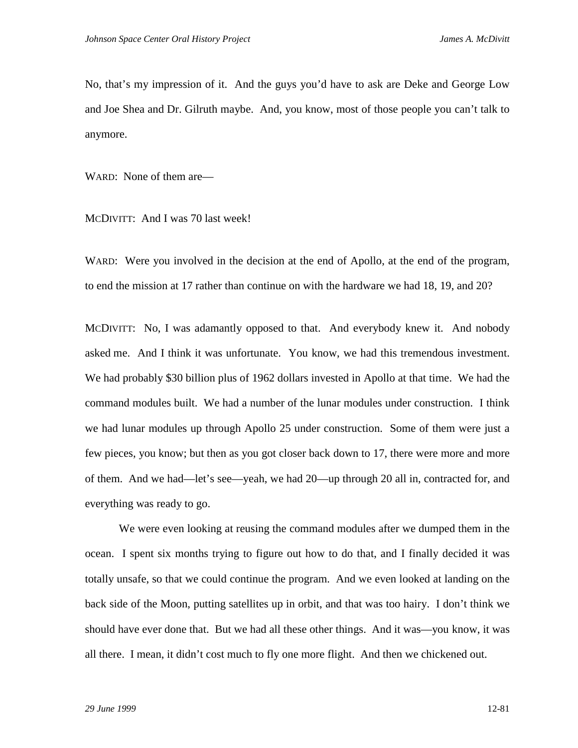No, that's my impression of it. And the guys you'd have to ask are Deke and George Low and Joe Shea and Dr. Gilruth maybe. And, you know, most of those people you can't talk to anymore.

WARD: None of them are—

MCDIVITT: And I was 70 last week!

WARD: Were you involved in the decision at the end of Apollo, at the end of the program, to end the mission at 17 rather than continue on with the hardware we had 18, 19, and 20?

MCDIVITT: No, I was adamantly opposed to that. And everybody knew it. And nobody asked me. And I think it was unfortunate. You know, we had this tremendous investment. We had probably $30 billion plus of 1962 dollars invested in Apollo at that time. We had the command modules built. We had a number of the lunar modules under construction. I think we had lunar modules up through Apollo 25 under construction. Some of them were just a few pieces, you know; but then as you got closer back down to 17, there were more and more of them. And we had—let's see—yeah, we had 20—up through 20 all in, contracted for, and everything was ready to go.

We were even looking at reusing the command modules after we dumped them in the ocean. I spent six months trying to figure out how to do that, and I finally decided it was totally unsafe, so that we could continue the program. And we even looked at landing on the back side of the Moon, putting satellites up in orbit, and that was too hairy. I don't think we should have ever done that. But we had all these other things. And it was—you know, it was all there. I mean, it didn't cost much to fly one more flight. And then we chickened out.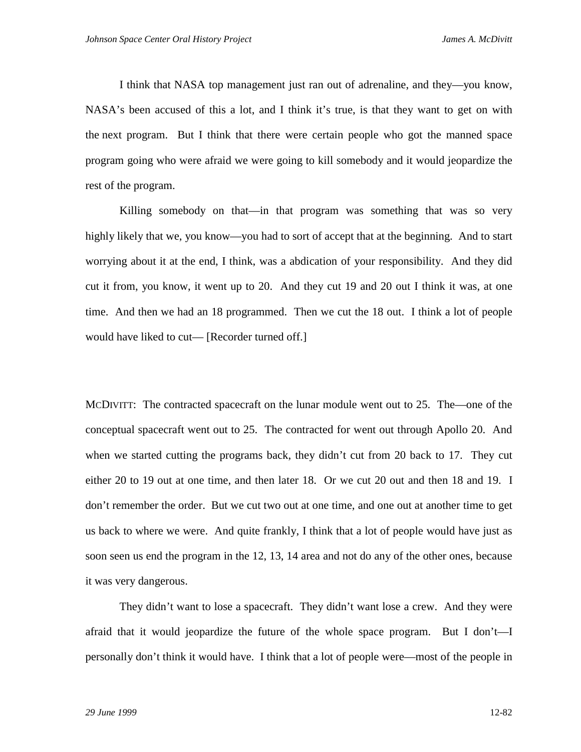I think that NASA top management just ran out of adrenaline, and they—you know, NASA's been accused of this a lot, and I think it's true, is that they want to get on with the next program. But I think that there were certain people who got the manned space program going who were afraid we were going to kill somebody and it would jeopardize the rest of the program.

Killing somebody on that—in that program was something that was so very highly likely that we, you know—you had to sort of accept that at the beginning. And to start worrying about it at the end, I think, was a abdication of your responsibility. And they did cut it from, you know, it went up to 20. And they cut 19 and 20 out I think it was, at one time. And then we had an 18 programmed. Then we cut the 18 out. I think a lot of people would have liked to cut— [Recorder turned off.]

MCDIVITT: The contracted spacecraft on the lunar module went out to 25. The—one of the conceptual spacecraft went out to 25. The contracted for went out through Apollo 20. And when we started cutting the programs back, they didn't cut from 20 back to 17. They cut either 20 to 19 out at one time, and then later 18. Or we cut 20 out and then 18 and 19. I don't remember the order. But we cut two out at one time, and one out at another time to get us back to where we were. And quite frankly, I think that a lot of people would have just as soon seen us end the program in the 12, 13, 14 area and not do any of the other ones, because it was very dangerous.

They didn't want to lose a spacecraft. They didn't want lose a crew. And they were afraid that it would jeopardize the future of the whole space program. But I don't—I personally don't think it would have. I think that a lot of people were—most of the people in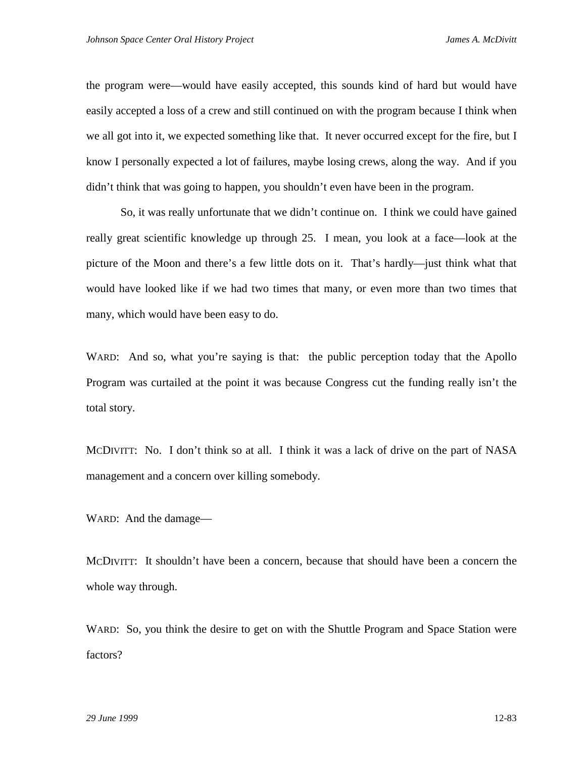the program were—would have easily accepted, this sounds kind of hard but would have easily accepted a loss of a crew and still continued on with the program because I think when we all got into it, we expected something like that. It never occurred except for the fire, but I know I personally expected a lot of failures, maybe losing crews, along the way. And if you didn't think that was going to happen, you shouldn't even have been in the program.

So, it was really unfortunate that we didn't continue on. I think we could have gained really great scientific knowledge up through 25. I mean, you look at a face—look at the picture of the Moon and there's a few little dots on it. That's hardly—just think what that would have looked like if we had two times that many, or even more than two times that many, which would have been easy to do.

WARD: And so, what you're saying is that: the public perception today that the Apollo Program was curtailed at the point it was because Congress cut the funding really isn't the total story.

MCDIVITT: No. I don't think so at all. I think it was a lack of drive on the part of NASA management and a concern over killing somebody.

WARD: And the damage—

MCDIVITT: It shouldn't have been a concern, because that should have been a concern the whole way through.

WARD: So, you think the desire to get on with the Shuttle Program and Space Station were factors?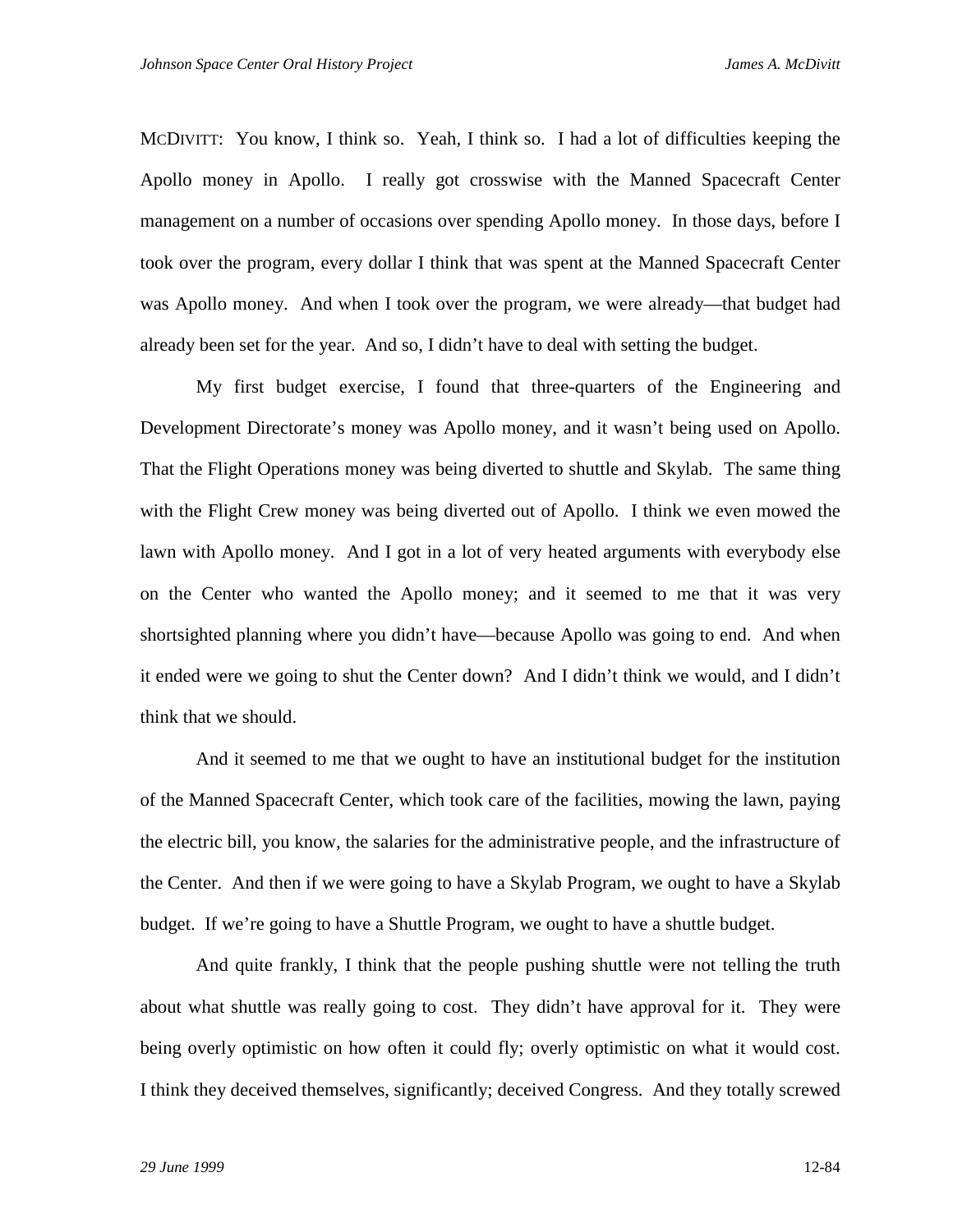MCDIVITT: You know, I think so. Yeah, I think so. I had a lot of difficulties keeping the Apollo money in Apollo. I really got crosswise with the Manned Spacecraft Center management on a number of occasions over spending Apollo money. In those days, before I took over the program, every dollar I think that was spent at the Manned Spacecraft Center was Apollo money. And when I took over the program, we were already—that budget had already been set for the year. And so, I didn't have to deal with setting the budget.

My first budget exercise, I found that three-quarters of the Engineering and Development Directorate's money was Apollo money, and it wasn't being used on Apollo. That the Flight Operations money was being diverted to shuttle and Skylab. The same thing with the Flight Crew money was being diverted out of Apollo. I think we even mowed the lawn with Apollo money. And I got in a lot of very heated arguments with everybody else on the Center who wanted the Apollo money; and it seemed to me that it was very shortsighted planning where you didn't have—because Apollo was going to end. And when it ended were we going to shut the Center down? And I didn't think we would, and I didn't think that we should.

And it seemed to me that we ought to have an institutional budget for the institution of the Manned Spacecraft Center, which took care of the facilities, mowing the lawn, paying the electric bill, you know, the salaries for the administrative people, and the infrastructure of the Center. And then if we were going to have a Skylab Program, we ought to have a Skylab budget. If we're going to have a Shuttle Program, we ought to have a shuttle budget.

And quite frankly, I think that the people pushing shuttle were not telling the truth about what shuttle was really going to cost. They didn't have approval for it. They were being overly optimistic on how often it could fly; overly optimistic on what it would cost. I think they deceived themselves, significantly; deceived Congress. And they totally screwed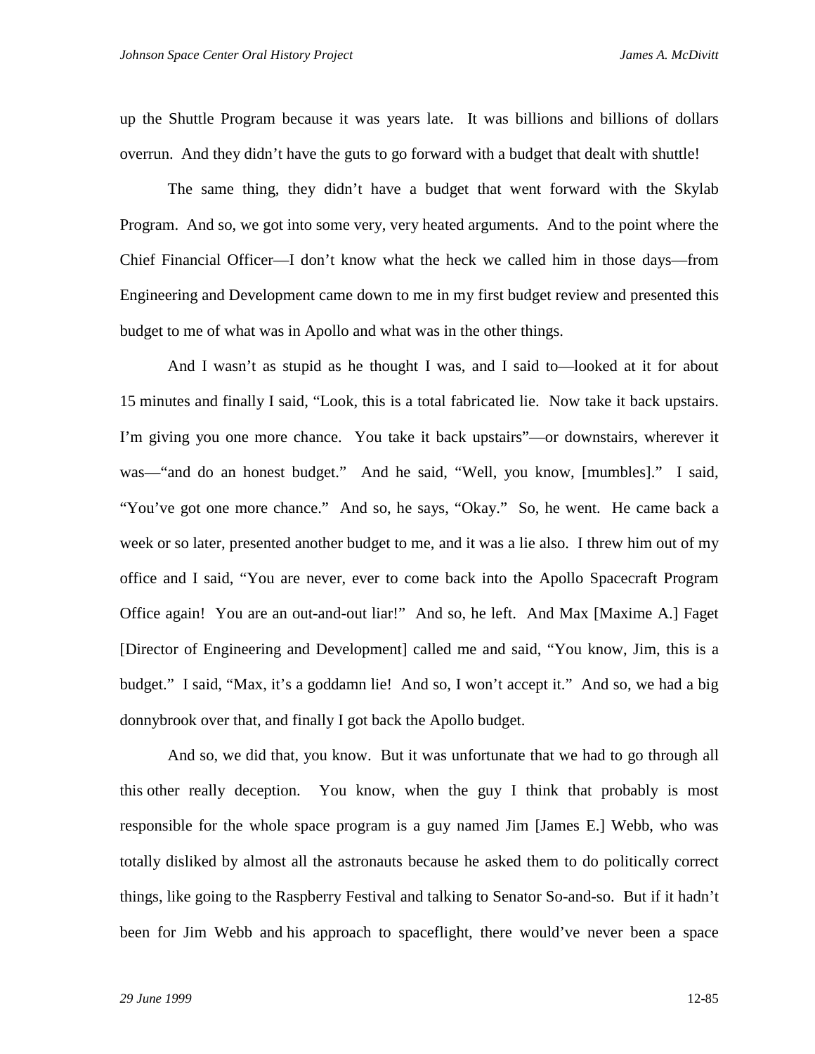up the Shuttle Program because it was years late. It was billions and billions of dollars overrun. And they didn't have the guts to go forward with a budget that dealt with shuttle!

The same thing, they didn't have a budget that went forward with the Skylab Program. And so, we got into some very, very heated arguments. And to the point where the Chief Financial Officer—I don't know what the heck we called him in those days—from Engineering and Development came down to me in my first budget review and presented this budget to me of what was in Apollo and what was in the other things.

And I wasn't as stupid as he thought I was, and I said to—looked at it for about 15 minutes and finally I said, "Look, this is a total fabricated lie. Now take it back upstairs. I'm giving you one more chance. You take it back upstairs"—or downstairs, wherever it was—"and do an honest budget." And he said, "Well, you know, [mumbles]." I said, "You've got one more chance." And so, he says, "Okay." So, he went. He came back a week or so later, presented another budget to me, and it was a lie also. I threw him out of my office and I said, "You are never, ever to come back into the Apollo Spacecraft Program Office again! You are an out-and-out liar!" And so, he left. And Max [Maxime A.] Faget [Director of Engineering and Development] called me and said, "You know, Jim, this is a budget." I said, "Max, it's a goddamn lie! And so, I won't accept it." And so, we had a big donnybrook over that, and finally I got back the Apollo budget.

And so, we did that, you know. But it was unfortunate that we had to go through all this other really deception. You know, when the guy I think that probably is most responsible for the whole space program is a guy named Jim [James E.] Webb, who was totally disliked by almost all the astronauts because he asked them to do politically correct things, like going to the Raspberry Festival and talking to Senator So-and-so. But if it hadn't been for Jim Webb and his approach to spaceflight, there would've never been a space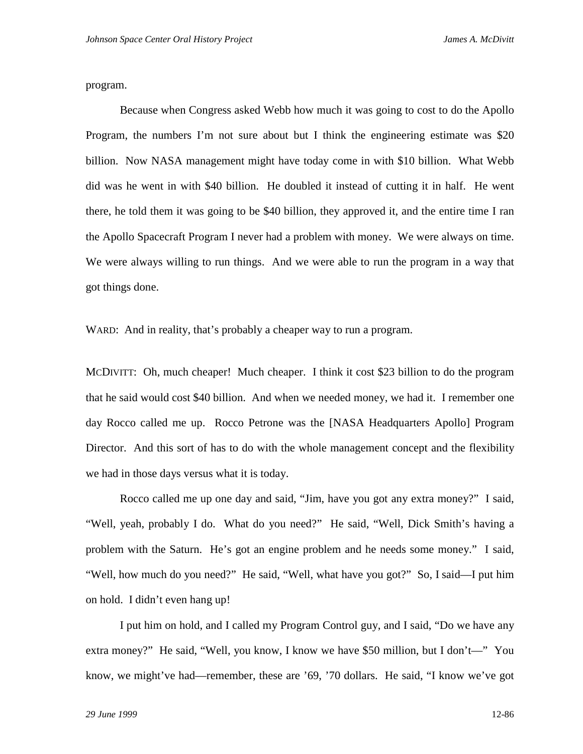program.

Because when Congress asked Webb how much it was going to cost to do the Apollo Program, the numbers I'm not sure about but I think the engineering estimate was $20 billion. Now NASA management might have today come in with $10 billion. What Webb did was he went in with $40 billion. He doubled it instead of cutting it in half. He went there, he told them it was going to be $40 billion, they approved it, and the entire time I ran the Apollo Spacecraft Program I never had a problem with money. We were always on time. We were always willing to run things. And we were able to run the program in a way that got things done.

WARD: And in reality, that's probably a cheaper way to run a program.

MCDIVITT: Oh, much cheaper! Much cheaper. I think it cost $23 billion to do the program that he said would cost $40 billion. And when we needed money, we had it. I remember one day Rocco called me up. Rocco Petrone was the [NASA Headquarters Apollo] Program Director. And this sort of has to do with the whole management concept and the flexibility we had in those days versus what it is today.

Rocco called me up one day and said, "Jim, have you got any extra money?" I said, "Well, yeah, probably I do. What do you need?" He said, "Well, Dick Smith's having a problem with the Saturn. He's got an engine problem and he needs some money." I said, "Well, how much do you need?" He said, "Well, what have you got?" So, I said—I put him on hold. I didn't even hang up!

I put him on hold, and I called my Program Control guy, and I said, "Do we have any extra money?" He said, "Well, you know, I know we have $50 million, but I don't—" You know, we might've had—remember, these are '69, '70 dollars. He said, "I know we've got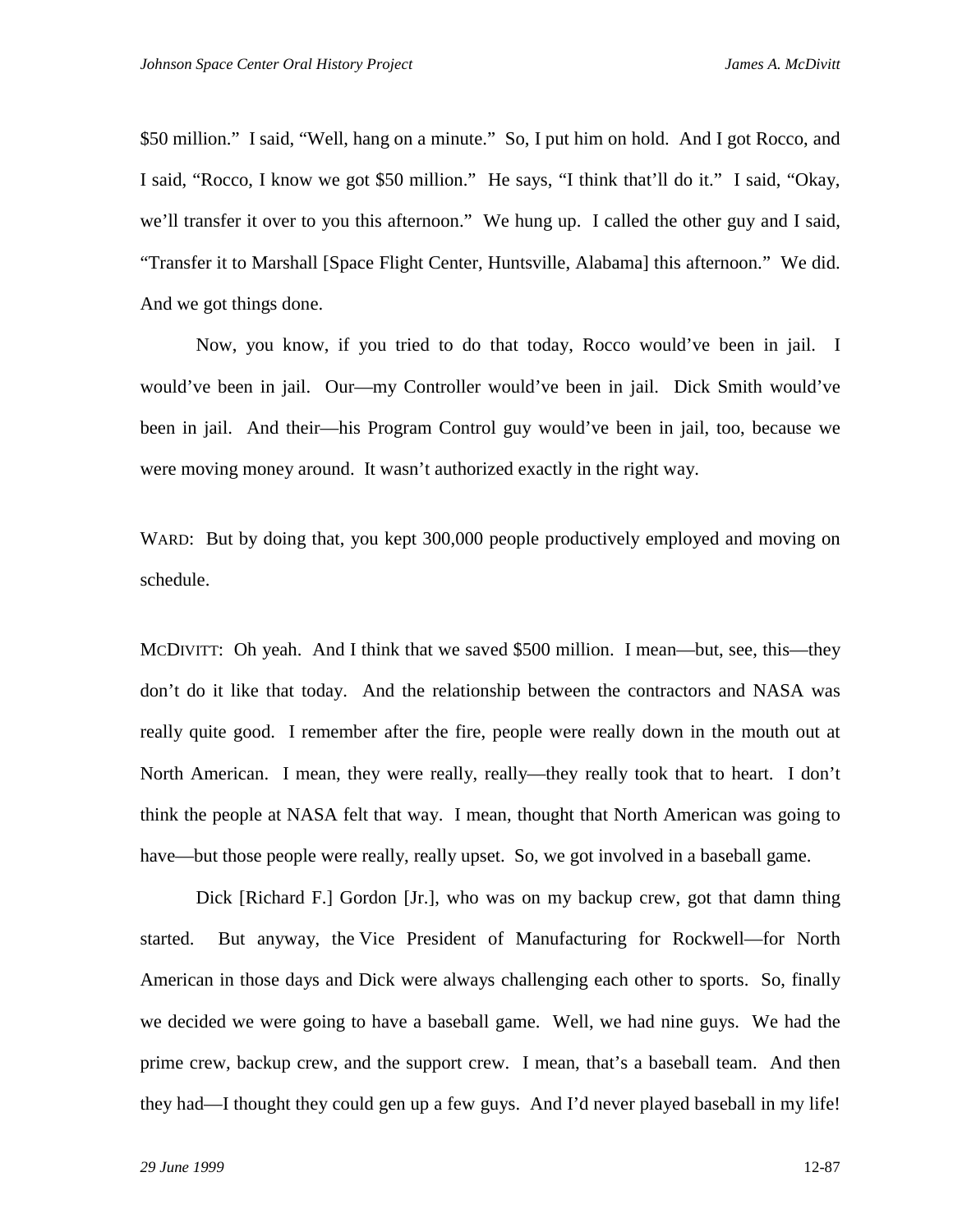$50 million." I said, "Well, hang on a minute." So, I put him on hold. And I got Rocco, and I said, "Rocco, I know we got $50 million." He says, "I think that'll do it." I said, "Okay, we'll transfer it over to you this afternoon." We hung up. I called the other guy and I said, "Transfer it to Marshall [Space Flight Center, Huntsville, Alabama] this afternoon." We did. And we got things done.

Now, you know, if you tried to do that today, Rocco would've been in jail. I would've been in jail. Our—my Controller would've been in jail. Dick Smith would've been in jail. And their—his Program Control guy would've been in jail, too, because we were moving money around. It wasn't authorized exactly in the right way.

WARD: But by doing that, you kept 300,000 people productively employed and moving on schedule.

MCDIVITT: Oh yeah. And I think that we saved $500 million. I mean—but, see, this—they don't do it like that today. And the relationship between the contractors and NASA was really quite good. I remember after the fire, people were really down in the mouth out at North American. I mean, they were really, really—they really took that to heart. I don't think the people at NASA felt that way. I mean, thought that North American was going to have—but those people were really, really upset. So, we got involved in a baseball game.

Dick [Richard F.] Gordon [Jr.], who was on my backup crew, got that damn thing started. But anyway, the Vice President of Manufacturing for Rockwell—for North American in those days and Dick were always challenging each other to sports. So, finally we decided we were going to have a baseball game. Well, we had nine guys. We had the prime crew, backup crew, and the support crew. I mean, that's a baseball team. And then they had—I thought they could gen up a few guys. And I'd never played baseball in my life!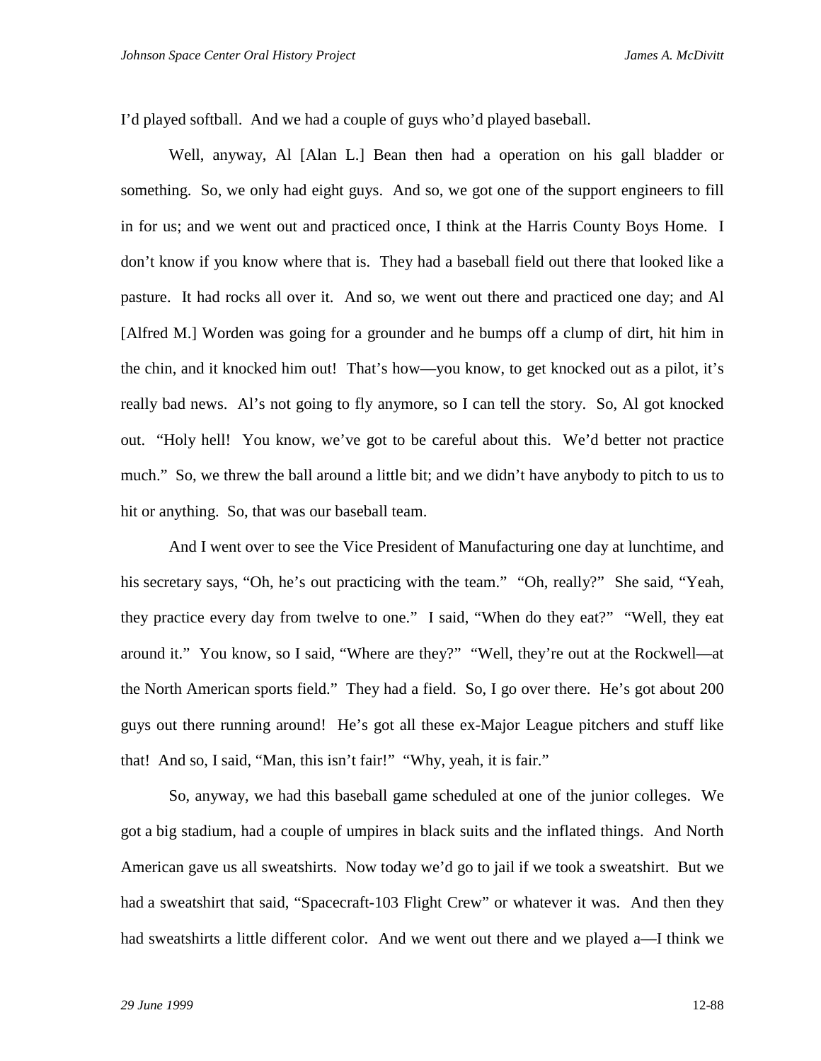I'd played softball. And we had a couple of guys who'd played baseball.

Well, anyway, Al [Alan L.] Bean then had a operation on his gall bladder or something. So, we only had eight guys. And so, we got one of the support engineers to fill in for us; and we went out and practiced once, I think at the Harris County Boys Home. I don't know if you know where that is. They had a baseball field out there that looked like a pasture. It had rocks all over it. And so, we went out there and practiced one day; and Al [Alfred M.] Worden was going for a grounder and he bumps off a clump of dirt, hit him in the chin, and it knocked him out! That's how—you know, to get knocked out as a pilot, it's really bad news. Al's not going to fly anymore, so I can tell the story. So, Al got knocked out. "Holy hell! You know, we've got to be careful about this. We'd better not practice much." So, we threw the ball around a little bit; and we didn't have anybody to pitch to us to hit or anything. So, that was our baseball team.

And I went over to see the Vice President of Manufacturing one day at lunchtime, and his secretary says, "Oh, he's out practicing with the team." "Oh, really?" She said, "Yeah, they practice every day from twelve to one." I said, "When do they eat?" "Well, they eat around it." You know, so I said, "Where are they?" "Well, they're out at the Rockwell—at the North American sports field." They had a field. So, I go over there. He's got about 200 guys out there running around! He's got all these ex-Major League pitchers and stuff like that! And so, I said, "Man, this isn't fair!" "Why, yeah, it is fair."

So, anyway, we had this baseball game scheduled at one of the junior colleges. We got a big stadium, had a couple of umpires in black suits and the inflated things. And North American gave us all sweatshirts. Now today we'd go to jail if we took a sweatshirt. But we had a sweatshirt that said, "Spacecraft-103 Flight Crew" or whatever it was. And then they had sweatshirts a little different color. And we went out there and we played a—I think we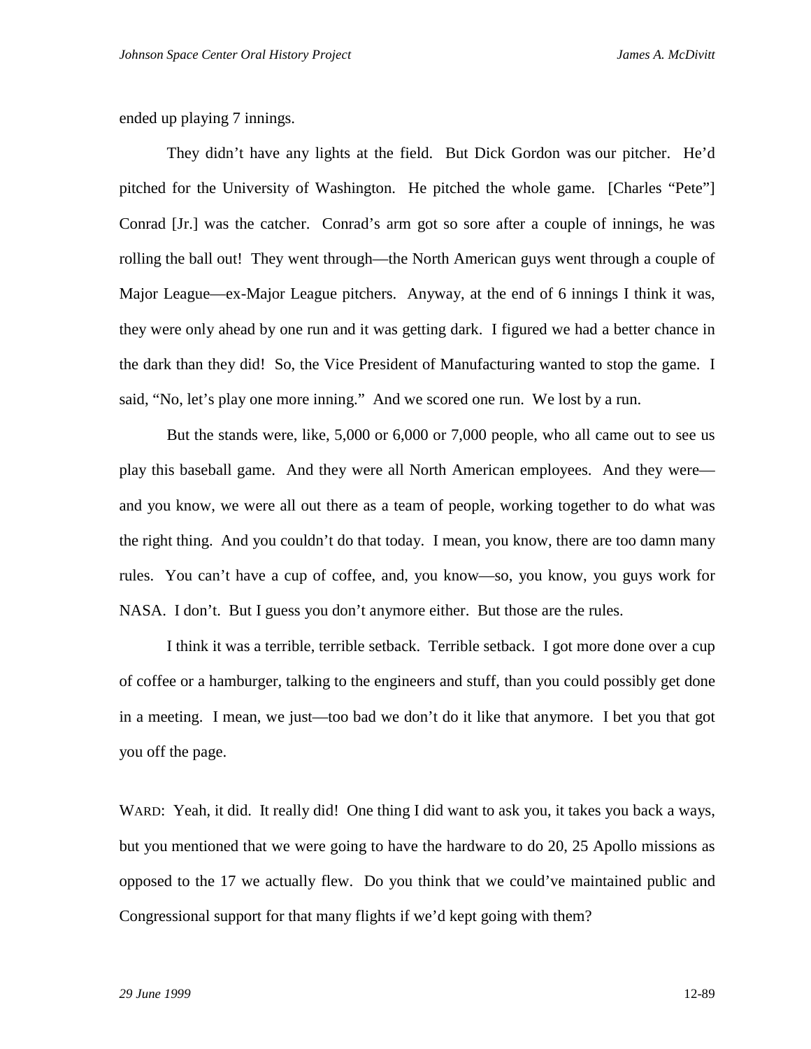ended up playing 7 innings.

They didn't have any lights at the field. But Dick Gordon was our pitcher. He'd pitched for the University of Washington. He pitched the whole game. [Charles "Pete"] Conrad [Jr.] was the catcher. Conrad's arm got so sore after a couple of innings, he was rolling the ball out! They went through—the North American guys went through a couple of Major League—ex-Major League pitchers. Anyway, at the end of 6 innings I think it was, they were only ahead by one run and it was getting dark. I figured we had a better chance in the dark than they did! So, the Vice President of Manufacturing wanted to stop the game. I said, "No, let's play one more inning." And we scored one run. We lost by a run.

But the stands were, like, 5,000 or 6,000 or 7,000 people, who all came out to see us play this baseball game. And they were all North American employees. And they were—and you know, we were all out there as a team of people, working together to do what was the right thing. And you couldn't do that today. I mean, you know, there are too damn many rules. You can't have a cup of coffee, and, you know—so, you know, you guys work for NASA. I don't. But I guess you don't anymore either. But those are the rules.

I think it was a terrible, terrible setback. Terrible setback. I got more done over a cup of coffee or a hamburger, talking to the engineers and stuff, than you could possibly get done in a meeting. I mean, we just—too bad we don't do it like that anymore. I bet you that got you off the page.

WARD: Yeah, it did. It really did! One thing I did want to ask you, it takes you back a ways, but you mentioned that we were going to have the hardware to do 20, 25 Apollo missions as opposed to the 17 we actually flew. Do you think that we could've maintained public and Congressional support for that many flights if we'd kept going with them?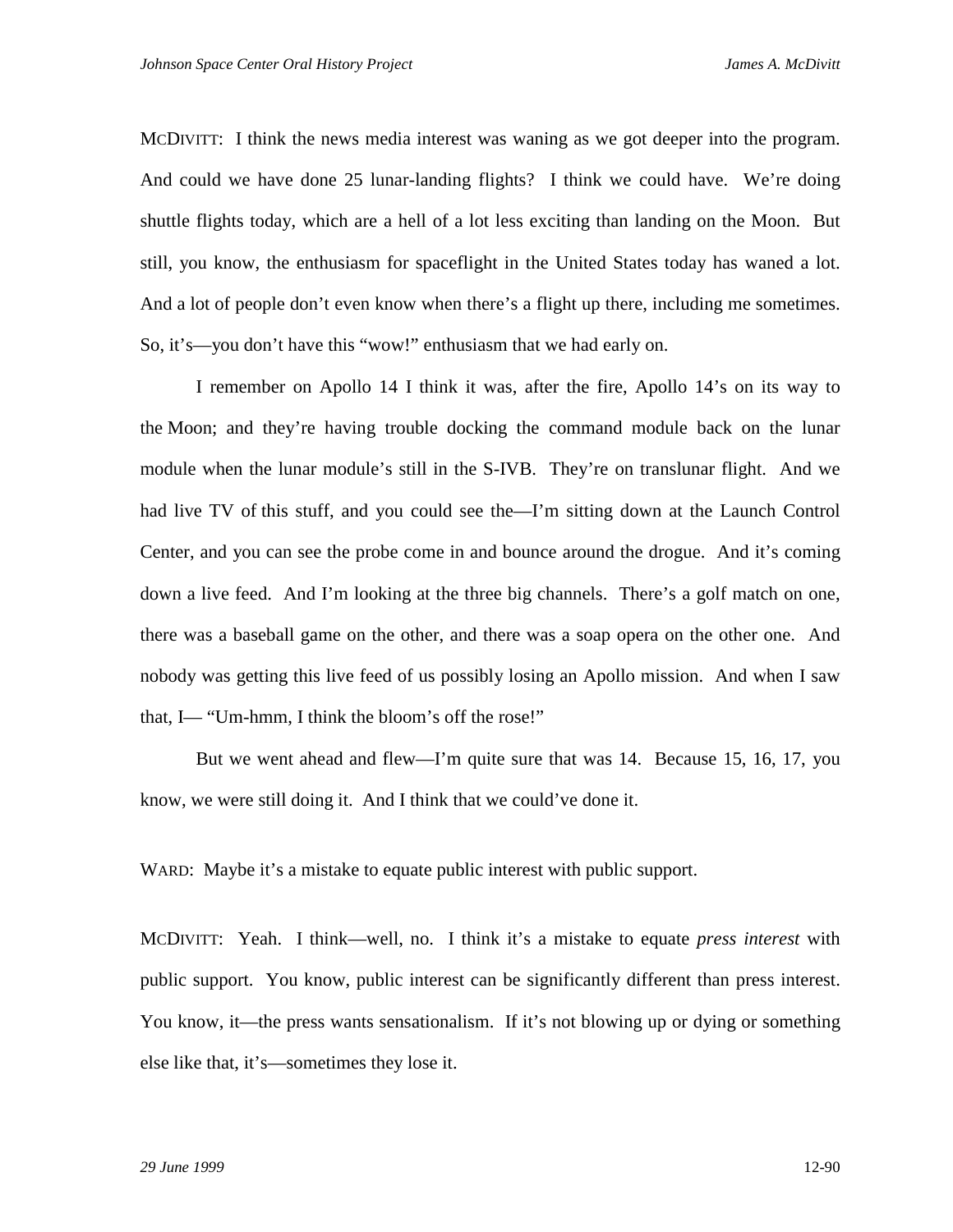MCDIVITT: I think the news media interest was waning as we got deeper into the program. And could we have done 25 lunar-landing flights? I think we could have. We're doing shuttle flights today, which are a hell of a lot less exciting than landing on the Moon. But still, you know, the enthusiasm for spaceflight in the United States today has waned a lot. And a lot of people don't even know when there's a flight up there, including me sometimes. So, it's—you don't have this "wow!" enthusiasm that we had early on.

I remember on Apollo 14 I think it was, after the fire, Apollo 14's on its way to the Moon; and they're having trouble docking the command module back on the lunar module when the lunar module's still in the S-IVB. They're on translunar flight. And we had live TV of this stuff, and you could see the—I'm sitting down at the Launch Control Center, and you can see the probe come in and bounce around the drogue. And it's coming down a live feed. And I'm looking at the three big channels. There's a golf match on one, there was a baseball game on the other, and there was a soap opera on the other one. And nobody was getting this live feed of us possibly losing an Apollo mission. And when I saw that, I— "Um-hmm, I think the bloom's off the rose!"

But we went ahead and flew—I'm quite sure that was 14. Because 15, 16, 17, you know, we were still doing it. And I think that we could've done it.

WARD: Maybe it's a mistake to equate public interest with public support.

MCDIVITT: Yeah. I think—well, no. I think it's a mistake to equate *press interest* with public support. You know, public interest can be significantly different than press interest. You know, it—the press wants sensationalism. If it's not blowing up or dying or something else like that, it's—sometimes they lose it.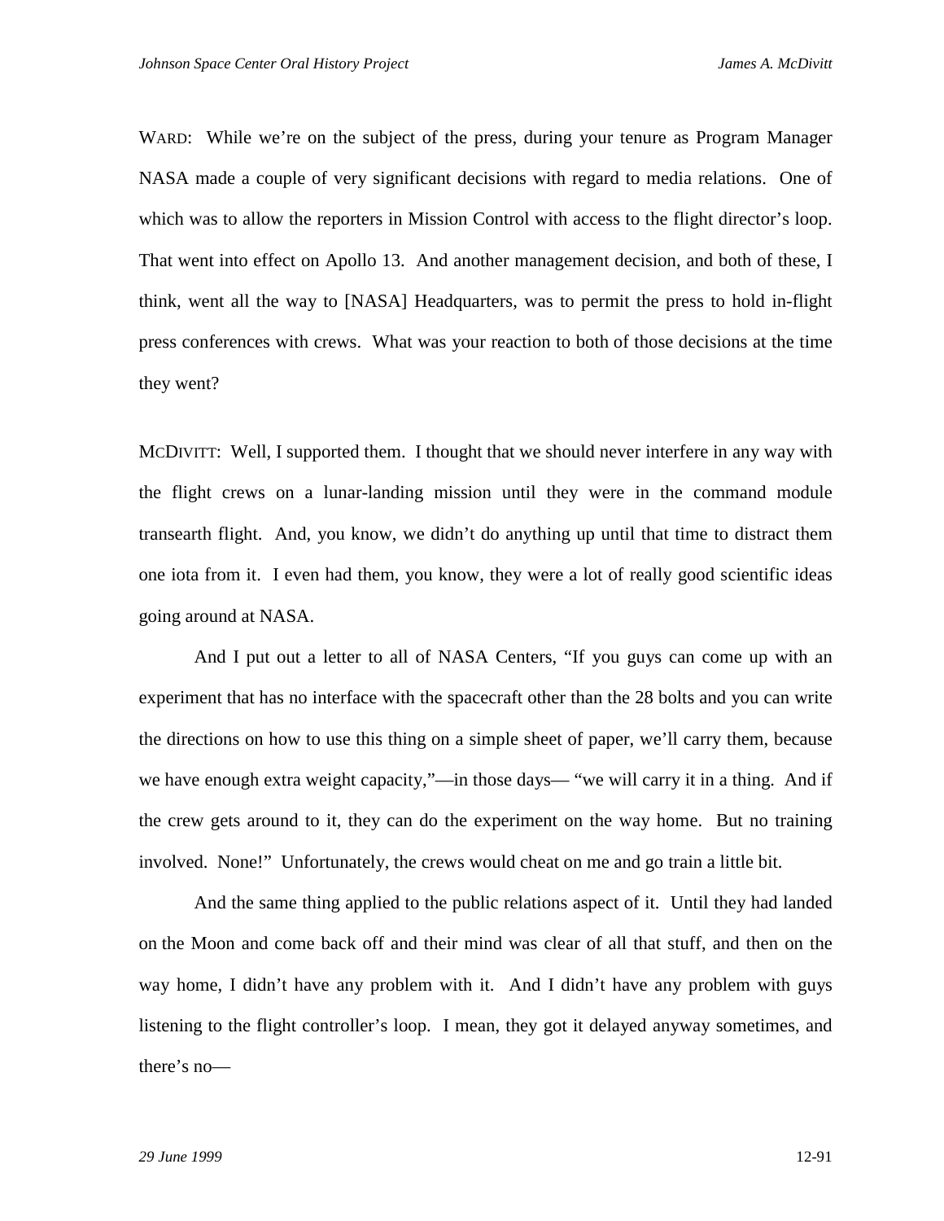WARD: While we're on the subject of the press, during your tenure as Program Manager NASA made a couple of very significant decisions with regard to media relations. One of which was to allow the reporters in Mission Control with access to the flight director's loop. That went into effect on Apollo 13. And another management decision, and both of these, I think, went all the way to [NASA] Headquarters, was to permit the press to hold in-flight press conferences with crews. What was your reaction to both of those decisions at the time they went?

MCDIVITT: Well, I supported them. I thought that we should never interfere in any way with the flight crews on a lunar-landing mission until they were in the command module transearth flight. And, you know, we didn't do anything up until that time to distract them one iota from it. I even had them, you know, they were a lot of really good scientific ideas going around at NASA.

And I put out a letter to all of NASA Centers, "If you guys can come up with an experiment that has no interface with the spacecraft other than the 28 bolts and you can write the directions on how to use this thing on a simple sheet of paper, we'll carry them, because we have enough extra weight capacity,"—in those days— "we will carry it in a thing. And if the crew gets around to it, they can do the experiment on the way home. But no training involved. None!" Unfortunately, the crews would cheat on me and go train a little bit.

And the same thing applied to the public relations aspect of it. Until they had landed on the Moon and come back off and their mind was clear of all that stuff, and then on the way home, I didn't have any problem with it. And I didn't have any problem with guys listening to the flight controller's loop. I mean, they got it delayed anyway sometimes, and there's no—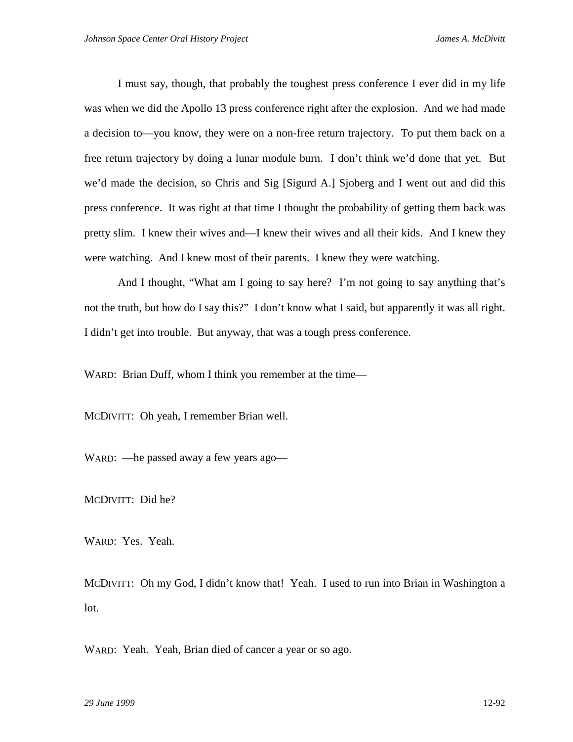I must say, though, that probably the toughest press conference I ever did in my life was when we did the Apollo 13 press conference right after the explosion. And we had made a decision to—you know, they were on a non-free return trajectory. To put them back on a free return trajectory by doing a lunar module burn. I don't think we'd done that yet. But we'd made the decision, so Chris and Sig [Sigurd A.] Sjoberg and I went out and did this press conference. It was right at that time I thought the probability of getting them back was pretty slim. I knew their wives and—I knew their wives and all their kids. And I knew they were watching. And I knew most of their parents. I knew they were watching.

And I thought, "What am I going to say here? I'm not going to say anything that's not the truth, but how do I say this?" I don't know what I said, but apparently it was all right. I didn't get into trouble. But anyway, that was a tough press conference.

WARD: Brian Duff, whom I think you remember at the time—

MCDIVITT: Oh yeah, I remember Brian well.

WARD: —he passed away a few years ago—

MCDIVITT: Did he?

WARD: Yes. Yeah.

MCDIVITT: Oh my God, I didn't know that! Yeah. I used to run into Brian in Washington a lot.

WARD: Yeah. Yeah, Brian died of cancer a year or so ago.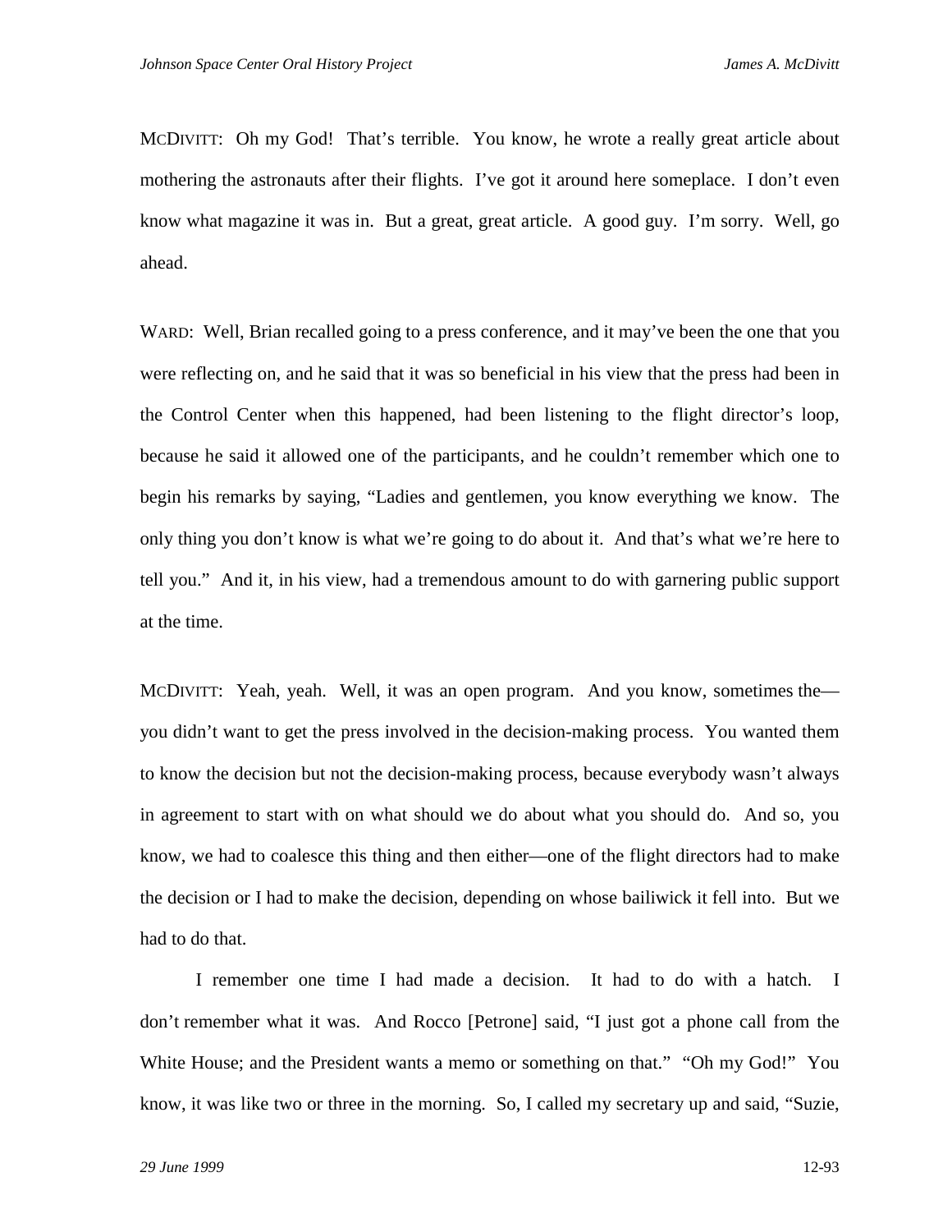MCDIVITT: Oh my God! That's terrible. You know, he wrote a really great article about mothering the astronauts after their flights. I've got it around here someplace. I don't even know what magazine it was in. But a great, great article. A good guy. I'm sorry. Well, go ahead.

WARD: Well, Brian recalled going to a press conference, and it may've been the one that you were reflecting on, and he said that it was so beneficial in his view that the press had been in the Control Center when this happened, had been listening to the flight director's loop, because he said it allowed one of the participants, and he couldn't remember which one to begin his remarks by saying, "Ladies and gentlemen, you know everything we know. The only thing you don't know is what we're going to do about it. And that's what we're here to tell you." And it, in his view, had a tremendous amount to do with garnering public support at the time.

MCDIVITT: Yeah, yeah. Well, it was an open program. And you know, sometimes the—you didn't want to get the press involved in the decision-making process. You wanted them to know the decision but not the decision-making process, because everybody wasn't always in agreement to start with on what should we do about what you should do. And so, you know, we had to coalesce this thing and then either—one of the flight directors had to make the decision or I had to make the decision, depending on whose bailiwick it fell into. But we had to do that.

I remember one time I had made a decision. It had to do with a hatch. I don't remember what it was. And Rocco [Petrone] said, "I just got a phone call from the White House; and the President wants a memo or something on that." "Oh my God!" You know, it was like two or three in the morning. So, I called my secretary up and said, "Suzie,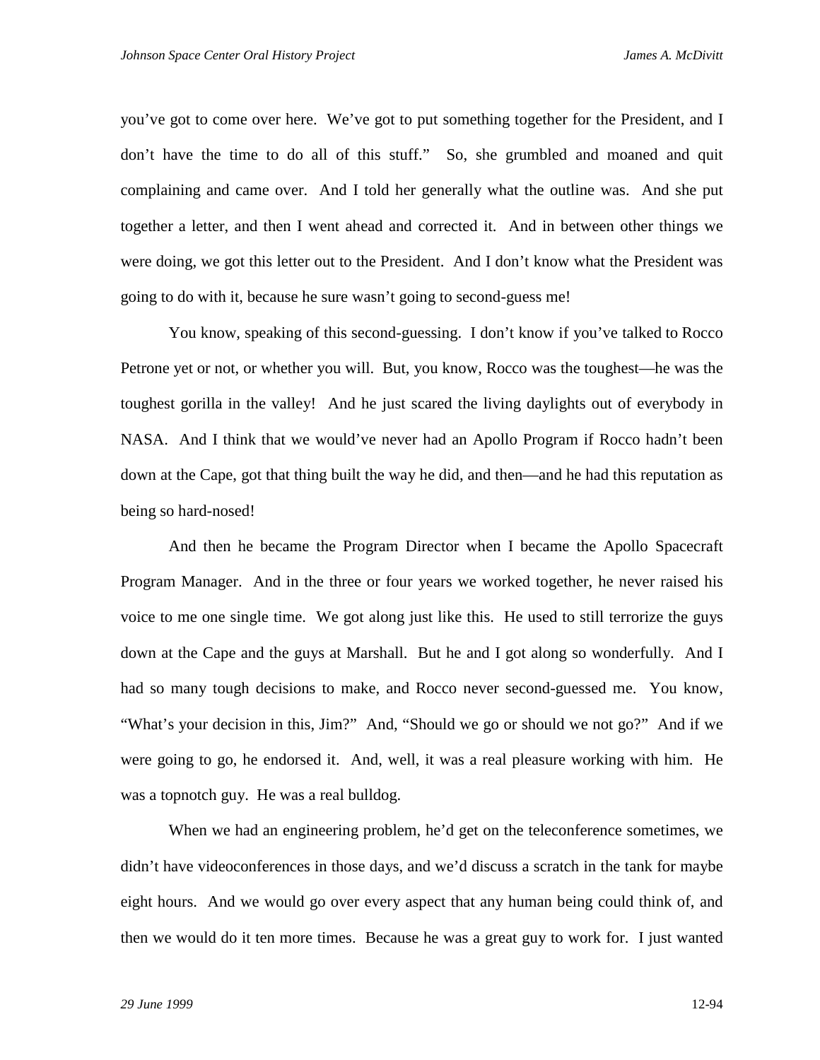you've got to come over here. We've got to put something together for the President, and I don't have the time to do all of this stuff." So, she grumbled and moaned and quit complaining and came over. And I told her generally what the outline was. And she put together a letter, and then I went ahead and corrected it. And in between other things we were doing, we got this letter out to the President. And I don't know what the President was going to do with it, because he sure wasn't going to second-guess me!

You know, speaking of this second-guessing. I don't know if you've talked to Rocco Petrone yet or not, or whether you will. But, you know, Rocco was the toughest—he was the toughest gorilla in the valley! And he just scared the living daylights out of everybody in NASA. And I think that we would've never had an Apollo Program if Rocco hadn't been down at the Cape, got that thing built the way he did, and then—and he had this reputation as being so hard-nosed!

And then he became the Program Director when I became the Apollo Spacecraft Program Manager. And in the three or four years we worked together, he never raised his voice to me one single time. We got along just like this. He used to still terrorize the guys down at the Cape and the guys at Marshall. But he and I got along so wonderfully. And I had so many tough decisions to make, and Rocco never second-guessed me. You know, "What's your decision in this, Jim?" And, "Should we go or should we not go?" And if we were going to go, he endorsed it. And, well, it was a real pleasure working with him. He was a topnotch guy. He was a real bulldog.

When we had an engineering problem, he'd get on the teleconference sometimes, we didn't have videoconferences in those days, and we'd discuss a scratch in the tank for maybe eight hours. And we would go over every aspect that any human being could think of, and then we would do it ten more times. Because he was a great guy to work for. I just wanted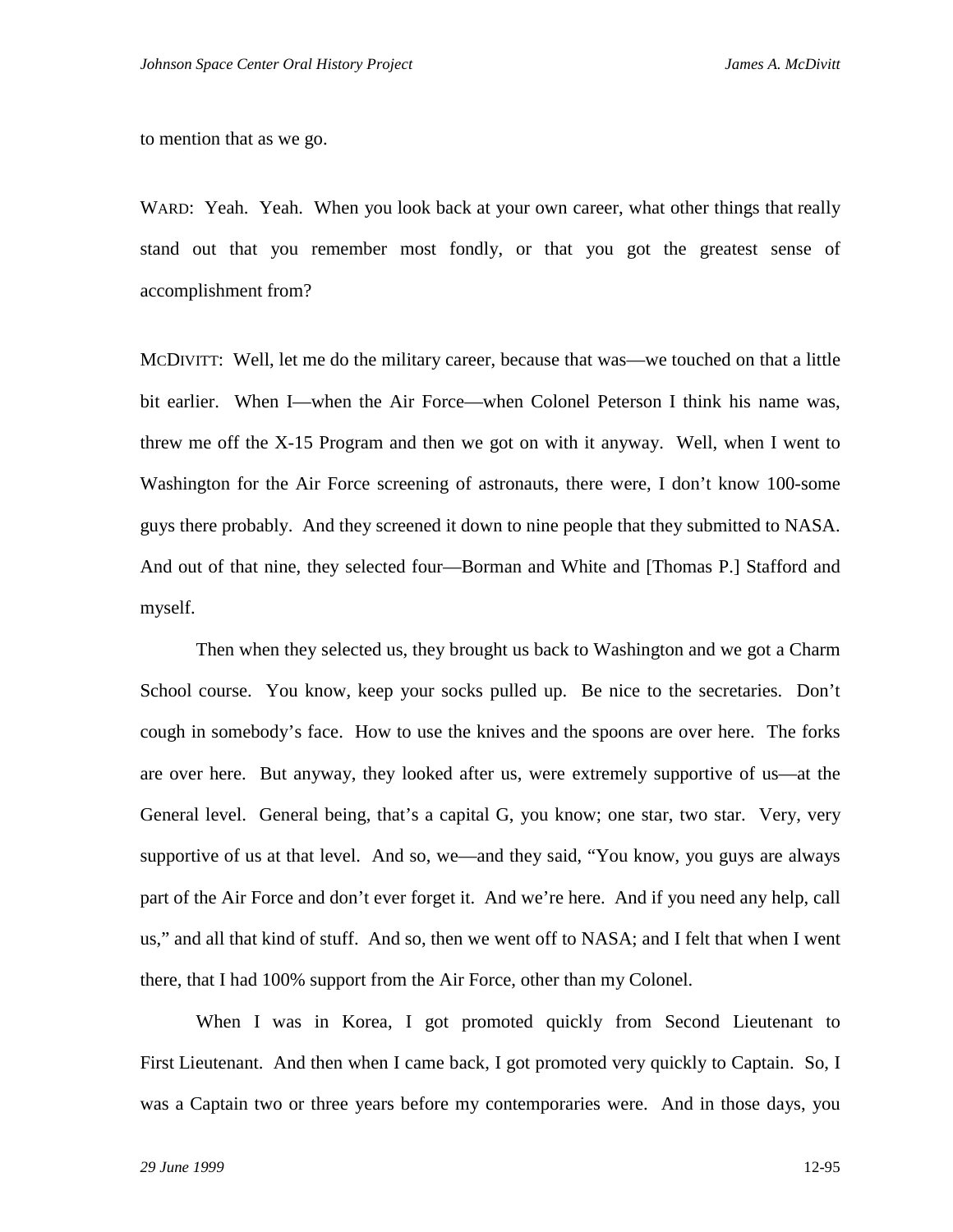to mention that as we go.

WARD: Yeah. Yeah. When you look back at your own career, what other things that really stand out that you remember most fondly, or that you got the greatest sense of accomplishment from?

MCDIVITT: Well, let me do the military career, because that was—we touched on that a little bit earlier. When I—when the Air Force—when Colonel Peterson I think his name was, threw me off the X-15 Program and then we got on with it anyway. Well, when I went to Washington for the Air Force screening of astronauts, there were, I don't know 100-some guys there probably. And they screened it down to nine people that they submitted to NASA. And out of that nine, they selected four—Borman and White and [Thomas P.] Stafford and myself.

Then when they selected us, they brought us back to Washington and we got a Charm School course. You know, keep your socks pulled up. Be nice to the secretaries. Don't cough in somebody's face. How to use the knives and the spoons are over here. The forks are over here. But anyway, they looked after us, were extremely supportive of us—at the General level. General being, that's a capital G, you know; one star, two star. Very, very supportive of us at that level. And so, we—and they said, "You know, you guys are always part of the Air Force and don't ever forget it. And we're here. And if you need any help, call us," and all that kind of stuff. And so, then we went off to NASA; and I felt that when I went there, that I had 100% support from the Air Force, other than my Colonel.

When I was in Korea, I got promoted quickly from Second Lieutenant to First Lieutenant. And then when I came back, I got promoted very quickly to Captain. So, I was a Captain two or three years before my contemporaries were. And in those days, you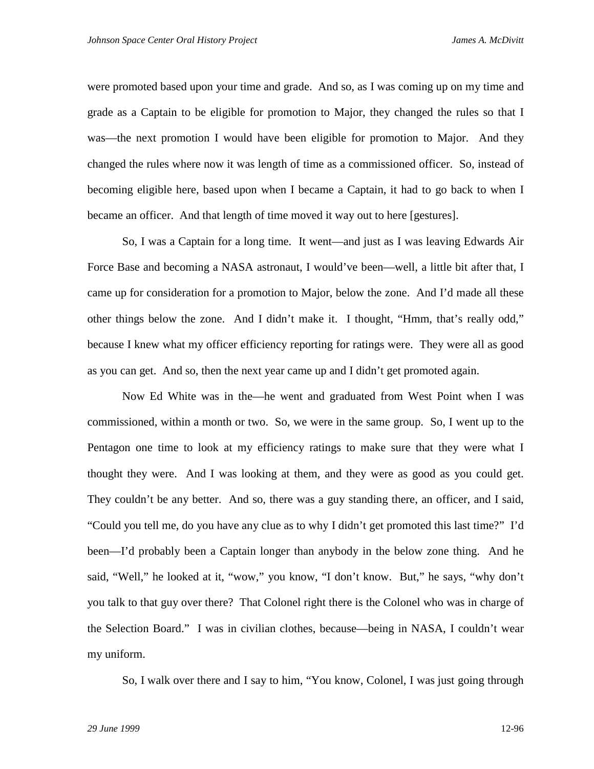were promoted based upon your time and grade. And so, as I was coming up on my time and grade as a Captain to be eligible for promotion to Major, they changed the rules so that I was—the next promotion I would have been eligible for promotion to Major. And they changed the rules where now it was length of time as a commissioned officer. So, instead of becoming eligible here, based upon when I became a Captain, it had to go back to when I became an officer. And that length of time moved it way out to here [gestures].

So, I was a Captain for a long time. It went—and just as I was leaving Edwards Air Force Base and becoming a NASA astronaut, I would've been—well, a little bit after that, I came up for consideration for a promotion to Major, below the zone. And I'd made all these other things below the zone. And I didn't make it. I thought, "Hmm, that's really odd," because I knew what my officer efficiency reporting for ratings were. They were all as good as you can get. And so, then the next year came up and I didn't get promoted again.

Now Ed White was in the—he went and graduated from West Point when I was commissioned, within a month or two. So, we were in the same group. So, I went up to the Pentagon one time to look at my efficiency ratings to make sure that they were what I thought they were. And I was looking at them, and they were as good as you could get. They couldn't be any better. And so, there was a guy standing there, an officer, and I said, "Could you tell me, do you have any clue as to why I didn't get promoted this last time?" I'd been—I'd probably been a Captain longer than anybody in the below zone thing. And he said, "Well," he looked at it, "wow," you know, "I don't know. But," he says, "why don't you talk to that guy over there? That Colonel right there is the Colonel who was in charge of the Selection Board." I was in civilian clothes, because—being in NASA, I couldn't wear my uniform.

So, I walk over there and I say to him, "You know, Colonel, I was just going through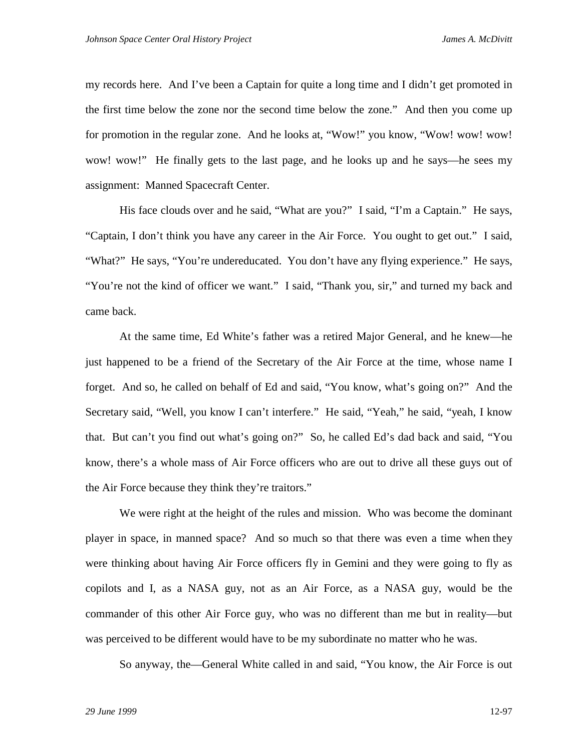my records here. And I've been a Captain for quite a long time and I didn't get promoted in the first time below the zone nor the second time below the zone." And then you come up for promotion in the regular zone. And he looks at, "Wow!" you know, "Wow! wow! wow! wow! wow!" He finally gets to the last page, and he looks up and he says—he sees my assignment: Manned Spacecraft Center.

His face clouds over and he said, "What are you?" I said, "I'm a Captain." He says, "Captain, I don't think you have any career in the Air Force. You ought to get out." I said, "What?" He says, "You're undereducated. You don't have any flying experience." He says, "You're not the kind of officer we want." I said, "Thank you, sir," and turned my back and came back.

At the same time, Ed White's father was a retired Major General, and he knew—he just happened to be a friend of the Secretary of the Air Force at the time, whose name I forget. And so, he called on behalf of Ed and said, "You know, what's going on?" And the Secretary said, "Well, you know I can't interfere." He said, "Yeah," he said, "yeah, I know that. But can't you find out what's going on?" So, he called Ed's dad back and said, "You know, there's a whole mass of Air Force officers who are out to drive all these guys out of the Air Force because they think they're traitors."

We were right at the height of the rules and mission. Who was become the dominant player in space, in manned space? And so much so that there was even a time when they were thinking about having Air Force officers fly in Gemini and they were going to fly as copilots and I, as a NASA guy, not as an Air Force, as a NASA guy, would be the commander of this other Air Force guy, who was no different than me but in reality—but was perceived to be different would have to be my subordinate no matter who he was.

So anyway, the—General White called in and said, "You know, the Air Force is out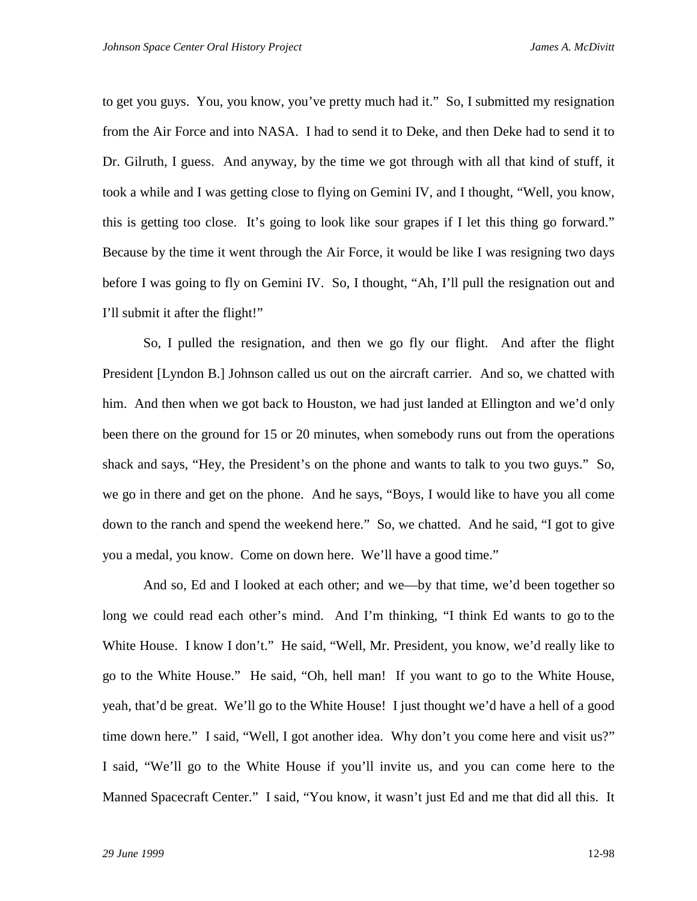to get you guys. You, you know, you've pretty much had it." So, I submitted my resignation from the Air Force and into NASA. I had to send it to Deke, and then Deke had to send it to Dr. Gilruth, I guess. And anyway, by the time we got through with all that kind of stuff, it took a while and I was getting close to flying on Gemini IV, and I thought, "Well, you know, this is getting too close. It's going to look like sour grapes if I let this thing go forward." Because by the time it went through the Air Force, it would be like I was resigning two days before I was going to fly on Gemini IV. So, I thought, "Ah, I'll pull the resignation out and I'll submit it after the flight!"

So, I pulled the resignation, and then we go fly our flight. And after the flight President [Lyndon B.] Johnson called us out on the aircraft carrier. And so, we chatted with him. And then when we got back to Houston, we had just landed at Ellington and we'd only been there on the ground for 15 or 20 minutes, when somebody runs out from the operations shack and says, "Hey, the President's on the phone and wants to talk to you two guys." So, we go in there and get on the phone. And he says, "Boys, I would like to have you all come down to the ranch and spend the weekend here." So, we chatted. And he said, "I got to give you a medal, you know. Come on down here. We'll have a good time."

And so, Ed and I looked at each other; and we—by that time, we'd been together so long we could read each other's mind. And I'm thinking, "I think Ed wants to go to the White House. I know I don't." He said, "Well, Mr. President, you know, we'd really like to go to the White House." He said, "Oh, hell man! If you want to go to the White House, yeah, that'd be great. We'll go to the White House! I just thought we'd have a hell of a good time down here." I said, "Well, I got another idea. Why don't you come here and visit us?" I said, "We'll go to the White House if you'll invite us, and you can come here to the Manned Spacecraft Center." I said, "You know, it wasn't just Ed and me that did all this. It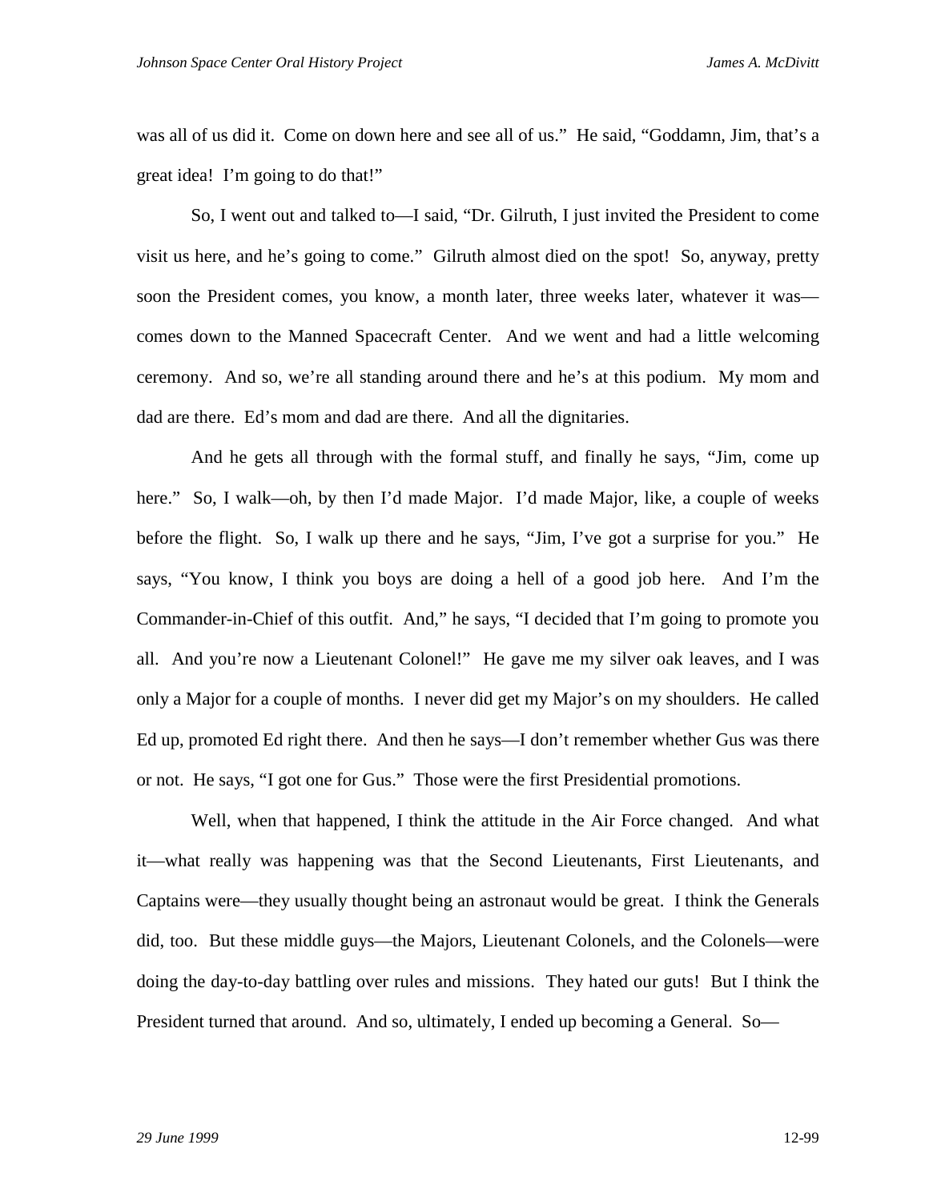was all of us did it. Come on down here and see all of us." He said, "Goddamn, Jim, that's a great idea! I'm going to do that!"

So, I went out and talked to—I said, "Dr. Gilruth, I just invited the President to come visit us here, and he's going to come." Gilruth almost died on the spot! So, anyway, pretty soon the President comes, you know, a month later, three weeks later, whatever it was—comes down to the Manned Spacecraft Center. And we went and had a little welcoming ceremony. And so, we're all standing around there and he's at this podium. My mom and dad are there. Ed's mom and dad are there. And all the dignitaries.

And he gets all through with the formal stuff, and finally he says, "Jim, come up here." So, I walk—oh, by then I'd made Major. I'd made Major, like, a couple of weeks before the flight. So, I walk up there and he says, "Jim, I've got a surprise for you." He says, "You know, I think you boys are doing a hell of a good job here. And I'm the Commander-in-Chief of this outfit. And," he says, "I decided that I'm going to promote you all. And you're now a Lieutenant Colonel!" He gave me my silver oak leaves, and I was only a Major for a couple of months. I never did get my Major's on my shoulders. He called Ed up, promoted Ed right there. And then he says—I don't remember whether Gus was there or not. He says, "I got one for Gus." Those were the first Presidential promotions.

Well, when that happened, I think the attitude in the Air Force changed. And what it—what really was happening was that the Second Lieutenants, First Lieutenants, and Captains were—they usually thought being an astronaut would be great. I think the Generals did, too. But these middle guys—the Majors, Lieutenant Colonels, and the Colonels—were doing the day-to-day battling over rules and missions. They hated our guts! But I think the President turned that around. And so, ultimately, I ended up becoming a General. So—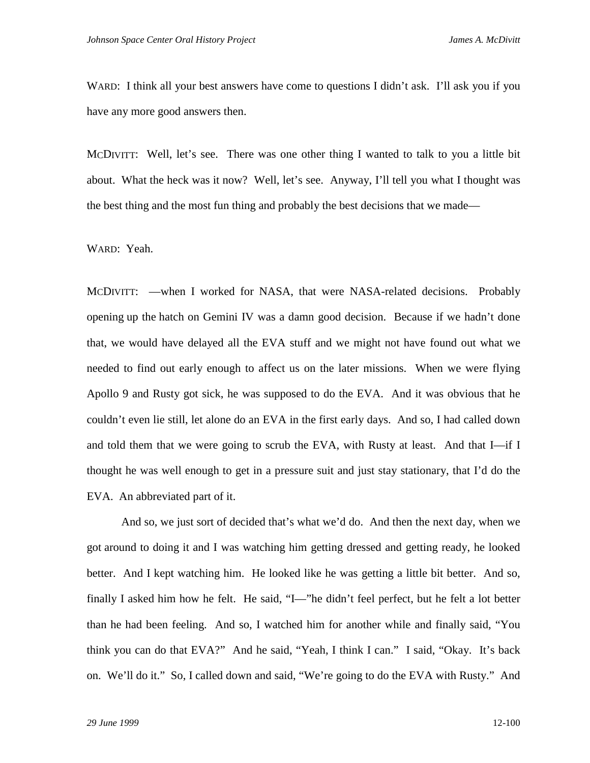WARD: I think all your best answers have come to questions I didn't ask. I'll ask you if you have any more good answers then.

MCDIVITT: Well, let's see. There was one other thing I wanted to talk to you a little bit about. What the heck was it now? Well, let's see. Anyway, I'll tell you what I thought was the best thing and the most fun thing and probably the best decisions that we made—

WARD: Yeah.

MCDIVITT: —when I worked for NASA, that were NASA-related decisions. Probably opening up the hatch on Gemini IV was a damn good decision. Because if we hadn't done that, we would have delayed all the EVA stuff and we might not have found out what we needed to find out early enough to affect us on the later missions. When we were flying Apollo 9 and Rusty got sick, he was supposed to do the EVA. And it was obvious that he couldn't even lie still, let alone do an EVA in the first early days. And so, I had called down and told them that we were going to scrub the EVA, with Rusty at least. And that I—if I thought he was well enough to get in a pressure suit and just stay stationary, that I'd do the EVA. An abbreviated part of it.

And so, we just sort of decided that's what we'd do. And then the next day, when we got around to doing it and I was watching him getting dressed and getting ready, he looked better. And I kept watching him. He looked like he was getting a little bit better. And so, finally I asked him how he felt. He said, "I—"he didn't feel perfect, but he felt a lot better than he had been feeling. And so, I watched him for another while and finally said, "You think you can do that EVA?" And he said, "Yeah, I think I can." I said, "Okay. It's back on. We'll do it." So, I called down and said, "We're going to do the EVA with Rusty." And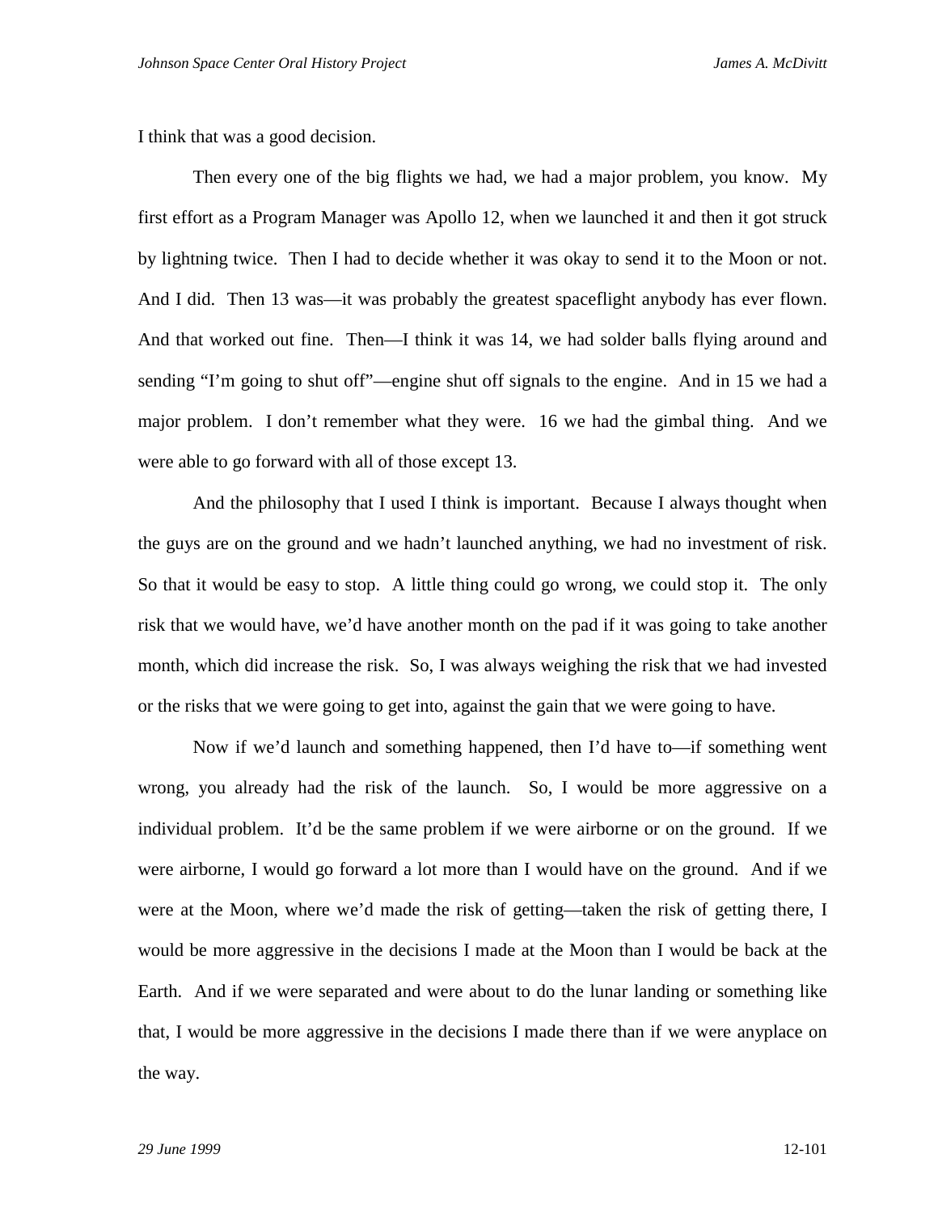I think that was a good decision.

Then every one of the big flights we had, we had a major problem, you know. My first effort as a Program Manager was Apollo 12, when we launched it and then it got struck by lightning twice. Then I had to decide whether it was okay to send it to the Moon or not. And I did. Then 13 was—it was probably the greatest spaceflight anybody has ever flown. And that worked out fine. Then—I think it was 14, we had solder balls flying around and sending "I'm going to shut off"—engine shut off signals to the engine. And in 15 we had a major problem. I don't remember what they were. 16 we had the gimbal thing. And we were able to go forward with all of those except 13.

And the philosophy that I used I think is important. Because I always thought when the guys are on the ground and we hadn't launched anything, we had no investment of risk. So that it would be easy to stop. A little thing could go wrong, we could stop it. The only risk that we would have, we'd have another month on the pad if it was going to take another month, which did increase the risk. So, I was always weighing the risk that we had invested or the risks that we were going to get into, against the gain that we were going to have.

Now if we'd launch and something happened, then I'd have to—if something went wrong, you already had the risk of the launch. So, I would be more aggressive on a individual problem. It'd be the same problem if we were airborne or on the ground. If we were airborne, I would go forward a lot more than I would have on the ground. And if we were at the Moon, where we'd made the risk of getting—taken the risk of getting there, I would be more aggressive in the decisions I made at the Moon than I would be back at the Earth. And if we were separated and were about to do the lunar landing or something like that, I would be more aggressive in the decisions I made there than if we were anyplace on the way.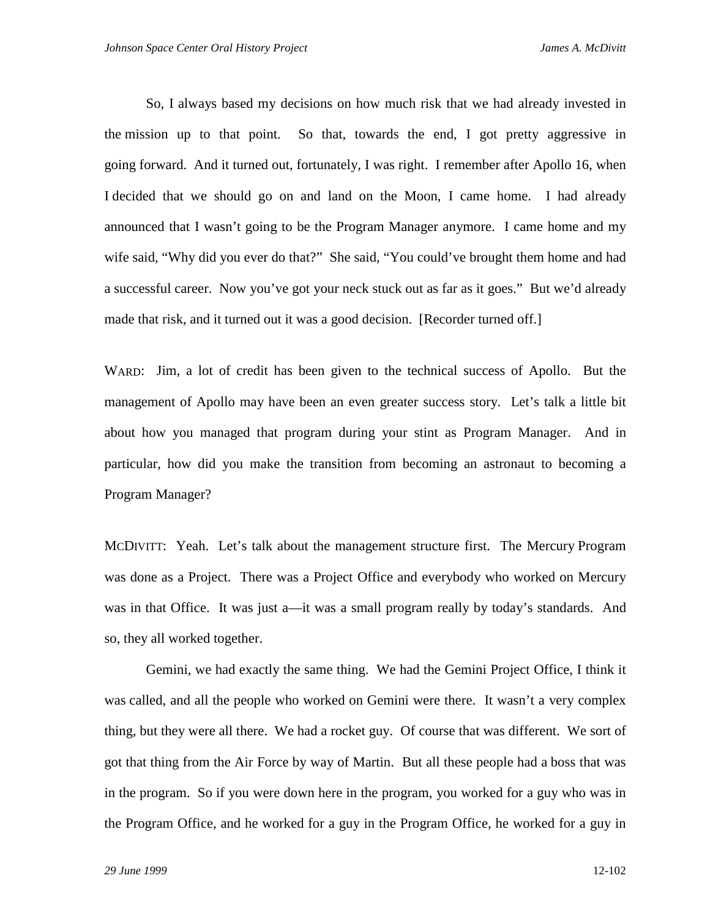So, I always based my decisions on how much risk that we had already invested in the mission up to that point. So that, towards the end, I got pretty aggressive in going forward. And it turned out, fortunately, I was right. I remember after Apollo 16, when I decided that we should go on and land on the Moon, I came home. I had already announced that I wasn't going to be the Program Manager anymore. I came home and my wife said, "Why did you ever do that?" She said, "You could've brought them home and had a successful career. Now you've got your neck stuck out as far as it goes." But we'd already made that risk, and it turned out it was a good decision. [Recorder turned off.]

WARD: Jim, a lot of credit has been given to the technical success of Apollo. But the management of Apollo may have been an even greater success story. Let's talk a little bit about how you managed that program during your stint as Program Manager. And in particular, how did you make the transition from becoming an astronaut to becoming a Program Manager?

MCDIVITT: Yeah. Let's talk about the management structure first. The Mercury Program was done as a Project. There was a Project Office and everybody who worked on Mercury was in that Office. It was just a—it was a small program really by today's standards. And so, they all worked together.

Gemini, we had exactly the same thing. We had the Gemini Project Office, I think it was called, and all the people who worked on Gemini were there. It wasn't a very complex thing, but they were all there. We had a rocket guy. Of course that was different. We sort of got that thing from the Air Force by way of Martin. But all these people had a boss that was in the program. So if you were down here in the program, you worked for a guy who was in the Program Office, and he worked for a guy in the Program Office, he worked for a guy in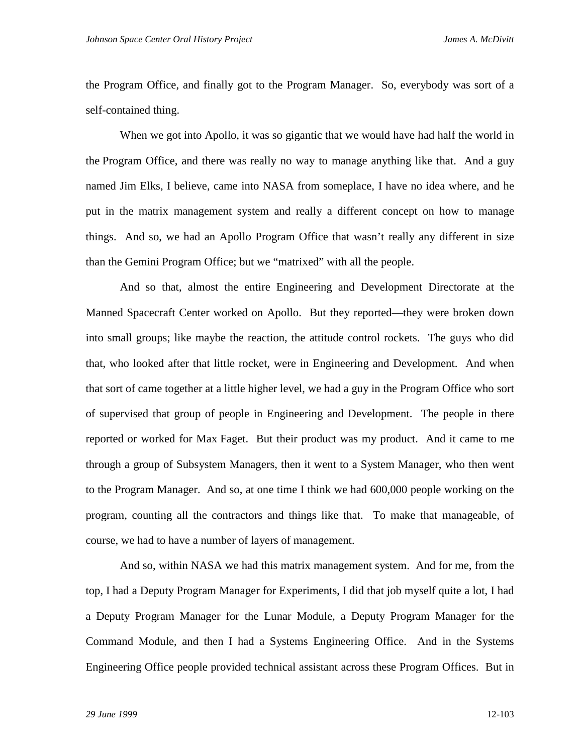the Program Office, and finally got to the Program Manager. So, everybody was sort of a self-contained thing.

When we got into Apollo, it was so gigantic that we would have had half the world in the Program Office, and there was really no way to manage anything like that. And a guy named Jim Elks, I believe, came into NASA from someplace, I have no idea where, and he put in the matrix management system and really a different concept on how to manage things. And so, we had an Apollo Program Office that wasn't really any different in size than the Gemini Program Office; but we "matrixed" with all the people.

And so that, almost the entire Engineering and Development Directorate at the Manned Spacecraft Center worked on Apollo. But they reported—they were broken down into small groups; like maybe the reaction, the attitude control rockets. The guys who did that, who looked after that little rocket, were in Engineering and Development. And when that sort of came together at a little higher level, we had a guy in the Program Office who sort of supervised that group of people in Engineering and Development. The people in there reported or worked for Max Faget. But their product was my product. And it came to me through a group of Subsystem Managers, then it went to a System Manager, who then went to the Program Manager. And so, at one time I think we had 600,000 people working on the program, counting all the contractors and things like that. To make that manageable, of course, we had to have a number of layers of management.

And so, within NASA we had this matrix management system. And for me, from the top, I had a Deputy Program Manager for Experiments, I did that job myself quite a lot, I had a Deputy Program Manager for the Lunar Module, a Deputy Program Manager for the Command Module, and then I had a Systems Engineering Office. And in the Systems Engineering Office people provided technical assistant across these Program Offices. But in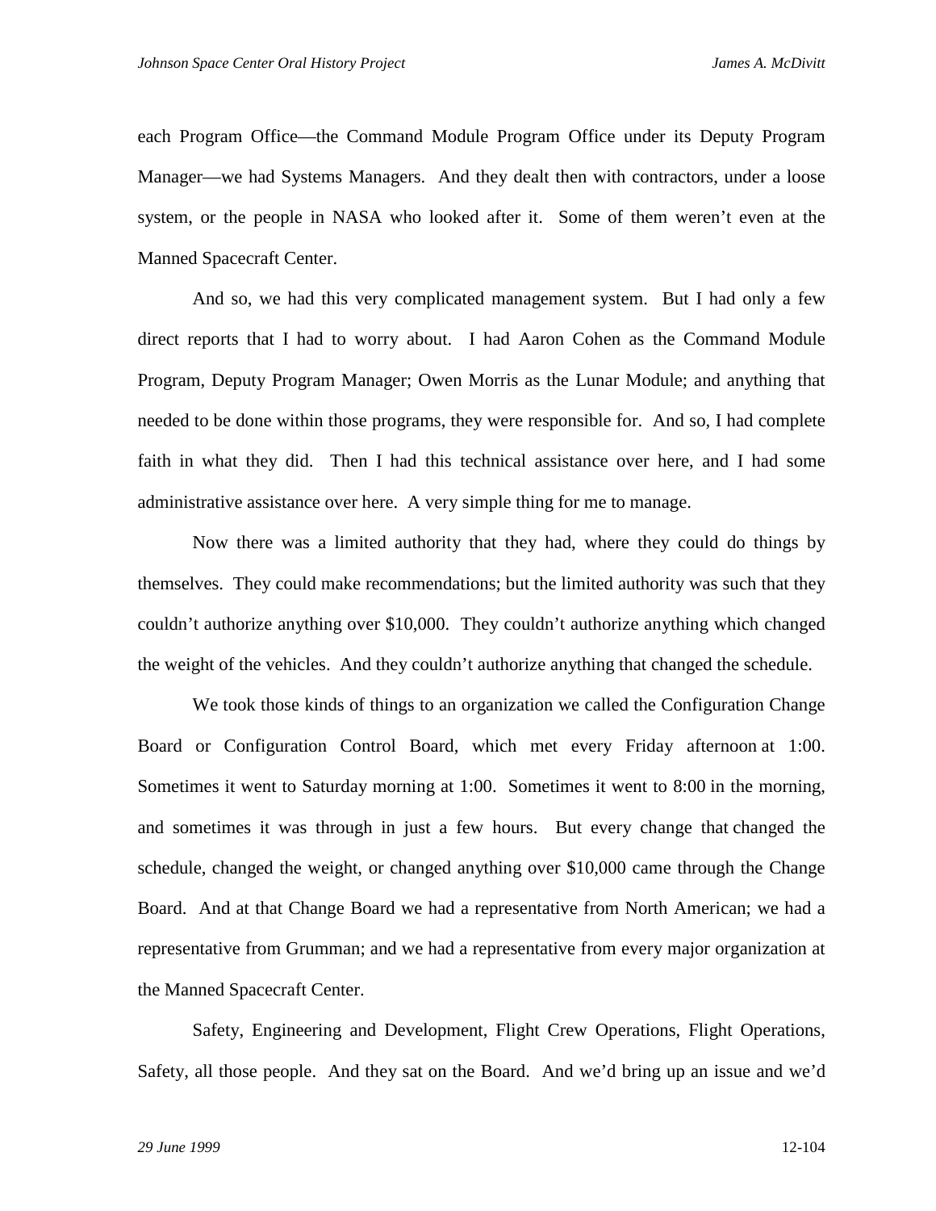each Program Office—the Command Module Program Office under its Deputy Program Manager—we had Systems Managers. And they dealt then with contractors, under a loose system, or the people in NASA who looked after it. Some of them weren't even at the Manned Spacecraft Center.

And so, we had this very complicated management system. But I had only a few direct reports that I had to worry about. I had Aaron Cohen as the Command Module Program, Deputy Program Manager; Owen Morris as the Lunar Module; and anything that needed to be done within those programs, they were responsible for. And so, I had complete faith in what they did. Then I had this technical assistance over here, and I had some administrative assistance over here. A very simple thing for me to manage.

Now there was a limited authority that they had, where they could do things by themselves. They could make recommendations; but the limited authority was such that they couldn't authorize anything over $10,000. They couldn't authorize anything which changed the weight of the vehicles. And they couldn't authorize anything that changed the schedule.

We took those kinds of things to an organization we called the Configuration Change Board or Configuration Control Board, which met every Friday afternoon at 1:00. Sometimes it went to Saturday morning at 1:00. Sometimes it went to 8:00 in the morning, and sometimes it was through in just a few hours. But every change that changed the schedule, changed the weight, or changed anything over $10,000 came through the Change Board. And at that Change Board we had a representative from North American; we had a representative from Grumman; and we had a representative from every major organization at the Manned Spacecraft Center.

Safety, Engineering and Development, Flight Crew Operations, Flight Operations, Safety, all those people. And they sat on the Board. And we'd bring up an issue and we'd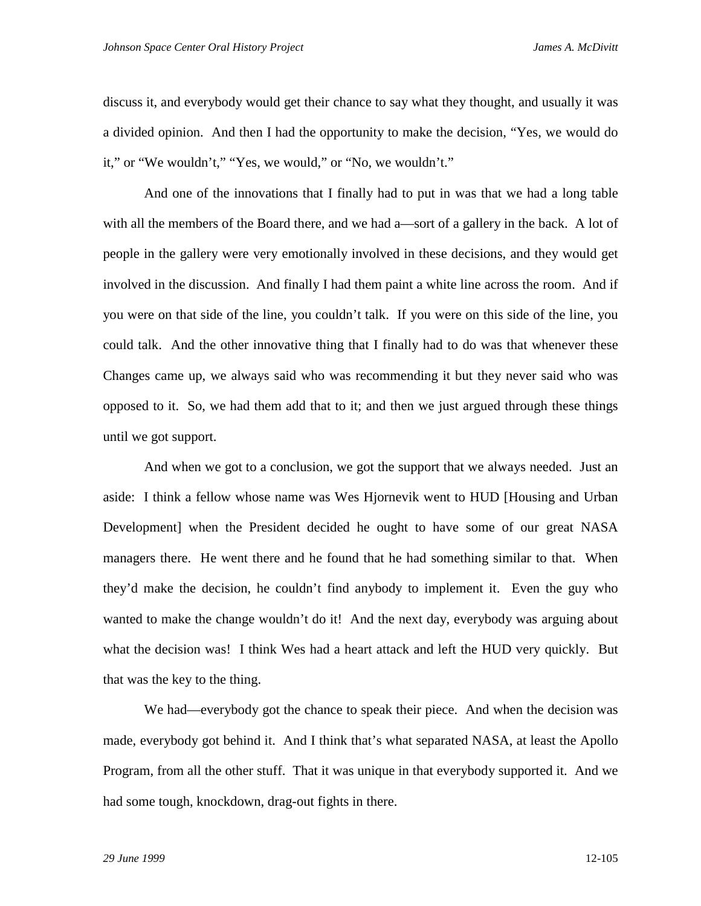discuss it, and everybody would get their chance to say what they thought, and usually it was a divided opinion. And then I had the opportunity to make the decision, "Yes, we would do it," or "We wouldn't," "Yes, we would," or "No, we wouldn't."

And one of the innovations that I finally had to put in was that we had a long table with all the members of the Board there, and we had a—sort of a gallery in the back. A lot of people in the gallery were very emotionally involved in these decisions, and they would get involved in the discussion. And finally I had them paint a white line across the room. And if you were on that side of the line, you couldn't talk. If you were on this side of the line, you could talk. And the other innovative thing that I finally had to do was that whenever these Changes came up, we always said who was recommending it but they never said who was opposed to it. So, we had them add that to it; and then we just argued through these things until we got support.

And when we got to a conclusion, we got the support that we always needed. Just an aside: I think a fellow whose name was Wes Hjornevik went to HUD [Housing and Urban Development] when the President decided he ought to have some of our great NASA managers there. He went there and he found that he had something similar to that. When they'd make the decision, he couldn't find anybody to implement it. Even the guy who wanted to make the change wouldn't do it! And the next day, everybody was arguing about what the decision was! I think Wes had a heart attack and left the HUD very quickly. But that was the key to the thing.

We had—everybody got the chance to speak their piece. And when the decision was made, everybody got behind it. And I think that's what separated NASA, at least the Apollo Program, from all the other stuff. That it was unique in that everybody supported it. And we had some tough, knockdown, drag-out fights in there.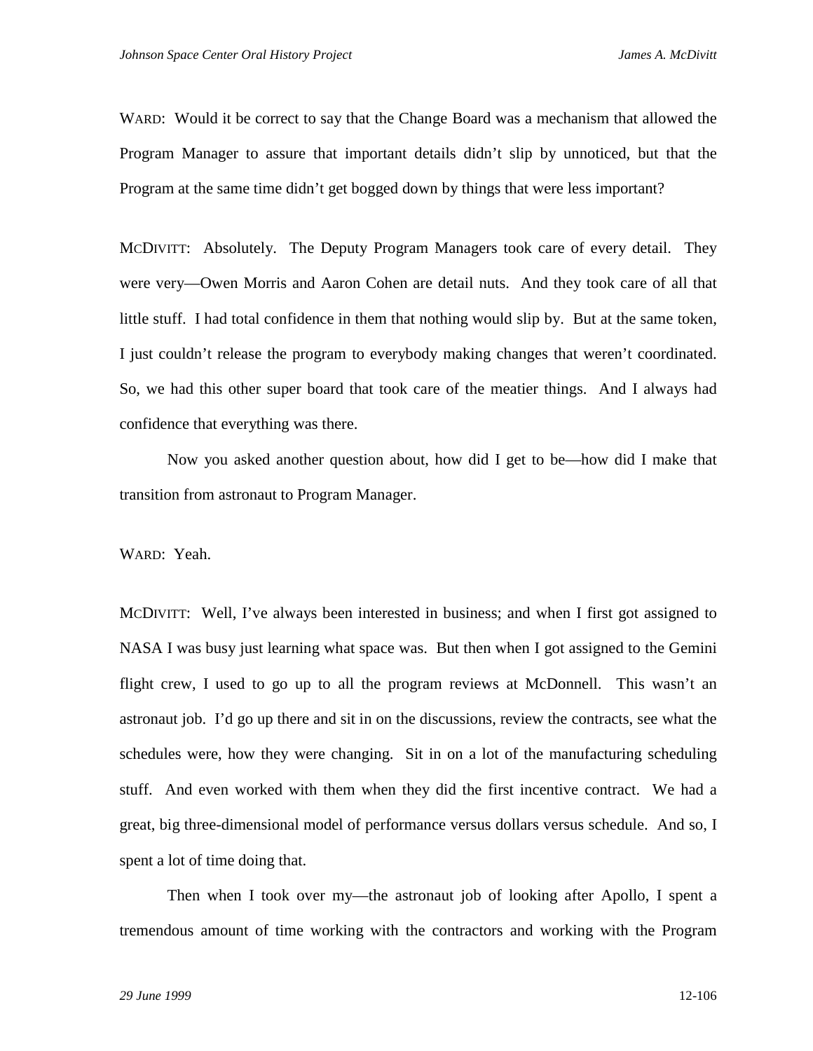WARD: Would it be correct to say that the Change Board was a mechanism that allowed the Program Manager to assure that important details didn't slip by unnoticed, but that the Program at the same time didn't get bogged down by things that were less important?

MCDIVITT: Absolutely. The Deputy Program Managers took care of every detail. They were very—Owen Morris and Aaron Cohen are detail nuts. And they took care of all that little stuff. I had total confidence in them that nothing would slip by. But at the same token, I just couldn't release the program to everybody making changes that weren't coordinated. So, we had this other super board that took care of the meatier things. And I always had confidence that everything was there.

Now you asked another question about, how did I get to be—how did I make that transition from astronaut to Program Manager.

WARD: Yeah.

MCDIVITT: Well, I've always been interested in business; and when I first got assigned to NASA I was busy just learning what space was. But then when I got assigned to the Gemini flight crew, I used to go up to all the program reviews at McDonnell. This wasn't an astronaut job. I'd go up there and sit in on the discussions, review the contracts, see what the schedules were, how they were changing. Sit in on a lot of the manufacturing scheduling stuff. And even worked with them when they did the first incentive contract. We had a great, big three-dimensional model of performance versus dollars versus schedule. And so, I spent a lot of time doing that.

Then when I took over my—the astronaut job of looking after Apollo, I spent a tremendous amount of time working with the contractors and working with the Program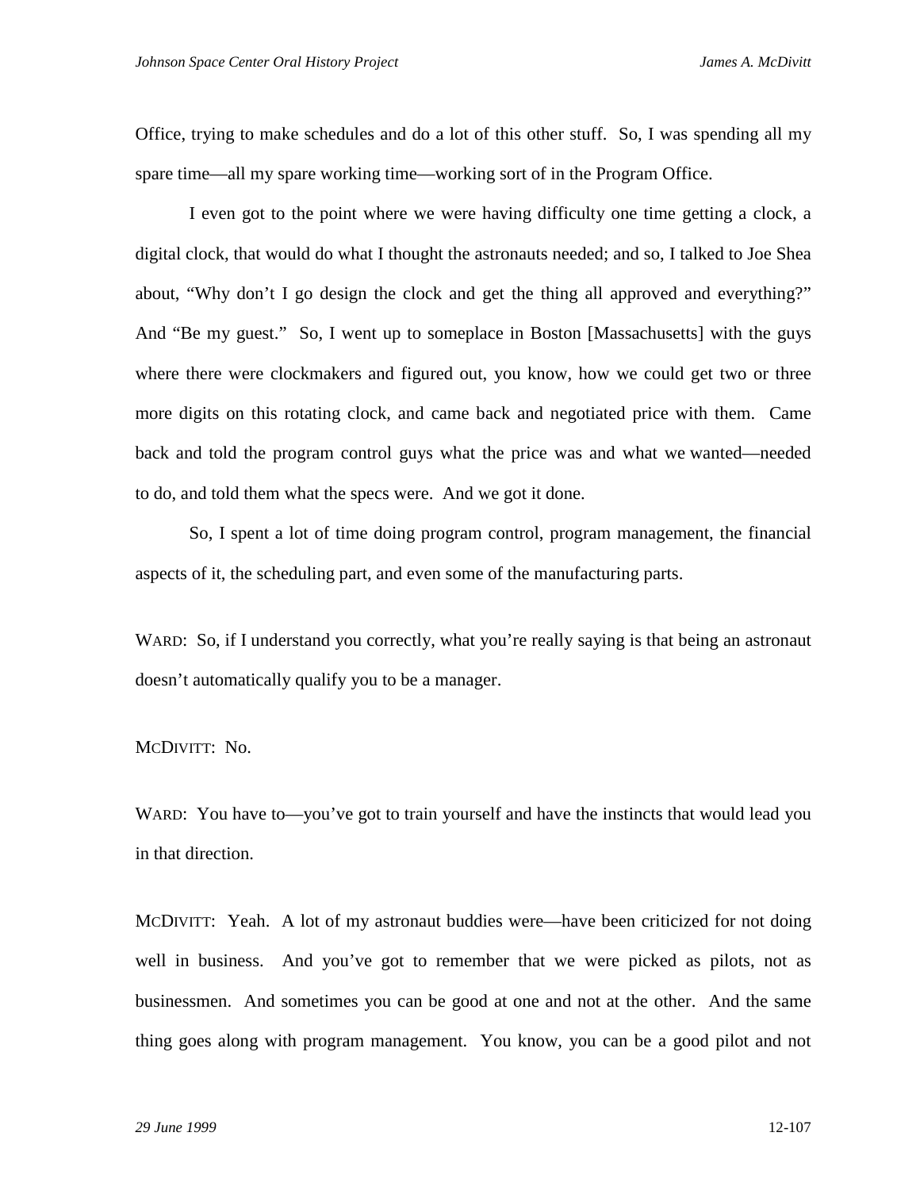Office, trying to make schedules and do a lot of this other stuff. So, I was spending all my spare time—all my spare working time—working sort of in the Program Office.

I even got to the point where we were having difficulty one time getting a clock, a digital clock, that would do what I thought the astronauts needed; and so, I talked to Joe Shea about, "Why don't I go design the clock and get the thing all approved and everything?" And "Be my guest." So, I went up to someplace in Boston [Massachusetts] with the guys where there were clockmakers and figured out, you know, how we could get two or three more digits on this rotating clock, and came back and negotiated price with them. Came back and told the program control guys what the price was and what we wanted—needed to do, and told them what the specs were. And we got it done.

So, I spent a lot of time doing program control, program management, the financial aspects of it, the scheduling part, and even some of the manufacturing parts.

WARD: So, if I understand you correctly, what you're really saying is that being an astronaut doesn't automatically qualify you to be a manager.

MCDIVITT: No.

WARD: You have to—you've got to train yourself and have the instincts that would lead you in that direction.

MCDIVITT: Yeah. A lot of my astronaut buddies were—have been criticized for not doing well in business. And you've got to remember that we were picked as pilots, not as businessmen. And sometimes you can be good at one and not at the other. And the same thing goes along with program management. You know, you can be a good pilot and not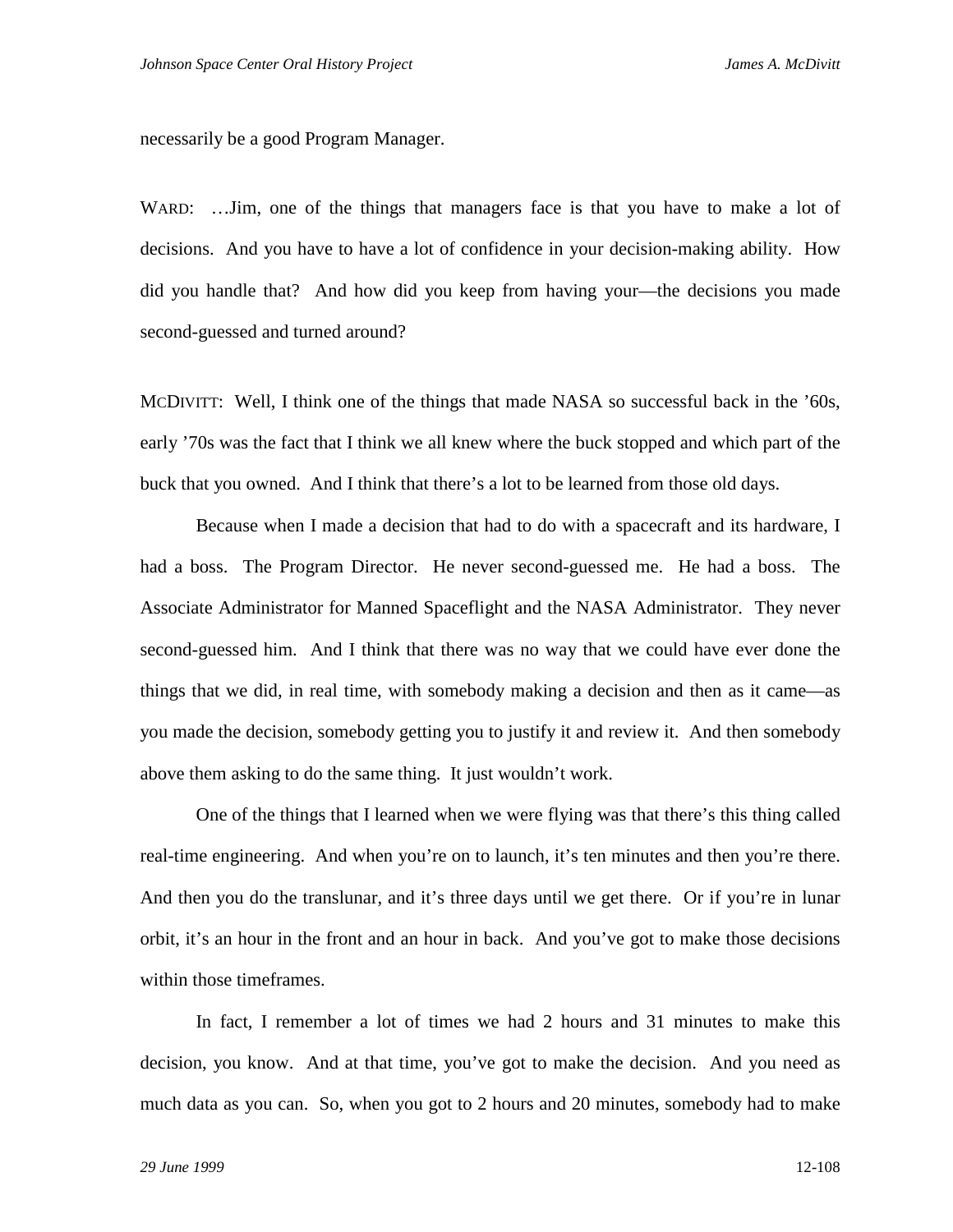necessarily be a good Program Manager.

WARD: …Jim, one of the things that managers face is that you have to make a lot of decisions. And you have to have a lot of confidence in your decision-making ability. How did you handle that? And how did you keep from having your—the decisions you made second-guessed and turned around?

MCDIVITT: Well, I think one of the things that made NASA so successful back in the ’60s, early ’70s was the fact that I think we all knew where the buck stopped and which part of the buck that you owned. And I think that there’s a lot to be learned from those old days.

Because when I made a decision that had to do with a spacecraft and its hardware, I had a boss. The Program Director. He never second-guessed me. He had a boss. The Associate Administrator for Manned Spaceflight and the NASA Administrator. They never second-guessed him. And I think that there was no way that we could have ever done the things that we did, in real time, with somebody making a decision and then as it came—as you made the decision, somebody getting you to justify it and review it. And then somebody above them asking to do the same thing. It just wouldn’t work.

One of the things that I learned when we were flying was that there’s this thing called real-time engineering. And when you’re on to launch, it’s ten minutes and then you’re there. And then you do the translunar, and it’s three days until we get there. Or if you’re in lunar orbit, it’s an hour in the front and an hour in back. And you’ve got to make those decisions within those timeframes.

In fact, I remember a lot of times we had 2 hours and 31 minutes to make this decision, you know. And at that time, you’ve got to make the decision. And you need as much data as you can. So, when you got to 2 hours and 20 minutes, somebody had to make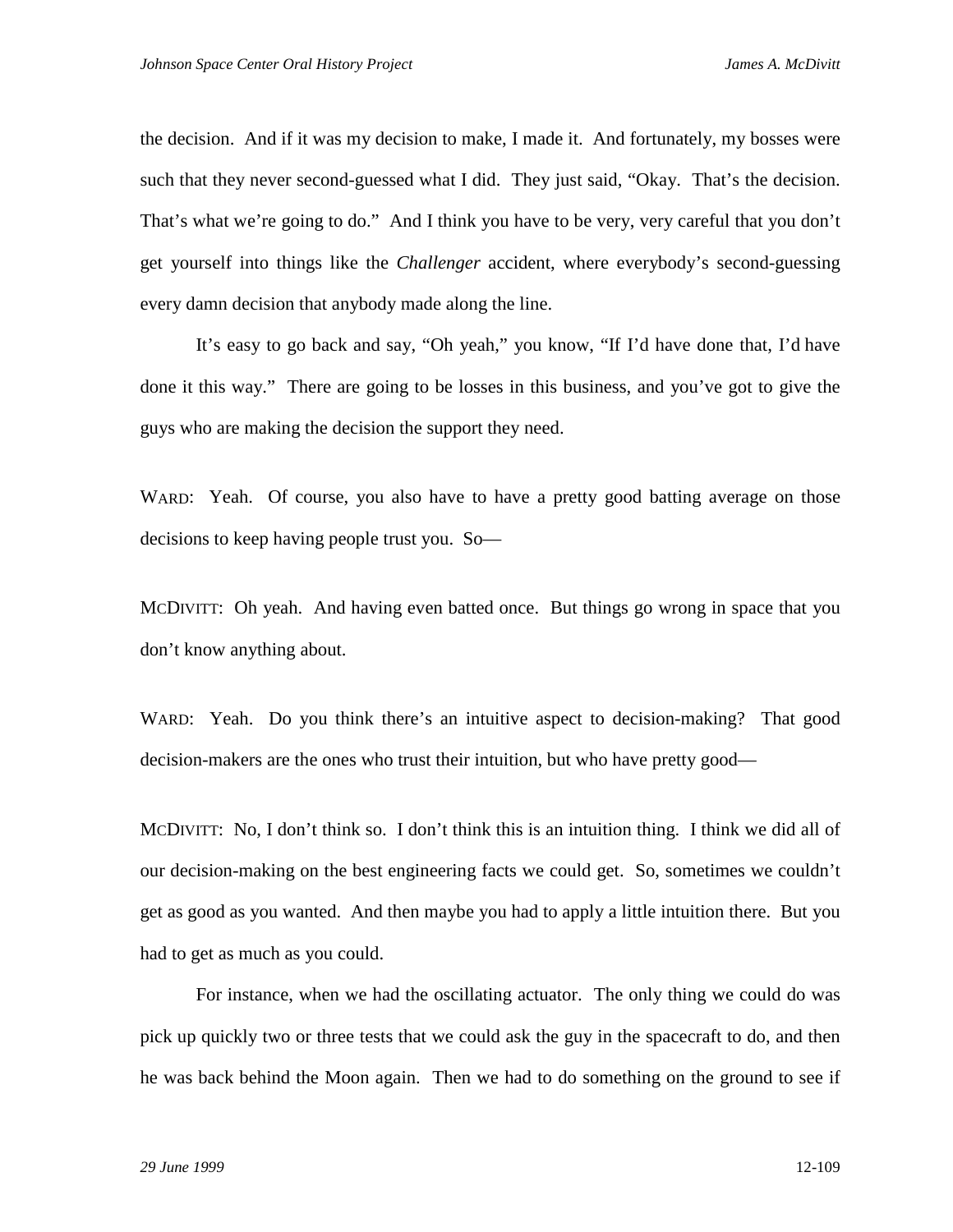the decision. And if it was my decision to make, I made it. And fortunately, my bosses were such that they never second-guessed what I did. They just said, "Okay. That's the decision. That's what we're going to do." And I think you have to be very, very careful that you don't get yourself into things like the *Challenger* accident, where everybody's second-guessing every damn decision that anybody made along the line.

It's easy to go back and say, "Oh yeah," you know, "If I'd have done that, I'd have done it this way." There are going to be losses in this business, and you've got to give the guys who are making the decision the support they need.

WARD: Yeah. Of course, you also have to have a pretty good batting average on those decisions to keep having people trust you. So—

MCDIVITT: Oh yeah. And having even batted once. But things go wrong in space that you don't know anything about.

WARD: Yeah. Do you think there's an intuitive aspect to decision-making? That good decision-makers are the ones who trust their intuition, but who have pretty good—

MCDIVITT: No, I don't think so. I don't think this is an intuition thing. I think we did all of our decision-making on the best engineering facts we could get. So, sometimes we couldn't get as good as you wanted. And then maybe you had to apply a little intuition there. But you had to get as much as you could.

For instance, when we had the oscillating actuator. The only thing we could do was pick up quickly two or three tests that we could ask the guy in the spacecraft to do, and then he was back behind the Moon again. Then we had to do something on the ground to see if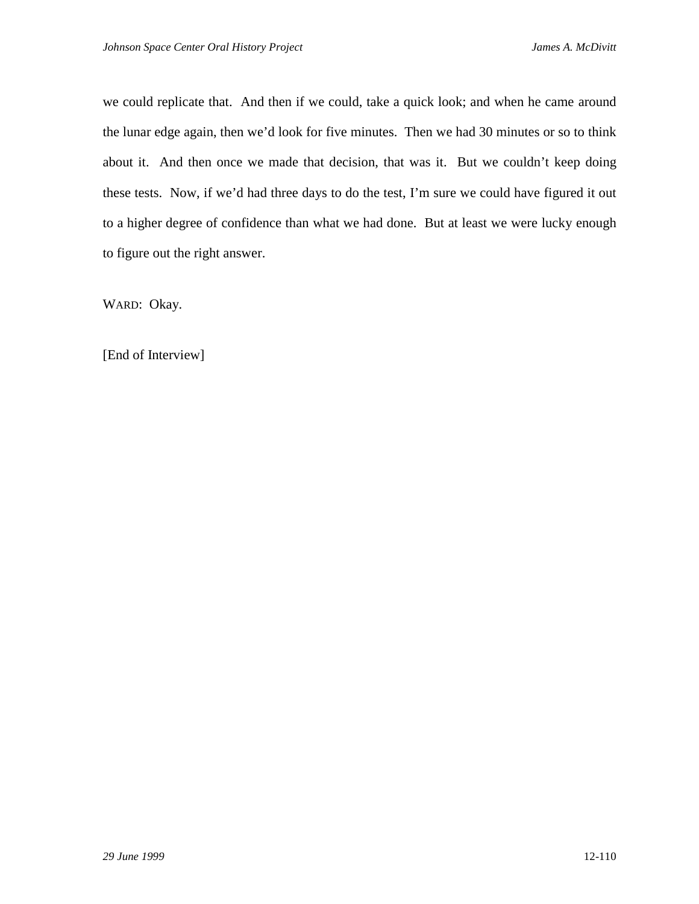we could replicate that. And then if we could, take a quick look; and when he came around the lunar edge again, then we'd look for five minutes. Then we had 30 minutes or so to think about it. And then once we made that decision, that was it. But we couldn't keep doing these tests. Now, if we'd had three days to do the test, I'm sure we could have figured it out to a higher degree of confidence than what we had done. But at least we were lucky enough to figure out the right answer.

WARD: Okay.

[End of Interview]